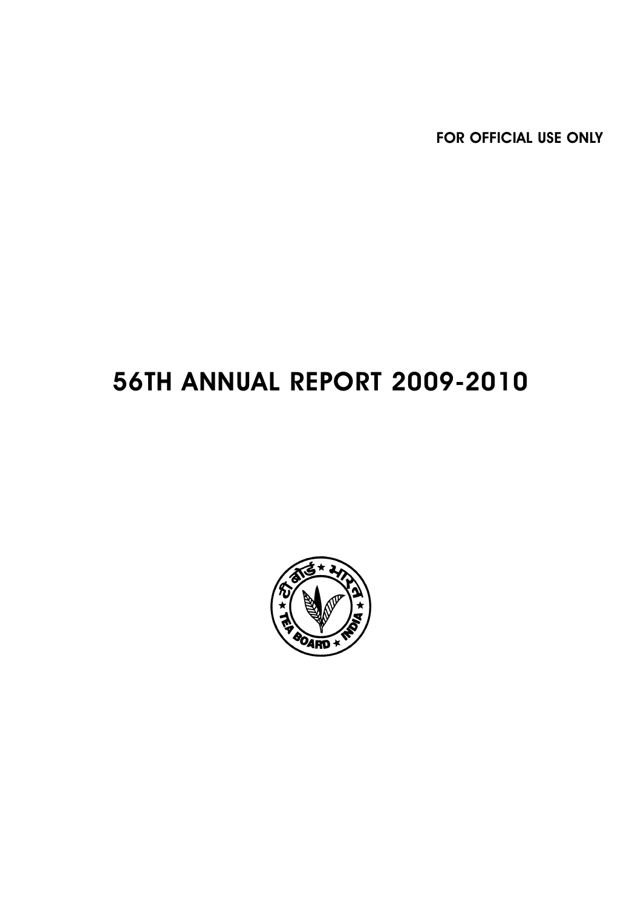FOR OFFICIAL USE ONLY

# 56TH ANNUAL REPORT 2009-2010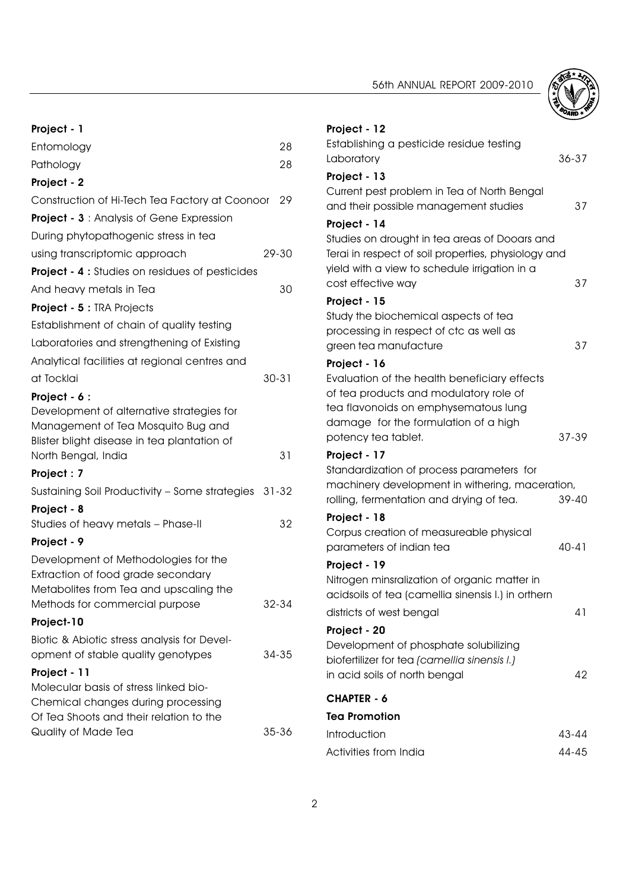**Project - 1**

Entomology 28

Pathology 28

**Project - 2**

Construction of Hi-Tech Tea Factory at Coonoor 29

**Project - 3** : Analysis of Gene Expression During phytopathogenic stress in tea using transcriptomic approach 29-30

**Project - 4 :** Studies on residues of pesticides And heavy metals in Tea 30

**Project - 5 :** TRA Projects

Establishment of chain of quality testing Laboratories and strengthening of Existing Analytical facilities at regional centres and at Tocklai 30-31

**Project - 6 :**

Development of alternative strategies for Management of Tea Mosquito Bug and Blister blight disease in tea plantation of North Bengal, India 31

**Project : 7**

Sustaining Soil Productivity – Some strategies 31-32

**Project - 8**

Studies of heavy metals – Phase-II 32

**Project - 9**

Development of Methodologies for the Extraction of food grade secondary Metabolites from Tea and upscaling the Methods for commercial purpose 32-34

**Project-10**

Biotic & Abiotic stress analysis for Development of stable quality genotypes 34-35

**Project - 11**

Molecular basis of stress linked bio-Chemical changes during processing Of Tea Shoots and their relation to the Quality of Made Tea 35-36

**Project - 12**

Establishing a pesticide residue testing Laboratory 36-37

**Project - 13**

Current pest problem in Tea of North Bengal and their possible management studies 37

**Project - 14**

Studies on drought in tea areas of Dooars and Terai in respect of soil properties, physiology and yield with a view to schedule irrigation in a cost effective way 37

**Project - 15**

Study the biochemical aspects of tea processing in respect of ctc as well as green tea manufacture 37

**Project - 16**

Evaluation of the health beneficiary effects of tea products and modulatory role of tea flavonoids on emphysematous lung damage for the formulation of a high potency tea tablet. 37-39

**Project - 17**

Standardization of process parameters for machinery development in withering, maceration, rolling, fermentation and drying of tea. 39-40

**Project - 18**

Corpus creation of measureable physical parameters of indian tea 40-41

**Project - 19**

Nitrogen minsralization of organic matter in acidsoils of tea (camellia sinensis l.) in orthern districts of west bengal 41

**Project - 20**

Development of phosphate solubilizing biofertilizer for tea *(camellia sinensis l.)* in acid soils of north bengal 42

## CHAPTER - 6

### Tea Promotion

Introduction 43-44

Activities from India 44-45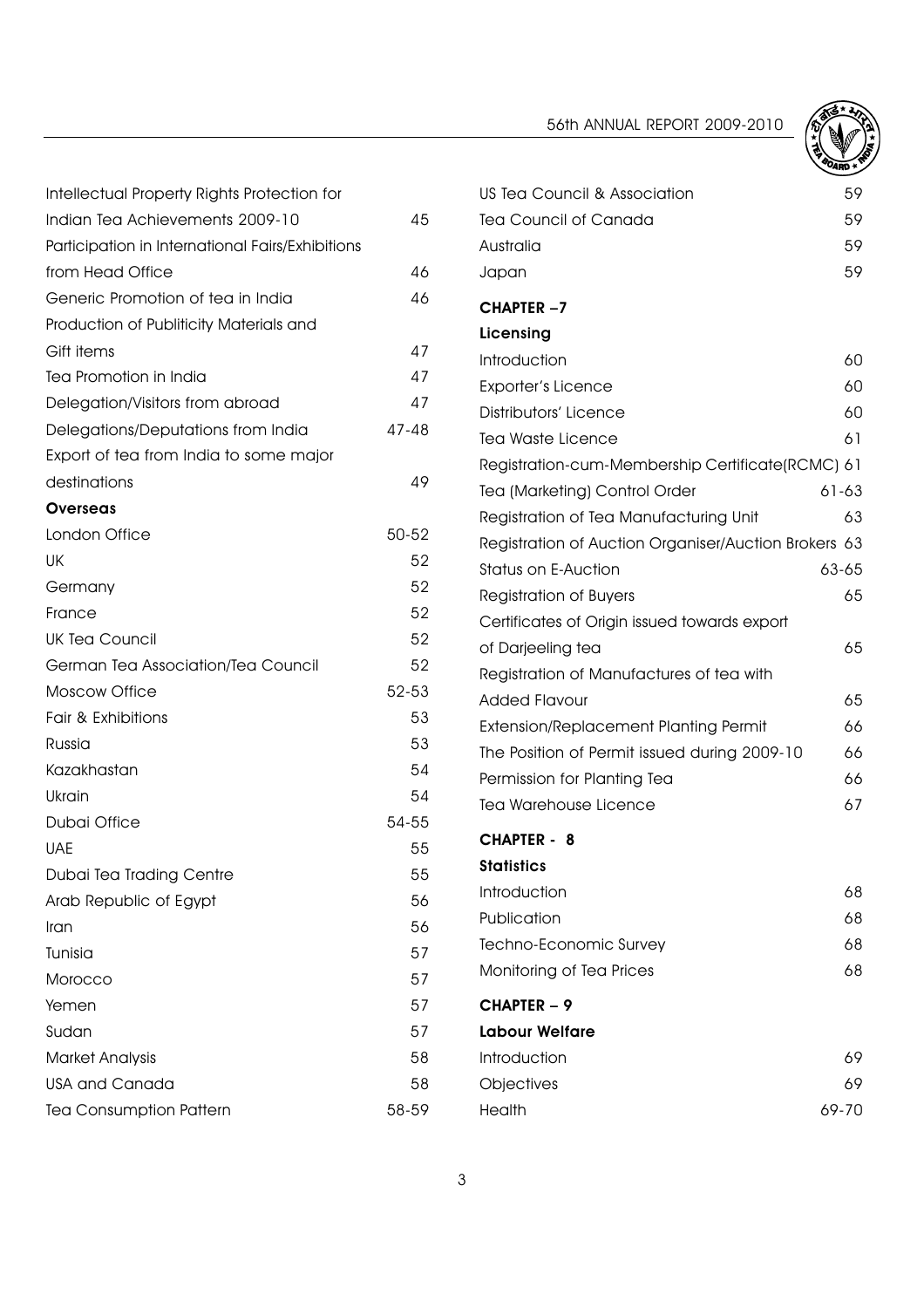| | |
|---|---|
| Intellectual Property Rights Protection for Indian Tea Achievements 2009-10 | 45 |
| Participation in International Fairs/Exhibitions from Head Office | 46 |
| Generic Promotion of tea in India | 46 |
| Production of Publiticity Materials and Gift items | 47 |
| Tea Promotion in India | 47 |
| Delegation/Visitors from abroad | 47 |
| Delegations/Deputations from India | 47-48 |
| Export of tea from India to some major destinations | 49 |
| **Overseas** | |
| London Office | 50-52 |
| UK | 52 |
| Germany | 52 |
| France | 52 |
| UK Tea Council | 52 |
| German Tea Association/Tea Council | 52 |
| Moscow Office | 52-53 |
| Fair & Exhibitions | 53 |
| Russia | 53 |
| Kazakhastan | 54 |
| Ukrain | 54 |
| Dubai Office | 54-55 |
| UAE | 55 |
| Dubai Tea Trading Centre | 55 |
| Arab Republic of Egypt | 56 |
| Iran | 56 |
| Tunisia | 57 |
| Morocco | 57 |
| Yemen | 57 |
| Sudan | 57 |
| Market Analysis | 58 |
| USA and Canada | 58 |
| Tea Consumption Pattern | 58-59 |
| US Tea Council & Association | 59 |
| Tea Council of Canada | 59 |
| Australia | 59 |
| Japan | 59 |

**CHAPTER –7**

**Licensing**

| | |
|---|---|
| Introduction | 60 |
| Exporter's Licence | 60 |
| Distributors' Licence | 60 |
| Tea Waste Licence | 61 |
| Registration-cum-Membership Certificate(RCMC) | 61 |
| Tea (Marketing) Control Order | 61-63 |
| Registration of Tea Manufacturing Unit | 63 |
| Registration of Auction Organiser/Auction Brokers | 63 |
| Status on E-Auction | 63-65 |
| Registration of Buyers | 65 |
| Certificates of Origin issued towards export of Darjeeling tea | 65 |
| Registration of Manufactures of tea with Added Flavour | 65 |
| Extension/Replacement Planting Permit | 66 |
| The Position of Permit issued during 2009-10 | 66 |
| Permission for Planting Tea | 66 |
| Tea Warehouse Licence | 67 |

**CHAPTER - 8**

**Statistics**

| | |
|---|---|
| Introduction | 68 |
| Publication | 68 |
| Techno-Economic Survey | 68 |
| Monitoring of Tea Prices | 68 |

**CHAPTER – 9**

**Labour Welfare**

| | |
|---|---|
| Introduction | 69 |
| Objectives | 69 |
| Health | 69-70 |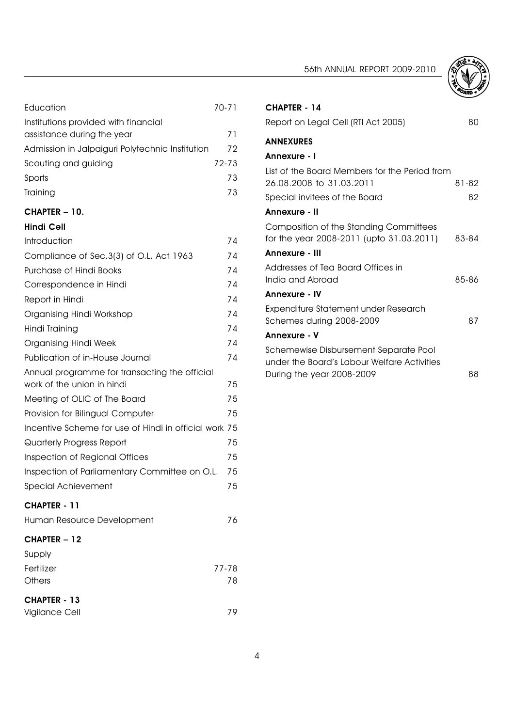| | |
|---|---|
| Education | 70-71 |
| Institutions provided with financial assistance during the year | 71 |
| Admission in Jalpaiguri Polytechnic Institution | 72 |
| Scouting and guiding | 72-73 |
| Sports | 73 |
| Training | 73 |

**CHAPTER – 10.**

**Hindi Cell**

| | |
|---|---|
| Introduction | 74 |
| Compliance of Sec.3(3) of O.L. Act 1963 | 74 |
| Purchase of Hindi Books | 74 |
| Correspondence in Hindi | 74 |
| Report in Hindi | 74 |
| Organising Hindi Workshop | 74 |
| Hindi Training | 74 |
| Organising Hindi Week | 74 |
| Publication of in-House Journal | 74 |
| Annual programme for transacting the official work of the union in hindi | 75 |
| Meeting of OLIC of The Board | 75 |
| Provision for Bilingual Computer | 75 |
| Incentive Scheme for use of Hindi in official work | 75 |
| Quarterly Progress Report | 75 |
| Inspection of Regional Offices | 75 |
| Inspection of Parliamentary Committee on O.L. | 75 |
| Special Achievement | 75 |

**CHAPTER - 11**

| | |
|---|---|
| Human Resource Development | 76 |

**CHAPTER – 12**

Supply

| | |
|---|---|
| Fertilizer | 77-78 |
| Others | 78 |

**CHAPTER - 13**

| | |
|---|---|
| Vigilance Cell | 79 |

**CHAPTER - 14**

| | |
|---|---|
| Report on Legal Cell (RTI Act 2005) | 80 |

**ANNEXURES**

**Annexure - I**

| | |
|---|---|
| List of the Board Members for the Period from 26.08.2008 to 31.03.2011 | 81-82 |
| Special invitees of the Board | 82 |

**Annexure - II**

| | |
|---|---|
| Composition of the Standing Committees for the year 2008-2011 (upto 31.03.2011) | 83-84 |

**Annexure - III**

| | |
|---|---|
| Addresses of Tea Board Offices in India and Abroad | 85-86 |

**Annexure - IV**

| | |
|---|---|
| Expenditure Statement under Research Schemes during 2008-2009 | 87 |

**Annexure - V**

| | |
|---|---|
| Schemewise Disbursement Separate Pool under the Board's Labour Welfare Activities During the year 2008-2009 | 88 |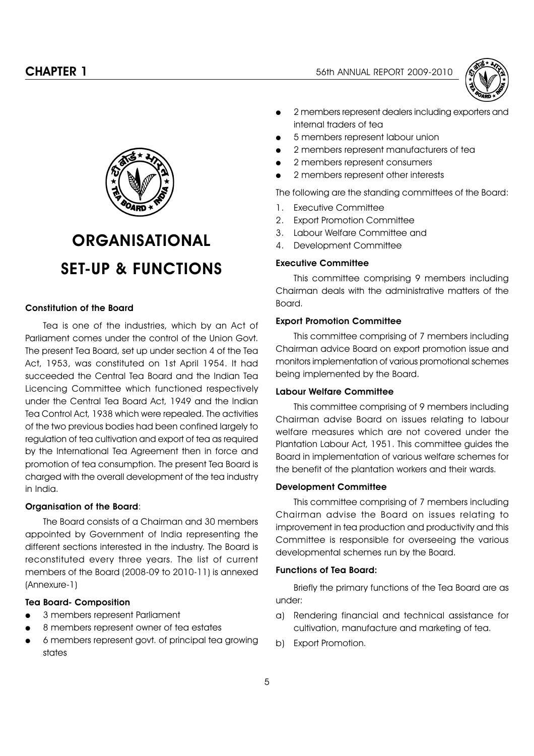# ORGANISATIONAL SET-UP & FUNCTIONS

### Constitution of the Board

Tea is one of the industries, which by an Act of Parliament comes under the control of the Union Govt. The present Tea Board, set up under section 4 of the Tea Act, 1953, was constituted on 1st April 1954. It had succeeded the Central Tea Board and the Indian Tea Licencing Committee which functioned respectively under the Central Tea Board Act, 1949 and the Indian Tea Control Act, 1938 which were repealed. The activities of the two previous bodies had been confined largely to regulation of tea cultivation and export of tea as required by the International Tea Agreement then in force and promotion of tea consumption. The present Tea Board is charged with the overall development of the tea industry in India.

### Organisation of the Board:

The Board consists of a Chairman and 30 members appointed by Government of India representing the different sections interested in the industry. The Board is reconstituted every three years. The list of current members of the Board (2008-09 to 2010-11) is annexed (Annexure-1)

### Tea Board- Composition

- 3 members represent Parliament
- 8 members represent owner of tea estates
- 6 members represent govt. of principal tea growing states
- 2 members represent dealers including exporters and internal traders of tea
- 5 members represent labour union
- 2 members represent manufacturers of tea
- 2 members represent consumers
- 2 members represent other interests

The following are the standing committees of the Board:

1. Executive Committee
2. Export Promotion Committee
3. Labour Welfare Committee and
4. Development Committee

### Executive Committee

This committee comprising 9 members including Chairman deals with the administrative matters of the Board.

### Export Promotion Committee

This committee comprising of 7 members including Chairman advice Board on export promotion issue and monitors implementation of various promotional schemes being implemented by the Board.

### Labour Welfare Committee

This committee comprising of 9 members including Chairman advise Board on issues relating to labour welfare measures which are not covered under the Plantation Labour Act, 1951. This committee guides the Board in implementation of various welfare schemes for the benefit of the plantation workers and their wards.

### Development Committee

This committee comprising of 7 members including Chairman advise the Board on issues relating to improvement in tea production and productivity and this Committee is responsible for overseeing the various developmental schemes run by the Board.

### Functions of Tea Board:

Briefly the primary functions of the Tea Board are as under:

a) Rendering financial and technical assistance for cultivation, manufacture and marketing of tea.

b) Export Promotion.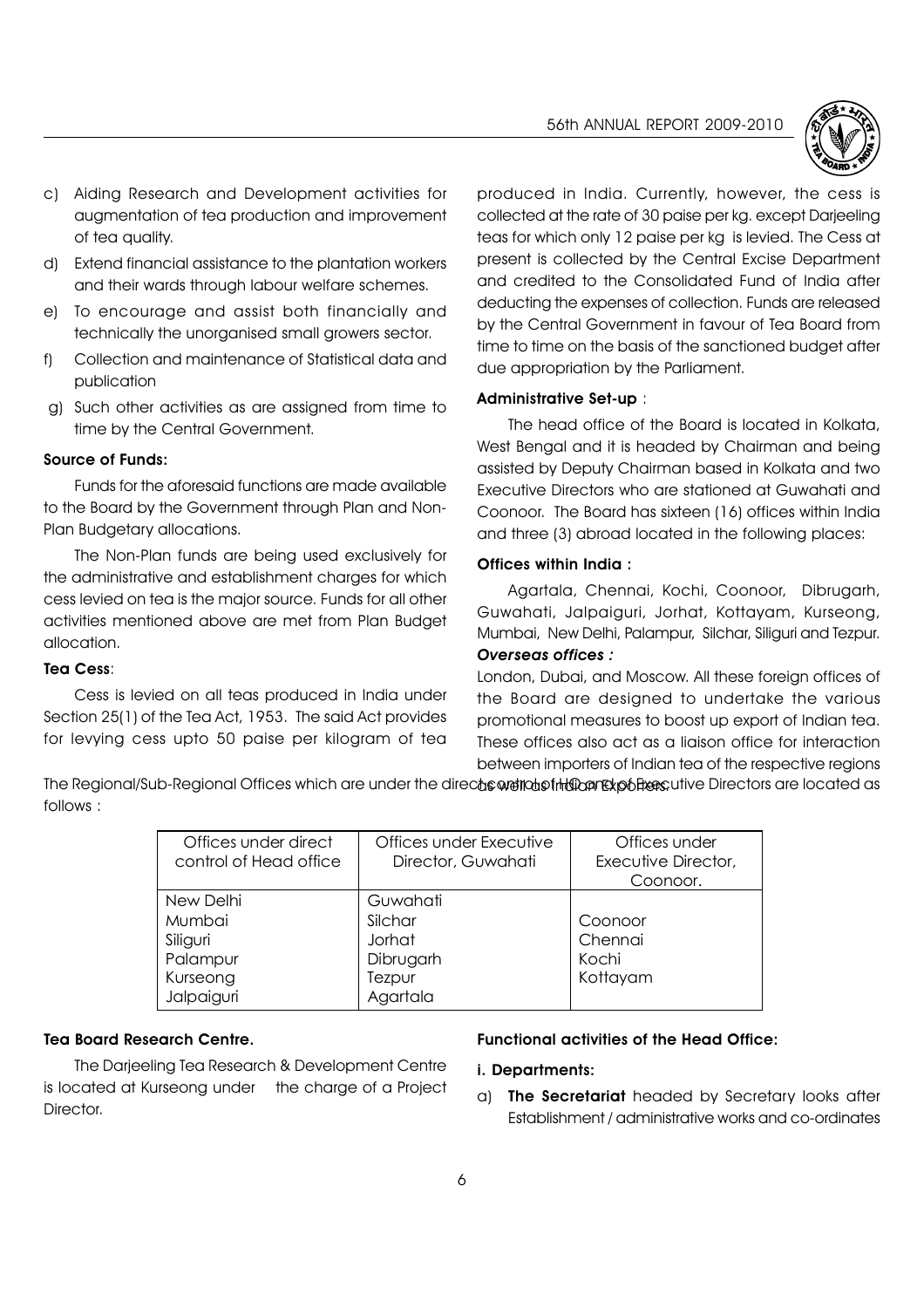c) Aiding Research and Development activities for augmentation of tea production and improvement of tea quality.

d) Extend financial assistance to the plantation workers and their wards through labour welfare schemes.

e) To encourage and assist both financially and technically the unorganised small growers sector.

f) Collection and maintenance of Statistical data and publication

g) Such other activities as are assigned from time to time by the Central Government.

**Source of Funds:**

Funds for the aforesaid functions are made available to the Board by the Government through Plan and Non-Plan Budgetary allocations.

The Non-Plan funds are being used exclusively for the administrative and establishment charges for which cess levied on tea is the major source. Funds for all other activities mentioned above are met from Plan Budget allocation.

**Tea Cess**:

Cess is levied on all teas produced in India under Section 25(1) of the Tea Act, 1953. The said Act provides for levying cess upto 50 paise per kilogram of tea produced in India. Currently, however, the cess is collected at the rate of 30 paise per kg. except Darjeeling teas for which only 12 paise per kg is levied. The Cess at present is collected by the Central Excise Department and credited to the Consolidated Fund of India after deducting the expenses of collection. Funds are released by the Central Government in favour of Tea Board from time to time on the basis of the sanctioned budget after due appropriation by the Parliament.

**Administrative Set-up** :

The head office of the Board is located in Kolkata, West Bengal and it is headed by Chairman and being assisted by Deputy Chairman based in Kolkata and two Executive Directors who are stationed at Guwahati and Coonoor. The Board has sixteen (16) offices within India and three (3) abroad located in the following places:

**Offices within India :**

Agartala, Chennai, Kochi, Coonoor, Dibrugarh, Guwahati, Jalpaiguri, Jorhat, Kottayam, Kurseong, Mumbai, New Delhi, Palampur, Silchar, Siliguri and Tezpur.

***Overseas offices :***

London, Dubai, and Moscow. All these foreign offices of the Board are designed to undertake the various promotional measures to boost up export of Indian tea. These offices also act as a liaison office for interaction between importers of Indian tea of the respective regions as well as Indian exporters.

The Regional/Sub-Regional Offices which are under the direct control of HO and of Executive Directors are located as follows :

| Offices under direct control of Head office | Offices under Executive Director, Guwahati | Offices under Executive Director, Coonoor. |
|---|---|---|
| New Delhi | Guwahati | |
| Mumbai | Silchar | Coonoor |
| Siliguri | Jorhat | Chennai |
| Palampur | Dibrugarh | Kochi |
| Kurseong | Tezpur | Kottayam |
| Jalpaiguri | Agartala | |

**Tea Board Research Centre.**

The Darjeeling Tea Research & Development Centre is located at Kurseong under the charge of a Project Director.

**Functional activities of the Head Office:**

**i. Departments:**

a) **The Secretariat** headed by Secretary looks after Establishment / administrative works and co-ordinates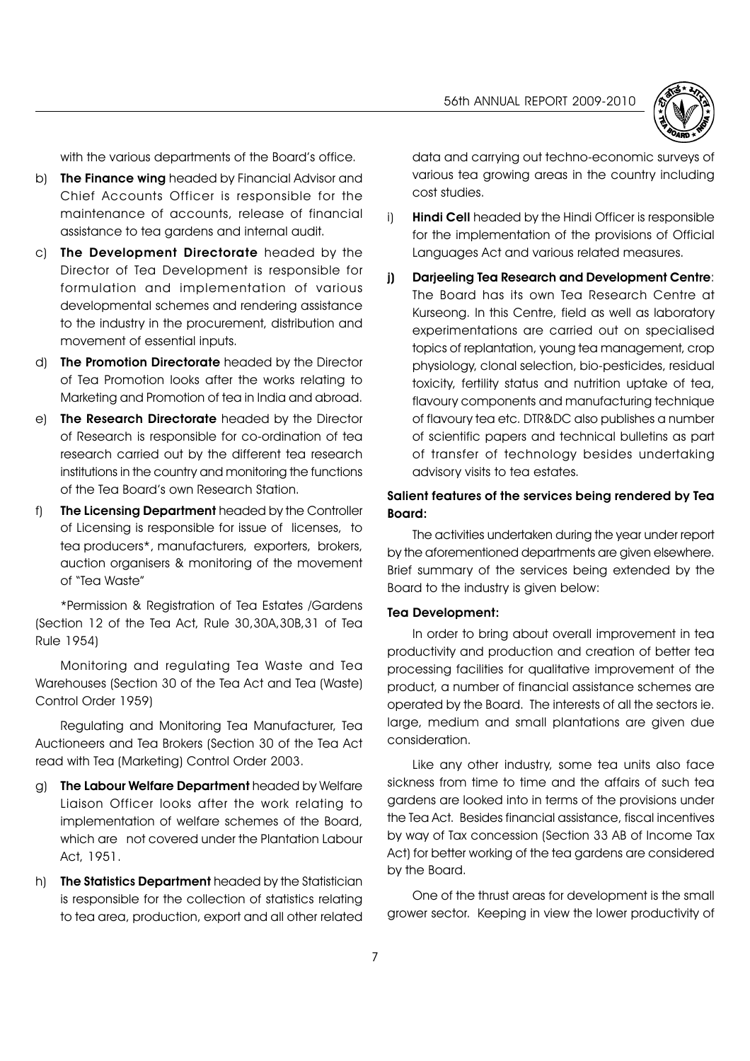with the various departments of the Board's office.

b) **The Finance wing** headed by Financial Advisor and Chief Accounts Officer is responsible for the maintenance of accounts, release of financial assistance to tea gardens and internal audit.

c) **The Development Directorate** headed by the Director of Tea Development is responsible for formulation and implementation of various developmental schemes and rendering assistance to the industry in the procurement, distribution and movement of essential inputs.

d) **The Promotion Directorate** headed by the Director of Tea Promotion looks after the works relating to Marketing and Promotion of tea in India and abroad.

e) **The Research Directorate** headed by the Director of Research is responsible for co-ordination of tea research carried out by the different tea research institutions in the country and monitoring the functions of the Tea Board's own Research Station.

f) **The Licensing Department** headed by the Controller of Licensing is responsible for issue of licenses, to tea producers*, manufacturers, exporters, brokers, auction organisers & monitoring of the movement of "Tea Waste"

*Permission & Registration of Tea Estates /Gardens (Section 12 of the Tea Act, Rule 30,30A,30B,31 of Tea Rule 1954)

Monitoring and regulating Tea Waste and Tea Warehouses (Section 30 of the Tea Act and Tea (Waste) Control Order 1959)

Regulating and Monitoring Tea Manufacturer, Tea Auctioneers and Tea Brokers (Section 30 of the Tea Act read with Tea (Marketing) Control Order 2003.

g) **The Labour Welfare Department** headed by Welfare Liaison Officer looks after the work relating to implementation of welfare schemes of the Board, which are not covered under the Plantation Labour Act, 1951.

h) **The Statistics Department** headed by the Statistician is responsible for the collection of statistics relating to tea area, production, export and all other related data and carrying out techno-economic surveys of various tea growing areas in the country including cost studies.

i) **Hindi Cell** headed by the Hindi Officer is responsible for the implementation of the provisions of Official Languages Act and various related measures.

j) **Darjeeling Tea Research and Development Centre**: The Board has its own Tea Research Centre at Kurseong. In this Centre, field as well as laboratory experimentations are carried out on specialised topics of replantation, young tea management, crop physiology, clonal selection, bio-pesticides, residual toxicity, fertility status and nutrition uptake of tea, flavoury components and manufacturing technique of flavoury tea etc. DTR&DC also publishes a number of scientific papers and technical bulletins as part of transfer of technology besides undertaking advisory visits to tea estates.

### Salient features of the services being rendered by Tea Board:

The activities undertaken during the year under report by the aforementioned departments are given elsewhere. Brief summary of the services being extended by the Board to the industry is given below:

#### Tea Development:

In order to bring about overall improvement in tea productivity and production and creation of better tea processing facilities for qualitative improvement of the product, a number of financial assistance schemes are operated by the Board. The interests of all the sectors ie. large, medium and small plantations are given due consideration.

Like any other industry, some tea units also face sickness from time to time and the affairs of such tea gardens are looked into in terms of the provisions under the Tea Act. Besides financial assistance, fiscal incentives by way of Tax concession (Section 33 AB of Income Tax Act) for better working of the tea gardens are considered by the Board.

One of the thrust areas for development is the small grower sector. Keeping in view the lower productivity of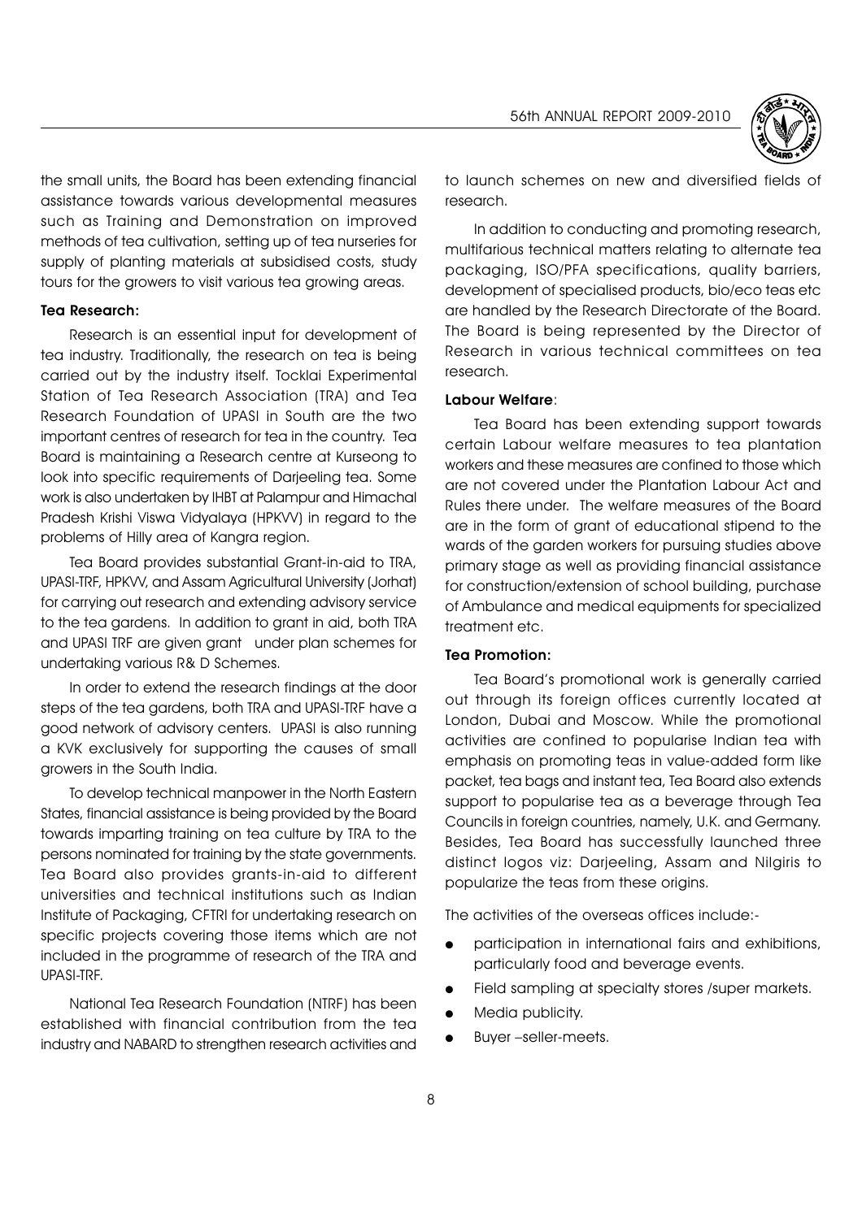the small units, the Board has been extending financial assistance towards various developmental measures such as Training and Demonstration on improved methods of tea cultivation, setting up of tea nurseries for supply of planting materials at subsidised costs, study tours for the growers to visit various tea growing areas.

**Tea Research:**

Research is an essential input for development of tea industry. Traditionally, the research on tea is being carried out by the industry itself. Tocklai Experimental Station of Tea Research Association (TRA) and Tea Research Foundation of UPASI in South are the two important centres of research for tea in the country. Tea Board is maintaining a Research centre at Kurseong to look into specific requirements of Darjeeling tea. Some work is also undertaken by IHBT at Palampur and Himachal Pradesh Krishi Viswa Vidyalaya (HPKVV) in regard to the problems of Hilly area of Kangra region.

Tea Board provides substantial Grant-in-aid to TRA, UPASI-TRF, HPKVV, and Assam Agricultural University (Jorhat) for carrying out research and extending advisory service to the tea gardens. In addition to grant in aid, both TRA and UPASI TRF are given grant under plan schemes for undertaking various R& D Schemes.

In order to extend the research findings at the door steps of the tea gardens, both TRA and UPASI-TRF have a good network of advisory centers. UPASI is also running a KVK exclusively for supporting the causes of small growers in the South India.

To develop technical manpower in the North Eastern States, financial assistance is being provided by the Board towards imparting training on tea culture by TRA to the persons nominated for training by the state governments. Tea Board also provides grants-in-aid to different universities and technical institutions such as Indian Institute of Packaging, CFTRI for undertaking research on specific projects covering those items which are not included in the programme of research of the TRA and UPASI-TRF.

National Tea Research Foundation (NTRF) has been established with financial contribution from the tea industry and NABARD to strengthen research activities and to launch schemes on new and diversified fields of research.

In addition to conducting and promoting research, multifarious technical matters relating to alternate tea packaging, ISO/PFA specifications, quality barriers, development of specialised products, bio/eco teas etc are handled by the Research Directorate of the Board. The Board is being represented by the Director of Research in various technical committees on tea research.

**Labour Welfare**:

Tea Board has been extending support towards certain Labour welfare measures to tea plantation workers and these measures are confined to those which are not covered under the Plantation Labour Act and Rules there under. The welfare measures of the Board are in the form of grant of educational stipend to the wards of the garden workers for pursuing studies above primary stage as well as providing financial assistance for construction/extension of school building, purchase of Ambulance and medical equipments for specialized treatment etc.

**Tea Promotion:**

Tea Board's promotional work is generally carried out through its foreign offices currently located at London, Dubai and Moscow. While the promotional activities are confined to popularise Indian tea with emphasis on promoting teas in value-added form like packet, tea bags and instant tea, Tea Board also extends support to popularise tea as a beverage through Tea Councils in foreign countries, namely, U.K. and Germany. Besides, Tea Board has successfully launched three distinct logos viz: Darjeeling, Assam and Nilgiris to popularize the teas from these origins.

The activities of the overseas offices include:-

- participation in international fairs and exhibitions, particularly food and beverage events.
- Field sampling at specialty stores /super markets.
- Media publicity.
- Buyer –seller-meets.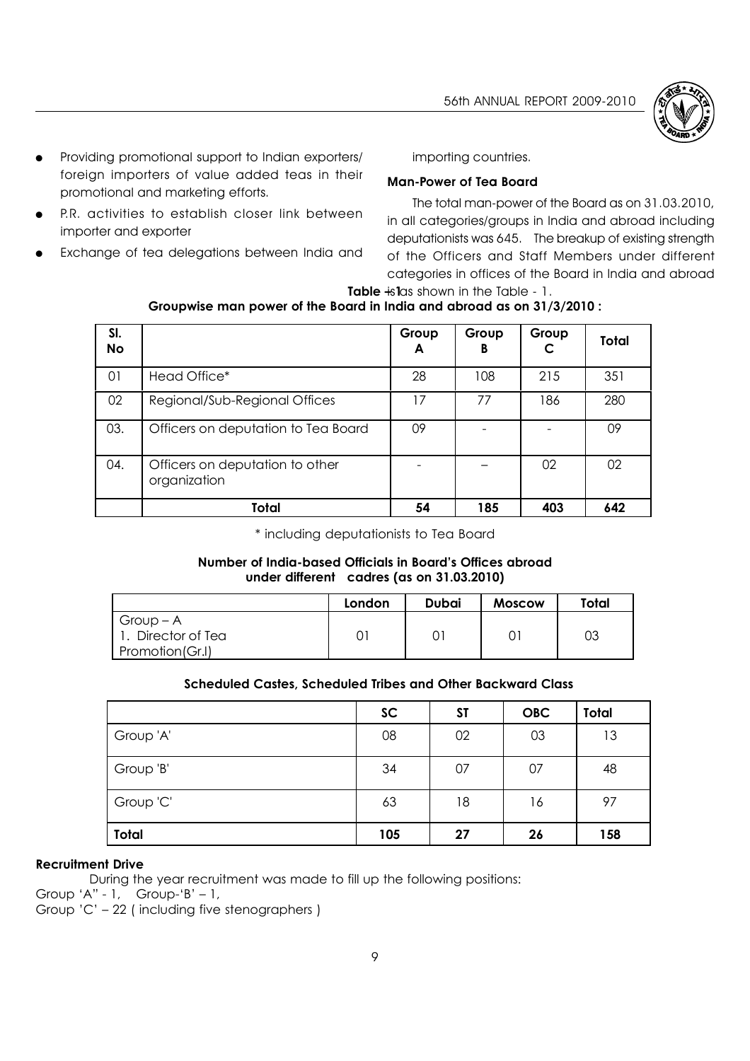- Providing promotional support to Indian exporters/ foreign importers of value added teas in their promotional and marketing efforts.
- P.R. activities to establish closer link between importer and exporter
- Exchange of tea delegations between India and importing countries.

**Man-Power of Tea Board**

The total man-power of the Board as on 31.03.2010, in all categories/groups in India and abroad including deputationists was 645. The breakup of existing strength of the Officers and Staff Members under different categories in offices of the Board in India and abroad is as shown in the Table - 1.

**Table - 1**

**Groupwise man power of the Board in India and abroad as on 31/3/2010 :**

| Sl. No | | Group A | Group B | Group C | Total |
|---|---|---|---|---|---|
| 01 | Head Office* | 28 | 108 | 215 | 351 |
| 02 | Regional/Sub-Regional Offices | 17 | 77 | 186 | 280 |
| 03. | Officers on deputation to Tea Board | 09 | - | - | 09 |
| 04. | Officers on deputation to other organization | - | – | 02 | 02 |
| | **Total** | **54** | **185** | **403** | **642** |

\* including deputationists to Tea Board

**Number of India-based Officials in Board's Offices abroad under different cadres (as on 31.03.2010)**

| | London | Dubai | Moscow | Total |
|---|---|---|---|---|
| Group – A<br>1. Director of Tea Promotion(Gr.I) | 01 | 01 | 01 | 03 |

**Scheduled Castes, Scheduled Tribes and Other Backward Class**

| | SC | ST | OBC | Total |
|---|---|---|---|---|
| Group 'A' | 08 | 02 | 03 | 13 |
| Group 'B' | 34 | 07 | 07 | 48 |
| Group 'C' | 63 | 18 | 16 | 97 |
| **Total** | **105** | **27** | **26** | **158** |

**Recruitment Drive**

During the year recruitment was made to fill up the following positions:

Group 'A" - 1, Group-'B' – 1,

Group 'C' – 22 ( including five stenographers )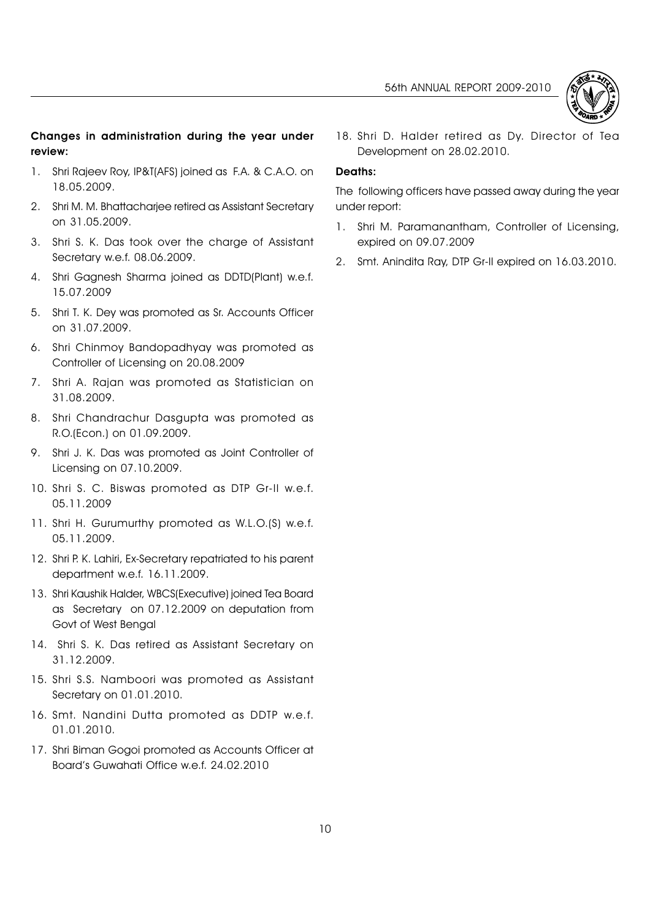**Changes in administration during the year under review:**

1. Shri Rajeev Roy, IP&T(AFS) joined as F.A. & C.A.O. on 18.05.2009.
2. Shri M. M. Bhattacharjee retired as Assistant Secretary on 31.05.2009.
3. Shri S. K. Das took over the charge of Assistant Secretary w.e.f. 08.06.2009.
4. Shri Gagnesh Sharma joined as DDTD(Plant) w.e.f. 15.07.2009
5. Shri T. K. Dey was promoted as Sr. Accounts Officer on 31.07.2009.
6. Shri Chinmoy Bandopadhyay was promoted as Controller of Licensing on 20.08.2009
7. Shri A. Rajan was promoted as Statistician on 31.08.2009.
8. Shri Chandrachur Dasgupta was promoted as R.O.(Econ.) on 01.09.2009.
9. Shri J. K. Das was promoted as Joint Controller of Licensing on 07.10.2009.
10. Shri S. C. Biswas promoted as DTP Gr-II w.e.f. 05.11.2009
11. Shri H. Gurumurthy promoted as W.L.O.(S) w.e.f. 05.11.2009.
12. Shri P. K. Lahiri, Ex-Secretary repatriated to his parent department w.e.f. 16.11.2009.
13. Shri Kaushik Halder, WBCS(Executive) joined Tea Board as Secretary on 07.12.2009 on deputation from Govt of West Bengal
14. Shri S. K. Das retired as Assistant Secretary on 31.12.2009.
15. Shri S.S. Namboori was promoted as Assistant Secretary on 01.01.2010.
16. Smt. Nandini Dutta promoted as DDTP w.e.f. 01.01.2010.
17. Shri Biman Gogoi promoted as Accounts Officer at Board's Guwahati Office w.e.f. 24.02.2010
18. Shri D. Halder retired as Dy. Director of Tea Development on 28.02.2010.

**Deaths:**

The following officers have passed away during the year under report:

1. Shri M. Paramanantham, Controller of Licensing, expired on 09.07.2009
2. Smt. Anindita Ray, DTP Gr-II expired on 16.03.2010.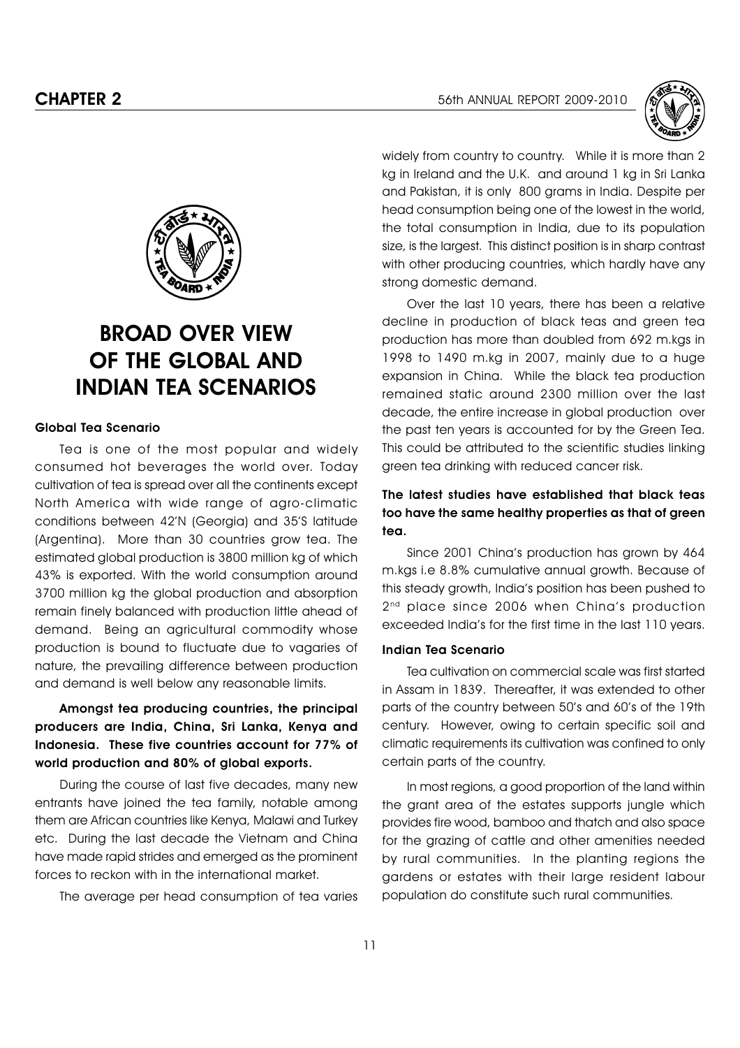# BROAD OVER VIEW OF THE GLOBAL AND INDIAN TEA SCENARIOS

## Global Tea Scenario

Tea is one of the most popular and widely consumed hot beverages the world over. Today cultivation of tea is spread over all the continents except North America with wide range of agro-climatic conditions between 42'N (Georgia) and 35'S latitude (Argentina). More than 30 countries grow tea. The estimated global production is 3800 million kg of which 43% is exported. With the world consumption around 3700 million kg the global production and absorption remain finely balanced with production little ahead of demand. Being an agricultural commodity whose production is bound to fluctuate due to vagaries of nature, the prevailing difference between production and demand is well below any reasonable limits.

**Amongst tea producing countries, the principal producers are India, China, Sri Lanka, Kenya and Indonesia. These five countries account for 77% of world production and 80% of global exports.**

During the course of last five decades, many new entrants have joined the tea family, notable among them are African countries like Kenya, Malawi and Turkey etc. During the last decade the Vietnam and China have made rapid strides and emerged as the prominent forces to reckon with in the international market.

The average per head consumption of tea varies widely from country to country. While it is more than 2 kg in Ireland and the U.K. and around 1 kg in Sri Lanka and Pakistan, it is only 800 grams in India. Despite per head consumption being one of the lowest in the world, the total consumption in India, due to its population size, is the largest. This distinct position is in sharp contrast with other producing countries, which hardly have any strong domestic demand.

Over the last 10 years, there has been a relative decline in production of black teas and green tea production has more than doubled from 692 m.kgs in 1998 to 1490 m.kg in 2007, mainly due to a huge expansion in China. While the black tea production remained static around 2300 million over the last decade, the entire increase in global production over the past ten years is accounted for by the Green Tea. This could be attributed to the scientific studies linking green tea drinking with reduced cancer risk.

**The latest studies have established that black teas too have the same healthy properties as that of green tea.**

Since 2001 China's production has grown by 464 m.kgs i.e 8.8% cumulative annual growth. Because of this steady growth, India's position has been pushed to 2nd place since 2006 when China's production exceeded India's for the first time in the last 110 years.

## Indian Tea Scenario

Tea cultivation on commercial scale was first started in Assam in 1839. Thereafter, it was extended to other parts of the country between 50's and 60's of the 19th century. However, owing to certain specific soil and climatic requirements its cultivation was confined to only certain parts of the country.

In most regions, a good proportion of the land within the grant area of the estates supports jungle which provides fire wood, bamboo and thatch and also space for the grazing of cattle and other amenities needed by rural communities. In the planting regions the gardens or estates with their large resident labour population do constitute such rural communities.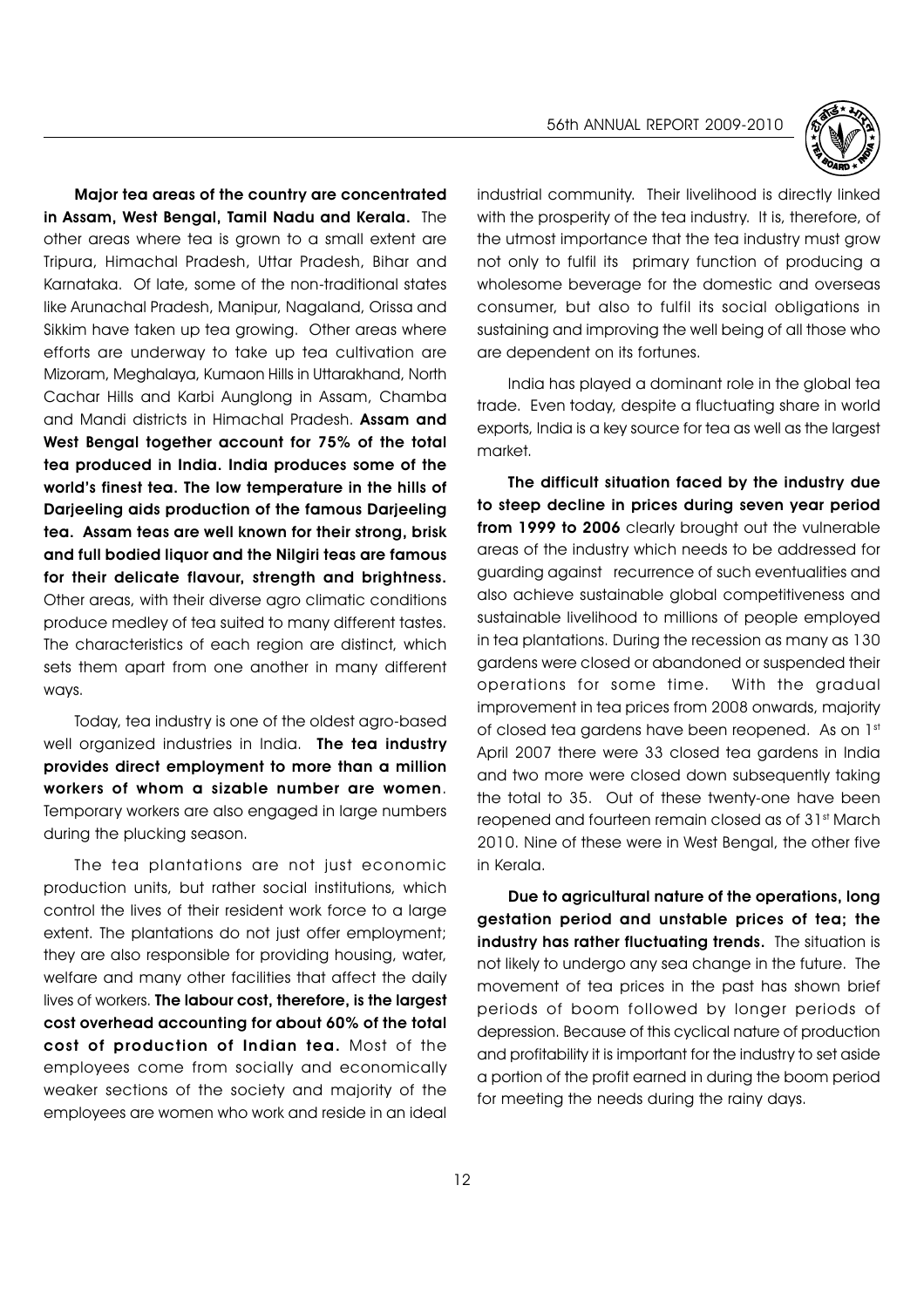**Major tea areas of the country are concentrated in Assam, West Bengal, Tamil Nadu and Kerala.** The other areas where tea is grown to a small extent are Tripura, Himachal Pradesh, Uttar Pradesh, Bihar and Karnataka. Of late, some of the non-traditional states like Arunachal Pradesh, Manipur, Nagaland, Orissa and Sikkim have taken up tea growing. Other areas where efforts are underway to take up tea cultivation are Mizoram, Meghalaya, Kumaon Hills in Uttarakhand, North Cachar Hills and Karbi Aunglong in Assam, Chamba and Mandi districts in Himachal Pradesh. **Assam and West Bengal together account for 75% of the total tea produced in India. India produces some of the world's finest tea. The low temperature in the hills of Darjeeling aids production of the famous Darjeeling tea. Assam teas are well known for their strong, brisk and full bodied liquor and the Nilgiri teas are famous for their delicate flavour, strength and brightness.** Other areas, with their diverse agro climatic conditions produce medley of tea suited to many different tastes. The characteristics of each region are distinct, which sets them apart from one another in many different ways.

Today, tea industry is one of the oldest agro-based well organized industries in India. **The tea industry provides direct employment to more than a million workers of whom a sizable number are women**. Temporary workers are also engaged in large numbers during the plucking season.

The tea plantations are not just economic production units, but rather social institutions, which control the lives of their resident work force to a large extent. The plantations do not just offer employment; they are also responsible for providing housing, water, welfare and many other facilities that affect the daily lives of workers. **The labour cost, therefore, is the largest cost overhead accounting for about 60% of the total cost of production of Indian tea.** Most of the employees come from socially and economically weaker sections of the society and majority of the employees are women who work and reside in an ideal industrial community. Their livelihood is directly linked with the prosperity of the tea industry. It is, therefore, of the utmost importance that the tea industry must grow not only to fulfil its primary function of producing a wholesome beverage for the domestic and overseas consumer, but also to fulfil its social obligations in sustaining and improving the well being of all those who are dependent on its fortunes.

India has played a dominant role in the global tea trade. Even today, despite a fluctuating share in world exports, India is a key source for tea as well as the largest market.

**The difficult situation faced by the industry due to steep decline in prices during seven year period from 1999 to 2006** clearly brought out the vulnerable areas of the industry which needs to be addressed for guarding against recurrence of such eventualities and also achieve sustainable global competitiveness and sustainable livelihood to millions of people employed in tea plantations. During the recession as many as 130 gardens were closed or abandoned or suspended their operations for some time. With the gradual improvement in tea prices from 2008 onwards, majority of closed tea gardens have been reopened. As on 1st April 2007 there were 33 closed tea gardens in India and two more were closed down subsequently taking the total to 35. Out of these twenty-one have been reopened and fourteen remain closed as of 31st March 2010. Nine of these were in West Bengal, the other five in Kerala.

**Due to agricultural nature of the operations, long gestation period and unstable prices of tea; the industry has rather fluctuating trends.** The situation is not likely to undergo any sea change in the future. The movement of tea prices in the past has shown brief periods of boom followed by longer periods of depression. Because of this cyclical nature of production and profitability it is important for the industry to set aside a portion of the profit earned in during the boom period for meeting the needs during the rainy days.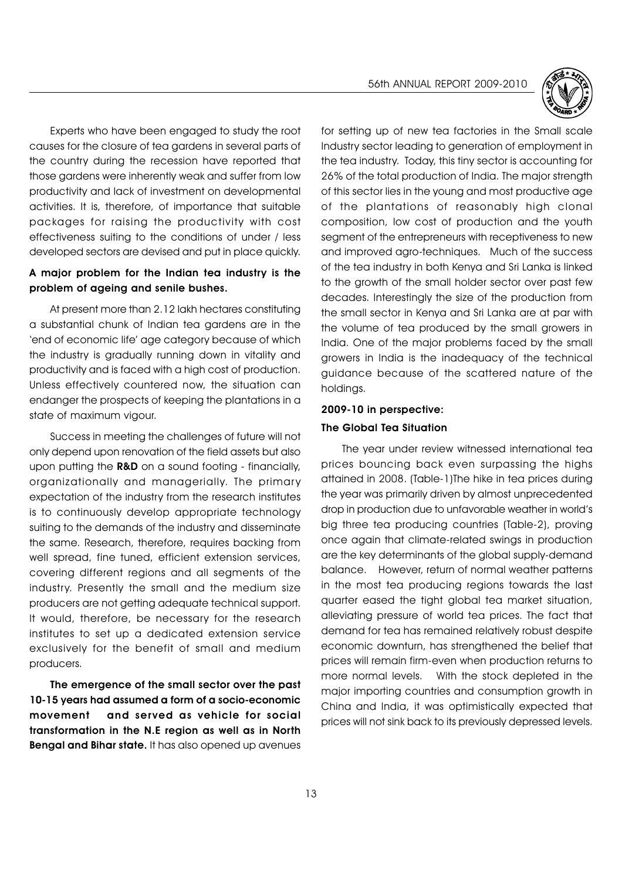Experts who have been engaged to study the root causes for the closure of tea gardens in several parts of the country during the recession have reported that those gardens were inherently weak and suffer from low productivity and lack of investment on developmental activities. It is, therefore, of importance that suitable packages for raising the productivity with cost effectiveness suiting to the conditions of under / less developed sectors are devised and put in place quickly.

**A major problem for the Indian tea industry is the problem of ageing and senile bushes.**

At present more than 2.12 lakh hectares constituting a substantial chunk of Indian tea gardens are in the 'end of economic life' age category because of which the industry is gradually running down in vitality and productivity and is faced with a high cost of production. Unless effectively countered now, the situation can endanger the prospects of keeping the plantations in a state of maximum vigour.

Success in meeting the challenges of future will not only depend upon renovation of the field assets but also upon putting the **R&D** on a sound footing - financially, organizationally and managerially. The primary expectation of the industry from the research institutes is to continuously develop appropriate technology suiting to the demands of the industry and disseminate the same. Research, therefore, requires backing from well spread, fine tuned, efficient extension services, covering different regions and all segments of the industry. Presently the small and the medium size producers are not getting adequate technical support. It would, therefore, be necessary for the research institutes to set up a dedicated extension service exclusively for the benefit of small and medium producers.

**The emergence of the small sector over the past 10-15 years had assumed a form of a socio-economic movement and served as vehicle for social transformation in the N.E region as well as in North Bengal and Bihar state.** It has also opened up avenues for setting up of new tea factories in the Small scale Industry sector leading to generation of employment in the tea industry. Today, this tiny sector is accounting for 26% of the total production of India. The major strength of this sector lies in the young and most productive age of the plantations of reasonably high clonal composition, low cost of production and the youth segment of the entrepreneurs with receptiveness to new and improved agro-techniques. Much of the success of the tea industry in both Kenya and Sri Lanka is linked to the growth of the small holder sector over past few decades. Interestingly the size of the production from the small sector in Kenya and Sri Lanka are at par with the volume of tea produced by the small growers in India. One of the major problems faced by the small growers in India is the inadequacy of the technical guidance because of the scattered nature of the holdings.

## 2009-10 in perspective:

### The Global Tea Situation

The year under review witnessed international tea prices bouncing back even surpassing the highs attained in 2008. (Table-1)The hike in tea prices during the year was primarily driven by almost unprecedented drop in production due to unfavorable weather in world's big three tea producing countries (Table-2), proving once again that climate-related swings in production are the key determinants of the global supply-demand balance. However, return of normal weather patterns in the most tea producing regions towards the last quarter eased the tight global tea market situation, alleviating pressure of world tea prices. The fact that demand for tea has remained relatively robust despite economic downturn, has strengthened the belief that prices will remain firm-even when production returns to more normal levels. With the stock depleted in the major importing countries and consumption growth in China and India, it was optimistically expected that prices will not sink back to its previously depressed levels.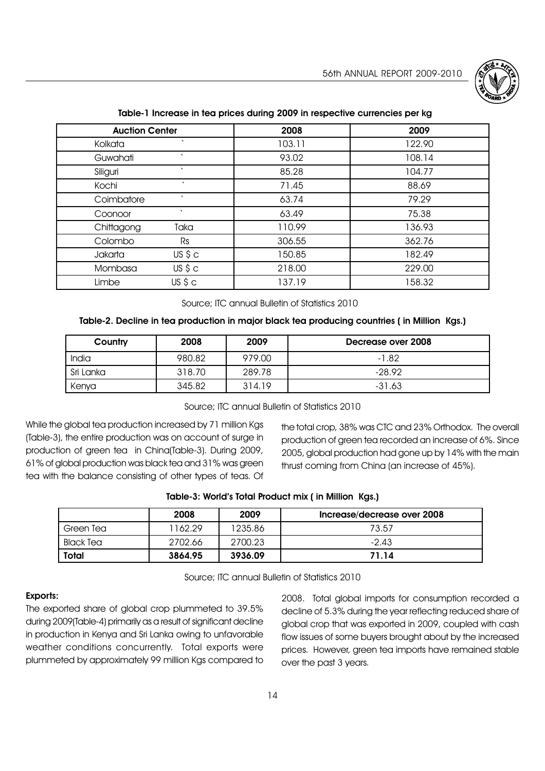**Table-1 Increase in tea prices during 2009 in respective currencies per kg**

| Auction Center | | 2008 | 2009 |
|---|---|---|---|
| Kolkata | ` | 103.11 | 122.90 |
| Guwahati | ` | 93.02 | 108.14 |
| Siliguri | ` | 85.28 | 104.77 |
| Kochi | ` | 71.45 | 88.69 |
| Coimbatore | ` | 63.74 | 79.29 |
| Coonoor | ` | 63.49 | 75.38 |
| Chittagong | Taka | 110.99 | 136.93 |
| Colombo | Rs | 306.55 | 362.76 |
| Jakarta | US $ c | 150.85 | 182.49 |
| Mombasa | US $ c | 218.00 | 229.00 |
| Limbe | US $ c | 137.19 | 158.32 |

Source; ITC annual Bulletin of Statistics 2010

**Table-2. Decline in tea production in major black tea producing countries ( in Million Kgs.)**

| Country | 2008 | 2009 | Decrease over 2008 |
|---|---|---|---|
| India | 980.82 | 979.00 | -1.82 |
| Sri Lanka | 318.70 | 289.78 | -28.92 |
| Kenya | 345.82 | 314.19 | -31.63 |

Source; ITC annual Bulletin of Statistics 2010

While the global tea production increased by 71 million Kgs (Table-3), the entire production was on account of surge in production of green tea in China(Table-3). During 2009, 61% of global production was black tea and 31% was green tea with the balance consisting of other types of teas. Of the total crop, 38% was CTC and 23% Orthodox. The overall production of green tea recorded an increase of 6%. Since 2005, global production had gone up by 14% with the main thrust coming from China (an increase of 45%).

**Table-3: World's Total Product mix ( in Million Kgs.)**

| | 2008 | 2009 | Increase/decrease over 2008 |
|---|---|---|---|
| Green Tea | 1162.29 | 1235.86 | 73.57 |
| Black Tea | 2702.66 | 2700.23 | -2.43 |
| **Total** | **3864.95** | **3936.09** | **71.14** |

Source; ITC annual Bulletin of Statistics 2010

**Exports:**

The exported share of global crop plummeted to 39.5% during 2009(Table-4) primarily as a result of significant decline in production in Kenya and Sri Lanka owing to unfavorable weather conditions concurrently. Total exports were plummeted by approximately 99 million Kgs compared to 2008. Total global imports for consumption recorded a decline of 5.3% during the year reflecting reduced share of global crop that was exported in 2009, coupled with cash flow issues of some buyers brought about by the increased prices. However, green tea imports have remained stable over the past 3 years.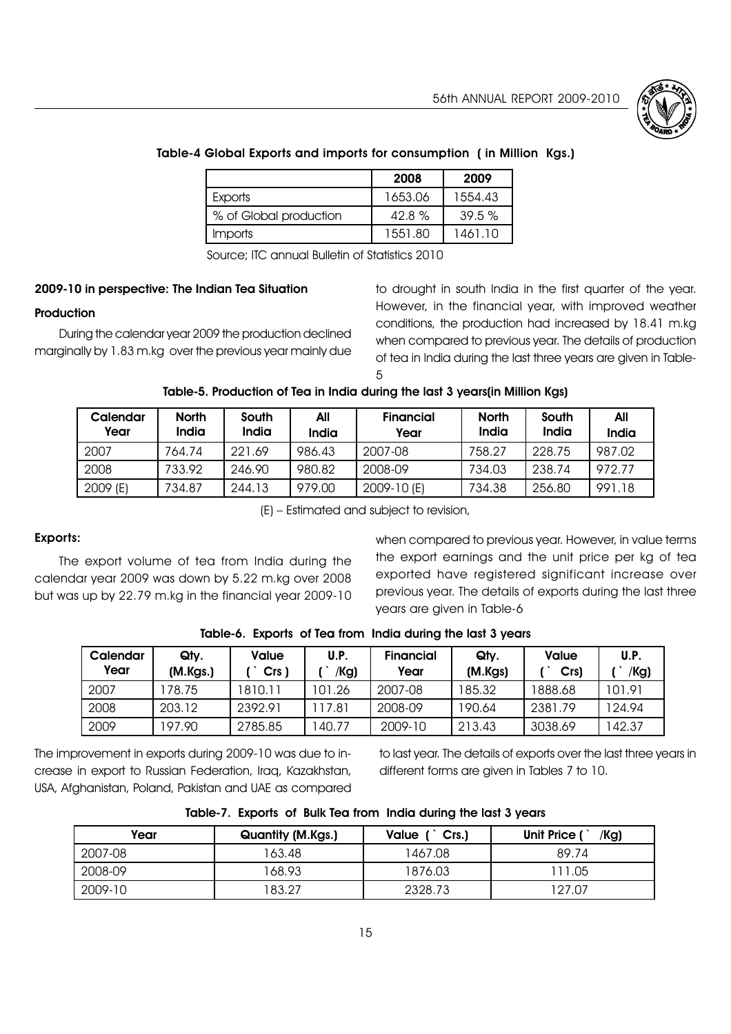**Table-4 Global Exports and imports for consumption ( in Million Kgs.)**

| | 2008 | 2009 |
|---|---|---|
| Exports | 1653.06 | 1554.43 |
| % of Global production | 42.8 % | 39.5 % |
| Imports | 1551.80 | 1461.10 |

Source; ITC annual Bulletin of Statistics 2010

## 2009-10 in perspective: The Indian Tea Situation

### Production

During the calendar year 2009 the production declined marginally by 1.83 m.kg over the previous year mainly due to drought in south India in the first quarter of the year. However, in the financial year, with improved weather conditions, the production had increased by 18.41 m.kg when compared to previous year. The details of production of tea in India during the last three years are given in Table-5

**Table-5. Production of Tea in India during the last 3 years(in Million Kgs)**

| Calendar Year | North India | South India | All India | Financial Year | North India | South India | All India |
|---|---|---|---|---|---|---|---|
| 2007 | 764.74 | 221.69 | 986.43 | 2007-08 | 758.27 | 228.75 | 987.02 |
| 2008 | 733.92 | 246.90 | 980.82 | 2008-09 | 734.03 | 238.74 | 972.77 |
| 2009 (E) | 734.87 | 244.13 | 979.00 | 2009-10 (E) | 734.38 | 256.80 | 991.18 |

(E) – Estimated and subject to revision,

### Exports:

The export volume of tea from India during the calendar year 2009 was down by 5.22 m.kg over 2008 but was up by 22.79 m.kg in the financial year 2009-10 when compared to previous year. However, in value terms the export earnings and the unit price per kg of tea exported have registered significant increase over previous year. The details of exports during the last three years are given in Table-6

**Table-6. Exports of Tea from India during the last 3 years**

| Calendar Year | Qty. (M.Kgs.) | Value ( ` Crs ) | U.P. ( ` /Kg) | Financial Year | Qty. (M.Kgs) | Value ( ` Crs) | U.P. ( ` /Kg) |
|---|---|---|---|---|---|---|---|
| 2007 | 178.75 | 1810.11 | 101.26 | 2007-08 | 185.32 | 1888.68 | 101.91 |
| 2008 | 203.12 | 2392.91 | 117.81 | 2008-09 | 190.64 | 2381.79 | 124.94 |
| 2009 | 197.90 | 2785.85 | 140.77 | 2009-10 | 213.43 | 3038.69 | 142.37 |

The improvement in exports during 2009-10 was due to increase in export to Russian Federation, Iraq, Kazakhstan, USA, Afghanistan, Poland, Pakistan and UAE as compared to last year. The details of exports over the last three years in different forms are given in Tables 7 to 10.

**Table-7. Exports of Bulk Tea from India during the last 3 years**

| Year | Quantity (M.Kgs.) | Value ( ` Crs.) | Unit Price ( ` /Kg) |
|---|---|---|---|
| 2007-08 | 163.48 | 1467.08 | 89.74 |
| 2008-09 | 168.93 | 1876.03 | 111.05 |
| 2009-10 | 183.27 | 2328.73 | 127.07 |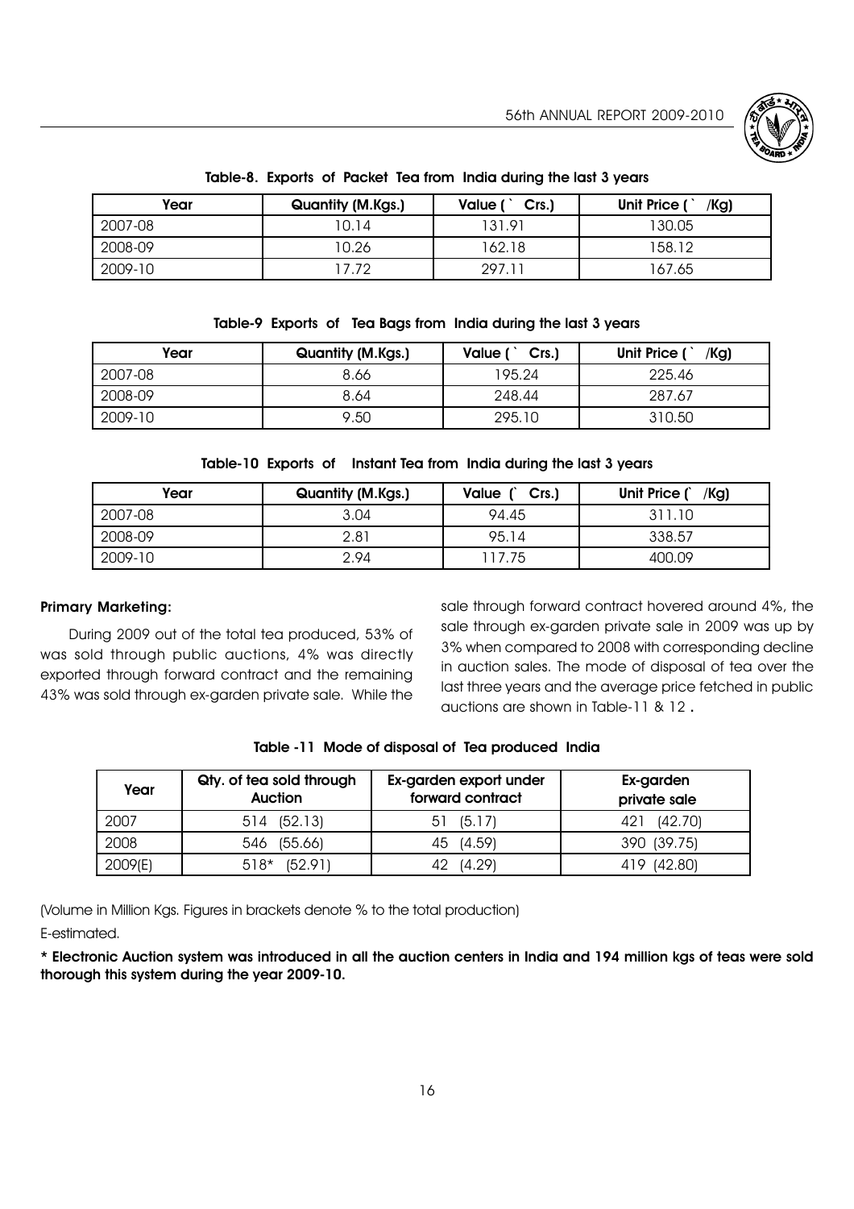**Table-8. Exports of Packet Tea from India during the last 3 years**

| Year | Quantity (M.Kgs.) | Value (` Crs.) | Unit Price (` /Kg) |
|---|---|---|---|
| 2007-08 | 10.14 | 131.91 | 130.05 |
| 2008-09 | 10.26 | 162.18 | 158.12 |
| 2009-10 | 17.72 | 297.11 | 167.65 |

**Table-9 Exports of Tea Bags from India during the last 3 years**

| Year | Quantity (M.Kgs.) | Value (` Crs.) | Unit Price (` /Kg) |
|---|---|---|---|
| 2007-08 | 8.66 | 195.24 | 225.46 |
| 2008-09 | 8.64 | 248.44 | 287.67 |
| 2009-10 | 9.50 | 295.10 | 310.50 |

**Table-10 Exports of Instant Tea from India during the last 3 years**

| Year | Quantity (M.Kgs.) | Value (` Crs.) | Unit Price (` /Kg) |
|---|---|---|---|
| 2007-08 | 3.04 | 94.45 | 311.10 |
| 2008-09 | 2.81 | 95.14 | 338.57 |
| 2009-10 | 2.94 | 117.75 | 400.09 |

**Primary Marketing:**

During 2009 out of the total tea produced, 53% of was sold through public auctions, 4% was directly exported through forward contract and the remaining 43% was sold through ex-garden private sale. While the sale through forward contract hovered around 4%, the sale through ex-garden private sale in 2009 was up by 3% when compared to 2008 with corresponding decline in auction sales. The mode of disposal of tea over the last three years and the average price fetched in public auctions are shown in Table-11 & 12 .

**Table -11 Mode of disposal of Tea produced India**

| Year | Qty. of tea sold through Auction | Ex-garden export under forward contract | Ex-garden private sale |
|---|---|---|---|
| 2007 | 514 (52.13) | 51 (5.17) | 421 (42.70) |
| 2008 | 546 (55.66) | 45 (4.59) | 390 (39.75) |
| 2009(E) | 518* (52.91) | 42 (4.29) | 419 (42.80) |

(Volume in Million Kgs. Figures in brackets denote % to the total production)

E-estimated.

**\* Electronic Auction system was introduced in all the auction centers in India and 194 million kgs of teas were sold thorough this system during the year 2009-10.**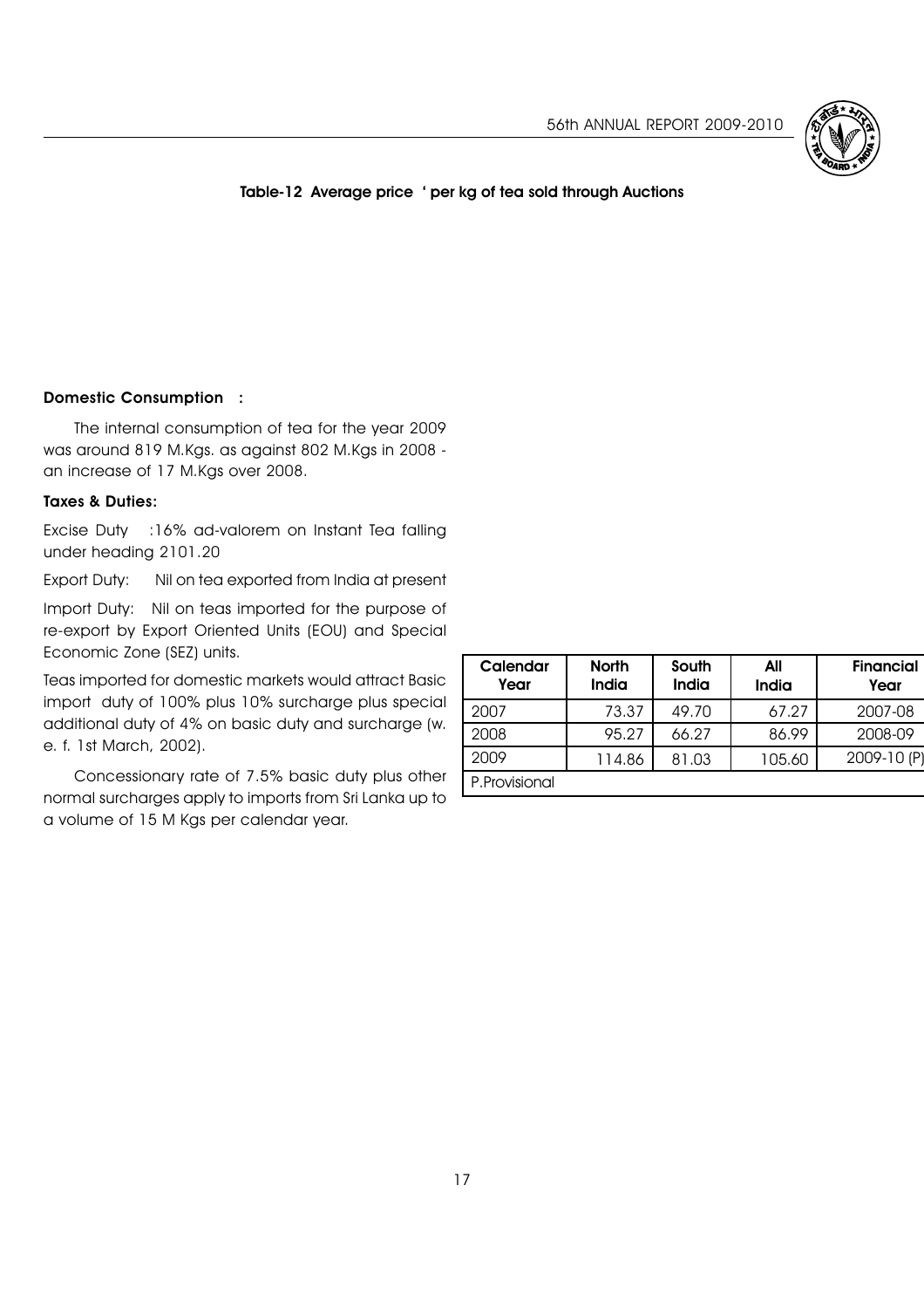**Table-12 Average price ' per kg of tea sold through Auctions**

| Calendar Year | North India | South India | All India | Financial Year |
|---|---|---|---|---|
| 2007 | 73.37 | 49.70 | 67.27 | 2007-08 |
| 2008 | 95.27 | 66.27 | 86.99 | 2008-09 |
| 2009 | 114.86 | 81.03 | 105.60 | 2009-10 (P) |
| P.Provisional | | | | |

**Domestic Consumption :**

The internal consumption of tea for the year 2009 was around 819 M.Kgs. as against 802 M.Kgs in 2008 - an increase of 17 M.Kgs over 2008.

**Taxes & Duties:**

Excise Duty :16% ad-valorem on Instant Tea falling under heading 2101.20

Export Duty: Nil on tea exported from India at present

Import Duty: Nil on teas imported for the purpose of re-export by Export Oriented Units (EOU) and Special Economic Zone (SEZ) units.

Teas imported for domestic markets would attract Basic import duty of 100% plus 10% surcharge plus special additional duty of 4% on basic duty and surcharge (w. e. f. 1st March, 2002).

Concessionary rate of 7.5% basic duty plus other normal surcharges apply to imports from Sri Lanka up to a volume of 15 M Kgs per calendar year.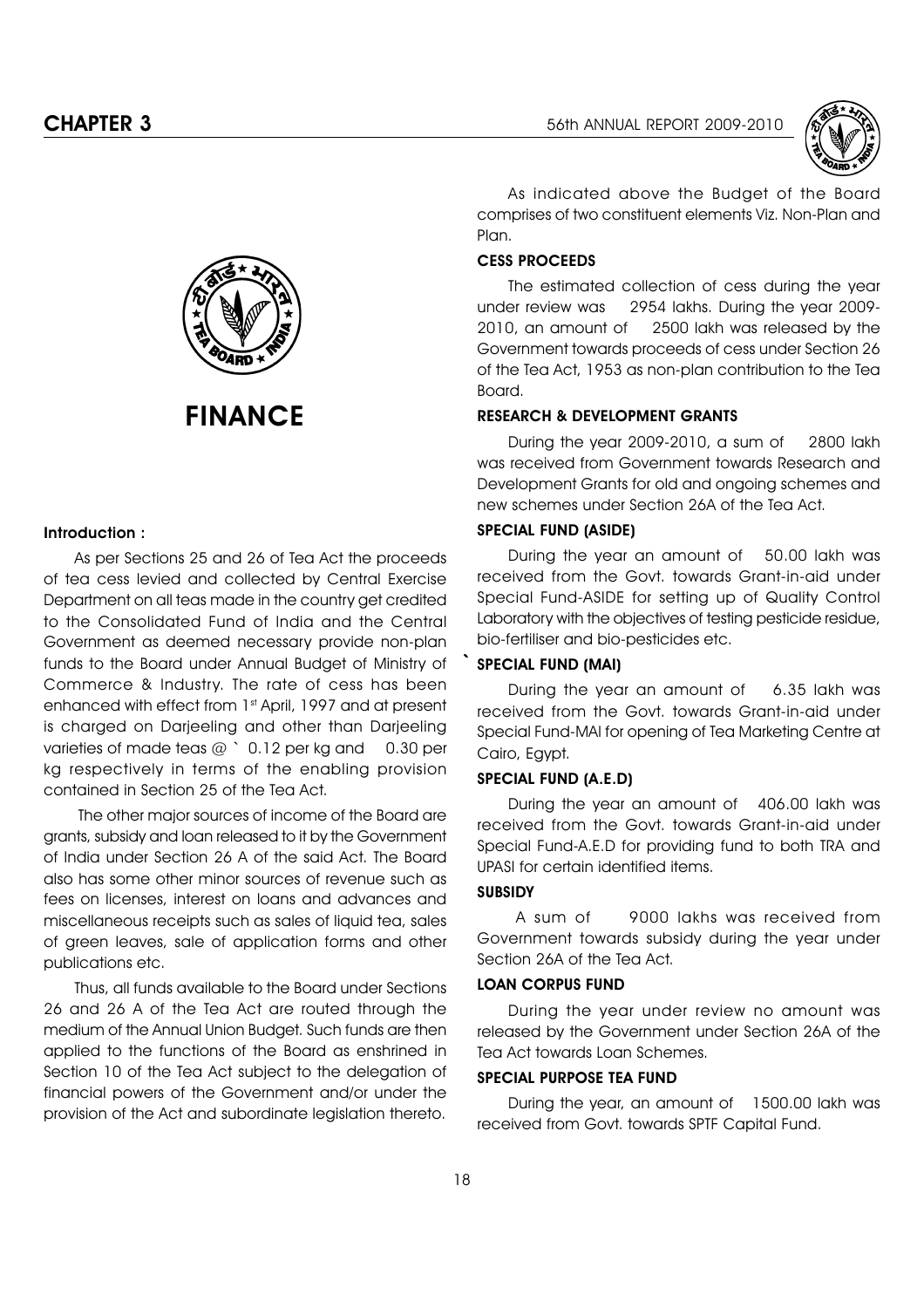# FINANCE

**Introduction :**

As per Sections 25 and 26 of Tea Act the proceeds of tea cess levied and collected by Central Exercise Department on all teas made in the country get credited to the Consolidated Fund of India and the Central Government as deemed necessary provide non-plan funds to the Board under Annual Budget of Ministry of Commerce & Industry. The rate of cess has been enhanced with effect from 1st April, 1997 and at present is charged on Darjeeling and other than Darjeeling varieties of made teas @ ` 0.12 per kg and 0.30 per kg respectively in terms of the enabling provision contained in Section 25 of the Tea Act.

The other major sources of income of the Board are grants, subsidy and loan released to it by the Government of India under Section 26 A of the said Act. The Board also has some other minor sources of revenue such as fees on licenses, interest on loans and advances and miscellaneous receipts such as sales of liquid tea, sales of green leaves, sale of application forms and other publications etc.

Thus, all funds available to the Board under Sections 26 and 26 A of the Tea Act are routed through the medium of the Annual Union Budget. Such funds are then applied to the functions of the Board as enshrined in Section 10 of the Tea Act subject to the delegation of financial powers of the Government and/or under the provision of the Act and subordinate legislation thereto.

As indicated above the Budget of the Board comprises of two constituent elements Viz. Non-Plan and Plan.

**CESS PROCEEDS**

The estimated collection of cess during the year under review was 2954 lakhs. During the year 2009-2010, an amount of 2500 lakh was released by the Government towards proceeds of cess under Section 26 of the Tea Act, 1953 as non-plan contribution to the Tea Board.

**RESEARCH & DEVELOPMENT GRANTS**

During the year 2009-2010, a sum of 2800 lakh was received from Government towards Research and Development Grants for old and ongoing schemes and new schemes under Section 26A of the Tea Act.

**SPECIAL FUND (ASIDE)**

During the year an amount of 50.00 lakh was received from the Govt. towards Grant-in-aid under Special Fund-ASIDE for setting up of Quality Control Laboratory with the objectives of testing pesticide residue, bio-fertiliser and bio-pesticides etc.

**SPECIAL FUND (MAI)**

During the year an amount of 6.35 lakh was received from the Govt. towards Grant-in-aid under Special Fund-MAI for opening of Tea Marketing Centre at Cairo, Egypt.

**SPECIAL FUND (A.E.D)**

During the year an amount of 406.00 lakh was received from the Govt. towards Grant-in-aid under Special Fund-A.E.D for providing fund to both TRA and UPASI for certain identified items.

**SUBSIDY**

A sum of 9000 lakhs was received from Government towards subsidy during the year under Section 26A of the Tea Act.

**LOAN CORPUS FUND**

During the year under review no amount was released by the Government under Section 26A of the Tea Act towards Loan Schemes.

**SPECIAL PURPOSE TEA FUND**

During the year, an amount of 1500.00 lakh was received from Govt. towards SPTF Capital Fund.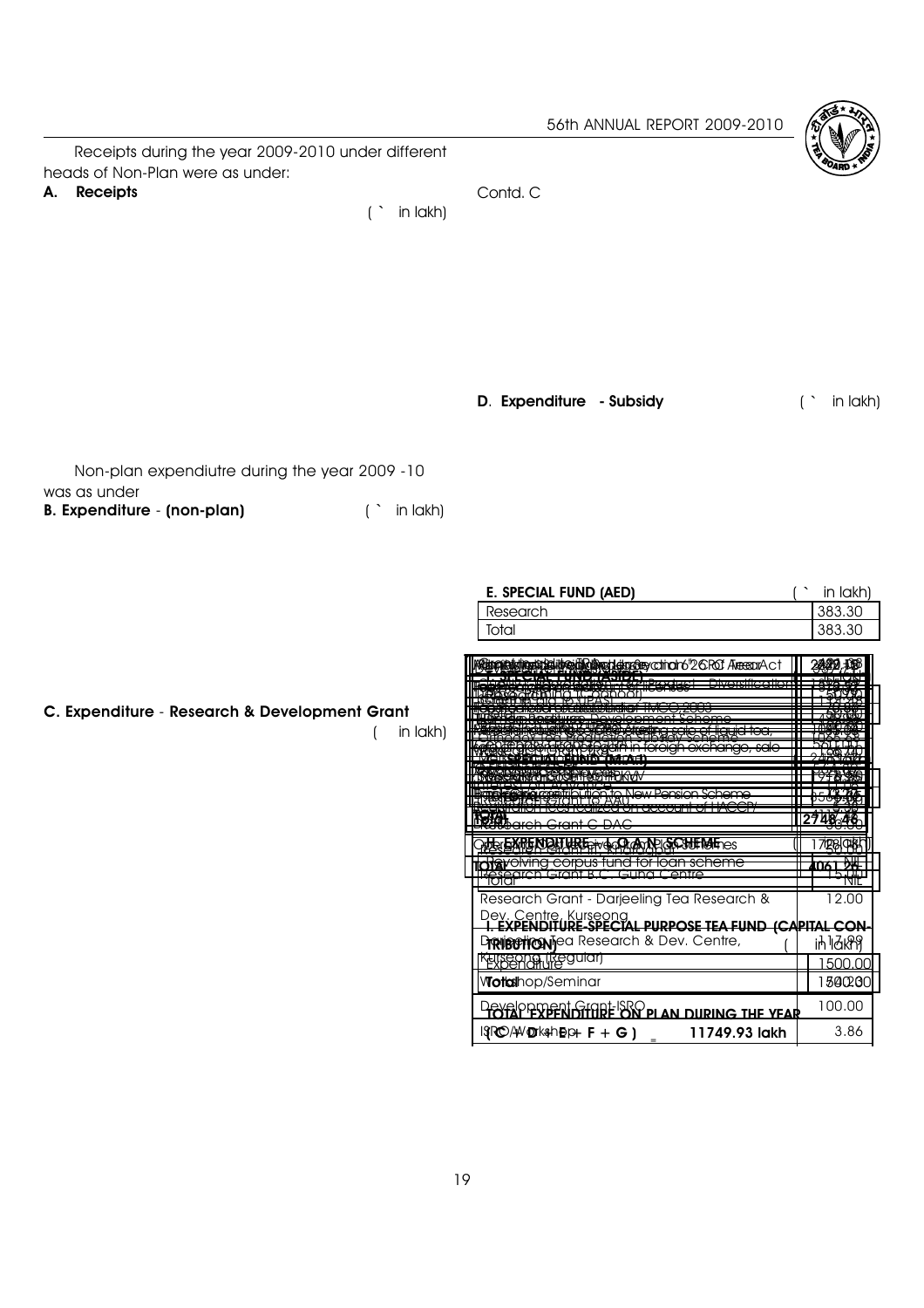Receipts during the year 2009-2010 under different heads of Non-Plan were as under:

**A. Receipts**

( ` in lakh)

Non-plan expendiutre during the year 2009 -10 was as under

**B. Expenditure - (non-plan)** ( ` in lakh)

**C. Expenditure - Research & Development Grant** ( in lakh)

Contd. C

| Research Grant - Darjeeling Tea Research & Dev. Centre, Kurseong | 12.00 |
|---|---|
| Darjeeling Tea Research & Dev. Centre, Kurseong (Regular) | 117.99 |
| Workshop/Seminar | 1.00 |
| Development Grant-ISRO | 100.00 |
| ISRO/Workshop | 3.86 |

**D. Expenditure - Subsidy** ( ` in lakh)

**E. SPECIAL FUND (AED)** ( ` in lakh)

| Research | 383.30 |
|---|---|
| Total | 383.30 |

**H. EXPENDITURE - LOAN SCHEME** ( ` in lakh)

| Revolving corpus fund for loan scheme | NIL |
|---|---|
| Total | NIL |

**I. EXPENDITURE-SPECIAL PURPOSE TEA FUND (CAPITAL CONTRIBUTION)** ( ` in lakh)

| Expenditure | 1500.00 |
|---|---|
| Total | 1500.00 |

**TOTAL EXPENDITURE ON PLAN DURING THE YEAR (C + D + E + F + G) = 11749.93 lakh**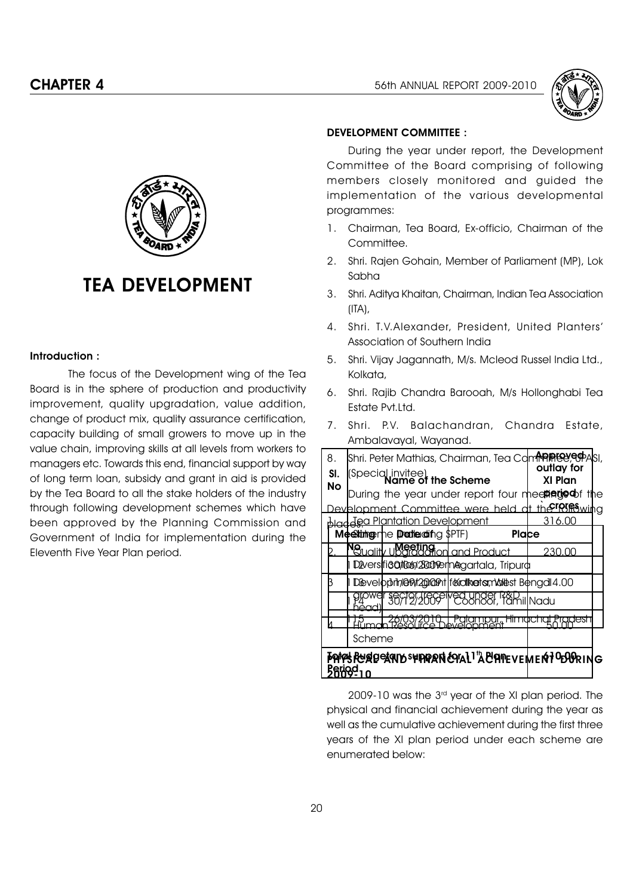# TEA DEVELOPMENT

**Introduction :**

The focus of the Development wing of the Tea Board is in the sphere of production and productivity improvement, quality upgradation, value addition, change of product mix, quality assurance certification, capacity building of small growers to move up in the value chain, improving skills at all levels from workers to managers etc. Towards this end, financial support by way of long term loan, subsidy and grant in aid is provided by the Tea Board to all the stake holders of the industry through following development schemes which have been approved by the Planning Commission and Government of India for implementation during the Eleventh Five Year Plan period.

| Sl. No | Name of the Scheme | Approved outlay for XI Plan period (₹ crores) |
|---|---|---|
| 1. | Tea Plantation Development Scheme (including SPTF) | 316.00 |
| 2. | Quality Upgradation and Product Diversification | 230.00 |
| 3 | Development grant for the small grower sector (received under R&D head) | 14.00 |
| 4 | Human Resource Development Scheme | 50.00 |
| **Total Budgetary support for 11th Plan Period** | | **610.00** |

**DEVELOPMENT COMMITTEE :**

During the year under report, the Development Committee of the Board comprising of following members closely monitored and guided the implementation of the various developmental programmes:

1. Chairman, Tea Board, Ex-officio, Chairman of the Committee.
2. Shri. Rajen Gohain, Member of Parliament (MP), Lok Sabha
3. Shri. Aditya Khaitan, Chairman, Indian Tea Association (ITA),
4. Shri. T.V.Alexander, President, United Planters' Association of Southern India
5. Shri. Vijay Jagannath, M/s. Mcleod Russel India Ltd., Kolkata,
6. Shri. Rajib Chandra Barooah, M/s Hollonghabi Tea Estate Pvt.Ltd.
7. Shri. P.V. Balachandran, Chandra Estate, Ambalavayal, Wayanad.
8. Shri. Peter Mathias, Chairman, Tea Committee, UPASI, (Special invitee)

During the year under report four meetings of the Development Committee were held at the following places:

| Meeting No. | Date of Meeting | Place |
|---|---|---|
| 112 | 30/06/2009 | Agartala, Tripura |
| 113 | 11/09/2009 | Kolkata, West Bengal |
| 114 | 30/12/2009 | Coonoor, Tamil Nadu |
| 115 | 26/03/2010 | Palampur, Himachal Pradesh |

**PHYSICAL AND FINANCIAL ACHIEVEMENT DURING 2009-10**

2009-10 was the 3rd year of the XI plan period. The physical and financial achievement during the year as well as the cumulative achievement during the first three years of the XI plan period under each scheme are enumerated below: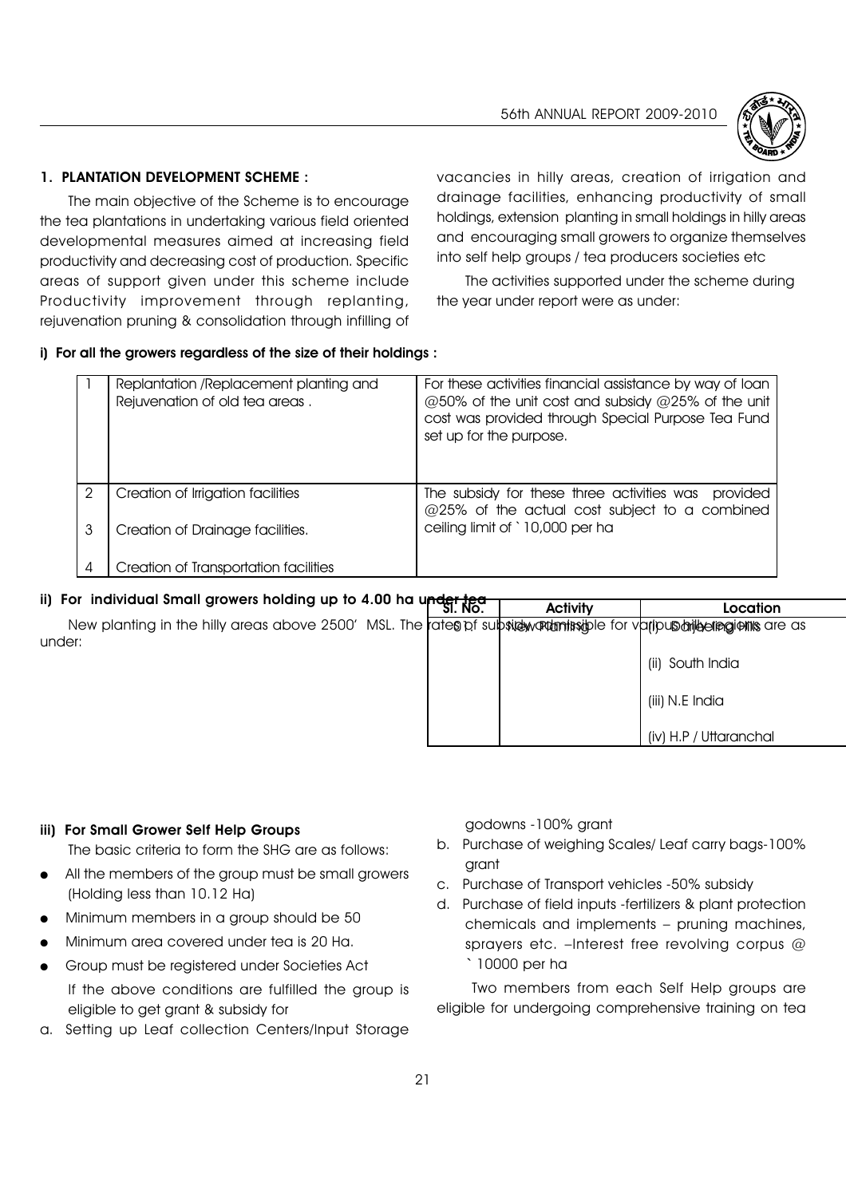## 1. PLANTATION DEVELOPMENT SCHEME :

The main objective of the Scheme is to encourage the tea plantations in undertaking various field oriented developmental measures aimed at increasing field productivity and decreasing cost of production. Specific areas of support given under this scheme include Productivity improvement through replanting, rejuvenation pruning & consolidation through infilling of vacancies in hilly areas, creation of irrigation and drainage facilities, enhancing productivity of small holdings, extension planting in small holdings in hilly areas and encouraging small growers to organize themselves into self help groups / tea producers societies etc

The activities supported under the scheme during the year under report were as under:

### i) For all the growers regardless of the size of their holdings :

| | | |
|---|---|---|
| 1 | Replantation /Replacement planting and Rejuvenation of old tea areas . | For these activities financial assistance by way of loan @50% of the unit cost and subsidy @25% of the unit cost was provided through Special Purpose Tea Fund set up for the purpose. |
| 2 | Creation of Irrigation facilities | The subsidy for these three activities was provided @25% of the actual cost subject to a combined ceiling limit of ` 10,000 per ha |
| 3 | Creation of Drainage facilities. | |
| 4 | Creation of Transportation facilities | |

### ii) For individual Small growers holding up to 4.00 ha under tea

New planting in the hilly areas above 2500′ MSL. The rates of subsidy admissible for various hilly regions are as under:

| Sl. No. | Activity | Location |
|---|---|---|
| 1. | New Planting | (i) Darjeeling Hills |
| | | (ii) South India |
| | | (iii) N.E India |
| | | (iv) H.P / Uttaranchal |

### iii) For Small Grower Self Help Groups

The basic criteria to form the SHG are as follows:

- All the members of the group must be small growers (Holding less than 10.12 Ha)
- Minimum members in a group should be 50
- Minimum area covered under tea is 20 Ha.
- Group must be registered under Societies Act

If the above conditions are fulfilled the group is eligible to get grant & subsidy for

a. Setting up Leaf collection Centers/Input Storage godowns -100% grant
b. Purchase of weighing Scales/ Leaf carry bags-100% grant
c. Purchase of Transport vehicles -50% subsidy
d. Purchase of field inputs -fertilizers & plant protection chemicals and implements – pruning machines, sprayers etc. –Interest free revolving corpus @ ` 10000 per ha

Two members from each Self Help groups are eligible for undergoing comprehensive training on tea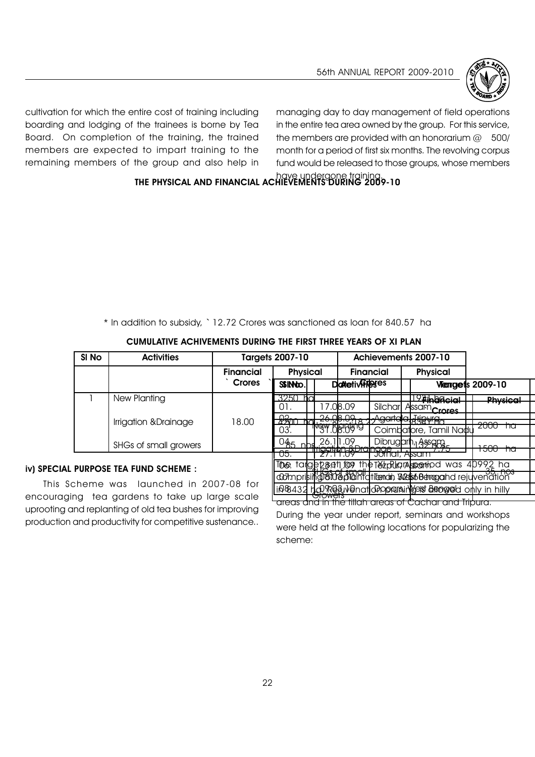cultivation for which the entire cost of training including boarding and lodging of the trainees is borne by Tea Board. On completion of the training, the trained members are expected to impart training to the remaining members of the group and also help in managing day to day management of field operations in the entire tea area owned by the group. For this service, the members are provided with an honorarium @ ` 500/ month for a period of first six months. The revolving corpus fund would be released to those groups, whose members have undergone training.

**THE PHYSICAL AND FINANCIAL ACHIEVEMENTS DURING 2009-10**

| Activities | Targets 2009-10 | |
|---|---|---|
| | Financial ` Crores | Physical |
| New Planting | | 2000 ha |
| Irrigation &Drainage | 7.75 | 1500 ha |
| SHGs of small Growers | | 35 nos |

\* In addition to subsidy, ` 12.72 Crores was sanctioned as loan for 840.57 ha

**CUMULATIVE ACHIVEMENTS DURING THE FIRST THREE YEARS OF XI PLAN**

| Sl No | Activities | Targets 2007-10 | | Achievements 2007-10 | |
|---|---|---|---|---|---|
| | | Financial ` Crores | Physical | Financial ` Crores | Physical |
| 1 | New Planting | | 3250 ha | | 1981 ha |
| | Irrigation &Drainage | 18.00 | 4300 ha | 18.22 | 8361 ha |
| | SHGs of small growers | | 85 nos | | 132 nos |

**iv) SPECIAL PURPOSE TEA FUND SCHEME :**

This Scheme was launched in 2007-08 for encouraging tea gardens to take up large scale uprooting and replanting of old tea bushes for improving production and productivity for competitive sustenance.. The target set for the XI Plan period was 40992 ha comprising replantation in 32560 ha and rejuvenation in 8432 ha. Rejuvenation pruning is allowed only in hilly areas and in the tillah areas of Cachar and Tripura.

During the year under report, seminars and workshops were held at the following locations for popularizing the scheme:

| Sl No. | Date | Venue |
|---|---|---|
| 01. | 17.08.09 | Silchar, Assam |
| 02. | 26.08.09 | Agartala, Tripura |
| 03. | 31.08.09 | Coimbatore, Tamil Nadu |
| 04. | 26.11.09 | Dibrugarh, Assam |
| 05. | 27.11.09 | Jorhat, Assam |
| 06. | 28.11.09 | Tezpur, Assam |
| 07. | | West Bengal |
| 08. | 09.03.10 | Dooars, West Bengal |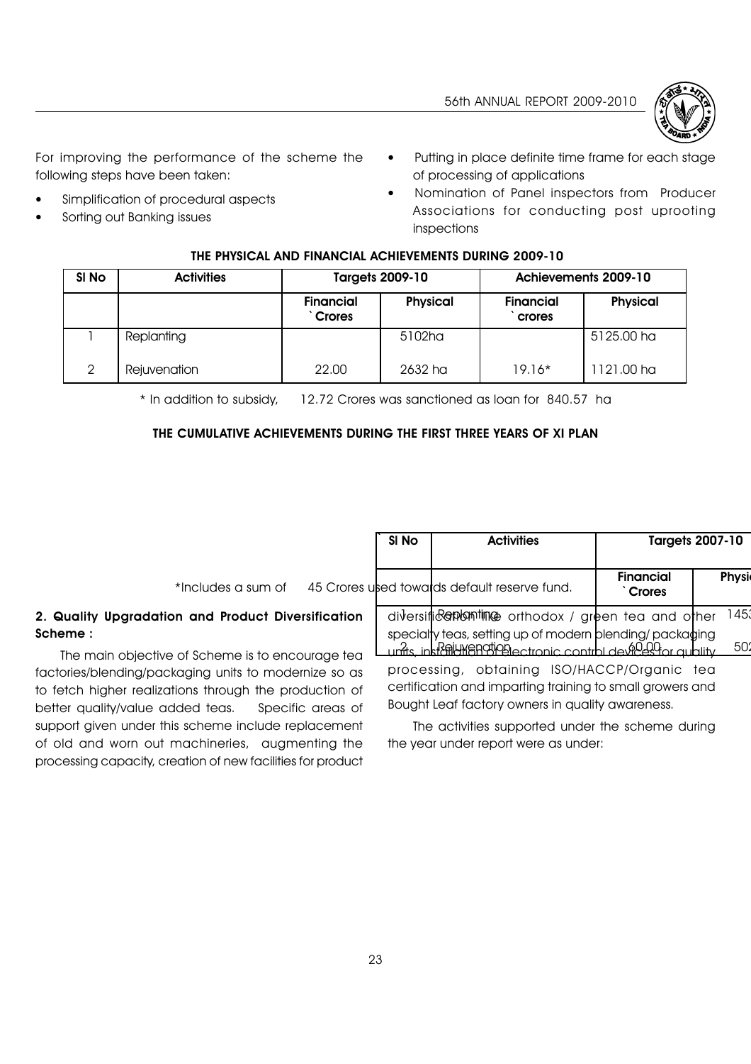For improving the performance of the scheme the following steps have been taken:

- Simplification of procedural aspects
- Sorting out Banking issues
- Putting in place definite time frame for each stage of processing of applications
- Nomination of Panel inspectors from Producer Associations for conducting post uprooting inspections

**THE PHYSICAL AND FINANCIAL ACHIEVEMENTS DURING 2009-10**

| Sl No | Activities | Targets 2009-10 | | Achievements 2009-10 | |
|---|---|---|---|---|---|
| | | Financial ` Crores | Physical | Financial ` crores | Physical |
| 1 | Replanting | | 5102ha | | 5125.00 ha |
| 2 | Rejuvenation | 22.00 | 2632 ha | 19.16* | 1121.00 ha |

* In addition to subsidy, ` 12.72 Crores was sanctioned as loan for 840.57 ha

**THE CUMULATIVE ACHIEVEMENTS DURING THE FIRST THREE YEARS OF XI PLAN**

| Sl No | Activities | Targets 2007-10 | |
|---|---|---|---|
| | | Financial ` Crores | Physi |
| 1 | Replanting | | 1453 |
| 2 | Rejuvenation | 60.00 | 502 |

*Includes a sum of ` 45 Crores used towards default reserve fund.

**2. Quality Upgradation and Product Diversification Scheme :**

The main objective of Scheme is to encourage tea factories/blending/packaging units to modernize so as to fetch higher realizations through the production of better quality/value added teas. Specific areas of support given under this scheme include replacement of old and worn out machineries, augmenting the processing capacity, creation of new facilities for product diversification like orthodox / green tea and other specialty teas, setting up of modern blending/ packaging units, installation of electronic control devices for quality processing, obtaining ISO/HACCP/Organic tea certification and imparting training to small growers and Bought Leaf factory owners in quality awareness.

The activities supported under the scheme during the year under report were as under: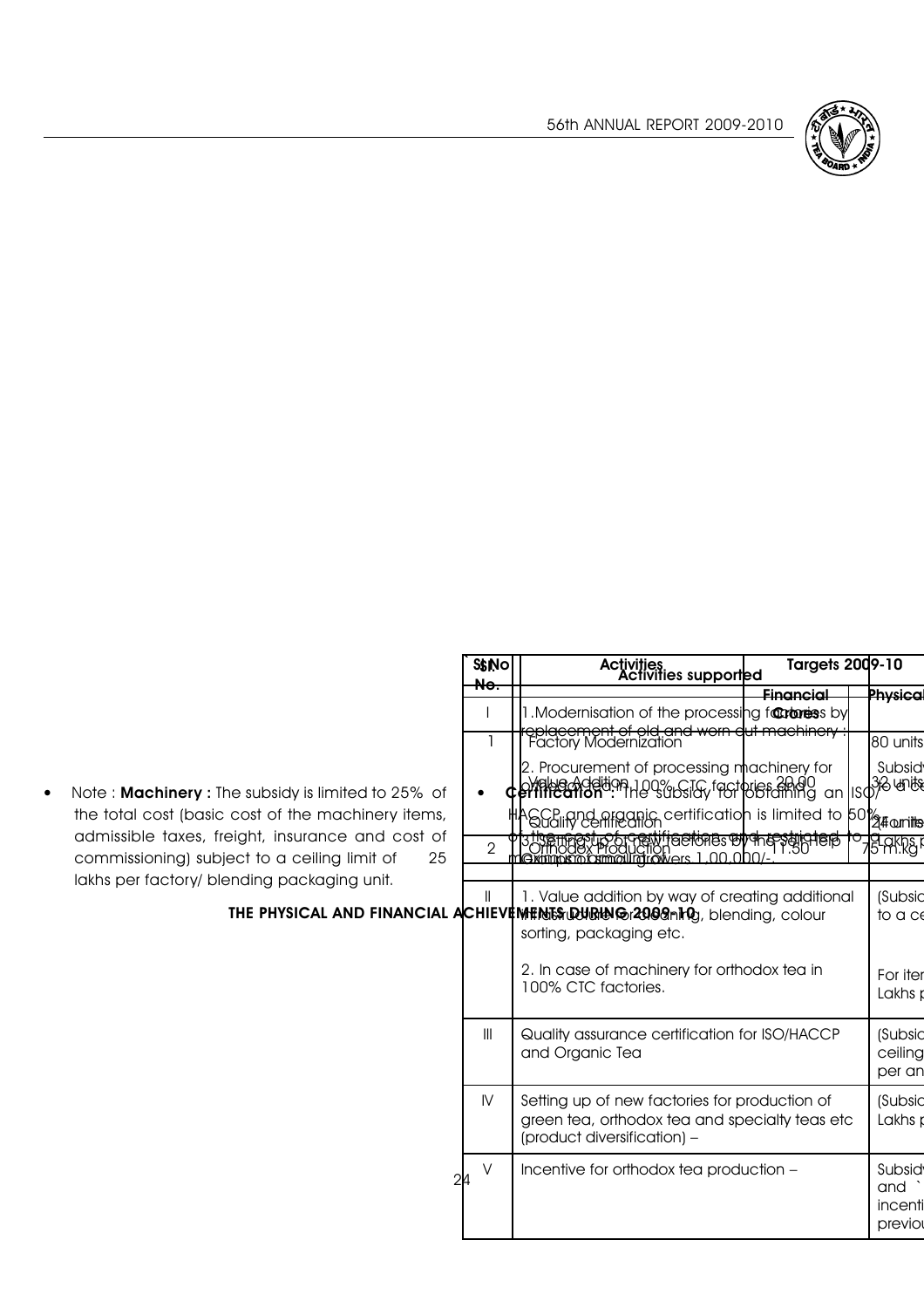- Note : **Machinery :** The subsidy is limited to 25% of the total cost (basic cost of the machinery items, admissible taxes, freight, insurance and cost of commissioning) subject to a ceiling limit of 25 lakhs per factory/ blending packaging unit.

- **Certification :** The subsidy for obtaining an ISO/HACCP and organic certification is limited to 50% of the cost of certification and restricted to a maximum of 1,00,000/-.

**THE PHYSICAL AND FINANCIAL ACHIEVEMENTS DURING 2009-10**

| Sl.No | Activities | Targets 2009-10 | |
|---|---|---|---|
| | | Financial Crores | Physical |
| 1 | Factory Modernization | | 80 units |
| | Value Addition | 20.00 | 32 units |
| | Quality certification | | 24 units |
| 2 | Orthodox Production | 11.50 | 75 m.kg |

| Sl. No. | Activities supported | |
|---|---|---|
| I | 1.Modernisation of the processing factories by replacement of old and worn out machinery : | |
| | 2. Procurement of processing machinery for orthodox tea in 100% CTC factories and | |
| | 3. Setting up of new factories by the self-help Groups of small growers | |
| II | 1. Value addition by way of creating additional infrastructure for cleaning, blending, colour sorting, packaging etc. | (Subsid... to a ce... |
| | 2. In case of machinery for orthodox tea in 100% CTC factories. | For iter... Lakhs p... |
| III | Quality assurance certification for ISO/HACCP and Organic Tea | (Subsid... ceiling... per an... |
| IV | Setting up of new factories for production of green tea, orthodox tea and specialty teas etc (product diversification) – | (Subsid... Lakhs p... |
| V | Incentive for orthodox tea production – | Subsid... and ` incenti... previou... |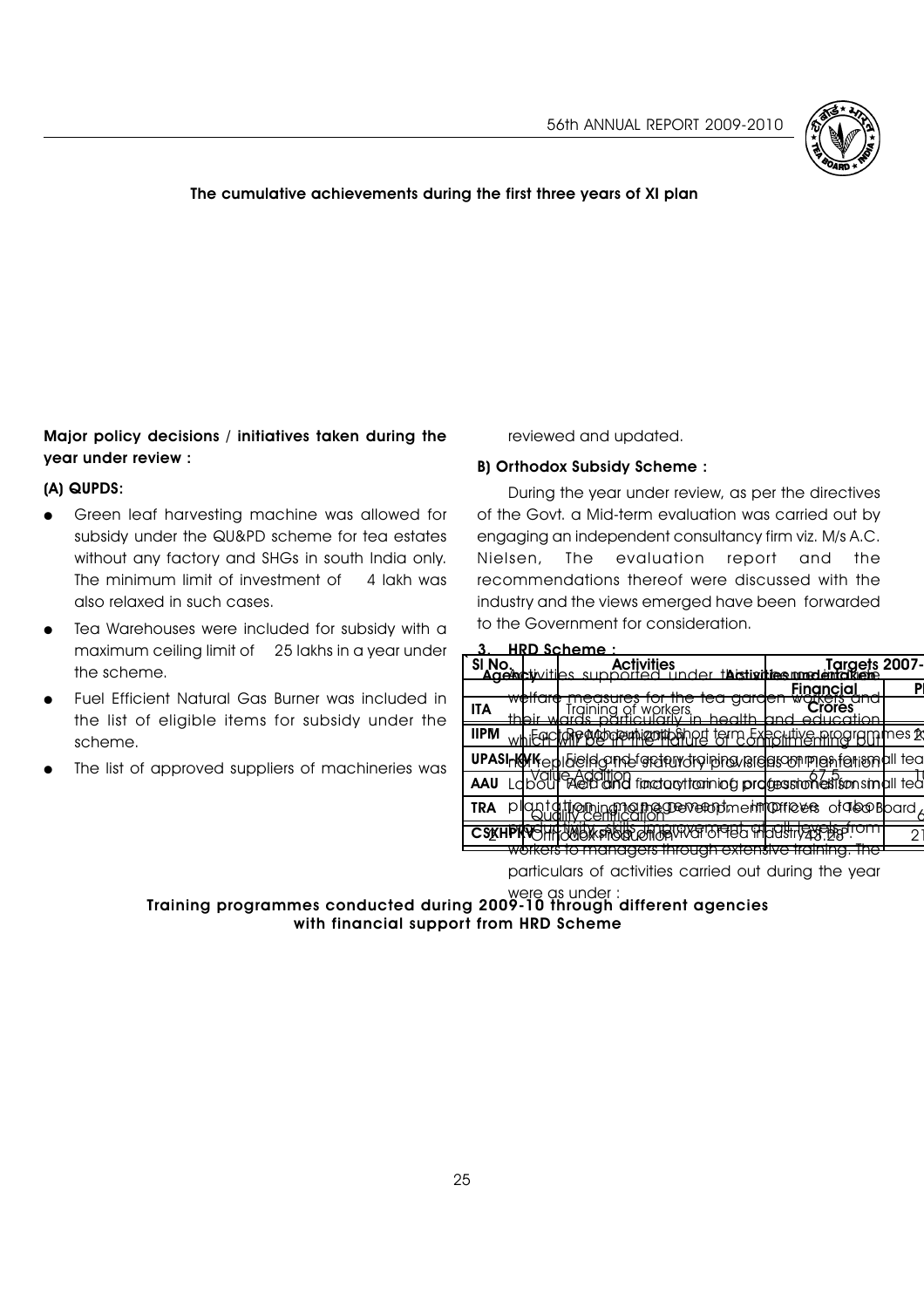**The cumulative achievements during the first three years of XI plan**

| Sl No. | Activities | Targets 2007-... Financial Crores | Ph... |
|---|---|---|---|
| | Factory Development | | |
| | Value Addition | 67.5 | 1... |
| | Quality certification | | 6 |
| 2 | Orthodox Production/Revival of Tea Industry | 43.28 | 21 |

**Major policy decisions / initiatives taken during the year under review :**

**(A) QUPDS:**

- Green leaf harvesting machine was allowed for subsidy under the QU&PD scheme for tea estates without any factory and SHGs in south India only. The minimum limit of investment of 4 lakh was also relaxed in such cases.
- Tea Warehouses were included for subsidy with a maximum ceiling limit of 25 lakhs in a year under the scheme.
- Fuel Efficient Natural Gas Burner was included in the list of eligible items for subsidy under the scheme.
- The list of approved suppliers of machineries was reviewed and updated.

**B) Orthodox Subsidy Scheme :**

During the year under review, as per the directives of the Govt. a Mid-term evaluation was carried out by engaging an independent consultancy firm viz. M/s A.C. Nielsen, The evaluation report and the recommendations thereof were discussed with the industry and the views emerged have been forwarded to the Government for consideration.

**3. HRD Scheme :**

Activities supported under this component are welfare measures for the tea garden workers and their wards particularly in health and education which will be in the nature of complimenting but not replacing the statutory provisions of Plantation Labour Act and the training of professionals in plantation management to improve labour productivity, skills improvement at all levels from workers to managers through extensive training. The particulars of activities carried out during the year were as under :

**Training programmes conducted during 2009-10 through different agencies with financial support from HRD Scheme**

| Agency | Activities undertaken |
|---|---|
| ITA | Training of workers |
| IIPM | Short term Executive programmes 2... |
| UPASI-KVK | Field and factory training programmes for small tea... |
| AAU | Field and factory training programmes for small tea... |
| TRA | Training for the Development Officers of Tea Board |
| CSKHPKV | |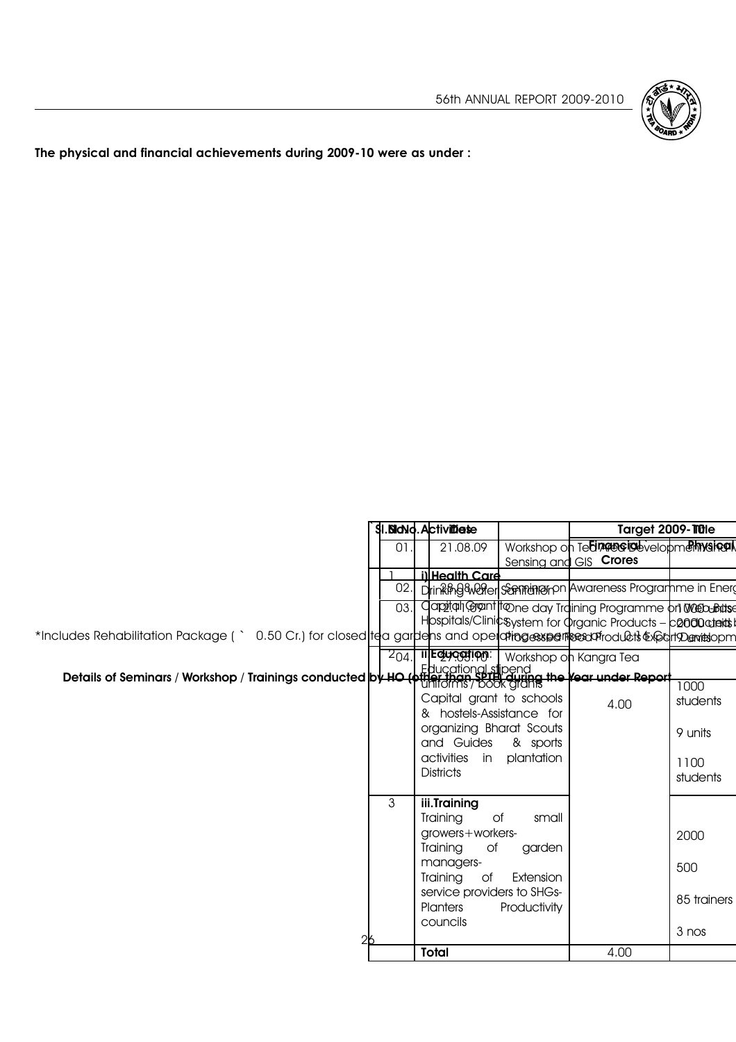**The physical and financial achievements during 2009-10 were as under :**

| Sl. No. | Activities | Target 2009-10 | |
|---|---|---|---|
| | | Financial ` Crores | Physical |
| 1 | **i) Health Care**<br>Drinking water Sanitation<br>Capital Grant to Hospitals/Clinics | | |
| 2 | **ii) Education:**<br>Educational stipend uniforms / book grants<br>Capital grant to schools & hostels-Assistance for organizing Bharat Scouts and Guides & sports activities in plantation Districts | 4.00 | 1000 students<br>9 units<br>1100 students |
| 3 | **iii.Training**<br>Training of small growers+workers-<br>Training of garden managers-<br>Training of Extension service providers to SHGs-<br>Planters Productivity councils | | 2000<br>500<br>85 trainers<br>3 nos |
| | **Total** | 4.00 | |

*Includes Rehabilitation Package ( ` 0.50 Cr.) for closed tea gardens and operating expenses of ` 0.15 Cr.

**Details of Seminars / Workshop / Trainings conducted by HO (other than SPTD) during the Year under Report**

| Sl.No. | Date | Title |
|---|---|---|
| 01. | 21.08.09 | Workshop on Tea Area Development ... Remote Sensing and GIS |
| 02. | 28.08.09 | Seminar on Awareness Programme in Energy ... |
| 03. | 12.11.09 | One day Training Programme on Web Based System for Organic Products – ... Processed Food Products Export Development ... |
| 04. | 27.03.10 | Workshop on Kangra Tea |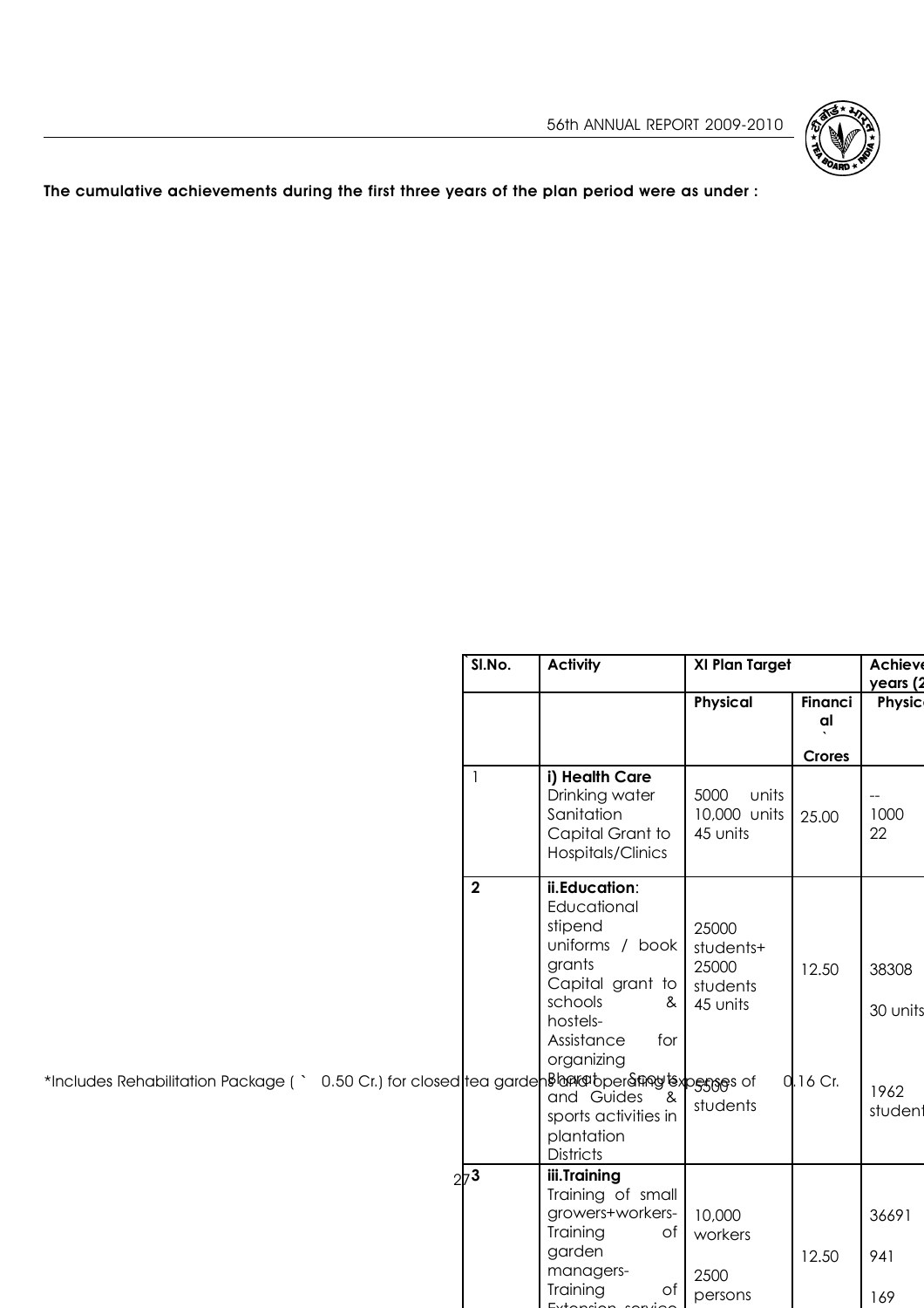The cumulative achievements during the first three years of the plan period were as under :

| `Sl.No. | Activity | XI Plan Target | | Achieve years (2 |
|---|---|---|---|---|
| | | Physical | Financial ` Crores | Physic |
| 1 | **i) Health Care** Drinking water Sanitation Capital Grant to Hospitals/Clinics | 5000 units 10,000 units 45 units | 25.00 | -- 1000 22 |
| 2 | **ii.Education**: Educational stipend uniforms / book grants Capital grant to schools & hostels- Assistance for organizing Bharat Scouts and Guides & sports activities in plantation Districts | 25000 students+ 25000 students 45 units 5500 students | 12.50 0.16 Cr. | 38308 30 units 1962 student |
| 3 | **iii.Training** Training of small growers+workers- Training of garden managers- Training of Extension service | 10,000 workers 2500 persons | 12.50 | 36691 941 169 |

*Includes Rehabilitation Package ( ` 0.50 Cr.) for closed tea gardens and operating expenses of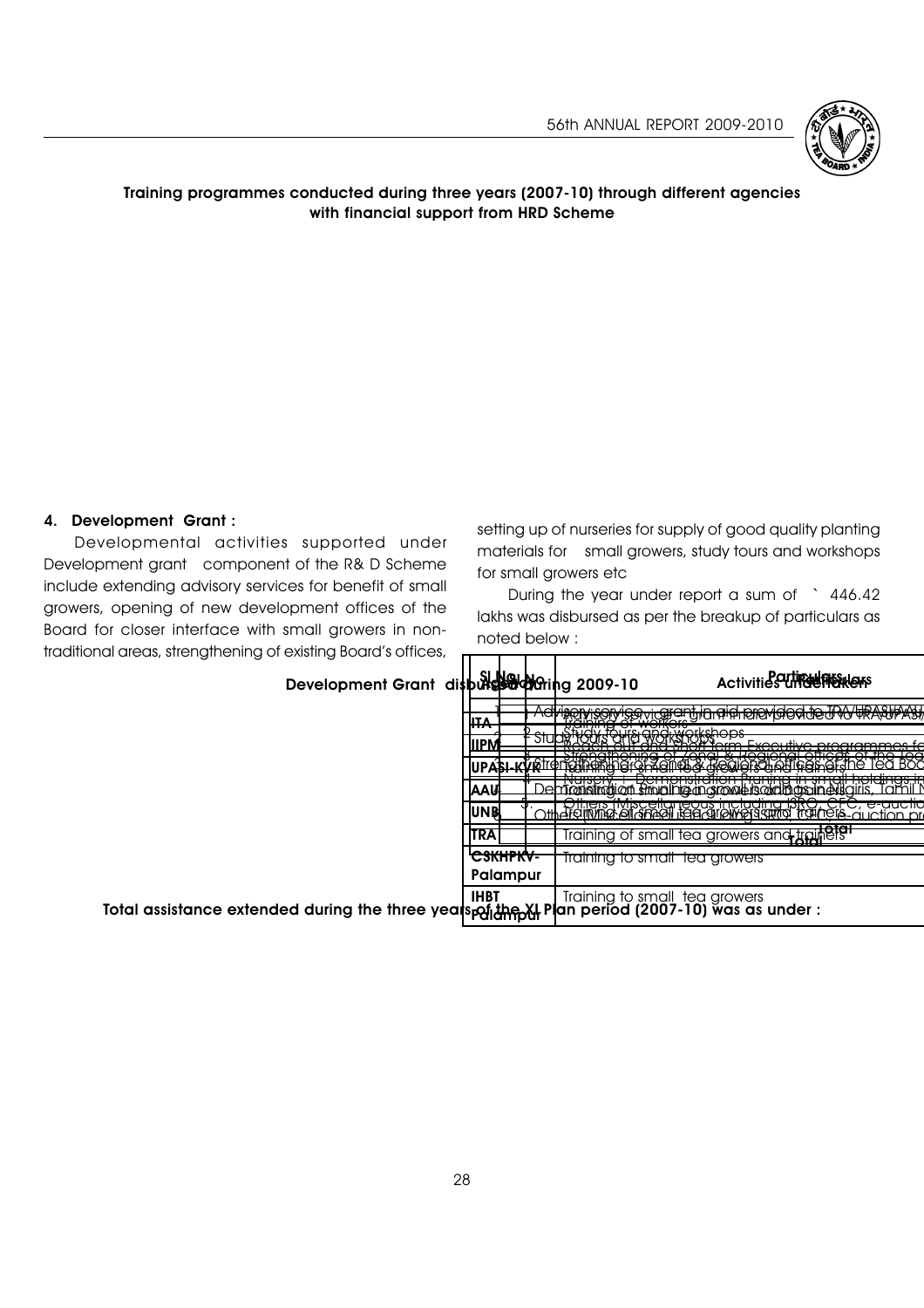**Training programmes conducted during three years (2007-10) through different agencies with financial support from HRD Scheme**

| Particulars | Activities undertaken |
|---|---|
| ITA | Training of workers |
| IIPM | Reach out and short term Executive programmes fo |
| UPASI-KVK | Training of small tea growers and trainers |
| AAU | Training on small tea growers holdings in |
| UNB | Training of small tea growers and trainers |
| TRA | Training of small tea growers and trainers |
| CSKHPKV-Palampur | Training to small tea growers |
| IHBT Palampur | Training to small tea growers |

### 4. Development Grant :

Developmental activities supported under Development grant component of the R& D Scheme include extending advisory services for benefit of small growers, opening of new development offices of the Board for closer interface with small growers in non-traditional areas, strengthening of existing Board's offices, setting up of nurseries for supply of good quality planting materials for small growers, study tours and workshops for small growers etc

During the year under report a sum of ` 446.42 lakhs was disbursed as per the breakup of particulars as noted below :

**Development Grant disbursed during 2009-10**

| Sl No | Particulars |
|---|---|
| 1 | Advisory service - grant in aid provided to TRA/UPASI/AAU |
| 2 | Study tours and workshops |
| 3 | Strengthening of Zonal & Regional offices of the Tea Boa |
| 4 | Nursery + Demonstration Pruning in small holdings in Nilgiris, Tamil N |
| 5 | Others (Miscellaneous including ISRO, CFC, e-auction pr |
| | Total |

**Total assistance extended during the three years of the XI Plan period (2007-10) was as under :**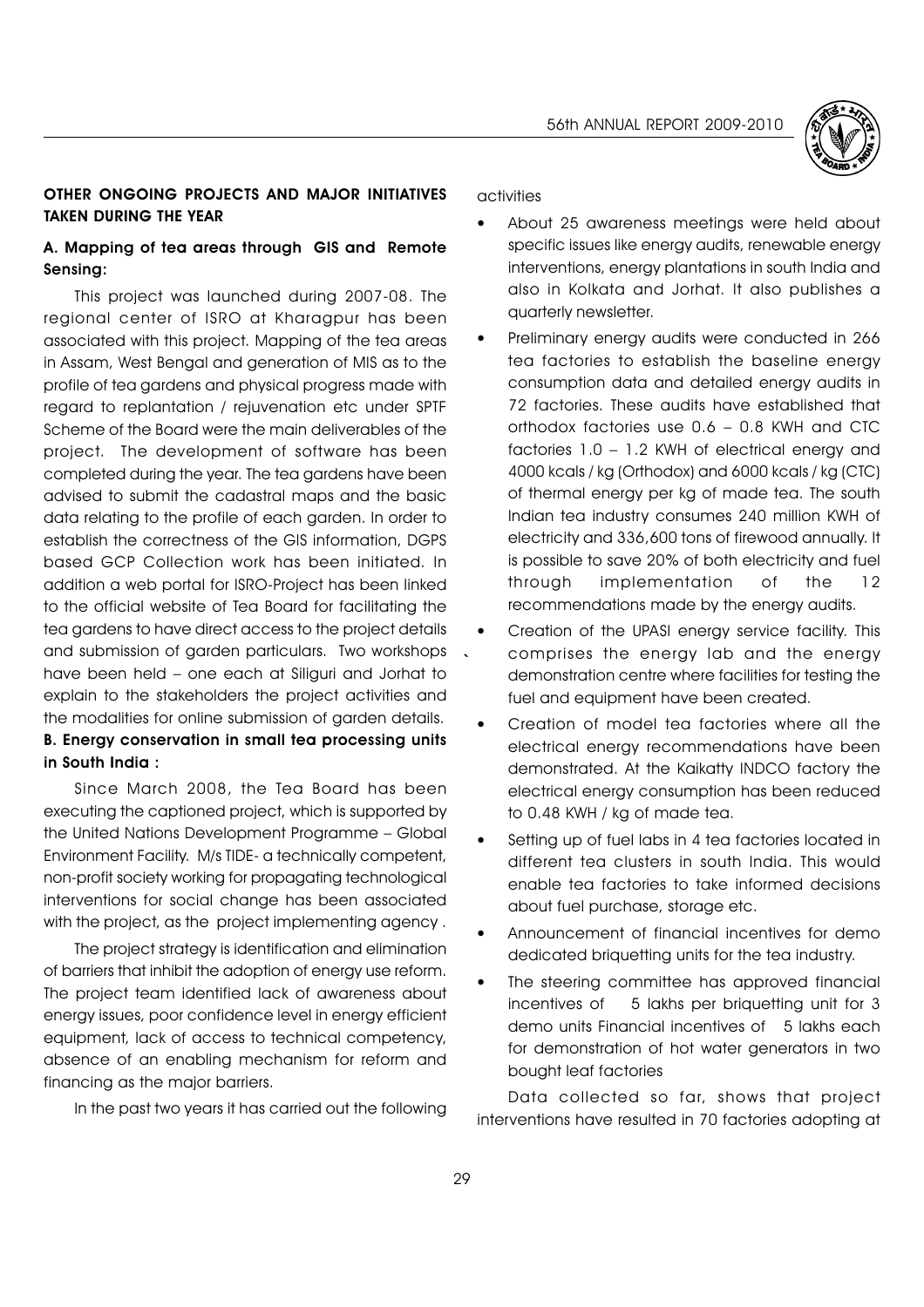## OTHER ONGOING PROJECTS AND MAJOR INITIATIVES TAKEN DURING THE YEAR

### A. Mapping of tea areas through GIS and Remote Sensing:

This project was launched during 2007-08. The regional center of ISRO at Kharagpur has been associated with this project. Mapping of the tea areas in Assam, West Bengal and generation of MIS as to the profile of tea gardens and physical progress made with regard to replantation / rejuvenation etc under SPTF Scheme of the Board were the main deliverables of the project. The development of software has been completed during the year. The tea gardens have been advised to submit the cadastral maps and the basic data relating to the profile of each garden. In order to establish the correctness of the GIS information, DGPS based GCP Collection work has been initiated. In addition a web portal for ISRO-Project has been linked to the official website of Tea Board for facilitating the tea gardens to have direct access to the project details and submission of garden particulars. Two workshops have been held – one each at Siliguri and Jorhat to explain to the stakeholders the project activities and the modalities for online submission of garden details.

### B. Energy conservation in small tea processing units in South India :

Since March 2008, the Tea Board has been executing the captioned project, which is supported by the United Nations Development Programme – Global Environment Facility. M/s TIDE- a technically competent, non-profit society working for propagating technological interventions for social change has been associated with the project, as the project implementing agency .

The project strategy is identification and elimination of barriers that inhibit the adoption of energy use reform. The project team identified lack of awareness about energy issues, poor confidence level in energy efficient equipment, lack of access to technical competency, absence of an enabling mechanism for reform and financing as the major barriers.

In the past two years it has carried out the following activities

- About 25 awareness meetings were held about specific issues like energy audits, renewable energy interventions, energy plantations in south India and also in Kolkata and Jorhat. It also publishes a quarterly newsletter.
- Preliminary energy audits were conducted in 266 tea factories to establish the baseline energy consumption data and detailed energy audits in 72 factories. These audits have established that orthodox factories use 0.6 – 0.8 KWH and CTC factories 1.0 – 1.2 KWH of electrical energy and 4000 kcals / kg (Orthodox) and 6000 kcals / kg (CTC) of thermal energy per kg of made tea. The south Indian tea industry consumes 240 million KWH of electricity and 336,600 tons of firewood annually. It is possible to save 20% of both electricity and fuel through implementation of the 12 recommendations made by the energy audits.
- Creation of the UPASI energy service facility. This comprises the energy lab and the energy demonstration centre where facilities for testing the fuel and equipment have been created.
- Creation of model tea factories where all the electrical energy recommendations have been demonstrated. At the Kaikatty INDCO factory the electrical energy consumption has been reduced to 0.48 KWH / kg of made tea.
- Setting up of fuel labs in 4 tea factories located in different tea clusters in south India. This would enable tea factories to take informed decisions about fuel purchase, storage etc.
- Announcement of financial incentives for demo dedicated briquetting units for the tea industry.
- The steering committee has approved financial incentives of 5 lakhs per briquetting unit for 3 demo units Financial incentives of 5 lakhs each for demonstration of hot water generators in two bought leaf factories

Data collected so far, shows that project interventions have resulted in 70 factories adopting at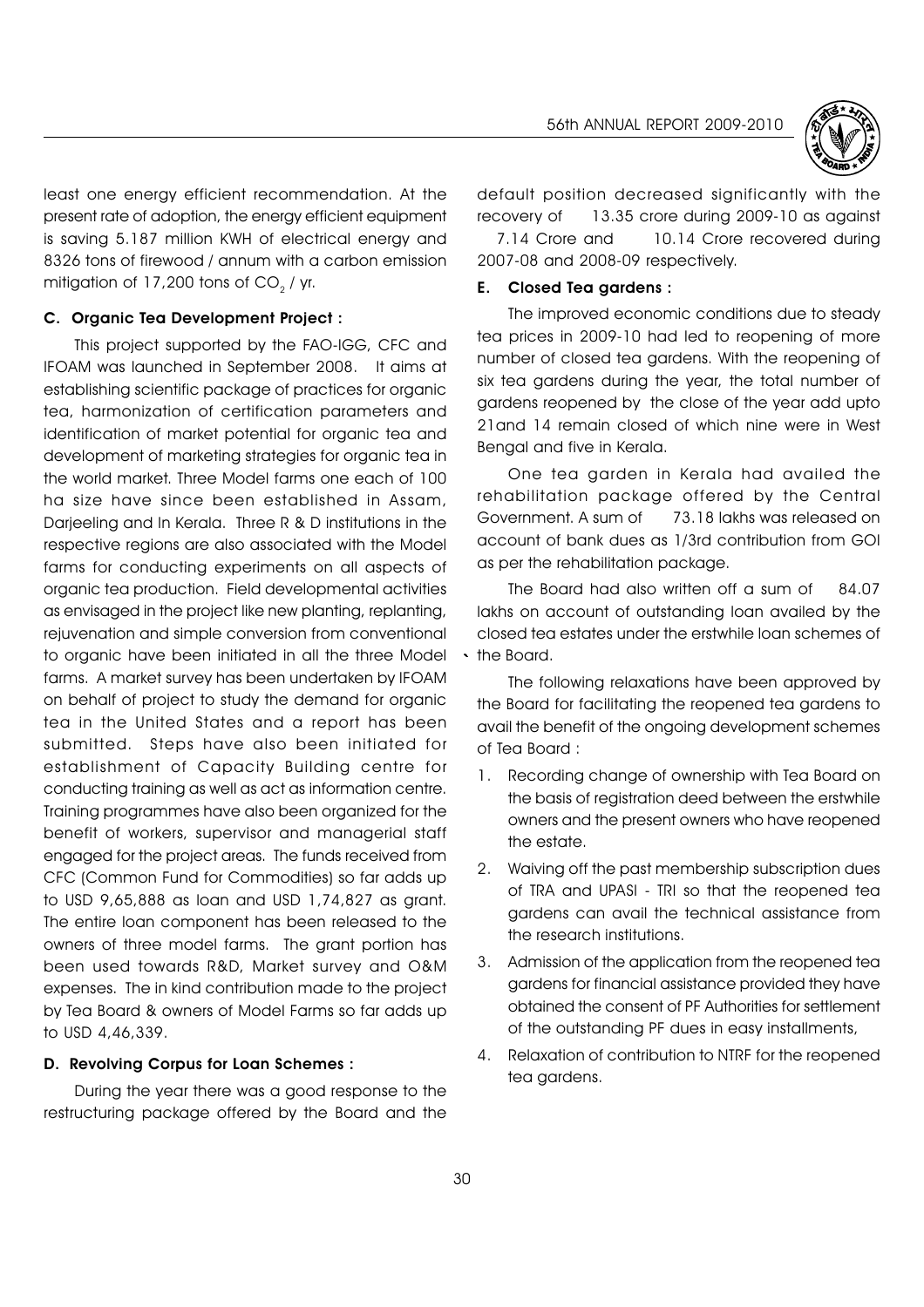least one energy efficient recommendation. At the present rate of adoption, the energy efficient equipment is saving 5.187 million KWH of electrical energy and 8326 tons of firewood / annum with a carbon emission mitigation of 17,200 tons of $CO_2$ / yr.

### C. Organic Tea Development Project :

This project supported by the FAO-IGG, CFC and IFOAM was launched in September 2008. It aims at establishing scientific package of practices for organic tea, harmonization of certification parameters and identification of market potential for organic tea and development of marketing strategies for organic tea in the world market. Three Model farms one each of 100 ha size have since been established in Assam, Darjeeling and In Kerala. Three R & D institutions in the respective regions are also associated with the Model farms for conducting experiments on all aspects of organic tea production. Field developmental activities as envisaged in the project like new planting, replanting, rejuvenation and simple conversion from conventional to organic have been initiated in all the three Model farms. A market survey has been undertaken by IFOAM on behalf of project to study the demand for organic tea in the United States and a report has been submitted. Steps have also been initiated for establishment of Capacity Building centre for conducting training as well as act as information centre. Training programmes have also been organized for the benefit of workers, supervisor and managerial staff engaged for the project areas. The funds received from CFC (Common Fund for Commodities) so far adds up to USD 9,65,888 as loan and USD 1,74,827 as grant. The entire loan component has been released to the owners of three model farms. The grant portion has been used towards R&D, Market survey and O&M expenses. The in kind contribution made to the project by Tea Board & owners of Model Farms so far adds up to USD 4,46,339.

### D. Revolving Corpus for Loan Schemes :

During the year there was a good response to the restructuring package offered by the Board and the default position decreased significantly with the recovery of 13.35 crore during 2009-10 as against 7.14 Crore and 10.14 Crore recovered during 2007-08 and 2008-09 respectively.

### E. Closed Tea gardens :

The improved economic conditions due to steady tea prices in 2009-10 had led to reopening of more number of closed tea gardens. With the reopening of six tea gardens during the year, the total number of gardens reopened by the close of the year add upto 21and 14 remain closed of which nine were in West Bengal and five in Kerala.

One tea garden in Kerala had availed the rehabilitation package offered by the Central Government. A sum of 73.18 lakhs was released on account of bank dues as 1/3rd contribution from GOI as per the rehabilitation package.

The Board had also written off a sum of 84.07 lakhs on account of outstanding loan availed by the closed tea estates under the erstwhile loan schemes of the Board.

The following relaxations have been approved by the Board for facilitating the reopened tea gardens to avail the benefit of the ongoing development schemes of Tea Board :

1. Recording change of ownership with Tea Board on the basis of registration deed between the erstwhile owners and the present owners who have reopened the estate.
2. Waiving off the past membership subscription dues of TRA and UPASI - TRI so that the reopened tea gardens can avail the technical assistance from the research institutions.
3. Admission of the application from the reopened tea gardens for financial assistance provided they have obtained the consent of PF Authorities for settlement of the outstanding PF dues in easy installments,
4. Relaxation of contribution to NTRF for the reopened tea gardens.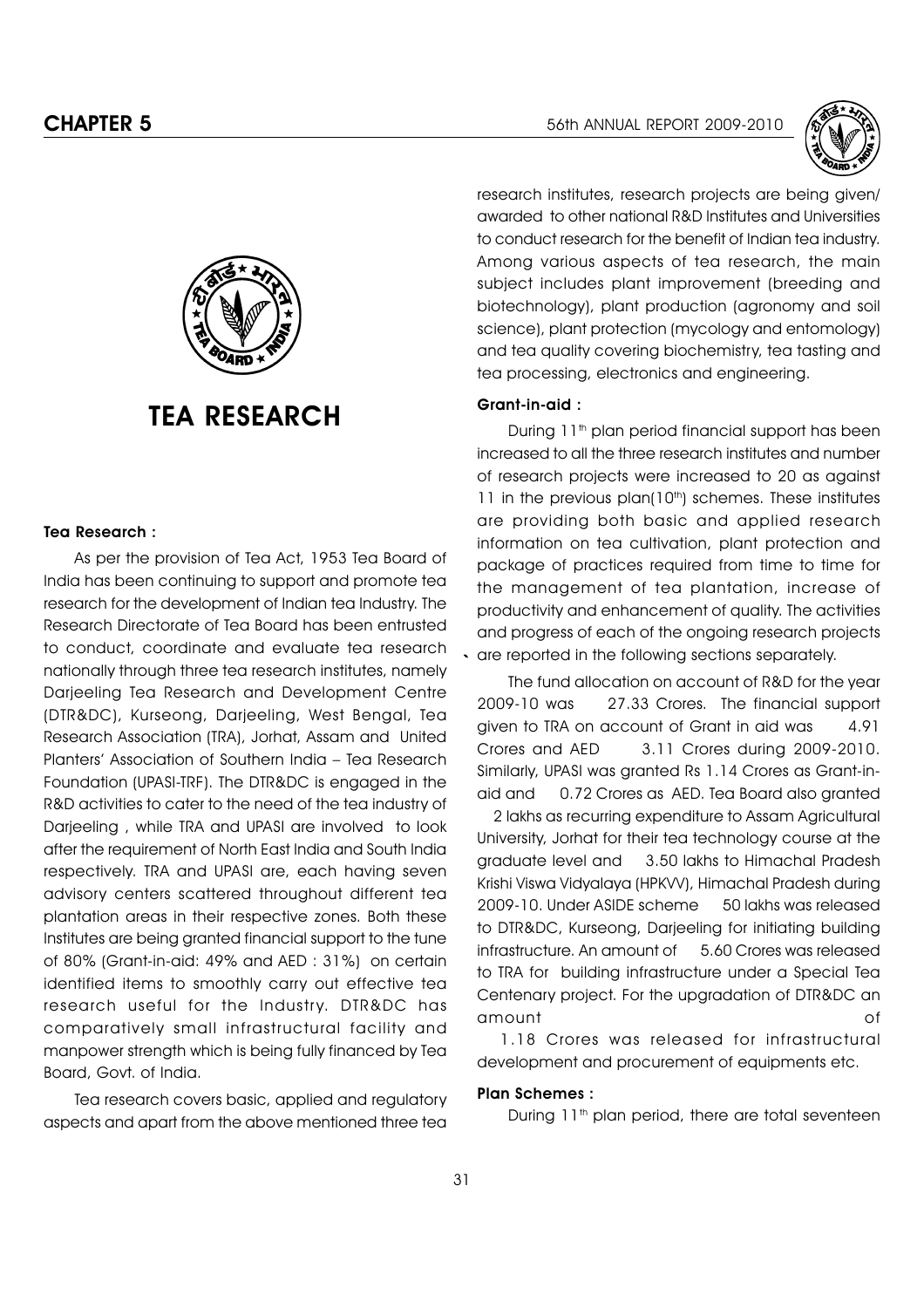# TEA RESEARCH

### Tea Research :

As per the provision of Tea Act, 1953 Tea Board of India has been continuing to support and promote tea research for the development of Indian tea Industry. The Research Directorate of Tea Board has been entrusted to conduct, coordinate and evaluate tea research nationally through three tea research institutes, namely Darjeeling Tea Research and Development Centre (DTR&DC), Kurseong, Darjeeling, West Bengal, Tea Research Association (TRA), Jorhat, Assam and United Planters' Association of Southern India – Tea Research Foundation (UPASI-TRF). The DTR&DC is engaged in the R&D activities to cater to the need of the tea industry of Darjeeling , while TRA and UPASI are involved to look after the requirement of North East India and South India respectively. TRA and UPASI are, each having seven advisory centers scattered throughout different tea plantation areas in their respective zones. Both these Institutes are being granted financial support to the tune of 80% (Grant-in-aid: 49% and AED : 31%) on certain identified items to smoothly carry out effective tea research useful for the Industry. DTR&DC has comparatively small infrastructural facility and manpower strength which is being fully financed by Tea Board, Govt. of India.

Tea research covers basic, applied and regulatory aspects and apart from the above mentioned three tea research institutes, research projects are being given/ awarded to other national R&D Institutes and Universities to conduct research for the benefit of Indian tea industry. Among various aspects of tea research, the main subject includes plant improvement (breeding and biotechnology), plant production (agronomy and soil science), plant protection (mycology and entomology) and tea quality covering biochemistry, tea tasting and tea processing, electronics and engineering.

### Grant-in-aid :

During 11th plan period financial support has been increased to all the three research institutes and number of research projects were increased to 20 as against 11 in the previous plan(10th) schemes. These institutes are providing both basic and applied research information on tea cultivation, plant protection and package of practices required from time to time for the management of tea plantation, increase of productivity and enhancement of quality. The activities and progress of each of the ongoing research projects are reported in the following sections separately.

The fund allocation on account of R&D for the year 2009-10 was 27.33 Crores. The financial support given to TRA on account of Grant in aid was 4.91 Crores and AED 3.11 Crores during 2009-2010. Similarly, UPASI was granted Rs 1.14 Crores as Grant-in-aid and 0.72 Crores as AED. Tea Board also granted 2 lakhs as recurring expenditure to Assam Agricultural University, Jorhat for their tea technology course at the graduate level and 3.50 lakhs to Himachal Pradesh Krishi Viswa Vidyalaya (HPKVV), Himachal Pradesh during 2009-10. Under ASIDE scheme 50 lakhs was released to DTR&DC, Kurseong, Darjeeling for initiating building infrastructure. An amount of 5.60 Crores was released to TRA for building infrastructure under a Special Tea Centenary project. For the upgradation of DTR&DC an amount of 1.18 Crores was released for infrastructural development and procurement of equipments etc.

### Plan Schemes :

During 11th plan period, there are total seventeen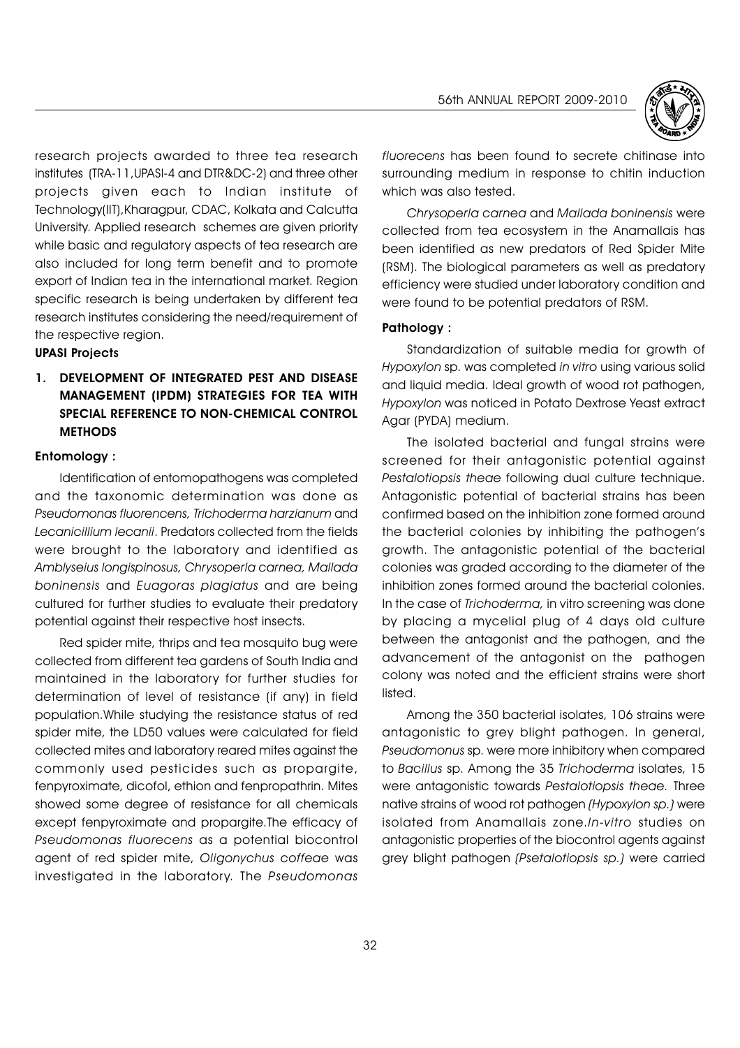research projects awarded to three tea research institutes (TRA-11,UPASI-4 and DTR&DC-2) and three other projects given each to Indian institute of Technology(IIT),Kharagpur, CDAC, Kolkata and Calcutta University. Applied research schemes are given priority while basic and regulatory aspects of tea research are also included for long term benefit and to promote export of Indian tea in the international market. Region specific research is being undertaken by different tea research institutes considering the need/requirement of the respective region.

**UPASI Projects**

## 1. DEVELOPMENT OF INTEGRATED PEST AND DISEASE MANAGEMENT (IPDM) STRATEGIES FOR TEA WITH SPECIAL REFERENCE TO NON-CHEMICAL CONTROL METHODS

**Entomology :**

Identification of entomopathogens was completed and the taxonomic determination was done as *Pseudomonas fluorencens, Trichoderma harzianum* and *Lecanicillium lecanii*. Predators collected from the fields were brought to the laboratory and identified as *Amblyseius longispinosus, Chrysoperla carnea, Mallada boninensis* and *Euagoras plagiatus* and are being cultured for further studies to evaluate their predatory potential against their respective host insects.

Red spider mite, thrips and tea mosquito bug were collected from different tea gardens of South India and maintained in the laboratory for further studies for determination of level of resistance (if any) in field population.While studying the resistance status of red spider mite, the LD50 values were calculated for field collected mites and laboratory reared mites against the commonly used pesticides such as propargite, fenpyroximate, dicofol, ethion and fenpropathrin. Mites showed some degree of resistance for all chemicals except fenpyroximate and propargite.The efficacy of *Pseudomonas fluorecens* as a potential biocontrol agent of red spider mite, *Oligonychus coffeae* was investigated in the laboratory. The *Pseudomonas fluorecens* has been found to secrete chitinase into surrounding medium in response to chitin induction which was also tested.

*Chrysoperla carnea* and *Mallada boninensis* were collected from tea ecosystem in the Anamallais has been identified as new predators of Red Spider Mite (RSM). The biological parameters as well as predatory efficiency were studied under laboratory condition and were found to be potential predators of RSM.

**Pathology :**

Standardization of suitable media for growth of *Hypoxylon* sp. was completed *in vitro* using various solid and liquid media. Ideal growth of wood rot pathogen, *Hypoxylon* was noticed in Potato Dextrose Yeast extract Agar (PYDA) medium.

The isolated bacterial and fungal strains were screened for their antagonistic potential against *Pestalotiopsis theae* following dual culture technique. Antagonistic potential of bacterial strains has been confirmed based on the inhibition zone formed around the bacterial colonies by inhibiting the pathogen's growth. The antagonistic potential of the bacterial colonies was graded according to the diameter of the inhibition zones formed around the bacterial colonies. In the case of *Trichoderma,* in vitro screening was done by placing a mycelial plug of 4 days old culture between the antagonist and the pathogen, and the advancement of the antagonist on the pathogen colony was noted and the efficient strains were short listed.

Among the 350 bacterial isolates, 106 strains were antagonistic to grey blight pathogen. In general, *Pseudomonus* sp. were more inhibitory when compared to *Bacillus* sp. Among the 35 *Trichoderma* isolates, 15 were antagonistic towards *Pestalotiopsis theae.* Three native strains of wood rot pathogen *(Hypoxylon sp.)* were isolated from Anamallais zone.*In-vitro* studies on antagonistic properties of the biocontrol agents against grey blight pathogen *(Psetalotiopsis sp.)* were carried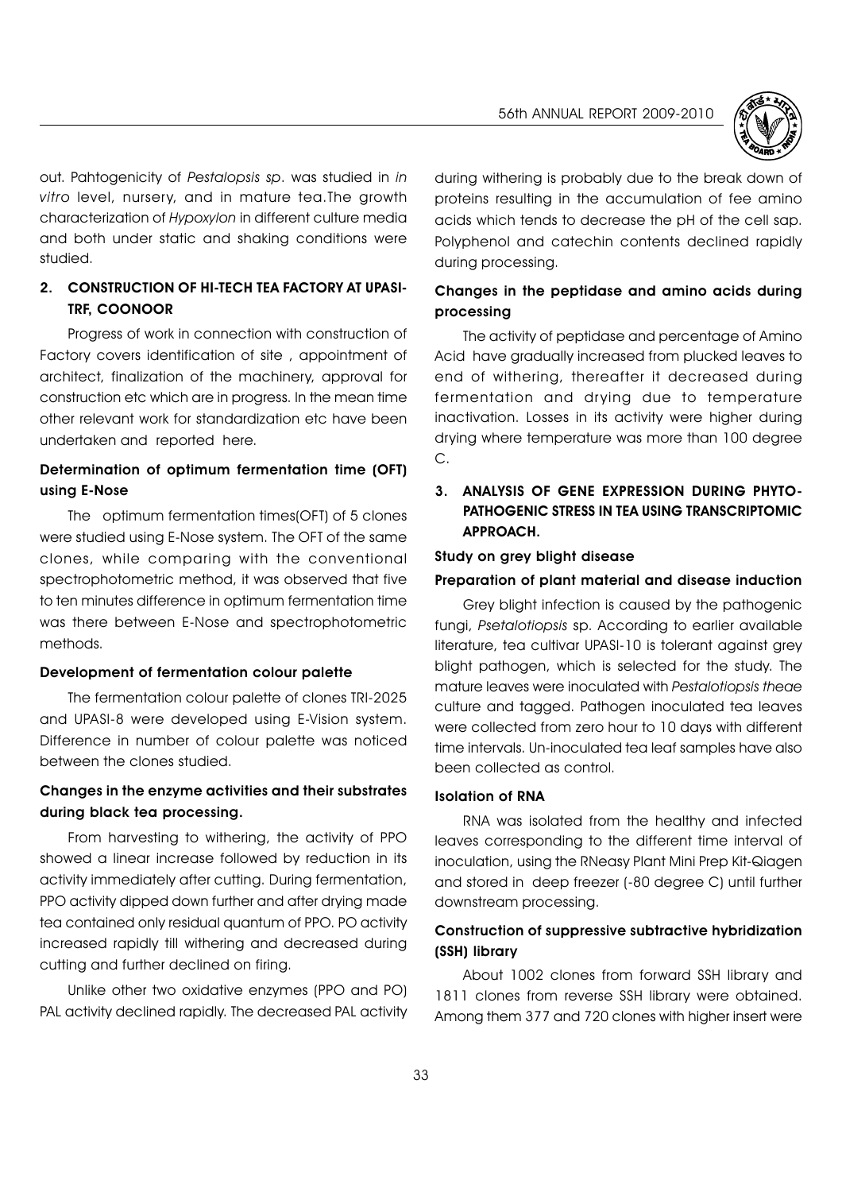out. Pahtogenicity of *Pestalopsis sp*. was studied in *in vitro* level, nursery, and in mature tea.The growth characterization of *Hypoxylon* in different culture media and both under static and shaking conditions were studied.

## 2. CONSTRUCTION OF HI-TECH TEA FACTORY AT UPASI-TRF, COONOOR

Progress of work in connection with construction of Factory covers identification of site , appointment of architect, finalization of the machinery, approval for construction etc which are in progress. In the mean time other relevant work for standardization etc have been undertaken and reported here.

### Determination of optimum fermentation time (OFT) using E-Nose

The optimum fermentation times(OFT) of 5 clones were studied using E-Nose system. The OFT of the same clones, while comparing with the conventional spectrophotometric method, it was observed that five to ten minutes difference in optimum fermentation time was there between E-Nose and spectrophotometric methods.

### Development of fermentation colour palette

The fermentation colour palette of clones TRI-2025 and UPASI-8 were developed using E-Vision system. Difference in number of colour palette was noticed between the clones studied.

### Changes in the enzyme activities and their substrates during black tea processing.

From harvesting to withering, the activity of PPO showed a linear increase followed by reduction in its activity immediately after cutting. During fermentation, PPO activity dipped down further and after drying made tea contained only residual quantum of PPO. PO activity increased rapidly till withering and decreased during cutting and further declined on firing.

Unlike other two oxidative enzymes (PPO and PO) PAL activity declined rapidly. The decreased PAL activity during withering is probably due to the break down of proteins resulting in the accumulation of fee amino acids which tends to decrease the pH of the cell sap. Polyphenol and catechin contents declined rapidly during processing.

### Changes in the peptidase and amino acids during processing

The activity of peptidase and percentage of Amino Acid have gradually increased from plucked leaves to end of withering, thereafter it decreased during fermentation and drying due to temperature inactivation. Losses in its activity were higher during drying where temperature was more than 100 degree C.

## 3. ANALYSIS OF GENE EXPRESSION DURING PHYTO-PATHOGENIC STRESS IN TEA USING TRANSCRIPTOMIC APPROACH.

### Study on grey blight disease

### Preparation of plant material and disease induction

Grey blight infection is caused by the pathogenic fungi, *Psetalotiopsis* sp. According to earlier available literature, tea cultivar UPASI-10 is tolerant against grey blight pathogen, which is selected for the study. The mature leaves were inoculated with *Pestalotiopsis theae* culture and tagged. Pathogen inoculated tea leaves were collected from zero hour to 10 days with different time intervals. Un-inoculated tea leaf samples have also been collected as control.

### Isolation of RNA

RNA was isolated from the healthy and infected leaves corresponding to the different time interval of inoculation, using the RNeasy Plant Mini Prep Kit-Qiagen and stored in deep freezer (-80 degree C) until further downstream processing.

### Construction of suppressive subtractive hybridization (SSH) library

About 1002 clones from forward SSH library and 1811 clones from reverse SSH library were obtained. Among them 377 and 720 clones with higher insert were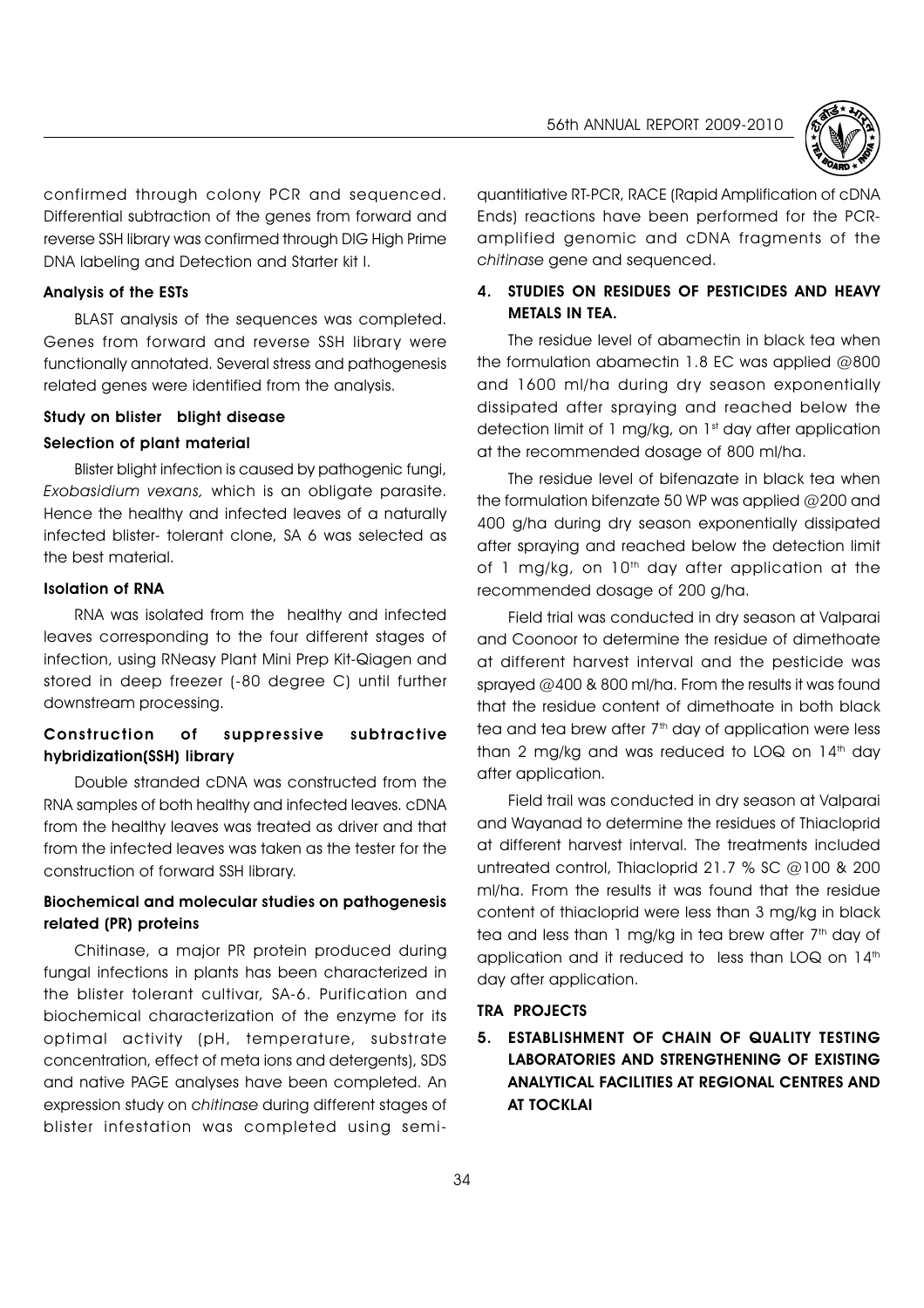confirmed through colony PCR and sequenced. Differential subtraction of the genes from forward and reverse SSH library was confirmed through DIG High Prime DNA labeling and Detection and Starter kit I.

**Analysis of the ESTs**

BLAST analysis of the sequences was completed. Genes from forward and reverse SSH library were functionally annotated. Several stress and pathogenesis related genes were identified from the analysis.

**Study on blister blight disease**

**Selection of plant material**

Blister blight infection is caused by pathogenic fungi, *Exobasidium vexans,* which is an obligate parasite. Hence the healthy and infected leaves of a naturally infected blister- tolerant clone, SA 6 was selected as the best material.

**Isolation of RNA**

RNA was isolated from the healthy and infected leaves corresponding to the four different stages of infection, using RNeasy Plant Mini Prep Kit-Qiagen and stored in deep freezer (-80 degree C) until further downstream processing.

**Construction of suppressive subtractive hybridization(SSH) library**

Double stranded cDNA was constructed from the RNA samples of both healthy and infected leaves. cDNA from the healthy leaves was treated as driver and that from the infected leaves was taken as the tester for the construction of forward SSH library.

**Biochemical and molecular studies on pathogenesis related (PR) proteins**

Chitinase, a major PR protein produced during fungal infections in plants has been characterized in the blister tolerant cultivar, SA-6. Purification and biochemical characterization of the enzyme for its optimal activity (pH, temperature, substrate concentration, effect of meta ions and detergents), SDS and native PAGE analyses have been completed. An expression study on *chitinase* during different stages of blister infestation was completed using semi-quantitiative RT-PCR, RACE (Rapid Amplification of cDNA Ends) reactions have been performed for the PCR-amplified genomic and cDNA fragments of the *chitinase* gene and sequenced.

## 4. STUDIES ON RESIDUES OF PESTICIDES AND HEAVY METALS IN TEA.

The residue level of abamectin in black tea when the formulation abamectin 1.8 EC was applied @800 and 1600 ml/ha during dry season exponentially dissipated after spraying and reached below the detection limit of 1 mg/kg, on 1st day after application at the recommended dosage of 800 ml/ha.

The residue level of bifenazate in black tea when the formulation bifenzate 50 WP was applied @200 and 400 g/ha during dry season exponentially dissipated after spraying and reached below the detection limit of 1 mg/kg, on 10th day after application at the recommended dosage of 200 g/ha.

Field trial was conducted in dry season at Valparai and Coonoor to determine the residue of dimethoate at different harvest interval and the pesticide was sprayed @400 & 800 ml/ha. From the results it was found that the residue content of dimethoate in both black tea and tea brew after 7th day of application were less than 2 mg/kg and was reduced to LOQ on 14th day after application.

Field trail was conducted in dry season at Valparai and Wayanad to determine the residues of Thiacloprid at different harvest interval. The treatments included untreated control, Thiacloprid 21.7 % SC @100 & 200 ml/ha. From the results it was found that the residue content of thiacloprid were less than 3 mg/kg in black tea and less than 1 mg/kg in tea brew after 7th day of application and it reduced to less than LOQ on 14th day after application.

**TRA PROJECTS**

## 5. ESTABLISHMENT OF CHAIN OF QUALITY TESTING LABORATORIES AND STRENGTHENING OF EXISTING ANALYTICAL FACILITIES AT REGIONAL CENTRES AND AT TOCKLAI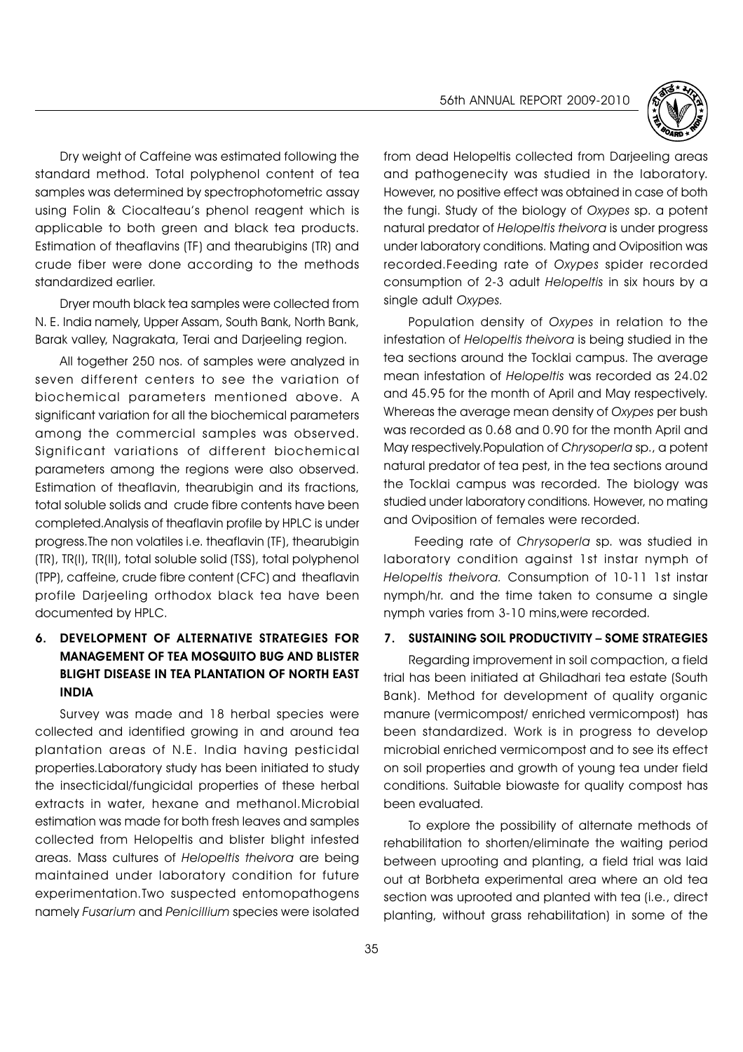Dry weight of Caffeine was estimated following the standard method. Total polyphenol content of tea samples was determined by spectrophotometric assay using Folin & Ciocalteau's phenol reagent which is applicable to both green and black tea products. Estimation of theaflavins (TF) and thearubigins (TR) and crude fiber were done according to the methods standardized earlier.

Dryer mouth black tea samples were collected from N. E. India namely, Upper Assam, South Bank, North Bank, Barak valley, Nagrakata, Terai and Darjeeling region.

All together 250 nos. of samples were analyzed in seven different centers to see the variation of biochemical parameters mentioned above. A significant variation for all the biochemical parameters among the commercial samples was observed. Significant variations of different biochemical parameters among the regions were also observed. Estimation of theaflavin, thearubigin and its fractions, total soluble solids and crude fibre contents have been completed.Analysis of theaflavin profile by HPLC is under progress.The non volatiles i.e. theaflavin (TF), thearubigin (TR), TR(I), TR(II), total soluble solid (TSS), total polyphenol (TPP), caffeine, crude fibre content (CFC) and theaflavin profile Darjeeling orthodox black tea have been documented by HPLC.

## 6. DEVELOPMENT OF ALTERNATIVE STRATEGIES FOR MANAGEMENT OF TEA MOSQUITO BUG AND BLISTER BLIGHT DISEASE IN TEA PLANTATION OF NORTH EAST INDIA

Survey was made and 18 herbal species were collected and identified growing in and around tea plantation areas of N.E. India having pesticidal properties.Laboratory study has been initiated to study the insecticidal/fungicidal properties of these herbal extracts in water, hexane and methanol.Microbial estimation was made for both fresh leaves and samples collected from Helopeltis and blister blight infested areas. Mass cultures of *Helopeltis theivora* are being maintained under laboratory condition for future experimentation.Two suspected entomopathogens namely *Fusarium* and *Penicillium* species were isolated from dead Helopeltis collected from Darjeeling areas and pathogenecity was studied in the laboratory. However, no positive effect was obtained in case of both the fungi. Study of the biology of *Oxypes* sp. a potent natural predator of *Helopeltis theivora* is under progress under laboratory conditions. Mating and Oviposition was recorded.Feeding rate of *Oxypes* spider recorded consumption of 2-3 adult *Helopeltis* in six hours by a single adult *Oxypes.*

Population density of *Oxypes* in relation to the infestation of *Helopeltis theivora* is being studied in the tea sections around the Tocklai campus. The average mean infestation of *Helopeltis* was recorded as 24.02 and 45.95 for the month of April and May respectively. Whereas the average mean density of *Oxypes* per bush was recorded as 0.68 and 0.90 for the month April and May respectively.Population of *Chrysoperla* sp., a potent natural predator of tea pest, in the tea sections around the Tocklai campus was recorded. The biology was studied under laboratory conditions. However, no mating and Oviposition of females were recorded.

Feeding rate of *Chrysoperla* sp. was studied in laboratory condition against 1st instar nymph of *Helopeltis theivora.* Consumption of 10-11 1st instar nymph/hr. and the time taken to consume a single nymph varies from 3-10 mins,were recorded.

## 7. SUSTAINING SOIL PRODUCTIVITY – SOME STRATEGIES

Regarding improvement in soil compaction, a field trial has been initiated at Ghiladhari tea estate (South Bank). Method for development of quality organic manure (vermicompost/ enriched vermicompost) has been standardized. Work is in progress to develop microbial enriched vermicompost and to see its effect on soil properties and growth of young tea under field conditions. Suitable biowaste for quality compost has been evaluated.

To explore the possibility of alternate methods of rehabilitation to shorten/eliminate the waiting period between uprooting and planting, a field trial was laid out at Borbheta experimental area where an old tea section was uprooted and planted with tea (i.e., direct planting, without grass rehabilitation) in some of the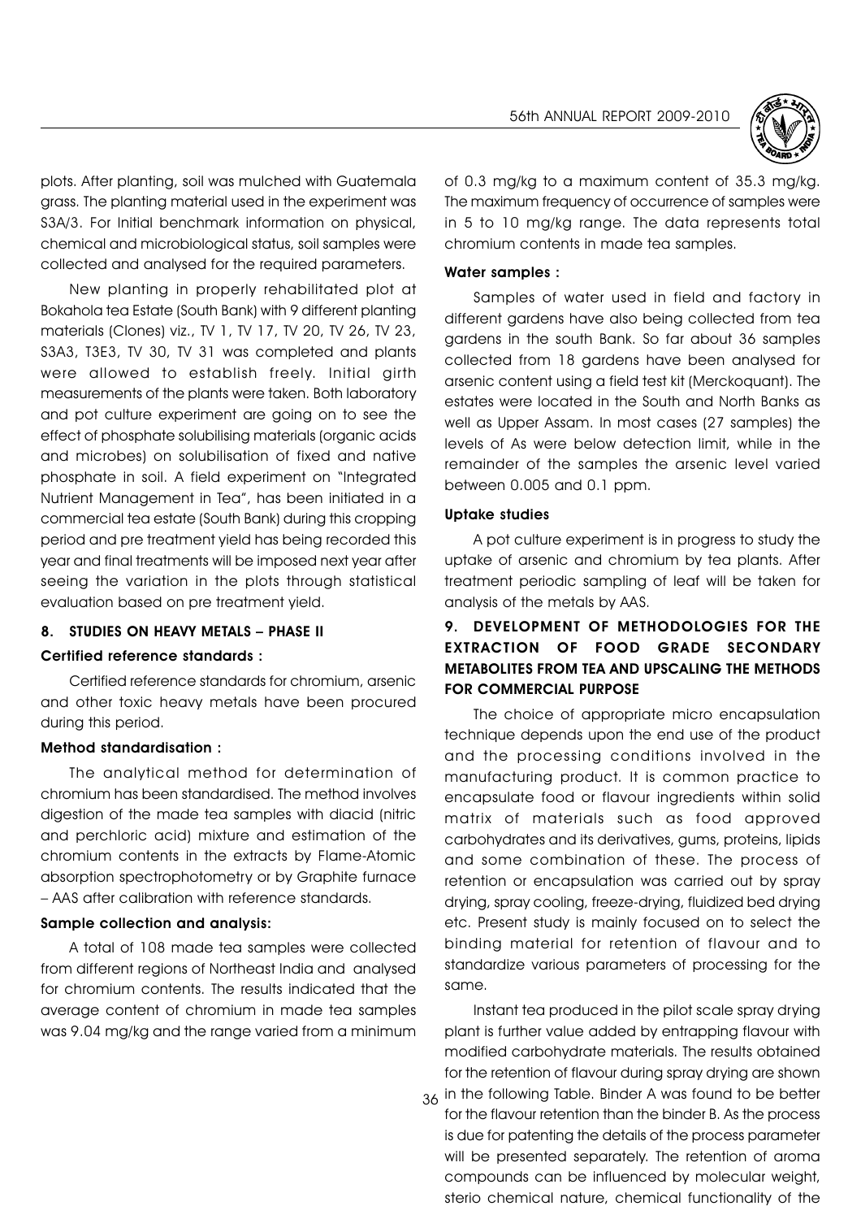plots. After planting, soil was mulched with Guatemala grass. The planting material used in the experiment was S3A/3. For Initial benchmark information on physical, chemical and microbiological status, soil samples were collected and analysed for the required parameters.

New planting in properly rehabilitated plot at Bokahola tea Estate (South Bank) with 9 different planting materials (Clones) viz., TV 1, TV 17, TV 20, TV 26, TV 23, S3A3, T3E3, TV 30, TV 31 was completed and plants were allowed to establish freely. Initial girth measurements of the plants were taken. Both laboratory and pot culture experiment are going on to see the effect of phosphate solubilising materials (organic acids and microbes) on solubilisation of fixed and native phosphate in soil. A field experiment on "Integrated Nutrient Management in Tea", has been initiated in a commercial tea estate (South Bank) during this cropping period and pre treatment yield has being recorded this year and final treatments will be imposed next year after seeing the variation in the plots through statistical evaluation based on pre treatment yield.

## 8. STUDIES ON HEAVY METALS – PHASE II

**Certified reference standards :**

Certified reference standards for chromium, arsenic and other toxic heavy metals have been procured during this period.

**Method standardisation :**

The analytical method for determination of chromium has been standardised. The method involves digestion of the made tea samples with diacid (nitric and perchloric acid) mixture and estimation of the chromium contents in the extracts by Flame-Atomic absorption spectrophotometry or by Graphite furnace – AAS after calibration with reference standards.

**Sample collection and analysis:**

A total of 108 made tea samples were collected from different regions of Northeast India and analysed for chromium contents. The results indicated that the average content of chromium in made tea samples was 9.04 mg/kg and the range varied from a minimum of 0.3 mg/kg to a maximum content of 35.3 mg/kg. The maximum frequency of occurrence of samples were in 5 to 10 mg/kg range. The data represents total chromium contents in made tea samples.

**Water samples :**

Samples of water used in field and factory in different gardens have also being collected from tea gardens in the south Bank. So far about 36 samples collected from 18 gardens have been analysed for arsenic content using a field test kit (Merckoquant). The estates were located in the South and North Banks as well as Upper Assam. In most cases (27 samples) the levels of As were below detection limit, while in the remainder of the samples the arsenic level varied between 0.005 and 0.1 ppm.

**Uptake studies**

A pot culture experiment is in progress to study the uptake of arsenic and chromium by tea plants. After treatment periodic sampling of leaf will be taken for analysis of the metals by AAS.

## 9. DEVELOPMENT OF METHODOLOGIES FOR THE EXTRACTION OF FOOD GRADE SECONDARY METABOLITES FROM TEA AND UPSCALING THE METHODS FOR COMMERCIAL PURPOSE

The choice of appropriate micro encapsulation technique depends upon the end use of the product and the processing conditions involved in the manufacturing product. It is common practice to encapsulate food or flavour ingredients within solid matrix of materials such as food approved carbohydrates and its derivatives, gums, proteins, lipids and some combination of these. The process of retention or encapsulation was carried out by spray drying, spray cooling, freeze-drying, fluidized bed drying etc. Present study is mainly focused on to select the binding material for retention of flavour and to standardize various parameters of processing for the same.

Instant tea produced in the pilot scale spray drying plant is further value added by entrapping flavour with modified carbohydrate materials. The results obtained for the retention of flavour during spray drying are shown in the following Table. Binder A was found to be better for the flavour retention than the binder B. As the process is due for patenting the details of the process parameter will be presented separately. The retention of aroma compounds can be influenced by molecular weight, sterio chemical nature, chemical functionality of the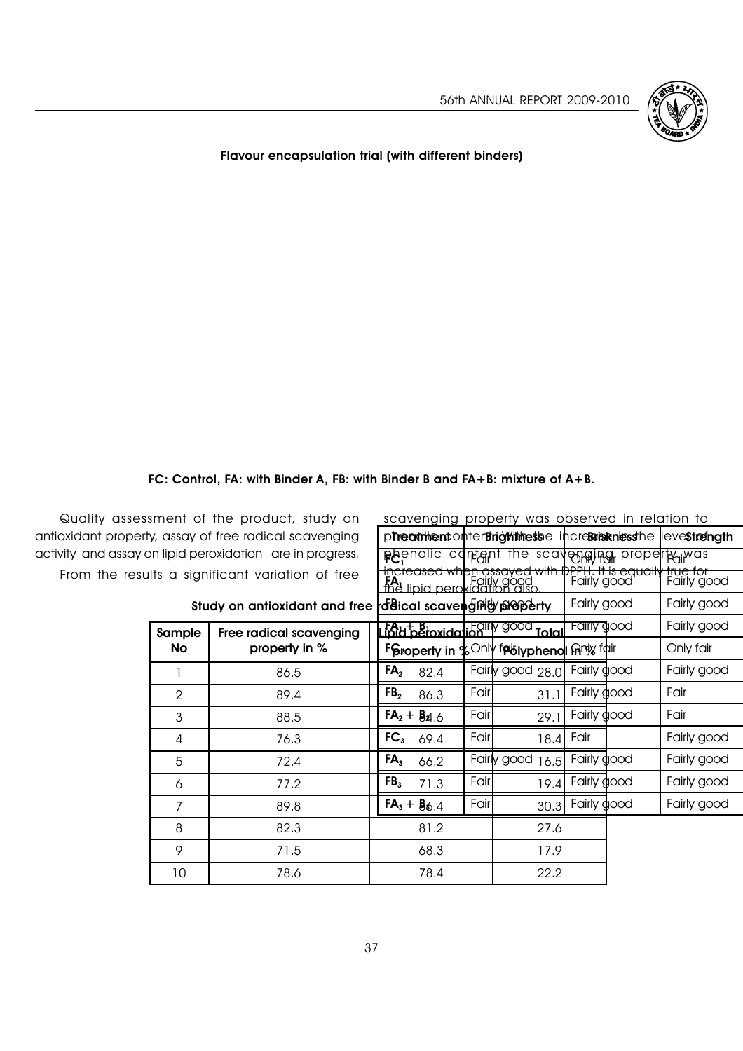**Flavour encapsulation trial (with different binders)**

| Treatment | Brightness | Briskness | Strength |
|---|---|---|---|
| $FC_1$ | Fair | Only fair | Fair |
| $FA_1$ | Fairly good | Fairly good | Fairly good |
| $FB_1$ | Fairly good | Fairly good | Fairly good |
| $FA_1 + B_1$ | Fairly good | Fairly good | Fairly good |
| $FC_2$ | Only fair | Only fair | Only fair |
| $FA_2$ | Fairly good | Fairly good | Fairly good |
| $FB_2$ | Fair | Fairly good | Fair |
| $FA_2 + B_2$ | Fair | Fairly good | Fair |
| $FC_3$ | Fair | Fair | Fairly good |
| $FA_3$ | Fairly good | Fairly good | Fairly good |
| $FB_3$ | Fair | Fairly good | Fairly good |
| $FA_3 + B_3$ | Fair | Fairly good | Fairly good |

**FC: Control, FA: with Binder A, FB: with Binder B and FA+B: mixture of A+B.**

Quality assessment of the product, study on antioxidant property, assay of free radical scavenging activity and assay on lipid peroxidation are in progress.

From the results a significant variation of free radical scavenging property was observed in relation to phenolic content. With the increase in the level of phenolic content the scavenging property was increased when assayed with DPPH. It is equally true for the lipid peroxidation also.

**Study on antioxidant and free radical scavenging property**

| Sample No | Free radical scavenging property in % | Lipid peroxidation property in % | Total Polyphenol in % |
|---|---|---|---|
| 1 | 86.5 | 82.4 | 28.0 |
| 2 | 89.4 | 86.3 | 31.1 |
| 3 | 88.5 | 84.6 | 29.1 |
| 4 | 76.3 | 69.4 | 18.4 |
| 5 | 72.4 | 66.2 | 16.5 |
| 6 | 77.2 | 71.3 | 19.4 |
| 7 | 89.8 | 86.4 | 30.3 |
| 8 | 82.3 | 81.2 | 27.6 |
| 9 | 71.5 | 68.3 | 17.9 |
| 10 | 78.6 | 78.4 | 22.2 |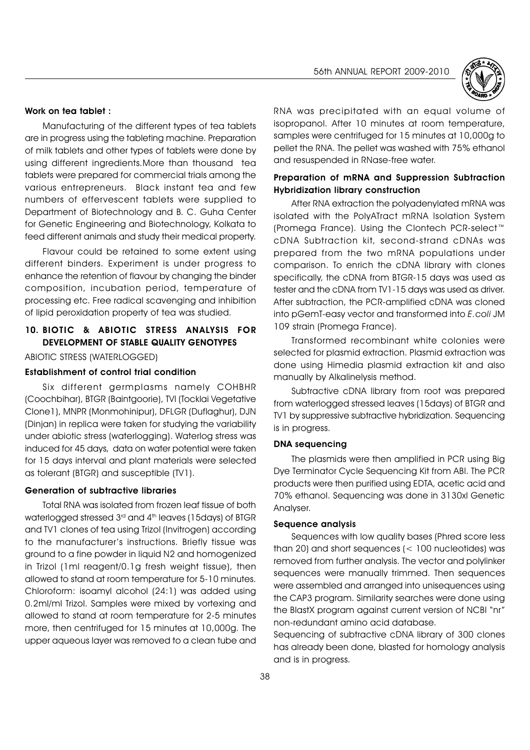**Work on tea tablet :**

Manufacturing of the different types of tea tablets are in progress using the tableting machine. Preparation of milk tablets and other types of tablets were done by using different ingredients.More than thousand tea tablets were prepared for commercial trials among the various entrepreneurs. Black instant tea and few numbers of effervescent tablets were supplied to Department of Biotechnology and B. C. Guha Center for Genetic Engineering and Biotechnology, Kolkata to feed different animals and study their medical property.

Flavour could be retained to some extent using different binders. Experiment is under progress to enhance the retention of flavour by changing the binder composition, incubation period, temperature of processing etc. Free radical scavenging and inhibition of lipid peroxidation property of tea was studied.

## 10. BIOTIC & ABIOTIC STRESS ANALYSIS FOR DEVELOPMENT OF STABLE QUALITY GENOTYPES

ABIOTIC STRESS (WATERLOGGED)

**Establishment of control trial condition**

Six different germplasms namely COHBHR (Coochbihar), BTGR (Baintgoorie), TVI (Tocklai Vegetative Clone1), MNPR (Monmohinipur), DFLGR (Duflaghur), DJN (Dinjan) in replica were taken for studying the variability under abiotic stress (waterlogging). Waterlog stress was induced for 45 days, data on water potential were taken for 15 days interval and plant materials were selected as tolerant (BTGR) and susceptible (TV1).

**Generation of subtractive libraries**

Total RNA was isolated from frozen leaf tissue of both waterlogged stressed 3rd and 4th leaves (15days) of BTGR and TV1 clones of tea using Trizol (Invitrogen) according to the manufacturer's instructions. Briefly tissue was ground to a fine powder in liquid N2 and homogenized in Trizol (1ml reagent/0.1g fresh weight tissue), then allowed to stand at room temperature for 5-10 minutes. Chloroform: isoamyl alcohol (24:1) was added using 0.2ml/ml Trizol. Samples were mixed by vortexing and allowed to stand at room temperature for 2-5 minutes more, then centrifuged for 15 minutes at 10,000g. The upper aqueous layer was removed to a clean tube and RNA was precipitated with an equal volume of isopropanol. After 10 minutes at room temperature, samples were centrifuged for 15 minutes at 10,000g to pellet the RNA. The pellet was washed with 75% ethanol and resuspended in RNase-free water.

**Preparation of mRNA and Suppression Subtraction Hybridization library construction**

After RNA extraction the polyadenylated mRNA was isolated with the PolyATract mRNA Isolation System (Promega France). Using the Clontech PCR-select™ cDNA Subtraction kit, second-strand cDNAs was prepared from the two mRNA populations under comparison. To enrich the cDNA library with clones specifically, the cDNA from BTGR-15 days was used as tester and the cDNA from TV1-15 days was used as driver. After subtraction, the PCR-amplified cDNA was cloned into pGemT-easy vector and transformed into *E.coli* JM 109 strain (Promega France).

Transformed recombinant white colonies were selected for plasmid extraction. Plasmid extraction was done using Himedia plasmid extraction kit and also manually by Alkalinelysis method.

Subtractive cDNA library from root was prepared from waterlogged stressed leaves (15days) of BTGR and TV1 by suppressive subtractive hybridization. Sequencing is in progress.

**DNA sequencing**

The plasmids were then amplified in PCR using Big Dye Terminator Cycle Sequencing Kit from ABI. The PCR products were then purified using EDTA, acetic acid and 70% ethanol. Sequencing was done in 3130xl Genetic Analyser.

**Sequence analysis**

Sequences with low quality bases (Phred score less than 20) and short sequences (< 100 nucleotides) was removed from further analysis. The vector and polylinker sequences were manually trimmed. Then sequences were assembled and arranged into unisequences using the CAP3 program. Similarity searches were done using the BlastX program against current version of NCBI "nr" non-redundant amino acid database.

Sequencing of subtractive cDNA library of 300 clones has already been done, blasted for homology analysis and is in progress.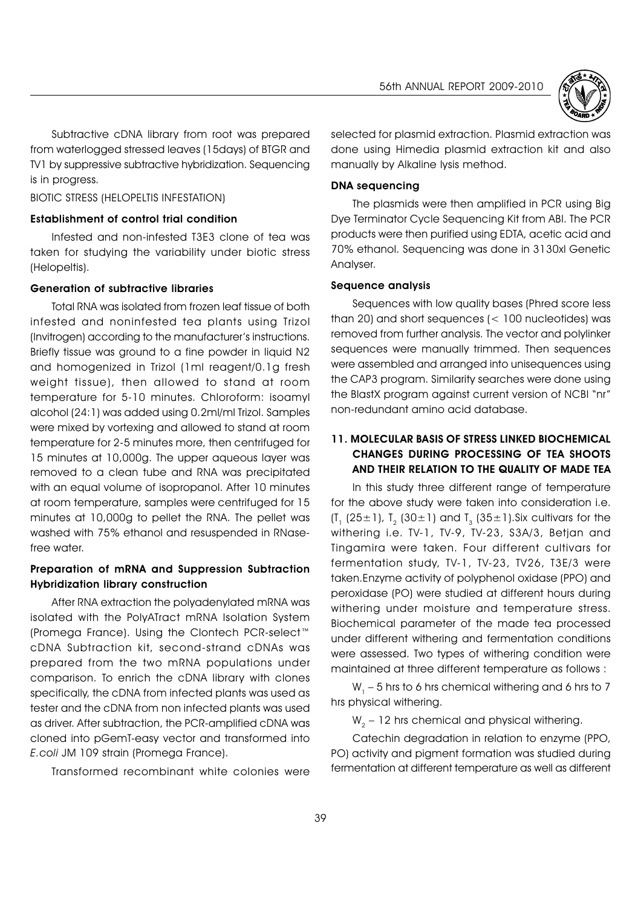Subtractive cDNA library from root was prepared from waterlogged stressed leaves (15days) of BTGR and TV1 by suppressive subtractive hybridization. Sequencing is in progress.

BIOTIC STRESS (HELOPELTIS INFESTATION)

#### Establishment of control trial condition

Infested and non-infested T3E3 clone of tea was taken for studying the variability under biotic stress (Helopeltis).

#### Generation of subtractive libraries

Total RNA was isolated from frozen leaf tissue of both infested and noninfested tea plants using Trizol (Invitrogen) according to the manufacturer's instructions. Briefly tissue was ground to a fine powder in liquid N2 and homogenized in Trizol (1ml reagent/0.1g fresh weight tissue), then allowed to stand at room temperature for 5-10 minutes. Chloroform: isoamyl alcohol (24:1) was added using 0.2ml/ml Trizol. Samples were mixed by vortexing and allowed to stand at room temperature for 2-5 minutes more, then centrifuged for 15 minutes at 10,000g. The upper aqueous layer was removed to a clean tube and RNA was precipitated with an equal volume of isopropanol. After 10 minutes at room temperature, samples were centrifuged for 15 minutes at 10,000g to pellet the RNA. The pellet was washed with 75% ethanol and resuspended in RNase-free water.

#### Preparation of mRNA and Suppression Subtraction Hybridization library construction

After RNA extraction the polyadenylated mRNA was isolated with the PolyATract mRNA Isolation System (Promega France). Using the Clontech PCR-select™ cDNA Subtraction kit, second-strand cDNAs was prepared from the two mRNA populations under comparison. To enrich the cDNA library with clones specifically, the cDNA from infected plants was used as tester and the cDNA from non infected plants was used as driver. After subtraction, the PCR-amplified cDNA was cloned into pGemT-easy vector and transformed into *E.coli* JM 109 strain (Promega France).

Transformed recombinant white colonies were selected for plasmid extraction. Plasmid extraction was done using Himedia plasmid extraction kit and also manually by Alkaline lysis method.

#### DNA sequencing

The plasmids were then amplified in PCR using Big Dye Terminator Cycle Sequencing Kit from ABI. The PCR products were then purified using EDTA, acetic acid and 70% ethanol. Sequencing was done in 3130xl Genetic Analyser.

#### Sequence analysis

Sequences with low quality bases (Phred score less than 20) and short sequences (< 100 nucleotides) was removed from further analysis. The vector and polylinker sequences were manually trimmed. Then sequences were assembled and arranged into unisequences using the CAP3 program. Similarity searches were done using the BlastX program against current version of NCBI "nr" non-redundant amino acid database.

### 11. MOLECULAR BASIS OF STRESS LINKED BIOCHEMICAL CHANGES DURING PROCESSING OF TEA SHOOTS AND THEIR RELATION TO THE QUALITY OF MADE TEA

In this study three different range of temperature for the above study were taken into consideration i.e. ($T_1$ (25±1), $T_2$ (30±1) and $T_3$ (35±1).Six cultivars for the withering i.e. TV-1, TV-9, TV-23, S3A/3, Betjan and Tingamira were taken. Four different cultivars for fermentation study, TV-1, TV-23, TV26, T3E/3 were taken.Enzyme activity of polyphenol oxidase (PPO) and peroxidase (PO) were studied at different hours during withering under moisture and temperature stress. Biochemical parameter of the made tea processed under different withering and fermentation conditions were assessed. Two types of withering condition were maintained at three different temperature as follows :

$W_1$ – 5 hrs to 6 hrs chemical withering and 6 hrs to 7 hrs physical withering.

$W_2$ – 12 hrs chemical and physical withering.

Catechin degradation in relation to enzyme (PPO, PO) activity and pigment formation was studied during fermentation at different temperature as well as different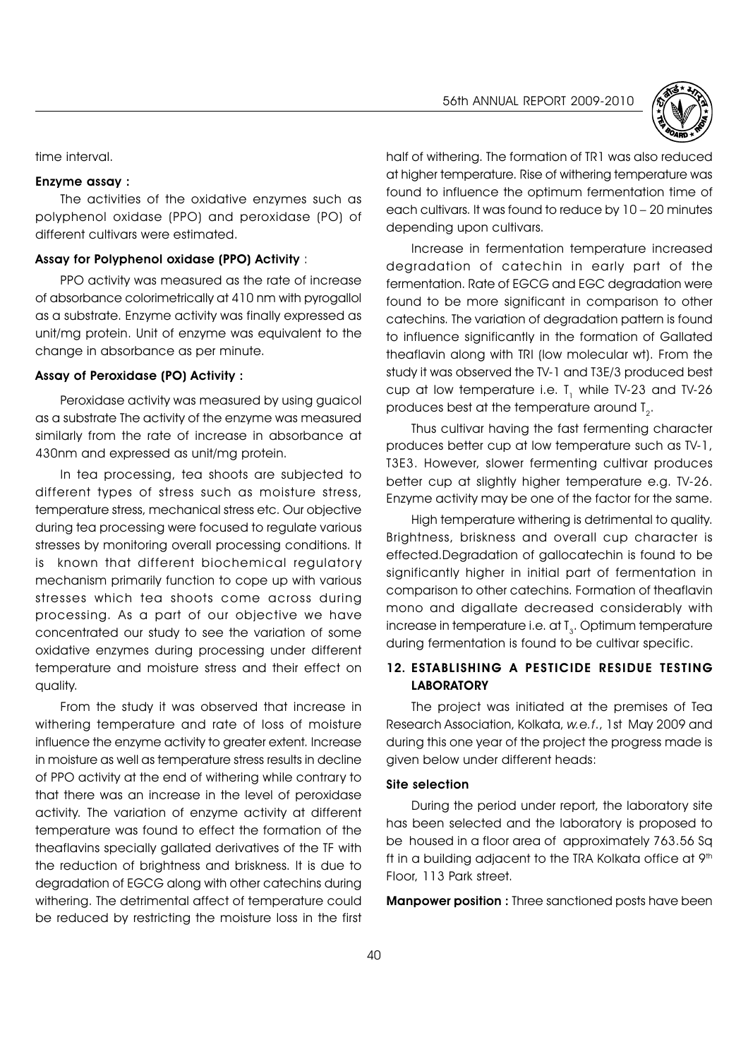time interval.

**Enzyme assay :**

The activities of the oxidative enzymes such as polyphenol oxidase (PPO) and peroxidase (PO) of different cultivars were estimated.

**Assay for Polyphenol oxidase (PPO) Activity** :

PPO activity was measured as the rate of increase of absorbance colorimetrically at 410 nm with pyrogallol as a substrate. Enzyme activity was finally expressed as unit/mg protein. Unit of enzyme was equivalent to the change in absorbance as per minute.

**Assay of Peroxidase (PO) Activity :**

Peroxidase activity was measured by using guaicol as a substrate The activity of the enzyme was measured similarly from the rate of increase in absorbance at 430nm and expressed as unit/mg protein.

In tea processing, tea shoots are subjected to different types of stress such as moisture stress, temperature stress, mechanical stress etc. Our objective during tea processing were focused to regulate various stresses by monitoring overall processing conditions. It is known that different biochemical regulatory mechanism primarily function to cope up with various stresses which tea shoots come across during processing. As a part of our objective we have concentrated our study to see the variation of some oxidative enzymes during processing under different temperature and moisture stress and their effect on quality.

From the study it was observed that increase in withering temperature and rate of loss of moisture influence the enzyme activity to greater extent. Increase in moisture as well as temperature stress results in decline of PPO activity at the end of withering while contrary to that there was an increase in the level of peroxidase activity. The variation of enzyme activity at different temperature was found to effect the formation of the theaflavins specially gallated derivatives of the TF with the reduction of brightness and briskness. It is due to degradation of EGCG along with other catechins during withering. The detrimental affect of temperature could be reduced by restricting the moisture loss in the first half of withering. The formation of TR1 was also reduced at higher temperature. Rise of withering temperature was found to influence the optimum fermentation time of each cultivars. It was found to reduce by 10 – 20 minutes depending upon cultivars.

Increase in fermentation temperature increased degradation of catechin in early part of the fermentation. Rate of EGCG and EGC degradation were found to be more significant in comparison to other catechins. The variation of degradation pattern is found to influence significantly in the formation of Gallated theaflavin along with TRI (low molecular wt). From the study it was observed the TV-1 and T3E/3 produced best cup at low temperature i.e. $T_1$ while TV-23 and TV-26 produces best at the temperature around $T_2$.

Thus cultivar having the fast fermenting character produces better cup at low temperature such as TV-1, T3E3. However, slower fermenting cultivar produces better cup at slightly higher temperature e.g. TV-26. Enzyme activity may be one of the factor for the same.

High temperature withering is detrimental to quality. Brightness, briskness and overall cup character is effected.Degradation of gallocatechin is found to be significantly higher in initial part of fermentation in comparison to other catechins. Formation of theaflavin mono and digallate decreased considerably with increase in temperature i.e. at $T_3$. Optimum temperature during fermentation is found to be cultivar specific.

## 12. ESTABLISHING A PESTICIDE RESIDUE TESTING LABORATORY

The project was initiated at the premises of Tea Research Association, Kolkata, *w.e.f.*, 1st May 2009 and during this one year of the project the progress made is given below under different heads:

**Site selection**

During the period under report, the laboratory site has been selected and the laboratory is proposed to be housed in a floor area of approximately 763.56 Sq ft in a building adjacent to the TRA Kolkata office at 9th Floor, 113 Park street.

**Manpower position :** Three sanctioned posts have been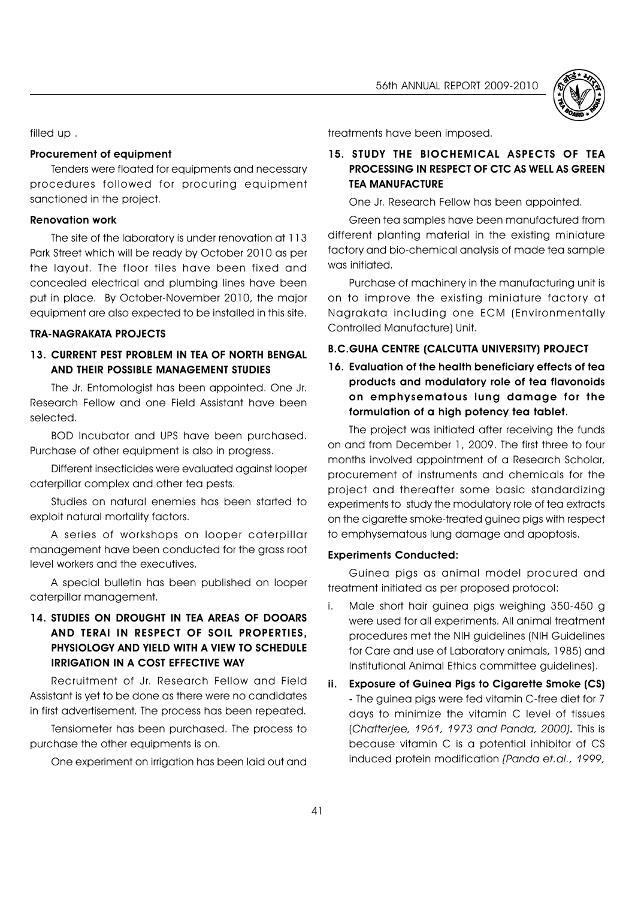filled up .

**Procurement of equipment**

Tenders were floated for equipments and necessary procedures followed for procuring equipment sanctioned in the project.

**Renovation work**

The site of the laboratory is under renovation at 113 Park Street which will be ready by October 2010 as per the layout. The floor tiles have been fixed and concealed electrical and plumbing lines have been put in place. By October-November 2010, the major equipment are also expected to be installed in this site.

## TRA-NAGRAKATA PROJECTS

### 13. CURRENT PEST PROBLEM IN TEA OF NORTH BENGAL AND THEIR POSSIBLE MANAGEMENT STUDIES

The Jr. Entomologist has been appointed. One Jr. Research Fellow and one Field Assistant have been selected.

BOD Incubator and UPS have been purchased. Purchase of other equipment is also in progress.

Different insecticides were evaluated against looper caterpillar complex and other tea pests.

Studies on natural enemies has been started to exploit natural mortality factors.

A series of workshops on looper caterpillar management have been conducted for the grass root level workers and the executives.

A special bulletin has been published on looper caterpillar management.

### 14. STUDIES ON DROUGHT IN TEA AREAS OF DOOARS AND TERAI IN RESPECT OF SOIL PROPERTIES, PHYSIOLOGY AND YIELD WITH A VIEW TO SCHEDULE IRRIGATION IN A COST EFFECTIVE WAY

Recruitment of Jr. Research Fellow and Field Assistant is yet to be done as there were no candidates in first advertisement. The process has been repeated.

Tensiometer has been purchased. The process to purchase the other equipments is on.

One experiment on irrigation has been laid out and treatments have been imposed.

### 15. STUDY THE BIOCHEMICAL ASPECTS OF TEA PROCESSING IN RESPECT OF CTC AS WELL AS GREEN TEA MANUFACTURE

One Jr. Research Fellow has been appointed.

Green tea samples have been manufactured from different planting material in the existing miniature factory and bio-chemical analysis of made tea sample was initiated.

Purchase of machinery in the manufacturing unit is on to improve the existing miniature factory at Nagrakata including one ECM (Environmentally Controlled Manufacture) Unit.

## B.C.GUHA CENTRE (CALCUTTA UNIVERSITY) PROJECT

### 16. Evaluation of the health beneficiary effects of tea products and modulatory role of tea flavonoids on emphysematous lung damage for the formulation of a high potency tea tablet.

The project was initiated after receiving the funds on and from December 1, 2009. The first three to four months involved appointment of a Research Scholar, procurement of instruments and chemicals for the project and thereafter some basic standardizing experiments to study the modulatory role of tea extracts on the cigarette smoke-treated guinea pigs with respect to emphysematous lung damage and apoptosis.

**Experiments Conducted:**

Guinea pigs as animal model procured and treatment initiated as per proposed protocol:

i. Male short hair guinea pigs weighing 350-450 g were used for all experiments. All animal treatment procedures met the NIH guidelines (NIH Guidelines for Care and use of Laboratory animals, 1985) and Institutional Animal Ethics committee guidelines).

ii. **Exposure of Guinea Pigs to Cigarette Smoke (CS)** - The guinea pigs were fed vitamin C-free diet for 7 days to minimize the vitamin C level of tissues (*Chatterjee, 1961, 1973 and Panda, 2000)*. This is because vitamin C is a potential inhibitor of CS induced protein modification *(Panda et.al., 1999,*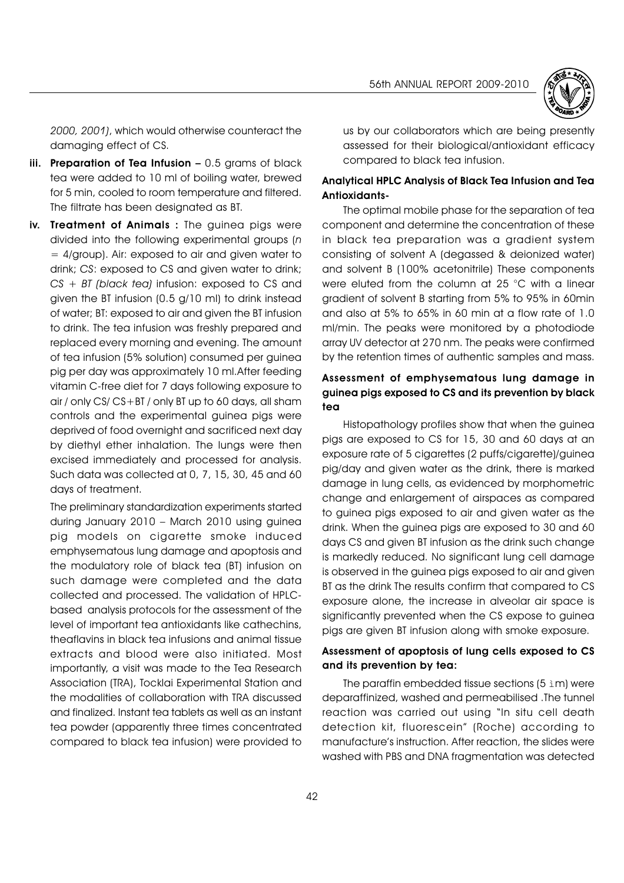2000, 2001), which would otherwise counteract the damaging effect of CS.

iii. **Preparation of Tea Infusion –** 0.5 grams of black tea were added to 10 ml of boiling water, brewed for 5 min, cooled to room temperature and filtered. The filtrate has been designated as BT.

iv. **Treatment of Animals :** The guinea pigs were divided into the following experimental groups (*n* = 4/group). Air: exposed to air and given water to drink; *CS*: exposed to CS and given water to drink; *CS + BT (black tea)* infusion: exposed to CS and given the BT infusion (0.5 g/10 ml) to drink instead of water; BT: exposed to air and given the BT infusion to drink. The tea infusion was freshly prepared and replaced every morning and evening. The amount of tea infusion (5% solution) consumed per guinea pig per day was approximately 10 ml.After feeding vitamin C-free diet for 7 days following exposure to air / only CS/ CS+BT / only BT up to 60 days, all sham controls and the experimental guinea pigs were deprived of food overnight and sacrificed next day by diethyl ether inhalation. The lungs were then excised immediately and processed for analysis. Such data was collected at 0, 7, 15, 30, 45 and 60 days of treatment.

The preliminary standardization experiments started during January 2010 – March 2010 using guinea pig models on cigarette smoke induced emphysematous lung damage and apoptosis and the modulatory role of black tea (BT) infusion on such damage were completed and the data collected and processed. The validation of HPLC-based analysis protocols for the assessment of the level of important tea antioxidants like cathechins, theaflavins in black tea infusions and animal tissue extracts and blood were also initiated. Most importantly, a visit was made to the Tea Research Association (TRA), Tocklai Experimental Station and the modalities of collaboration with TRA discussed and finalized. Instant tea tablets as well as an instant tea powder (apparently three times concentrated compared to black tea infusion) were provided to us by our collaborators which are being presently assessed for their biological/antioxidant efficacy compared to black tea infusion.

### Analytical HPLC Analysis of Black Tea Infusion and Tea Antioxidants-

The optimal mobile phase for the separation of tea component and determine the concentration of these in black tea preparation was a gradient system consisting of solvent A (degassed & deionized water) and solvent B (100% acetonitrile) These components were eluted from the column at 25 °C with a linear gradient of solvent B starting from 5% to 95% in 60min and also at 5% to 65% in 60 min at a flow rate of 1.0 ml/min. The peaks were monitored by a photodiode array UV detector at 270 nm. The peaks were confirmed by the retention times of authentic samples and mass.

### Assessment of emphysematous lung damage in guinea pigs exposed to CS and its prevention by black tea

Histopathology profiles show that when the guinea pigs are exposed to CS for 15, 30 and 60 days at an exposure rate of 5 cigarettes (2 puffs/cigarette)/guinea pig/day and given water as the drink, there is marked damage in lung cells, as evidenced by morphometric change and enlargement of airspaces as compared to guinea pigs exposed to air and given water as the drink. When the guinea pigs are exposed to 30 and 60 days CS and given BT infusion as the drink such change is markedly reduced. No significant lung cell damage is observed in the guinea pigs exposed to air and given BT as the drink The results confirm that compared to CS exposure alone, the increase in alveolar air space is significantly prevented when the CS expose to guinea pigs are given BT infusion along with smoke exposure.

### Assessment of apoptosis of lung cells exposed to CS and its prevention by tea:

The paraffin embedded tissue sections (5 ìm) were deparaffinized, washed and permeabilised .The tunnel reaction was carried out using "In situ cell death detection kit, fluorescein" (Roche) according to manufacture's instruction. After reaction, the slides were washed with PBS and DNA fragmentation was detected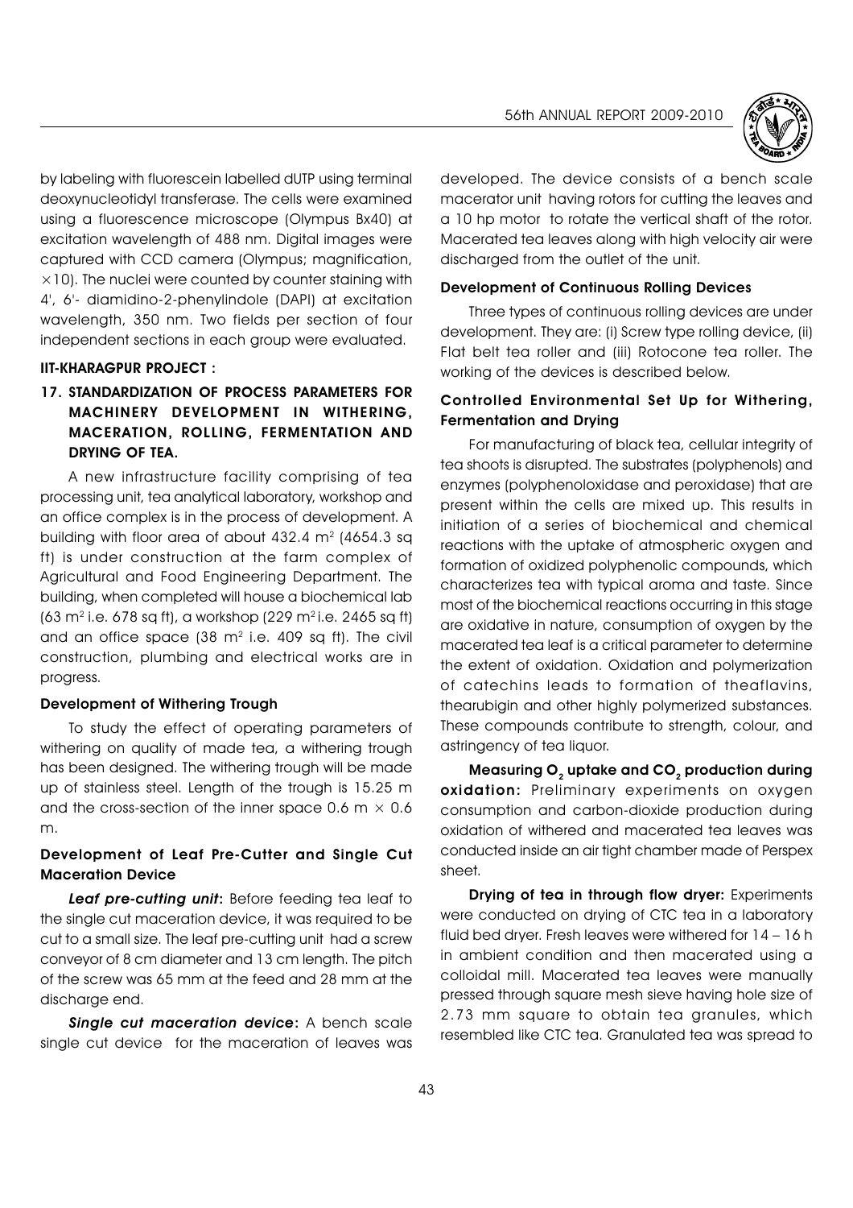by labeling with fluorescein labelled dUTP using terminal deoxynucleotidyl transferase. The cells were examined using a fluorescence microscope (Olympus Bx40) at excitation wavelength of 488 nm. Digital images were captured with CCD camera (Olympus; magnification, $\times$10). The nuclei were counted by counter staining with 4', 6'- diamidino-2-phenylindole (DAPI) at excitation wavelength, 350 nm. Two fields per section of four independent sections in each group were evaluated.

### IIT-KHARAGPUR PROJECT :

### 17. STANDARDIZATION OF PROCESS PARAMETERS FOR MACHINERY DEVELOPMENT IN WITHERING, MACERATION, ROLLING, FERMENTATION AND DRYING OF TEA.

A new infrastructure facility comprising of tea processing unit, tea analytical laboratory, workshop and an office complex is in the process of development. A building with floor area of about 432.4 m$^2$ (4654.3 sq ft) is under construction at the farm complex of Agricultural and Food Engineering Department. The building, when completed will house a biochemical lab (63 m$^2$ i.e. 678 sq ft), a workshop (229 m$^2$ i.e. 2465 sq ft) and an office space (38 m$^2$ i.e. 409 sq ft). The civil construction, plumbing and electrical works are in progress.

#### Development of Withering Trough

To study the effect of operating parameters of withering on quality of made tea, a withering trough has been designed. The withering trough will be made up of stainless steel. Length of the trough is 15.25 m and the cross-section of the inner space 0.6 m $\times$ 0.6 m.

#### Development of Leaf Pre-Cutter and Single Cut Maceration Device

***Leaf pre-cutting unit*:** Before feeding tea leaf to the single cut maceration device, it was required to be cut to a small size. The leaf pre-cutting unit had a screw conveyor of 8 cm diameter and 13 cm length. The pitch of the screw was 65 mm at the feed and 28 mm at the discharge end.

***Single cut maceration device*:** A bench scale single cut device for the maceration of leaves was developed. The device consists of a bench scale macerator unit having rotors for cutting the leaves and a 10 hp motor to rotate the vertical shaft of the rotor. Macerated tea leaves along with high velocity air were discharged from the outlet of the unit.

#### Development of Continuous Rolling Devices

Three types of continuous rolling devices are under development. They are: (i) Screw type rolling device, (ii) Flat belt tea roller and (iii) Rotocone tea roller. The working of the devices is described below.

#### Controlled Environmental Set Up for Withering, Fermentation and Drying

For manufacturing of black tea, cellular integrity of tea shoots is disrupted. The substrates (polyphenols) and enzymes (polyphenoloxidase and peroxidase) that are present within the cells are mixed up. This results in initiation of a series of biochemical and chemical reactions with the uptake of atmospheric oxygen and formation of oxidized polyphenolic compounds, which characterizes tea with typical aroma and taste. Since most of the biochemical reactions occurring in this stage are oxidative in nature, consumption of oxygen by the macerated tea leaf is a critical parameter to determine the extent of oxidation. Oxidation and polymerization of catechins leads to formation of theaflavins, thearubigin and other highly polymerized substances. These compounds contribute to strength, colour, and astringency of tea liquor.

**Measuring $O_2$ uptake and $CO_2$ production during oxidation:** Preliminary experiments on oxygen consumption and carbon-dioxide production during oxidation of withered and macerated tea leaves was conducted inside an air tight chamber made of Perspex sheet.

**Drying of tea in through flow dryer:** Experiments were conducted on drying of CTC tea in a laboratory fluid bed dryer. Fresh leaves were withered for 14 – 16 h in ambient condition and then macerated using a colloidal mill. Macerated tea leaves were manually pressed through square mesh sieve having hole size of 2.73 mm square to obtain tea granules, which resembled like CTC tea. Granulated tea was spread to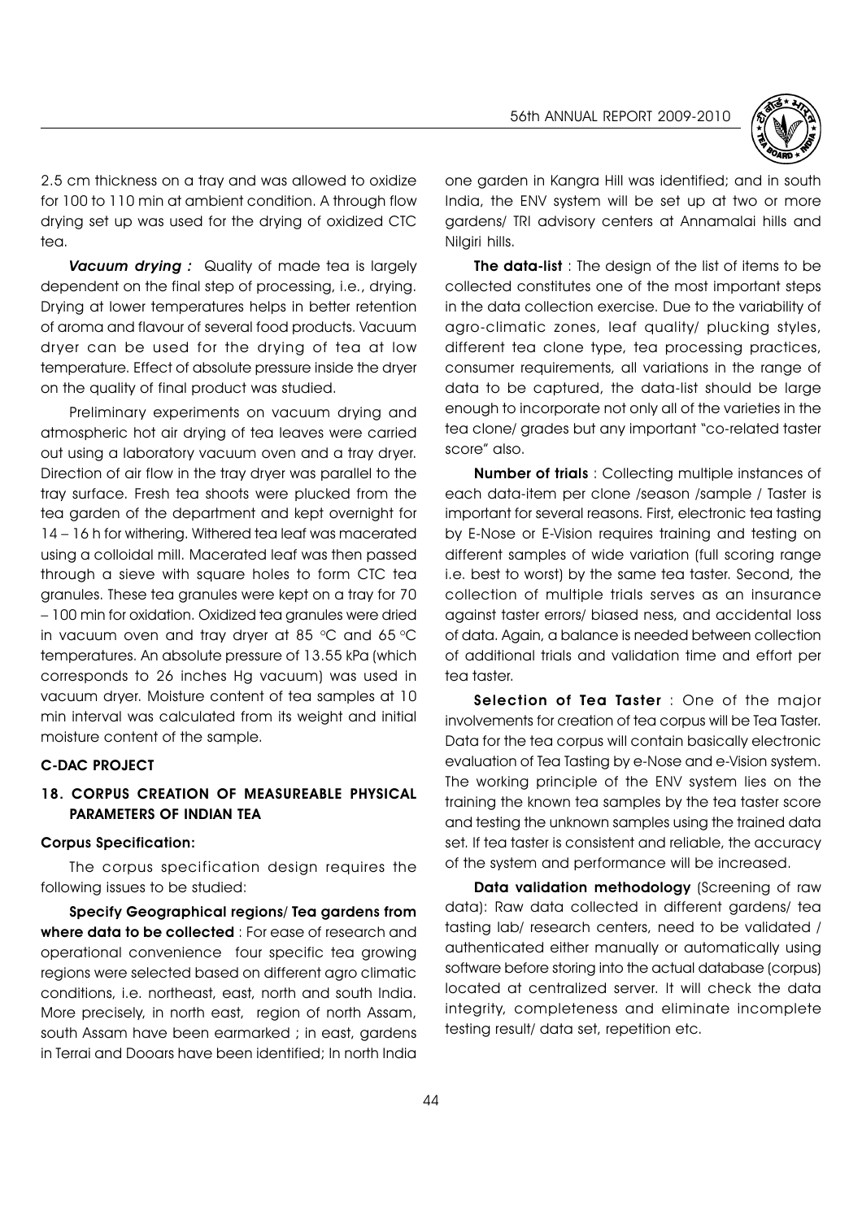2.5 cm thickness on a tray and was allowed to oxidize for 100 to 110 min at ambient condition. A through flow drying set up was used for the drying of oxidized CTC tea.

***Vacuum drying :*** Quality of made tea is largely dependent on the final step of processing, i.e., drying. Drying at lower temperatures helps in better retention of aroma and flavour of several food products. Vacuum dryer can be used for the drying of tea at low temperature. Effect of absolute pressure inside the dryer on the quality of final product was studied.

Preliminary experiments on vacuum drying and atmospheric hot air drying of tea leaves were carried out using a laboratory vacuum oven and a tray dryer. Direction of air flow in the tray dryer was parallel to the tray surface. Fresh tea shoots were plucked from the tea garden of the department and kept overnight for 14 – 16 h for withering. Withered tea leaf was macerated using a colloidal mill. Macerated leaf was then passed through a sieve with square holes to form CTC tea granules. These tea granules were kept on a tray for 70 – 100 min for oxidation. Oxidized tea granules were dried in vacuum oven and tray dryer at 85 °C and 65 °C temperatures. An absolute pressure of 13.55 kPa (which corresponds to 26 inches Hg vacuum) was used in vacuum dryer. Moisture content of tea samples at 10 min interval was calculated from its weight and initial moisture content of the sample.

## C-DAC PROJECT

## 18. CORPUS CREATION OF MEASUREABLE PHYSICAL PARAMETERS OF INDIAN TEA

### Corpus Specification:

The corpus specification design requires the following issues to be studied:

**Specify Geographical regions/ Tea gardens from where data to be collected** : For ease of research and operational convenience four specific tea growing regions were selected based on different agro climatic conditions, i.e. northeast, east, north and south India. More precisely, in north east, region of north Assam, south Assam have been earmarked ; in east, gardens in Terrai and Dooars have been identified; In north India one garden in Kangra Hill was identified; and in south India, the ENV system will be set up at two or more gardens/ TRI advisory centers at Annamalai hills and Nilgiri hills.

**The data-list** : The design of the list of items to be collected constitutes one of the most important steps in the data collection exercise. Due to the variability of agro-climatic zones, leaf quality/ plucking styles, different tea clone type, tea processing practices, consumer requirements, all variations in the range of data to be captured, the data-list should be large enough to incorporate not only all of the varieties in the tea clone/ grades but any important "co-related taster score" also.

**Number of trials** : Collecting multiple instances of each data-item per clone /season /sample / Taster is important for several reasons. First, electronic tea tasting by E-Nose or E-Vision requires training and testing on different samples of wide variation (full scoring range i.e. best to worst) by the same tea taster. Second, the collection of multiple trials serves as an insurance against taster errors/ biased ness, and accidental loss of data. Again, a balance is needed between collection of additional trials and validation time and effort per tea taster.

**Selection of Tea Taster** : One of the major involvements for creation of tea corpus will be Tea Taster. Data for the tea corpus will contain basically electronic evaluation of Tea Tasting by e-Nose and e-Vision system. The working principle of the ENV system lies on the training the known tea samples by the tea taster score and testing the unknown samples using the trained data set. If tea taster is consistent and reliable, the accuracy of the system and performance will be increased.

**Data validation methodology** (Screening of raw data): Raw data collected in different gardens/ tea tasting lab/ research centers, need to be validated / authenticated either manually or automatically using software before storing into the actual database (corpus) located at centralized server. It will check the data integrity, completeness and eliminate incomplete testing result/ data set, repetition etc.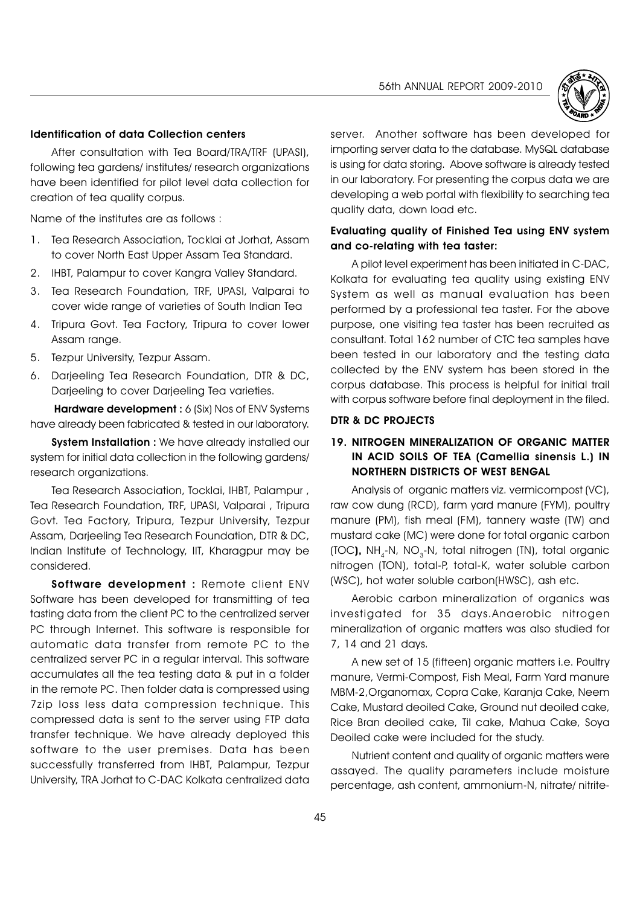#### Identification of data Collection centers

After consultation with Tea Board/TRA/TRF (UPASI), following tea gardens/ institutes/ research organizations have been identified for pilot level data collection for creation of tea quality corpus.

Name of the institutes are as follows :

1. Tea Research Association, Tocklai at Jorhat, Assam to cover North East Upper Assam Tea Standard.
2. IHBT, Palampur to cover Kangra Valley Standard.
3. Tea Research Foundation, TRF, UPASI, Valparai to cover wide range of varieties of South Indian Tea
4. Tripura Govt. Tea Factory, Tripura to cover lower Assam range.
5. Tezpur University, Tezpur Assam.
6. Darjeeling Tea Research Foundation, DTR & DC, Darjeeling to cover Darjeeling Tea varieties.

**Hardware development :** 6 (Six) Nos of ENV Systems have already been fabricated & tested in our laboratory.

**System Installation :** We have already installed our system for initial data collection in the following gardens/ research organizations.

Tea Research Association, Tocklai, IHBT, Palampur , Tea Research Foundation, TRF, UPASI, Valparai , Tripura Govt. Tea Factory, Tripura, Tezpur University, Tezpur Assam, Darjeeling Tea Research Foundation, DTR & DC, Indian Institute of Technology, IIT, Kharagpur may be considered.

**Software development :** Remote client ENV Software has been developed for transmitting of tea tasting data from the client PC to the centralized server PC through Internet. This software is responsible for automatic data transfer from remote PC to the centralized server PC in a regular interval. This software accumulates all the tea testing data & put in a folder in the remote PC. Then folder data is compressed using 7zip loss less data compression technique. This compressed data is sent to the server using FTP data transfer technique. We have already deployed this software to the user premises. Data has been successfully transferred from IHBT, Palampur, Tezpur University, TRA Jorhat to C-DAC Kolkata centralized data server. Another software has been developed for importing server data to the database. MySQL database is using for data storing. Above software is already tested in our laboratory. For presenting the corpus data we are developing a web portal with flexibility to searching tea quality data, down load etc.

#### Evaluating quality of Finished Tea using ENV system and co-relating with tea taster:

A pilot level experiment has been initiated in C-DAC, Kolkata for evaluating tea quality using existing ENV System as well as manual evaluation has been performed by a professional tea taster. For the above purpose, one visiting tea taster has been recruited as consultant. Total 162 number of CTC tea samples have been tested in our laboratory and the testing data collected by the ENV system has been stored in the corpus database. This process is helpful for initial trail with corpus software before final deployment in the filed.

### DTR & DC PROJECTS

### 19. NITROGEN MINERALIZATION OF ORGANIC MATTER IN ACID SOILS OF TEA (*Camellia sinensis* L.) IN NORTHERN DISTRICTS OF WEST BENGAL

Analysis of organic matters viz. vermicompost (VC), raw cow dung (RCD), farm yard manure (FYM), poultry manure (PM), fish meal (FM), tannery waste (TW) and mustard cake (MC) were done for total organic carbon (TOC**)**, $NH_4$-N, $NO_3$-N, total nitrogen (TN), total organic nitrogen (TON), total-P, total-K, water soluble carbon (WSC), hot water soluble carbon(HWSC), ash etc.

Aerobic carbon mineralization of organics was investigated for 35 days.Anaerobic nitrogen mineralization of organic matters was also studied for 7, 14 and 21 days.

A new set of 15 (fifteen) organic matters i.e. Poultry manure, Vermi-Compost, Fish Meal, Farm Yard manure MBM-2,Organomax, Copra Cake, Karanja Cake, Neem Cake, Mustard deoiled Cake, Ground nut deoiled cake, Rice Bran deoiled cake, Til cake, Mahua Cake, Soya Deoiled cake were included for the study.

Nutrient content and quality of organic matters were assayed. The quality parameters include moisture percentage, ash content, ammonium-N, nitrate/ nitrite-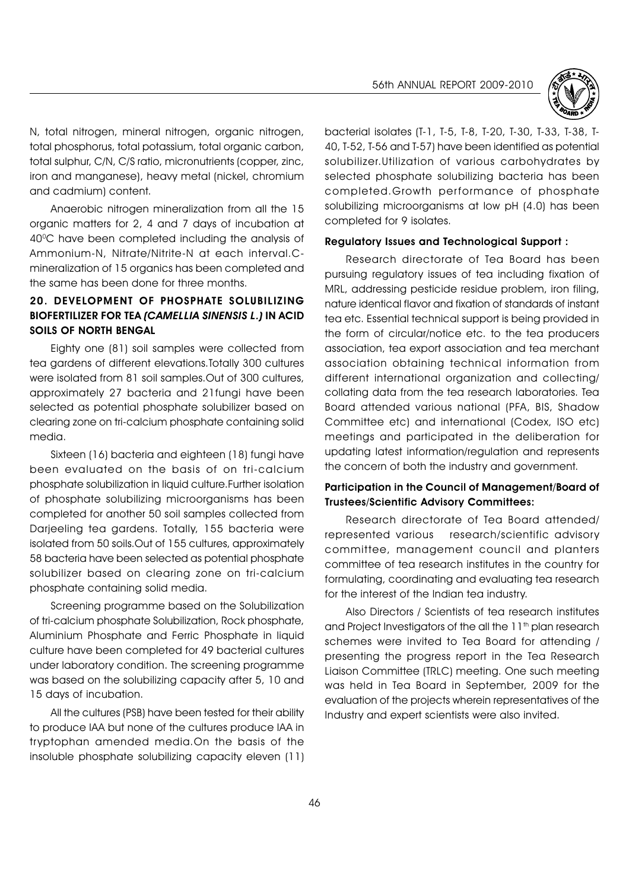N, total nitrogen, mineral nitrogen, organic nitrogen, total phosphorus, total potassium, total organic carbon, total sulphur, C/N, C/S ratio, micronutrients (copper, zinc, iron and manganese), heavy metal (nickel, chromium and cadmium) content.

Anaerobic nitrogen mineralization from all the 15 organic matters for 2, 4 and 7 days of incubation at 40$^0$C have been completed including the analysis of Ammonium-N, Nitrate/Nitrite-N at each interval.C-mineralization of 15 organics has been completed and the same has been done for three months.

### 20. DEVELOPMENT OF PHOSPHATE SOLUBILIZING BIOFERTILIZER FOR TEA *(CAMELLIA SINENSIS L.)* IN ACID SOILS OF NORTH BENGAL

Eighty one (81) soil samples were collected from tea gardens of different elevations.Totally 300 cultures were isolated from 81 soil samples.Out of 300 cultures, approximately 27 bacteria and 21fungi have been selected as potential phosphate solubilizer based on clearing zone on tri-calcium phosphate containing solid media.

Sixteen (16) bacteria and eighteen (18) fungi have been evaluated on the basis of on tri-calcium phosphate solubilization in liquid culture.Further isolation of phosphate solubilizing microorganisms has been completed for another 50 soil samples collected from Darjeeling tea gardens. Totally, 155 bacteria were isolated from 50 soils.Out of 155 cultures, approximately 58 bacteria have been selected as potential phosphate solubilizer based on clearing zone on tri-calcium phosphate containing solid media.

Screening programme based on the Solubilization of tri-calcium phosphate Solubilization, Rock phosphate, Aluminium Phosphate and Ferric Phosphate in liquid culture have been completed for 49 bacterial cultures under laboratory condition. The screening programme was based on the solubilizing capacity after 5, 10 and 15 days of incubation.

All the cultures (PSB) have been tested for their ability to produce IAA but none of the cultures produce IAA in tryptophan amended media.On the basis of the insoluble phosphate solubilizing capacity eleven (11) bacterial isolates (T-1, T-5, T-8, T-20, T-30, T-33, T-38, T-40, T-52, T-56 and T-57) have been identified as potential solubilizer.Utilization of various carbohydrates by selected phosphate solubilizing bacteria has been completed.Growth performance of phosphate solubilizing microorganisms at low pH (4.0) has been completed for 9 isolates.

#### Regulatory Issues and Technological Support :

Research directorate of Tea Board has been pursuing regulatory issues of tea including fixation of MRL, addressing pesticide residue problem, iron filing, nature identical flavor and fixation of standards of instant tea etc. Essential technical support is being provided in the form of circular/notice etc. to the tea producers association, tea export association and tea merchant association obtaining technical information from different international organization and collecting/ collating data from the tea research laboratories. Tea Board attended various national (PFA, BIS, Shadow Committee etc) and international (Codex, ISO etc) meetings and participated in the deliberation for updating latest information/regulation and represents the concern of both the industry and government.

#### Participation in the Council of Management/Board of Trustees/Scientific Advisory Committees:

Research directorate of Tea Board attended/ represented various research/scientific advisory committee, management council and planters committee of tea research institutes in the country for formulating, coordinating and evaluating tea research for the interest of the Indian tea industry.

Also Directors / Scientists of tea research institutes and Project Investigators of the all the 11$^{th}$ plan research schemes were invited to Tea Board for attending / presenting the progress report in the Tea Research Liaison Committee (TRLC) meeting. One such meeting was held in Tea Board in September, 2009 for the evaluation of the projects wherein representatives of the Industry and expert scientists were also invited.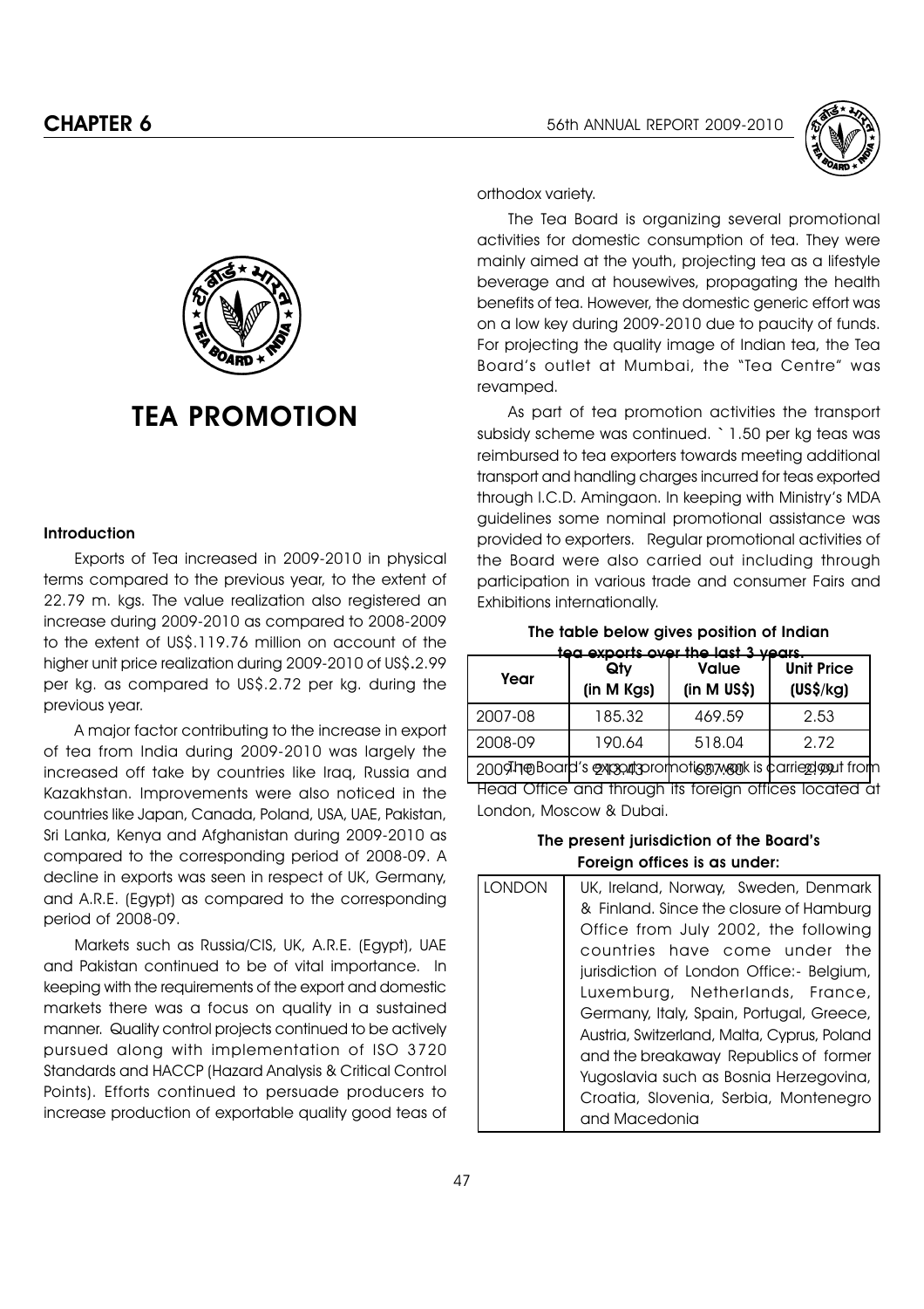# TEA PROMOTION

## Introduction

Exports of Tea increased in 2009-2010 in physical terms compared to the previous year, to the extent of 22.79 m. kgs. The value realization also registered an increase during 2009-2010 as compared to 2008-2009 to the extent of US$.119.76 million on account of the higher unit price realization during 2009-2010 of US$.2.99 per kg. as compared to US$.2.72 per kg. during the previous year.

A major factor contributing to the increase in export of tea from India during 2009-2010 was largely the increased off take by countries like Iraq, Russia and Kazakhstan. Improvements were also noticed in the countries like Japan, Canada, Poland, USA, UAE, Pakistan, Sri Lanka, Kenya and Afghanistan during 2009-2010 as compared to the corresponding period of 2008-09. A decline in exports was seen in respect of UK, Germany, and A.R.E. (Egypt) as compared to the corresponding period of 2008-09.

Markets such as Russia/CIS, UK, A.R.E. (Egypt), UAE and Pakistan continued to be of vital importance. In keeping with the requirements of the export and domestic markets there was a focus on quality in a sustained manner. Quality control projects continued to be actively pursued along with implementation of ISO 3720 Standards and HACCP (Hazard Analysis & Critical Control Points). Efforts continued to persuade producers to increase production of exportable quality good teas of orthodox variety.

The Tea Board is organizing several promotional activities for domestic consumption of tea. They were mainly aimed at the youth, projecting tea as a lifestyle beverage and at housewives, propagating the health benefits of tea. However, the domestic generic effort was on a low key during 2009-2010 due to paucity of funds. For projecting the quality image of Indian tea, the Tea Board's outlet at Mumbai, the "Tea Centre" was revamped.

As part of tea promotion activities the transport subsidy scheme was continued. ` 1.50 per kg teas was reimbursed to tea exporters towards meeting additional transport and handling charges incurred for teas exported through I.C.D. Amingaon. In keeping with Ministry's MDA guidelines some nominal promotional assistance was provided to exporters. Regular promotional activities of the Board were also carried out including through participation in various trade and consumer Fairs and Exhibitions internationally.

**The table below gives position of Indian tea exports over the last 3 years.**

| Year | Qty (in M Kgs) | Value (in M US$) | Unit Price (US$/kg) |
|---|---|---|---|
| 2007-08 | 185.32 | 469.59 | 2.53 |
| 2008-09 | 190.64 | 518.04 | 2.72 |
| 2009-10 | 213.43 | 637.80 | 2.99 |

The Board's export promotion work is carried out from Head Office and through its foreign offices located at London, Moscow & Dubai.

**The present jurisdiction of the Board's Foreign offices is as under:**

| | |
|---|---|
| LONDON | UK, Ireland, Norway, Sweden, Denmark & Finland. Since the closure of Hamburg Office from July 2002, the following countries have come under the jurisdiction of London Office:- Belgium, Luxemburg, Netherlands, France, Germany, Italy, Spain, Portugal, Greece, Austria, Switzerland, Malta, Cyprus, Poland and the breakaway Republics of former Yugoslavia such as Bosnia Herzegovina, Croatia, Slovenia, Serbia, Montenegro and Macedonia |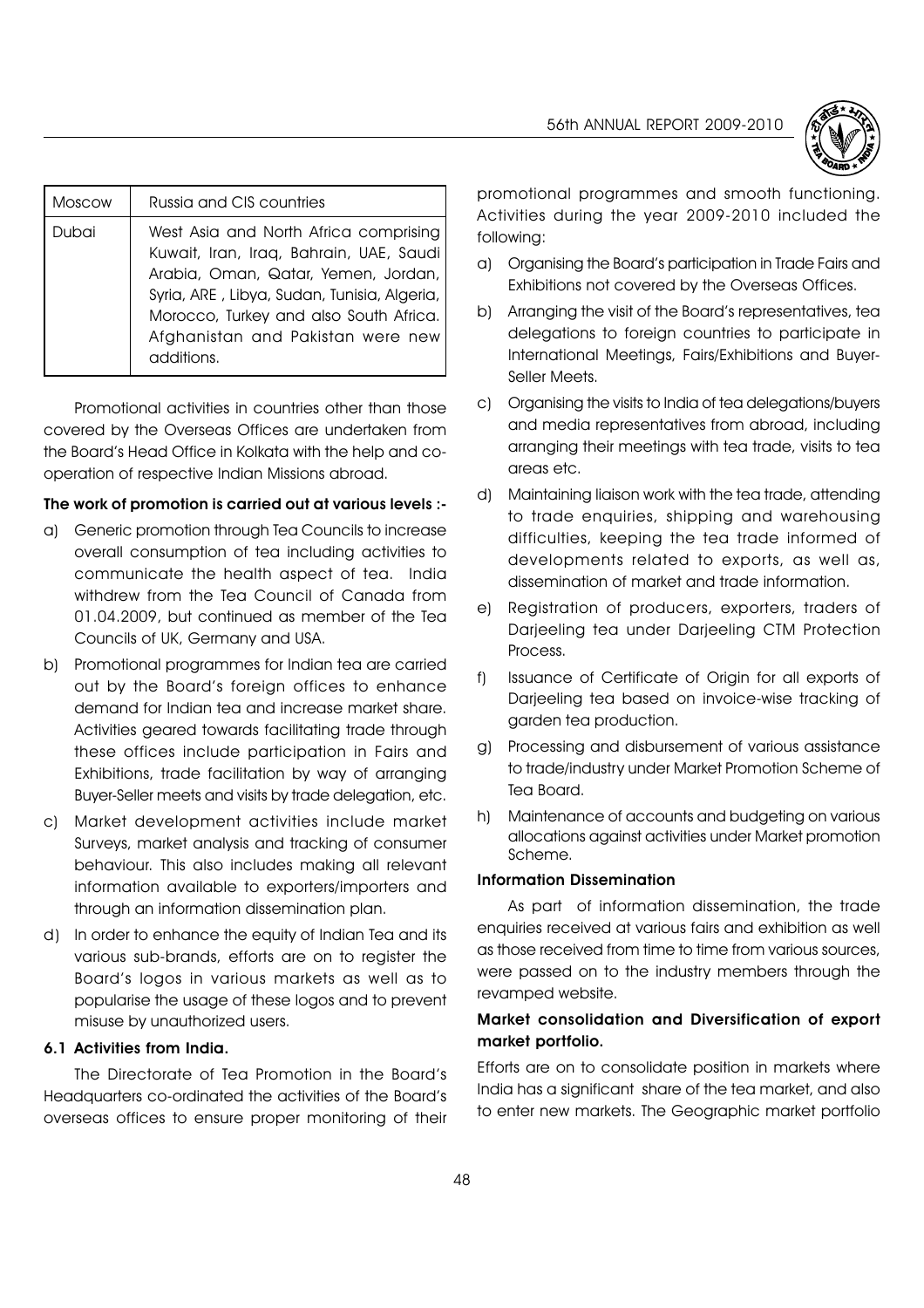| Moscow | Russia and CIS countries |
| --- | --- |
| Dubai | West Asia and North Africa comprising Kuwait, Iran, Iraq, Bahrain, UAE, Saudi Arabia, Oman, Qatar, Yemen, Jordan, Syria, ARE , Libya, Sudan, Tunisia, Algeria, Morocco, Turkey and also South Africa. Afghanistan and Pakistan were new additions. |

Promotional activities in countries other than those covered by the Overseas Offices are undertaken from the Board's Head Office in Kolkata with the help and co-operation of respective Indian Missions abroad.

**The work of promotion is carried out at various levels :-**

a) Generic promotion through Tea Councils to increase overall consumption of tea including activities to communicate the health aspect of tea. India withdrew from the Tea Council of Canada from 01.04.2009, but continued as member of the Tea Councils of UK, Germany and USA.

b) Promotional programmes for Indian tea are carried out by the Board's foreign offices to enhance demand for Indian tea and increase market share. Activities geared towards facilitating trade through these offices include participation in Fairs and Exhibitions, trade facilitation by way of arranging Buyer-Seller meets and visits by trade delegation, etc.

c) Market development activities include market Surveys, market analysis and tracking of consumer behaviour. This also includes making all relevant information available to exporters/importers and through an information dissemination plan.

d) In order to enhance the equity of Indian Tea and its various sub-brands, efforts are on to register the Board's logos in various markets as well as to popularise the usage of these logos and to prevent misuse by unauthorized users.

### 6.1 Activities from India.

The Directorate of Tea Promotion in the Board's Headquarters co-ordinated the activities of the Board's overseas offices to ensure proper monitoring of their promotional programmes and smooth functioning. Activities during the year 2009-2010 included the following:

a) Organising the Board's participation in Trade Fairs and Exhibitions not covered by the Overseas Offices.

b) Arranging the visit of the Board's representatives, tea delegations to foreign countries to participate in International Meetings, Fairs/Exhibitions and Buyer-Seller Meets.

c) Organising the visits to India of tea delegations/buyers and media representatives from abroad, including arranging their meetings with tea trade, visits to tea areas etc.

d) Maintaining liaison work with the tea trade, attending to trade enquiries, shipping and warehousing difficulties, keeping the tea trade informed of developments related to exports, as well as, dissemination of market and trade information.

e) Registration of producers, exporters, traders of Darjeeling tea under Darjeeling CTM Protection Process.

f) Issuance of Certificate of Origin for all exports of Darjeeling tea based on invoice-wise tracking of garden tea production.

g) Processing and disbursement of various assistance to trade/industry under Market Promotion Scheme of Tea Board.

h) Maintenance of accounts and budgeting on various allocations against activities under Market promotion Scheme.

**Information Dissemination**

As part of information dissemination, the trade enquiries received at various fairs and exhibition as well as those received from time to time from various sources, were passed on to the industry members through the revamped website.

**Market consolidation and Diversification of export market portfolio.**

Efforts are on to consolidate position in markets where India has a significant share of the tea market, and also to enter new markets. The Geographic market portfolio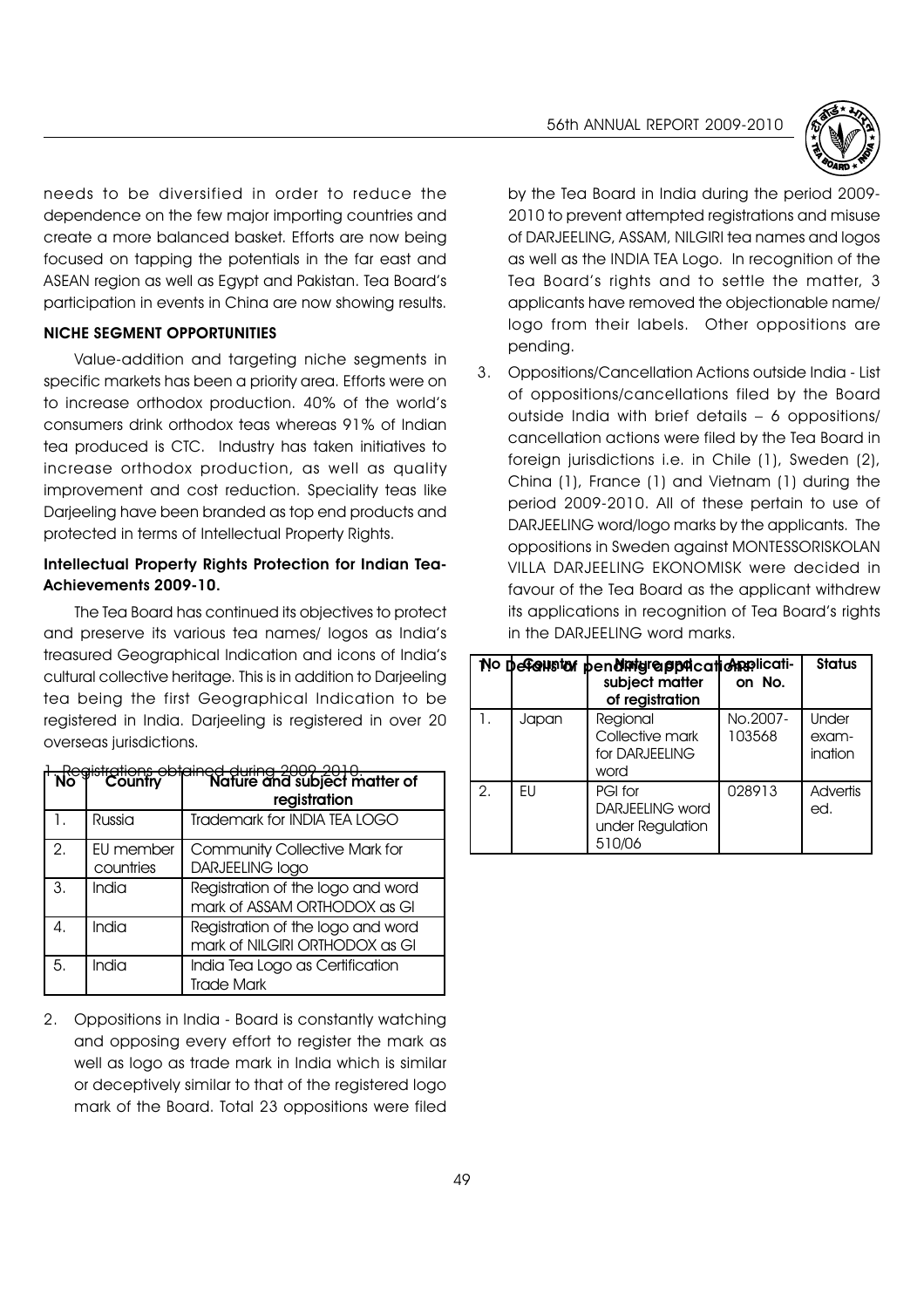needs to be diversified in order to reduce the dependence on the few major importing countries and create a more balanced basket. Efforts are now being focused on tapping the potentials in the far east and ASEAN region as well as Egypt and Pakistan. Tea Board's participation in events in China are now showing results.

**NICHE SEGMENT OPPORTUNITIES**

Value-addition and targeting niche segments in specific markets has been a priority area. Efforts were on to increase orthodox production. 40% of the world's consumers drink orthodox teas whereas 91% of Indian tea produced is CTC. Industry has taken initiatives to increase orthodox production, as well as quality improvement and cost reduction. Speciality teas like Darjeeling have been branded as top end products and protected in terms of Intellectual Property Rights.

**Intellectual Property Rights Protection for Indian Tea- Achievements 2009-10.**

The Tea Board has continued its objectives to protect and preserve its various tea names/ logos as India's treasured Geographical Indication and icons of India's cultural collective heritage. This is in addition to Darjeeling tea being the first Geographical Indication to be registered in India. Darjeeling is registered in over 20 overseas jurisdictions.

1. Registrations obtained during 2009-2010.

| No | Country | Nature and subject matter of registration |
|---|---|---|
| 1. | Russia | Trademark for INDIA TEA LOGO |
| 2. | EU member countries | Community Collective Mark for DARJEELING logo |
| 3. | India | Registration of the logo and word mark of ASSAM ORTHODOX as GI |
| 4. | India | Registration of the logo and word mark of NILGIRI ORTHODOX as GI |
| 5. | India | India Tea Logo as Certification Trade Mark |

2. Oppositions in India - Board is constantly watching and opposing every effort to register the mark as well as logo as trade mark in India which is similar or deceptively similar to that of the registered logo mark of the Board. Total 23 oppositions were filed by the Tea Board in India during the period 2009-2010 to prevent attempted registrations and misuse of DARJEELING, ASSAM, NILGIRI tea names and logos as well as the INDIA TEA Logo. In recognition of the Tea Board's rights and to settle the matter, 3 applicants have removed the objectionable name/ logo from their labels. Other oppositions are pending.

3. Oppositions/Cancellation Actions outside India - List of oppositions/cancellations filed by the Board outside India with brief details – 6 oppositions/ cancellation actions were filed by the Tea Board in foreign jurisdictions i.e. in Chile (1), Sweden (2), China (1), France (1) and Vietnam (1) during the period 2009-2010. All of these pertain to use of DARJEELING word/logo marks by the applicants. The oppositions in Sweden against MONTESSORISKOLAN VILLA DARJEELING EKONOMISK were decided in favour of the Tea Board as the applicant withdrew its applications in recognition of Tea Board's rights in the DARJEELING word marks.

Details of pending applications:

| No | Country | Nature and subject matter of registration | Application No. | Status |
|---|---|---|---|---|
| 1. | Japan | Regional Collective mark for DARJEELING word | No.2007-103568 | Under exam-ination |
| 2. | EU | PGI for DARJEELING word under Regulation 510/06 | 028913 | Advertised. |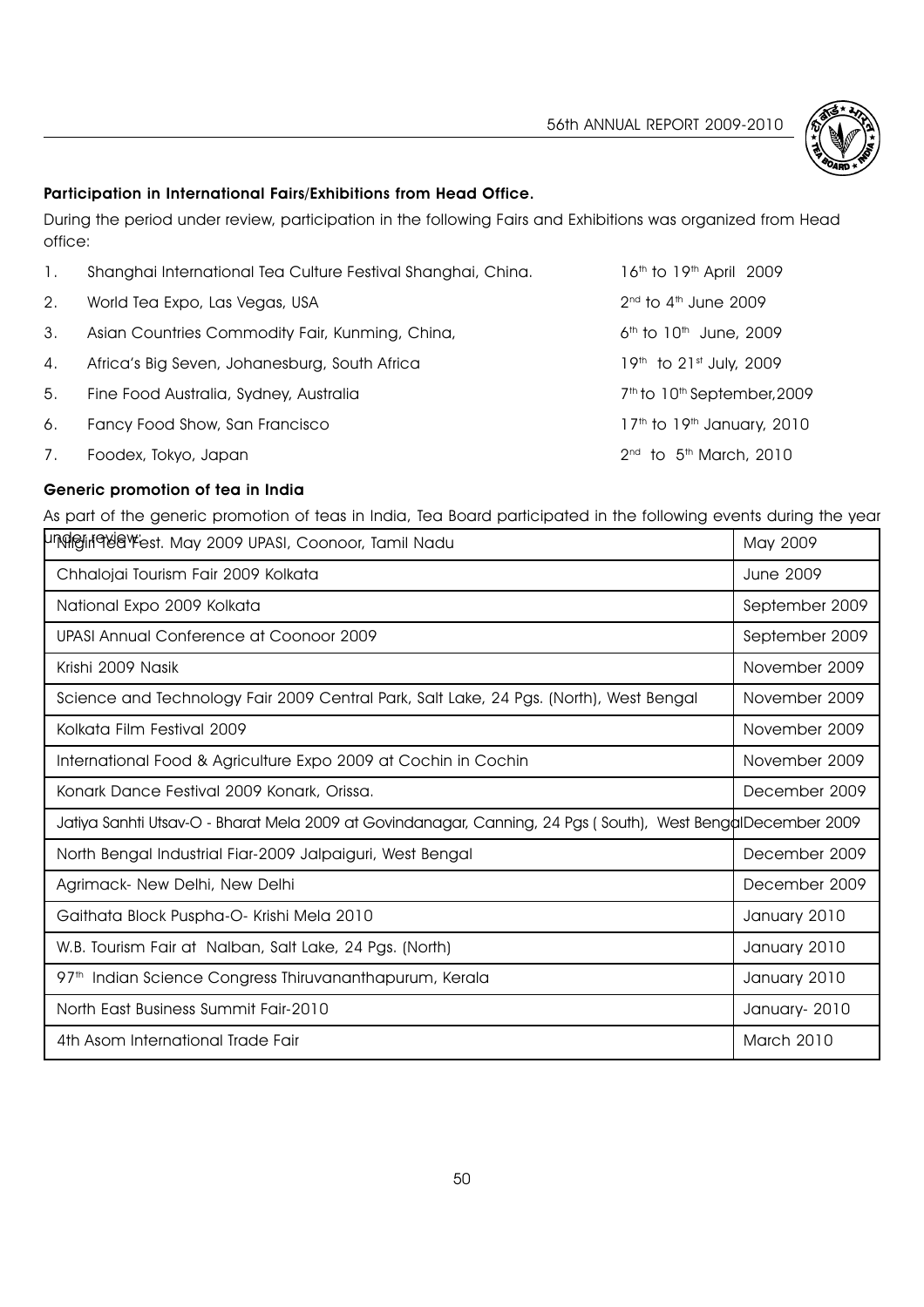### Participation in International Fairs/Exhibitions from Head Office.

During the period under review, participation in the following Fairs and Exhibitions was organized from Head office:

| | | |
|---|---|---|
| 1. | Shanghai International Tea Culture Festival Shanghai, China. | 16th to 19th April 2009 |
| 2. | World Tea Expo, Las Vegas, USA | 2nd to 4th June 2009 |
| 3. | Asian Countries Commodity Fair, Kunming, China, | 6th to 10th June, 2009 |
| 4. | Africa's Big Seven, Johanesburg, South Africa | 19th to 21st July, 2009 |
| 5. | Fine Food Australia, Sydney, Australia | 7th to 10th September, 2009 |
| 6. | Fancy Food Show, San Francisco | 17th to 19th January, 2010 |
| 7. | Foodex, Tokyo, Japan | 2nd to 5th March, 2010 |

### Generic promotion of tea in India

As part of the generic promotion of teas in India, Tea Board participated in the following events during the year under review:

| Event | Month |
|---|---|
| Nilgiri Tea Fest. May 2009 UPASI, Coonoor, Tamil Nadu | May 2009 |
| Chhalojai Tourism Fair 2009 Kolkata | June 2009 |
| National Expo 2009 Kolkata | September 2009 |
| UPASI Annual Conference at Coonoor 2009 | September 2009 |
| Krishi 2009 Nasik | November 2009 |
| Science and Technology Fair 2009 Central Park, Salt Lake, 24 Pgs. (North), West Bengal | November 2009 |
| Kolkata Film Festival 2009 | November 2009 |
| International Food & Agriculture Expo 2009 at Cochin in Cochin | November 2009 |
| Konark Dance Festival 2009 Konark, Orissa. | December 2009 |
| Jatiya Sanhti Utsav-O - Bharat Mela 2009 at Govindanagar, Canning, 24 Pgs ( South), West Bengal | December 2009 |
| North Bengal Industrial Fiar-2009 Jalpaiguri, West Bengal | December 2009 |
| Agrimack- New Delhi, New Delhi | December 2009 |
| Gaithata Block Puspha-O- Krishi Mela 2010 | January 2010 |
| W.B. Tourism Fair at Nalban, Salt Lake, 24 Pgs. (North) | January 2010 |
| 97th Indian Science Congress Thiruvananthapurum, Kerala | January 2010 |
| North East Business Summit Fair-2010 | January- 2010 |
| 4th Asom International Trade Fair | March 2010 |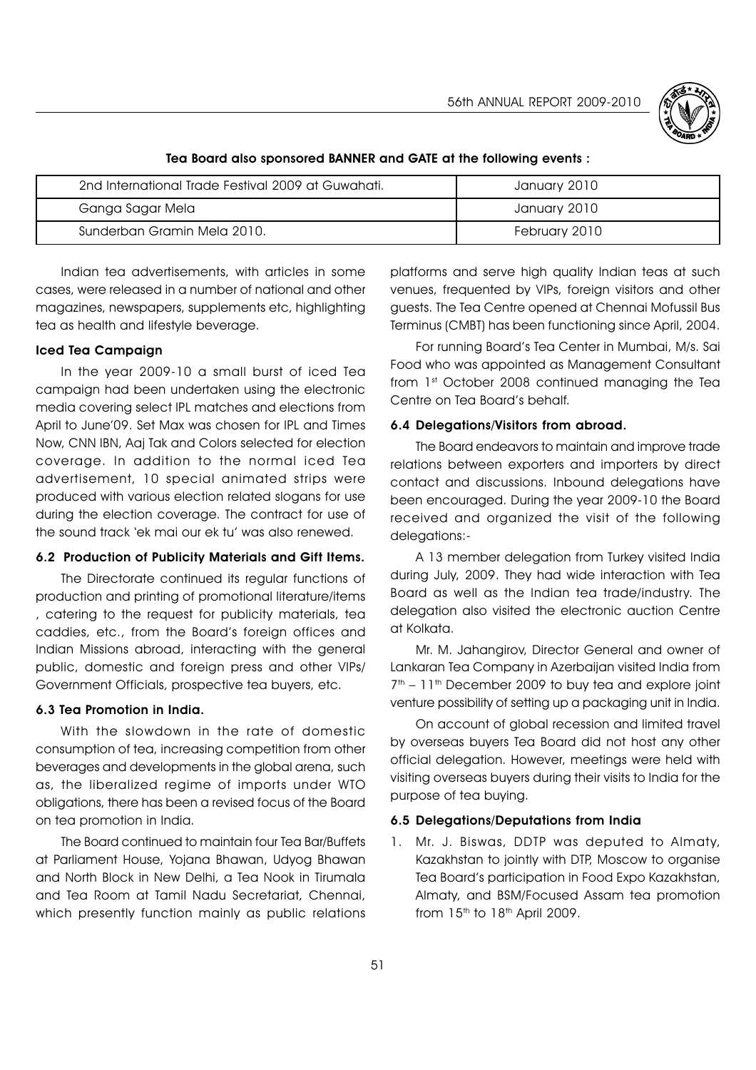**Tea Board also sponsored BANNER and GATE at the following events :**

| | |
|---|---|
| 2nd International Trade Festival 2009 at Guwahati. | January 2010 |
| Ganga Sagar Mela | January 2010 |
| Sunderban Gramin Mela 2010. | February 2010 |

Indian tea advertisements, with articles in some cases, were released in a number of national and other magazines, newspapers, supplements etc, highlighting tea as health and lifestyle beverage.

**Iced Tea Campaign**

In the year 2009-10 a small burst of iced Tea campaign had been undertaken using the electronic media covering select IPL matches and elections from April to June'09. Set Max was chosen for IPL and Times Now, CNN IBN, Aaj Tak and Colors selected for election coverage. In addition to the normal iced Tea advertisement, 10 special animated strips were produced with various election related slogans for use during the election coverage. The contract for use of the sound track 'ek mai our ek tu' was also renewed.

### 6.2 Production of Publicity Materials and Gift Items.

The Directorate continued its regular functions of production and printing of promotional literature/items , catering to the request for publicity materials, tea caddies, etc., from the Board's foreign offices and Indian Missions abroad, interacting with the general public, domestic and foreign press and other VIPs/ Government Officials, prospective tea buyers, etc.

### 6.3 Tea Promotion in India.

With the slowdown in the rate of domestic consumption of tea, increasing competition from other beverages and developments in the global arena, such as, the liberalized regime of imports under WTO obligations, there has been a revised focus of the Board on tea promotion in India.

The Board continued to maintain four Tea Bar/Buffets at Parliament House, Yojana Bhawan, Udyog Bhawan and North Block in New Delhi, a Tea Nook in Tirumala and Tea Room at Tamil Nadu Secretariat, Chennai, which presently function mainly as public relations platforms and serve high quality Indian teas at such venues, frequented by VIPs, foreign visitors and other guests. The Tea Centre opened at Chennai Mofussil Bus Terminus (CMBT) has been functioning since April, 2004.

For running Board's Tea Center in Mumbai, M/s. Sai Food who was appointed as Management Consultant from 1st October 2008 continued managing the Tea Centre on Tea Board's behalf.

### 6.4 Delegations/Visitors from abroad.

The Board endeavors to maintain and improve trade relations between exporters and importers by direct contact and discussions. Inbound delegations have been encouraged. During the year 2009-10 the Board received and organized the visit of the following delegations:-

A 13 member delegation from Turkey visited India during July, 2009. They had wide interaction with Tea Board as well as the Indian tea trade/industry. The delegation also visited the electronic auction Centre at Kolkata.

Mr. M. Jahangirov, Director General and owner of Lankaran Tea Company in Azerbaijan visited India from 7th – 11th December 2009 to buy tea and explore joint venture possibility of setting up a packaging unit in India.

On account of global recession and limited travel by overseas buyers Tea Board did not host any other official delegation. However, meetings were held with visiting overseas buyers during their visits to India for the purpose of tea buying.

### 6.5 Delegations/Deputations from India

1. Mr. J. Biswas, DDTP was deputed to Almaty, Kazakhstan to jointly with DTP, Moscow to organise Tea Board's participation in Food Expo Kazakhstan, Almaty, and BSM/Focused Assam tea promotion from 15th to 18th April 2009.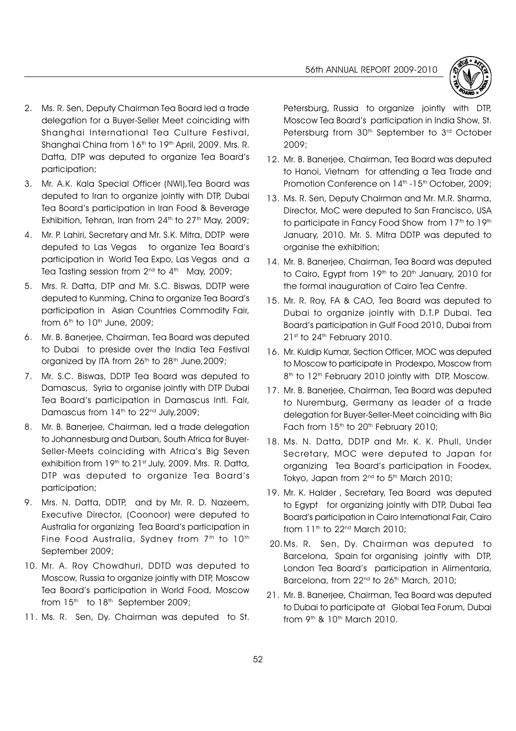2. Ms. R. Sen, Deputy Chairman Tea Board led a trade delegation for a Buyer-Seller Meet coinciding with Shanghai International Tea Culture Festival, Shanghai China from 16th to 19th April, 2009. Mrs. R. Datta, DTP was deputed to organize Tea Board's participation;
3. Mr. A.K. Kala Special Officer (NWI),Tea Board was deputed to Iran to organize jointly with DTP, Dubai Tea Board's participation in Iran Food & Beverage Exhibition, Tehran, Iran from 24th to 27th May, 2009;
4. Mr. P. Lahiri, Secretary and Mr. S.K. Mitra, DDTP were deputed to Las Vegas to organize Tea Board's participation in World Tea Expo, Las Vegas and a Tea Tasting session from 2nd to 4th May, 2009;
5. Mrs. R. Datta, DTP and Mr. S.C. Biswas, DDTP were deputed to Kunming, China to organize Tea Board's participation in Asian Countries Commodity Fair, from 6th to 10th June, 2009;
6. Mr. B. Banerjee, Chairman, Tea Board was deputed to Dubai to preside over the India Tea Festival organized by ITA from 26th to 28th June,2009;
7. Mr. S.C. Biswas, DDTP Tea Board was deputed to Damascus, Syria to organise jointly with DTP Dubai Tea Board's participation in Damascus Intl. Fair, Damascus from 14th to 22nd July,2009;
8. Mr. B. Banerjee, Chairman, led a trade delegation to Johannesburg and Durban, South Africa for Buyer-Seller-Meets coinciding with Africa's Big Seven exhibition from 19th to 21st July, 2009. Mrs. R. Datta, DTP was deputed to organize Tea Board's participation;
9. Mrs. N. Datta, DDTP, and by Mr. R. D. Nazeem, Executive Director, (Coonoor) were deputed to Australia for organizing Tea Board's participation in Fine Food Australia, Sydney from 7th to 10th September 2009;
10. Mr. A. Roy Chowdhuri, DDTD was deputed to Moscow, Russia to organize jointly with DTP, Moscow Tea Board's participation in World Food, Moscow from 15th to 18th September 2009;
11. Ms. R. Sen, Dy. Chairman was deputed to St. Petersburg, Russia to organize jointly with DTP, Moscow Tea Board's participation in India Show, St. Petersburg from 30th September to 3rd October 2009;
12. Mr. B. Banerjee, Chairman, Tea Board was deputed to Hanoi, Vietnam for attending a Tea Trade and Promotion Conference on 14th -15th October, 2009;
13. Ms. R. Sen, Deputy Chairman and Mr. M.R. Sharma, Director, MoC were deputed to San Francisco, USA to participate in Fancy Food Show from 17th to 19th January, 2010. Mr. S. Mitra DDTP was deputed to organise the exhibition;
14. Mr. B. Banerjee, Chairman, Tea Board was deputed to Cairo, Egypt from 19th to 20th January, 2010 for the formal inauguration of Cairo Tea Centre.
15. Mr. R. Roy, FA & CAO, Tea Board was deputed to Dubai to organize jointly with D.T.P Dubai. Tea Board's participation in Gulf Food 2010, Dubai from 21st to 24th February 2010.
16. Mr. Kuldip Kumar, Section Officer, MOC was deputed to Moscow to participate in Prodexpo, Moscow from 8th to 12th February 2010 jointly with DTP, Moscow.
17. Mr. B. Banerjee, Chairman, Tea Board was deputed to Nuremburg, Germany as leader of a trade delegation for Buyer-Seller-Meet coinciding with Bio Fach from 15th to 20th February 2010;
18. Ms. N. Datta, DDTP and Mr. K. K. Phull, Under Secretary, MOC were deputed to Japan for organizing Tea Board's participation in Foodex, Tokyo, Japan from 2nd to 5th March 2010;
19. Mr. K. Halder , Secretary, Tea Board was deputed to Egypt for organizing jointly with DTP, Dubai Tea Board's participation in Cairo International Fair, Cairo from 11th to 22nd March 2010;
20. Ms. R. Sen, Dy. Chairman was deputed to Barcelona, Spain for organising jointly with DTP, London Tea Board's participation in Alimentaria, Barcelona, from 22nd to 26th March, 2010;
21. Mr. B. Banerjee, Chairman, Tea Board was deputed to Dubai to participate at Global Tea Forum, Dubai from 9th & 10th March 2010.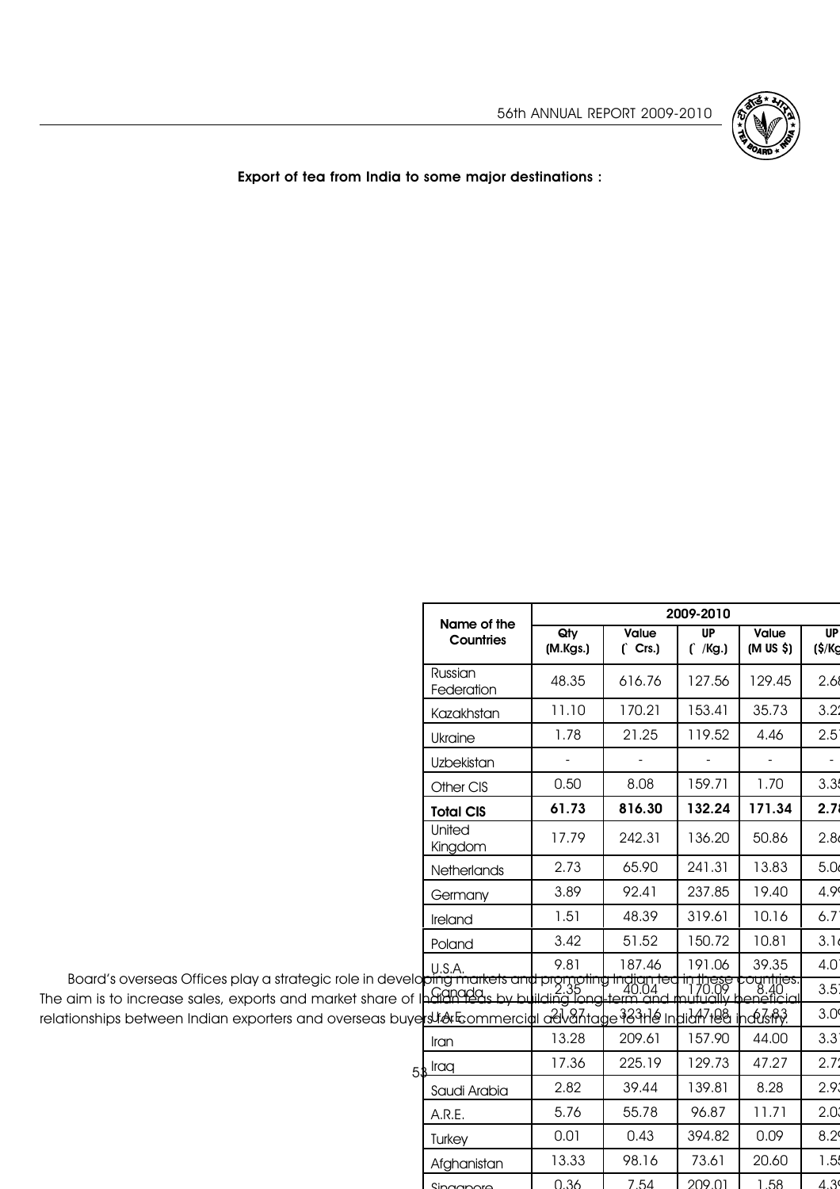**Export of tea from India to some major destinations :**

Board's overseas Offices play a strategic role in developing markets and promoting Indian tea in these countries. The aim is to increase sales, exports and market share of Indian teas by building long-term and mutually beneficial relationships between Indian exporters and overseas buyers for commercial advantage to the Indian tea industry.

| Name of the Countries | 2009-2010 | | | | |
|---|---|---|---|---|---|
| | Qty (M.Kgs.) | Value (` Crs.) | UP (` /Kg.) | Value (M US $) | UP ($/Kg |
| Russian Federation | 48.35 | 616.76 | 127.56 | 129.45 | 2.68 |
| Kazakhstan | 11.10 | 170.21 | 153.41 | 35.73 | 3.22 |
| Ukraine | 1.78 | 21.25 | 119.52 | 4.46 | 2.51 |
| Uzbekistan | - | - | - | - | - |
| Other CIS | 0.50 | 8.08 | 159.71 | 1.70 | 3.35 |
| **Total CIS** | **61.73** | **816.30** | **132.24** | **171.34** | **2.78** |
| United Kingdom | 17.79 | 242.31 | 136.20 | 50.86 | 2.86 |
| Netherlands | 2.73 | 65.90 | 241.31 | 13.83 | 5.06 |
| Germany | 3.89 | 92.41 | 237.85 | 19.40 | 4.99 |
| Ireland | 1.51 | 48.39 | 319.61 | 10.16 | 6.71 |
| Poland | 3.42 | 51.52 | 150.72 | 10.81 | 3.16 |
| U.S.A. | 9.81 | 187.46 | 191.06 | 39.35 | 4.01 |
| Canada | 2.35 | 40.04 | 170.09 | 8.40 | 3.57 |
| U.A.E. | 21.97 | 323.16 | 147.08 | 67.83 | 3.09 |
| Iran | 13.28 | 209.61 | 157.90 | 44.00 | 3.31 |
| Iraq | 17.36 | 225.19 | 129.73 | 47.27 | 2.72 |
| Saudi Arabia | 2.82 | 39.44 | 139.81 | 8.28 | 2.93 |
| A.R.E. | 5.76 | 55.78 | 96.87 | 11.71 | 2.03 |
| Turkey | 0.01 | 0.43 | 394.82 | 0.09 | 8.29 |
| Afghanistan | 13.33 | 98.16 | 73.61 | 20.60 | 1.55 |
| Singapore | 0.36 | 7.54 | 209.01 | 1.58 | 4.39 |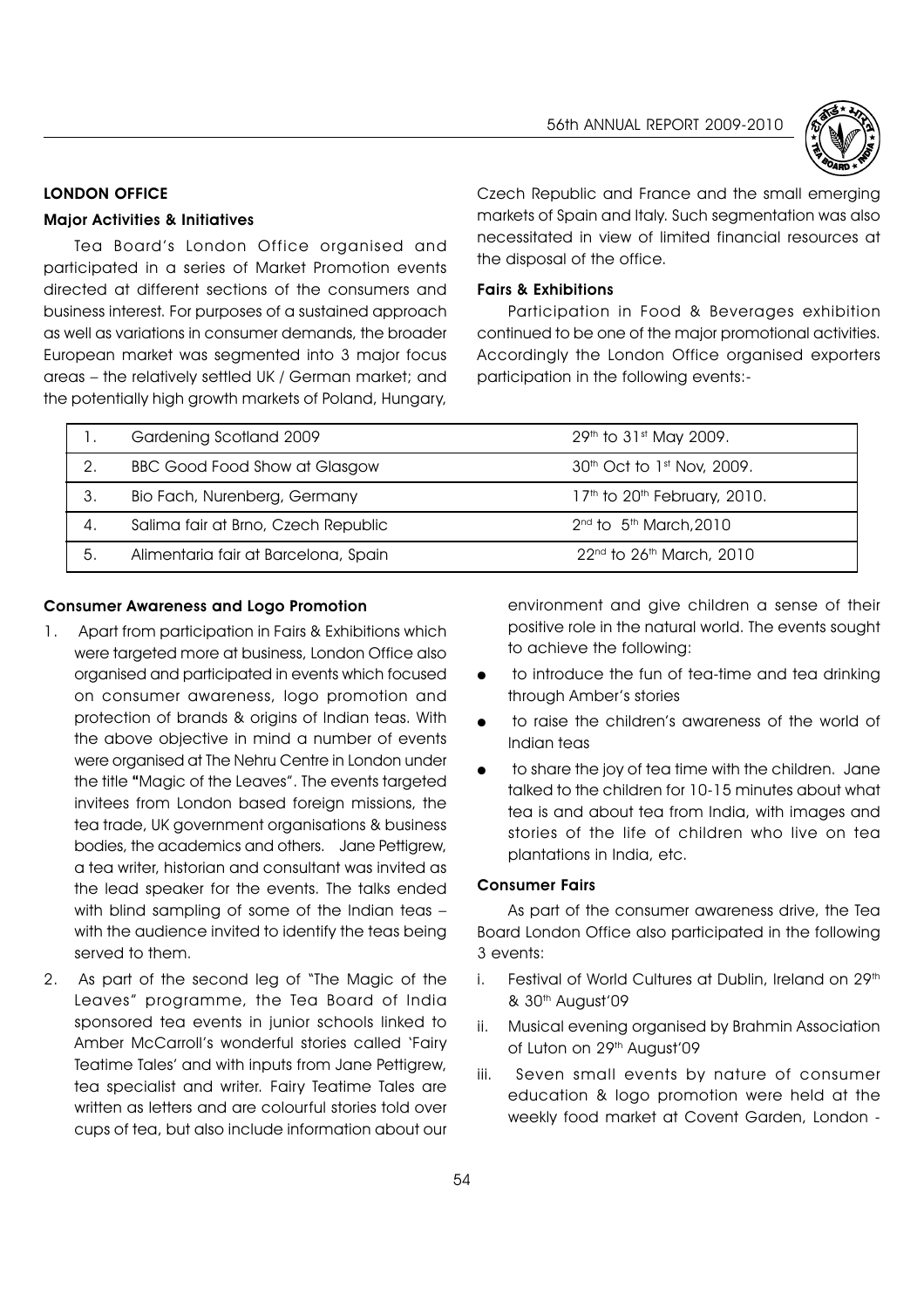## LONDON OFFICE

### Major Activities & Initiatives

Tea Board's London Office organised and participated in a series of Market Promotion events directed at different sections of the consumers and business interest. For purposes of a sustained approach as well as variations in consumer demands, the broader European market was segmented into 3 major focus areas – the relatively settled UK / German market; and the potentially high growth markets of Poland, Hungary, Czech Republic and France and the small emerging markets of Spain and Italy. Such segmentation was also necessitated in view of limited financial resources at the disposal of the office.

### Fairs & Exhibitions

Participation in Food & Beverages exhibition continued to be one of the major promotional activities. Accordingly the London Office organised exporters participation in the following events:-

| | | |
|---|---|---|
| 1. | Gardening Scotland 2009 | 29th to 31st May 2009. |
| 2. | BBC Good Food Show at Glasgow | 30th Oct to 1st Nov, 2009. |
| 3. | Bio Fach, Nurenberg, Germany | 17th to 20th February, 2010. |
| 4. | Salima fair at Brno, Czech Republic | 2nd to 5th March,2010 |
| 5. | Alimentaria fair at Barcelona, Spain | 22nd to 26th March, 2010 |

### Consumer Awareness and Logo Promotion

1. Apart from participation in Fairs & Exhibitions which were targeted more at business, London Office also organised and participated in events which focused on consumer awareness, logo promotion and protection of brands & origins of Indian teas. With the above objective in mind a number of events were organised at The Nehru Centre in London under the title "Magic of the Leaves". The events targeted invitees from London based foreign missions, the tea trade, UK government organisations & business bodies, the academics and others. Jane Pettigrew, a tea writer, historian and consultant was invited as the lead speaker for the events. The talks ended with blind sampling of some of the Indian teas – with the audience invited to identify the teas being served to them.

2. As part of the second leg of "The Magic of the Leaves" programme, the Tea Board of India sponsored tea events in junior schools linked to Amber McCarroll's wonderful stories called 'Fairy Teatime Tales' and with inputs from Jane Pettigrew, tea specialist and writer. Fairy Teatime Tales are written as letters and are colourful stories told over cups of tea, but also include information about our environment and give children a sense of their positive role in the natural world. The events sought to achieve the following:

- to introduce the fun of tea-time and tea drinking through Amber's stories
- to raise the children's awareness of the world of Indian teas
- to share the joy of tea time with the children. Jane talked to the children for 10-15 minutes about what tea is and about tea from India, with images and stories of the life of children who live on tea plantations in India, etc.

### Consumer Fairs

As part of the consumer awareness drive, the Tea Board London Office also participated in the following 3 events:

i. Festival of World Cultures at Dublin, Ireland on 29th & 30th August'09

ii. Musical evening organised by Brahmin Association of Luton on 29th August'09

iii. Seven small events by nature of consumer education & logo promotion were held at the weekly food market at Covent Garden, London -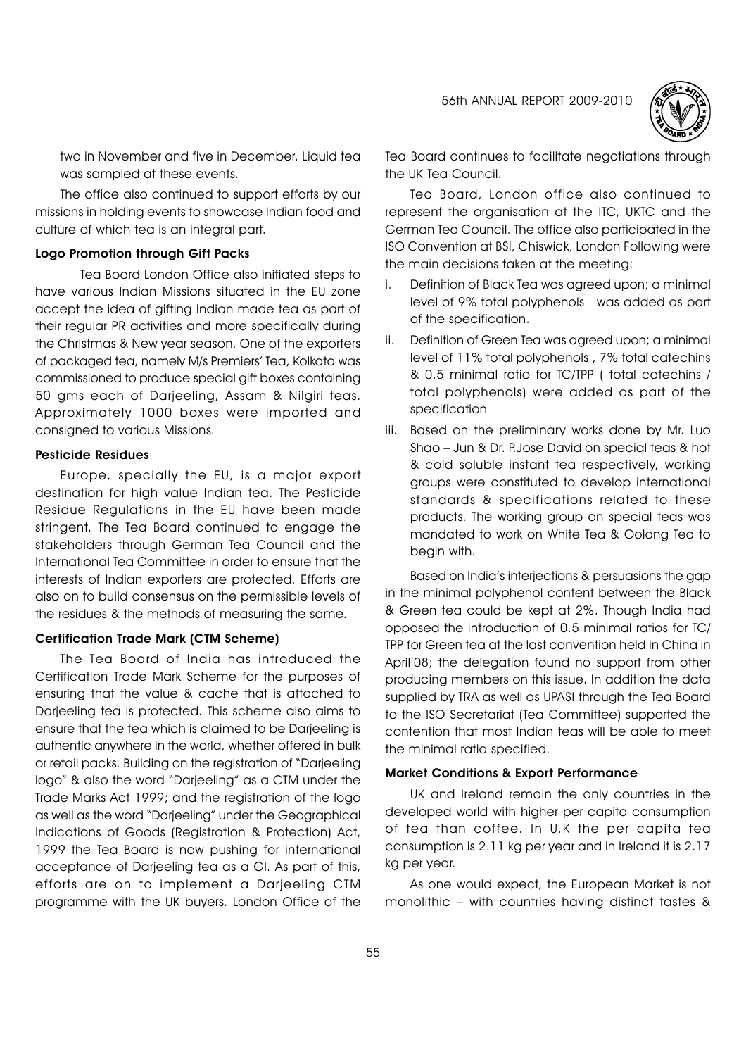two in November and five in December. Liquid tea was sampled at these events.

The office also continued to support efforts by our missions in holding events to showcase Indian food and culture of which tea is an integral part.

**Logo Promotion through Gift Packs**

Tea Board London Office also initiated steps to have various Indian Missions situated in the EU zone accept the idea of gifting Indian made tea as part of their regular PR activities and more specifically during the Christmas & New year season. One of the exporters of packaged tea, namely M/s Premiers' Tea, Kolkata was commissioned to produce special gift boxes containing 50 gms each of Darjeeling, Assam & Nilgiri teas. Approximately 1000 boxes were imported and consigned to various Missions.

**Pesticide Residues**

Europe, specially the EU, is a major export destination for high value Indian tea. The Pesticide Residue Regulations in the EU have been made stringent. The Tea Board continued to engage the stakeholders through German Tea Council and the International Tea Committee in order to ensure that the interests of Indian exporters are protected. Efforts are also on to build consensus on the permissible levels of the residues & the methods of measuring the same.

**Certification Trade Mark (CTM Scheme)**

The Tea Board of India has introduced the Certification Trade Mark Scheme for the purposes of ensuring that the value & cache that is attached to Darjeeling tea is protected. This scheme also aims to ensure that the tea which is claimed to be Darjeeling is authentic anywhere in the world, whether offered in bulk or retail packs. Building on the registration of "Darjeeling logo" & also the word "Darjeeling" as a CTM under the Trade Marks Act 1999; and the registration of the logo as well as the word "Darjeeling" under the Geographical Indications of Goods (Registration & Protection) Act, 1999 the Tea Board is now pushing for international acceptance of Darjeeling tea as a GI. As part of this, efforts are on to implement a Darjeeling CTM programme with the UK buyers. London Office of the Tea Board continues to facilitate negotiations through the UK Tea Council.

Tea Board, London office also continued to represent the organisation at the ITC, UKTC and the German Tea Council. The office also participated in the ISO Convention at BSI, Chiswick, London Following were the main decisions taken at the meeting:

i. Definition of Black Tea was agreed upon; a minimal level of 9% total polyphenols was added as part of the specification.
ii. Definition of Green Tea was agreed upon; a minimal level of 11% total polyphenols , 7% total catechins & 0.5 minimal ratio for TC/TPP ( total catechins / total polyphenols) were added as part of the specification
iii. Based on the preliminary works done by Mr. Luo Shao – Jun & Dr. P.Jose David on special teas & hot & cold soluble instant tea respectively, working groups were constituted to develop international standards & specifications related to these products. The working group on special teas was mandated to work on White Tea & Oolong Tea to begin with.

Based on India's interjections & persuasions the gap in the minimal polyphenol content between the Black & Green tea could be kept at 2%. Though India had opposed the introduction of 0.5 minimal ratios for TC/TPP for Green tea at the last convention held in China in April'08; the delegation found no support from other producing members on this issue. In addition the data supplied by TRA as well as UPASI through the Tea Board to the ISO Secretariat (Tea Committee) supported the contention that most Indian teas will be able to meet the minimal ratio specified.

**Market Conditions & Export Performance**

UK and Ireland remain the only countries in the developed world with higher per capita consumption of tea than coffee. In U.K the per capita tea consumption is 2.11 kg per year and in Ireland it is 2.17 kg per year.

As one would expect, the European Market is not monolithic – with countries having distinct tastes &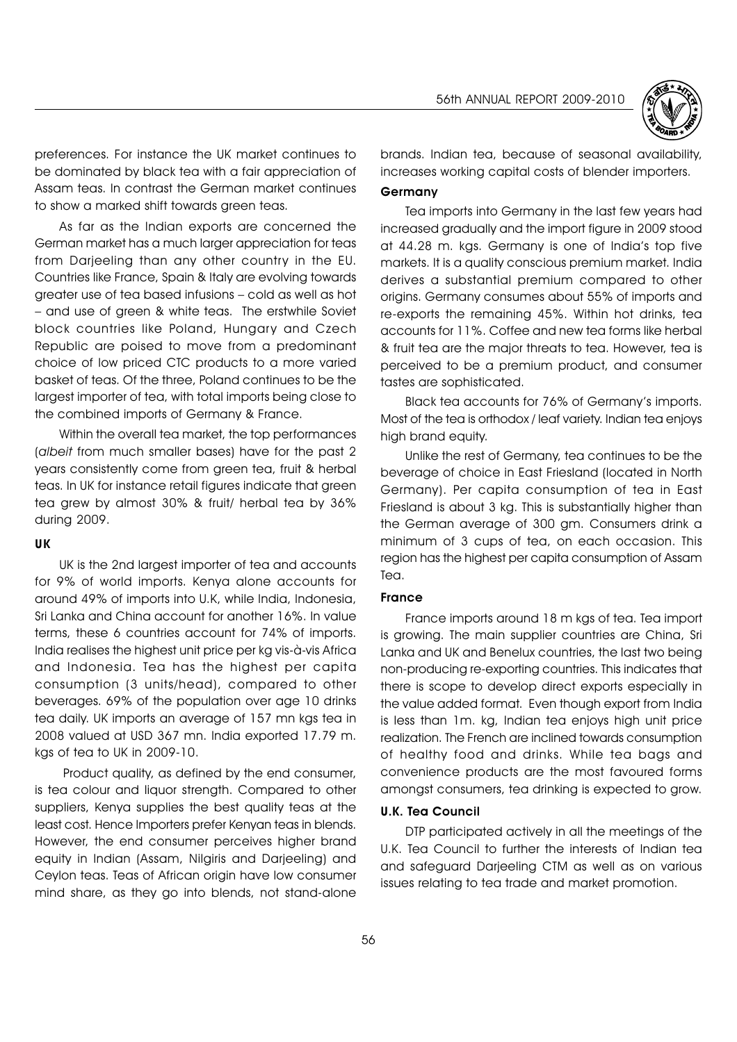preferences. For instance the UK market continues to be dominated by black tea with a fair appreciation of Assam teas. In contrast the German market continues to show a marked shift towards green teas.

As far as the Indian exports are concerned the German market has a much larger appreciation for teas from Darjeeling than any other country in the EU. Countries like France, Spain & Italy are evolving towards greater use of tea based infusions – cold as well as hot – and use of green & white teas. The erstwhile Soviet block countries like Poland, Hungary and Czech Republic are poised to move from a predominant choice of low priced CTC products to a more varied basket of teas. Of the three, Poland continues to be the largest importer of tea, with total imports being close to the combined imports of Germany & France.

Within the overall tea market, the top performances (*albeit* from much smaller bases) have for the past 2 years consistently come from green tea, fruit & herbal teas. In UK for instance retail figures indicate that green tea grew by almost 30% & fruit/ herbal tea by 36% during 2009.

### UK

UK is the 2nd largest importer of tea and accounts for 9% of world imports. Kenya alone accounts for around 49% of imports into U.K, while India, Indonesia, Sri Lanka and China account for another 16%. In value terms, these 6 countries account for 74% of imports. India realises the highest unit price per kg vis-à-vis Africa and Indonesia. Tea has the highest per capita consumption (3 units/head), compared to other beverages. 69% of the population over age 10 drinks tea daily. UK imports an average of 157 mn kgs tea in 2008 valued at USD 367 mn. India exported 17.79 m. kgs of tea to UK in 2009-10.

Product quality, as defined by the end consumer, is tea colour and liquor strength. Compared to other suppliers, Kenya supplies the best quality teas at the least cost. Hence Importers prefer Kenyan teas in blends. However, the end consumer perceives higher brand equity in Indian (Assam, Nilgiris and Darjeeling) and Ceylon teas. Teas of African origin have low consumer mind share, as they go into blends, not stand-alone brands. Indian tea, because of seasonal availability, increases working capital costs of blender importers.

### Germany

Tea imports into Germany in the last few years had increased gradually and the import figure in 2009 stood at 44.28 m. kgs. Germany is one of India's top five markets. It is a quality conscious premium market. India derives a substantial premium compared to other origins. Germany consumes about 55% of imports and re-exports the remaining 45%. Within hot drinks, tea accounts for 11%. Coffee and new tea forms like herbal & fruit tea are the major threats to tea. However, tea is perceived to be a premium product, and consumer tastes are sophisticated.

Black tea accounts for 76% of Germany's imports. Most of the tea is orthodox / leaf variety. Indian tea enjoys high brand equity.

Unlike the rest of Germany, tea continues to be the beverage of choice in East Friesland (located in North Germany). Per capita consumption of tea in East Friesland is about 3 kg. This is substantially higher than the German average of 300 gm. Consumers drink a minimum of 3 cups of tea, on each occasion. This region has the highest per capita consumption of Assam Tea.

### France

France imports around 18 m kgs of tea. Tea import is growing. The main supplier countries are China, Sri Lanka and UK and Benelux countries, the last two being non-producing re-exporting countries. This indicates that there is scope to develop direct exports especially in the value added format. Even though export from India is less than 1m. kg, Indian tea enjoys high unit price realization. The French are inclined towards consumption of healthy food and drinks. While tea bags and convenience products are the most favoured forms amongst consumers, tea drinking is expected to grow.

### U.K. Tea Council

DTP participated actively in all the meetings of the U.K. Tea Council to further the interests of Indian tea and safeguard Darjeeling CTM as well as on various issues relating to tea trade and market promotion.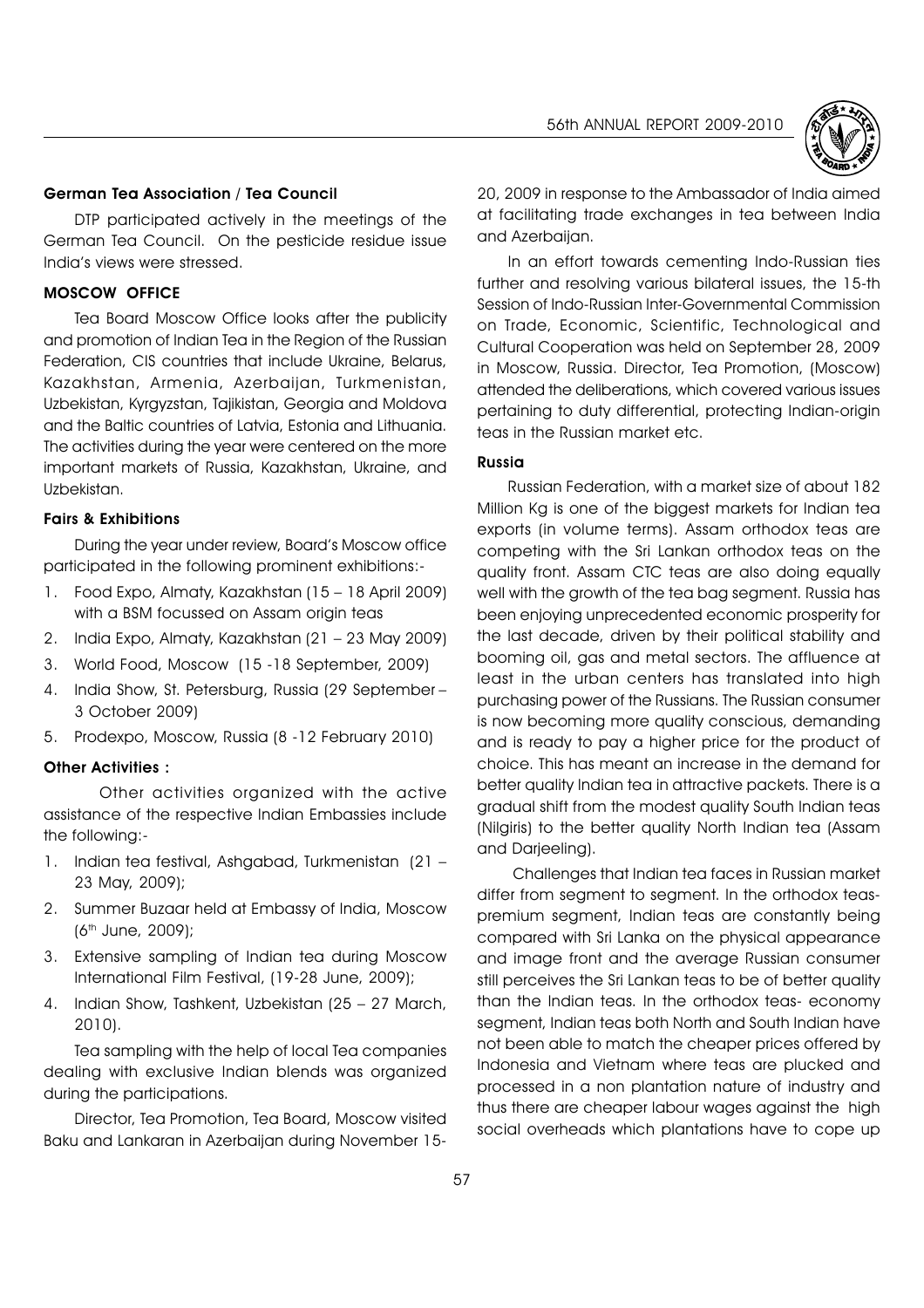#### German Tea Association / Tea Council

DTP participated actively in the meetings of the German Tea Council. On the pesticide residue issue India's views were stressed.

#### MOSCOW OFFICE

Tea Board Moscow Office looks after the publicity and promotion of Indian Tea in the Region of the Russian Federation, CIS countries that include Ukraine, Belarus, Kazakhstan, Armenia, Azerbaijan, Turkmenistan, Uzbekistan, Kyrgyzstan, Tajikistan, Georgia and Moldova and the Baltic countries of Latvia, Estonia and Lithuania. The activities during the year were centered on the more important markets of Russia, Kazakhstan, Ukraine, and Uzbekistan.

#### Fairs & Exhibitions

During the year under review, Board's Moscow office participated in the following prominent exhibitions:-

1. Food Expo, Almaty, Kazakhstan (15 – 18 April 2009) with a BSM focussed on Assam origin teas
2. India Expo, Almaty, Kazakhstan (21 – 23 May 2009)
3. World Food, Moscow (15 -18 September, 2009)
4. India Show, St. Petersburg, Russia (29 September – 3 October 2009)
5. Prodexpo, Moscow, Russia (8 -12 February 2010)

#### Other Activities :

Other activities organized with the active assistance of the respective Indian Embassies include the following:-

1. Indian tea festival, Ashgabad, Turkmenistan (21 – 23 May, 2009);
2. Summer Buzaar held at Embassy of India, Moscow (6th June, 2009);
3. Extensive sampling of Indian tea during Moscow International Film Festival, (19-28 June, 2009);
4. Indian Show, Tashkent, Uzbekistan (25 – 27 March, 2010).

Tea sampling with the help of local Tea companies dealing with exclusive Indian blends was organized during the participations.

Director, Tea Promotion, Tea Board, Moscow visited Baku and Lankaran in Azerbaijan during November 15-20, 2009 in response to the Ambassador of India aimed at facilitating trade exchanges in tea between India and Azerbaijan.

In an effort towards cementing Indo-Russian ties further and resolving various bilateral issues, the 15-th Session of Indo-Russian Inter-Governmental Commission on Trade, Economic, Scientific, Technological and Cultural Cooperation was held on September 28, 2009 in Moscow, Russia. Director, Tea Promotion, (Moscow) attended the deliberations, which covered various issues pertaining to duty differential, protecting Indian-origin teas in the Russian market etc.

#### Russia

Russian Federation, with a market size of about 182 Million Kg is one of the biggest markets for Indian tea exports (in volume terms). Assam orthodox teas are competing with the Sri Lankan orthodox teas on the quality front. Assam CTC teas are also doing equally well with the growth of the tea bag segment. Russia has been enjoying unprecedented economic prosperity for the last decade, driven by their political stability and booming oil, gas and metal sectors. The affluence at least in the urban centers has translated into high purchasing power of the Russians. The Russian consumer is now becoming more quality conscious, demanding and is ready to pay a higher price for the product of choice. This has meant an increase in the demand for better quality Indian tea in attractive packets. There is a gradual shift from the modest quality South Indian teas (Nilgiris) to the better quality North Indian tea (Assam and Darjeeling).

Challenges that Indian tea faces in Russian market differ from segment to segment. In the orthodox teas-premium segment, Indian teas are constantly being compared with Sri Lanka on the physical appearance and image front and the average Russian consumer still perceives the Sri Lankan teas to be of better quality than the Indian teas. In the orthodox teas- economy segment, Indian teas both North and South Indian have not been able to match the cheaper prices offered by Indonesia and Vietnam where teas are plucked and processed in a non plantation nature of industry and thus there are cheaper labour wages against the high social overheads which plantations have to cope up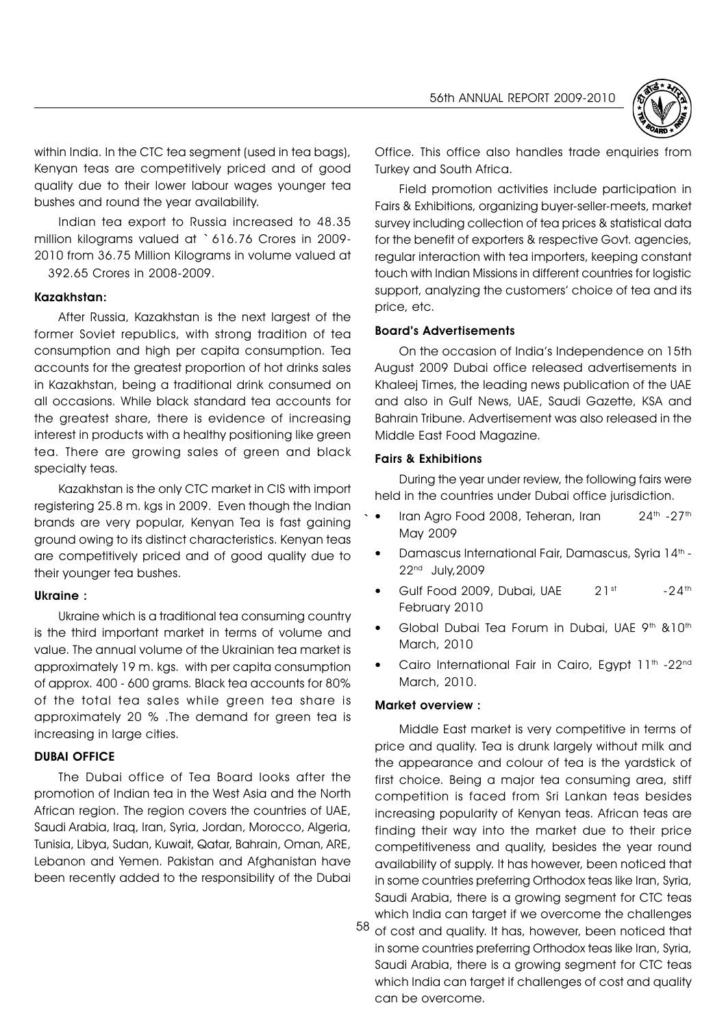within India. In the CTC tea segment (used in tea bags), Kenyan teas are competitively priced and of good quality due to their lower labour wages younger tea bushes and round the year availability.

Indian tea export to Russia increased to 48.35 million kilograms valued at ` 616.76 Crores in 2009-2010 from 36.75 Million Kilograms in volume valued at 392.65 Crores in 2008-2009.

#### Kazakhstan:

After Russia, Kazakhstan is the next largest of the former Soviet republics, with strong tradition of tea consumption and high per capita consumption. Tea accounts for the greatest proportion of hot drinks sales in Kazakhstan, being a traditional drink consumed on all occasions. While black standard tea accounts for the greatest share, there is evidence of increasing interest in products with a healthy positioning like green tea. There are growing sales of green and black specialty teas.

Kazakhstan is the only CTC market in CIS with import registering 25.8 m. kgs in 2009. Even though the Indian brands are very popular, Kenyan Tea is fast gaining ground owing to its distinct characteristics. Kenyan teas are competitively priced and of good quality due to their younger tea bushes.

#### Ukraine :

Ukraine which is a traditional tea consuming country is the third important market in terms of volume and value. The annual volume of the Ukrainian tea market is approximately 19 m. kgs. with per capita consumption of approx. 400 - 600 grams. Black tea accounts for 80% of the total tea sales while green tea share is approximately 20 % .The demand for green tea is increasing in large cities.

### DUBAI OFFICE

The Dubai office of Tea Board looks after the promotion of Indian tea in the West Asia and the North African region. The region covers the countries of UAE, Saudi Arabia, Iraq, Iran, Syria, Jordan, Morocco, Algeria, Tunisia, Libya, Sudan, Kuwait, Qatar, Bahrain, Oman, ARE, Lebanon and Yemen. Pakistan and Afghanistan have been recently added to the responsibility of the Dubai Office. This office also handles trade enquiries from Turkey and South Africa.

Field promotion activities include participation in Fairs & Exhibitions, organizing buyer-seller-meets, market survey including collection of tea prices & statistical data for the benefit of exporters & respective Govt. agencies, regular interaction with tea importers, keeping constant touch with Indian Missions in different countries for logistic support, analyzing the customers' choice of tea and its price, etc.

#### Board's Advertisements

On the occasion of India's Independence on 15th August 2009 Dubai office released advertisements in Khaleej Times, the leading news publication of the UAE and also in Gulf News, UAE, Saudi Gazette, KSA and Bahrain Tribune. Advertisement was also released in the Middle East Food Magazine.

#### Fairs & Exhibitions

During the year under review, the following fairs were held in the countries under Dubai office jurisdiction.

- Iran Agro Food 2008, Teheran, Iran 24th -27th May 2009
- Damascus International Fair, Damascus, Syria 14th - 22nd July,2009
- Gulf Food 2009, Dubai, UAE 21st -24th February 2010
- Global Dubai Tea Forum in Dubai, UAE 9th &10th March, 2010
- Cairo International Fair in Cairo, Egypt 11th -22nd March, 2010.

#### Market overview :

Middle East market is very competitive in terms of price and quality. Tea is drunk largely without milk and the appearance and colour of tea is the yardstick of first choice. Being a major tea consuming area, stiff competition is faced from Sri Lankan teas besides increasing popularity of Kenyan teas. African teas are finding their way into the market due to their price competitiveness and quality, besides the year round availability of supply. It has however, been noticed that in some countries preferring Orthodox teas like Iran, Syria, Saudi Arabia, there is a growing segment for CTC teas which India can target if we overcome the challenges of cost and quality. It has, however, been noticed that in some countries preferring Orthodox teas like Iran, Syria, Saudi Arabia, there is a growing segment for CTC teas which India can target if challenges of cost and quality can be overcome.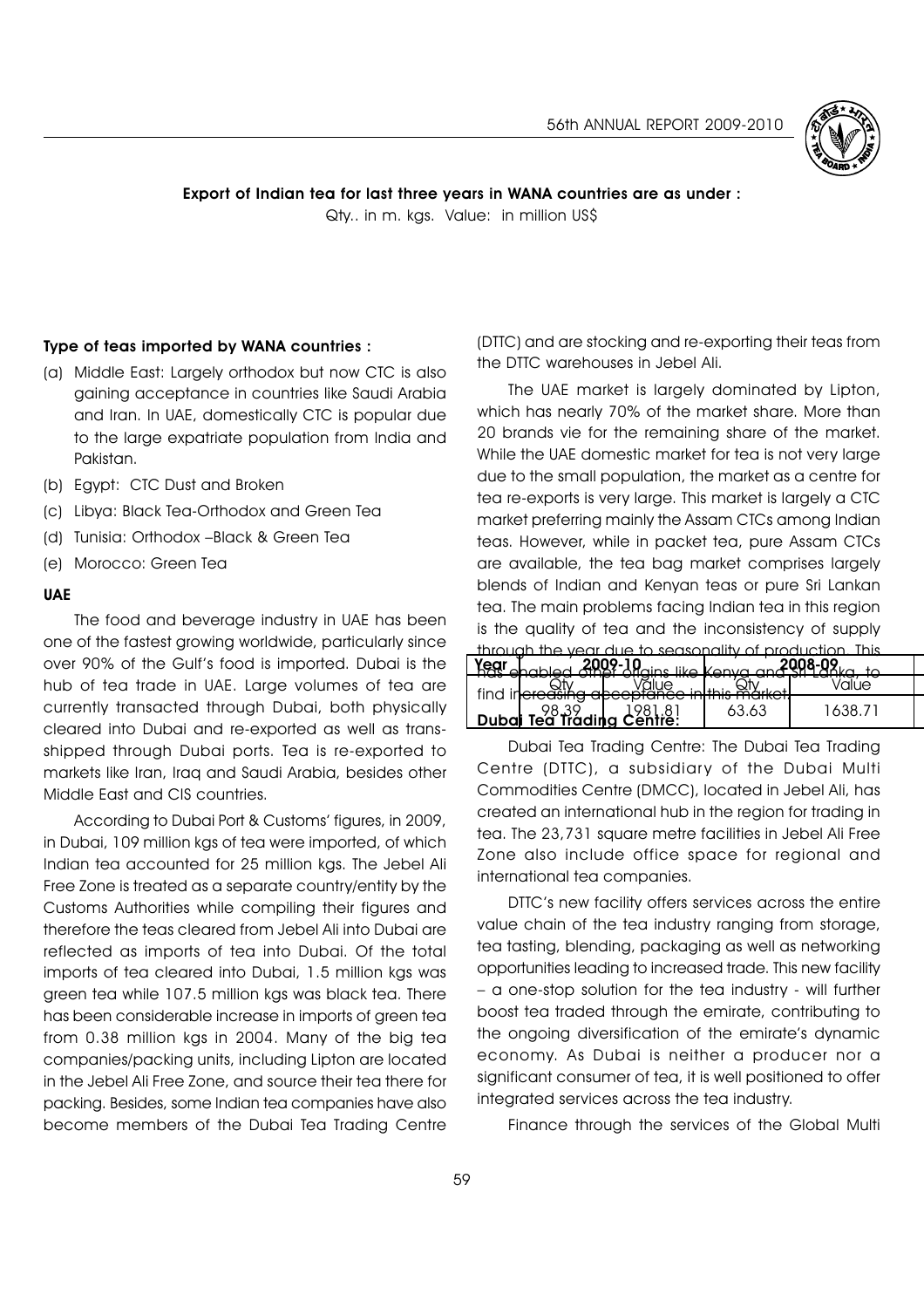**Export of Indian tea for last three years in WANA countries are as under :**

Qty.. in m. kgs. Value: in million US$

| Year | 2009-10 | | 2008-09 | |
|---|---|---|---|---|
| | Qty | Value | Qty | Value |
| | 98.39 | 1981.81 | 63.63 | 1638.71 |

### Type of teas imported by WANA countries :

(a) Middle East: Largely orthodox but now CTC is also gaining acceptance in countries like Saudi Arabia and Iran. In UAE, domestically CTC is popular due to the large expatriate population from India and Pakistan.

(b) Egypt: CTC Dust and Broken

(c) Libya: Black Tea-Orthodox and Green Tea

(d) Tunisia: Orthodox –Black & Green Tea

(e) Morocco: Green Tea

### UAE

The food and beverage industry in UAE has been one of the fastest growing worldwide, particularly since over 90% of the Gulf's food is imported. Dubai is the hub of tea trade in UAE. Large volumes of tea are currently transacted through Dubai, both physically cleared into Dubai and re-exported as well as trans-shipped through Dubai ports. Tea is re-exported to markets like Iran, Iraq and Saudi Arabia, besides other Middle East and CIS countries.

According to Dubai Port & Customs' figures, in 2009, in Dubai, 109 million kgs of tea were imported, of which Indian tea accounted for 25 million kgs. The Jebel Ali Free Zone is treated as a separate country/entity by the Customs Authorities while compiling their figures and therefore the teas cleared from Jebel Ali into Dubai are reflected as imports of tea into Dubai. Of the total imports of tea cleared into Dubai, 1.5 million kgs was green tea while 107.5 million kgs was black tea. There has been considerable increase in imports of green tea from 0.38 million kgs in 2004. Many of the big tea companies/packing units, including Lipton are located in the Jebel Ali Free Zone, and source their tea there for packing. Besides, some Indian tea companies have also become members of the Dubai Tea Trading Centre (DTTC) and are stocking and re-exporting their teas from the DTTC warehouses in Jebel Ali.

The UAE market is largely dominated by Lipton, which has nearly 70% of the market share. More than 20 brands vie for the remaining share of the market. While the UAE domestic market for tea is not very large due to the small population, the market as a centre for tea re-exports is very large. This market is largely a CTC market preferring mainly the Assam CTCs among Indian teas. However, while in packet tea, pure Assam CTCs are available, the tea bag market comprises largely blends of Indian and Kenyan teas or pure Sri Lankan tea. The main problems facing Indian tea in this region is the quality of tea and the inconsistency of supply through the year due to seasonality of production. This has enabled other origins like Kenya and Sri Lanka, to find increasing acceptance in this market.

**Dubai Tea Trading Centre:**

Dubai Tea Trading Centre: The Dubai Tea Trading Centre (DTTC), a subsidiary of the Dubai Multi Commodities Centre (DMCC), located in Jebel Ali, has created an international hub in the region for trading in tea. The 23,731 square metre facilities in Jebel Ali Free Zone also include office space for regional and international tea companies.

DTTC's new facility offers services across the entire value chain of the tea industry ranging from storage, tea tasting, blending, packaging as well as networking opportunities leading to increased trade. This new facility – a one-stop solution for the tea industry - will further boost tea traded through the emirate, contributing to the ongoing diversification of the emirate's dynamic economy. As Dubai is neither a producer nor a significant consumer of tea, it is well positioned to offer integrated services across the tea industry.

Finance through the services of the Global Multi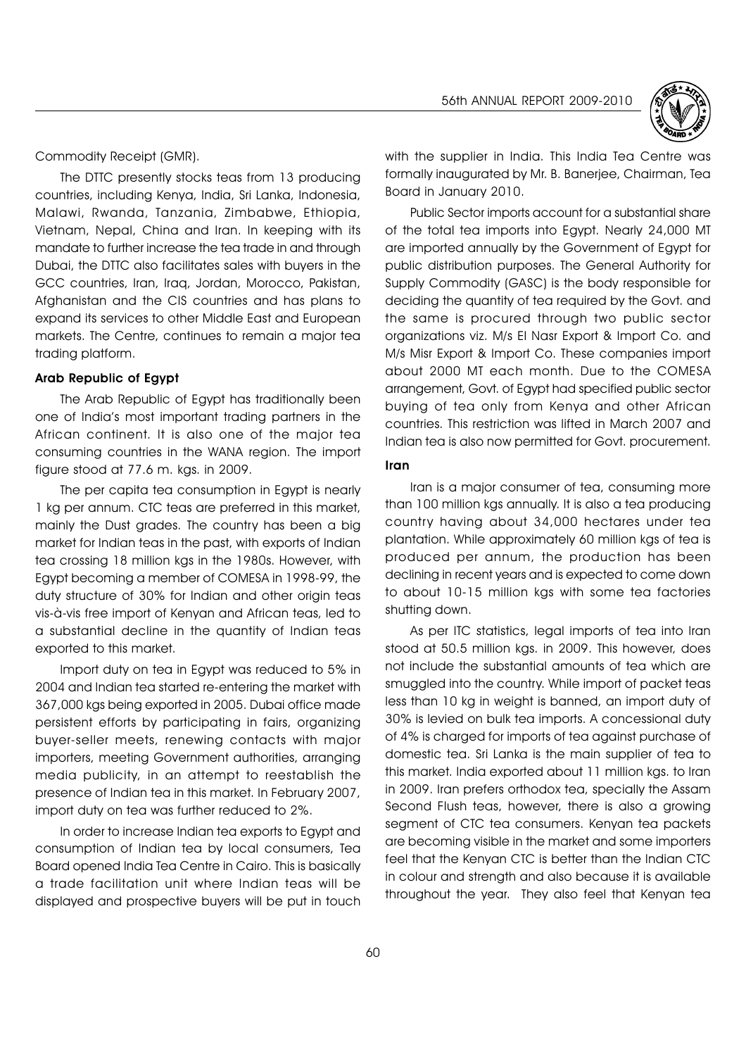Commodity Receipt (GMR).

The DTTC presently stocks teas from 13 producing countries, including Kenya, India, Sri Lanka, Indonesia, Malawi, Rwanda, Tanzania, Zimbabwe, Ethiopia, Vietnam, Nepal, China and Iran. In keeping with its mandate to further increase the tea trade in and through Dubai, the DTTC also facilitates sales with buyers in the GCC countries, Iran, Iraq, Jordan, Morocco, Pakistan, Afghanistan and the CIS countries and has plans to expand its services to other Middle East and European markets. The Centre, continues to remain a major tea trading platform.

**Arab Republic of Egypt**

The Arab Republic of Egypt has traditionally been one of India's most important trading partners in the African continent. It is also one of the major tea consuming countries in the WANA region. The import figure stood at 77.6 m. kgs. in 2009.

The per capita tea consumption in Egypt is nearly 1 kg per annum. CTC teas are preferred in this market, mainly the Dust grades. The country has been a big market for Indian teas in the past, with exports of Indian tea crossing 18 million kgs in the 1980s. However, with Egypt becoming a member of COMESA in 1998-99, the duty structure of 30% for Indian and other origin teas vis-à-vis free import of Kenyan and African teas, led to a substantial decline in the quantity of Indian teas exported to this market.

Import duty on tea in Egypt was reduced to 5% in 2004 and Indian tea started re-entering the market with 367,000 kgs being exported in 2005. Dubai office made persistent efforts by participating in fairs, organizing buyer-seller meets, renewing contacts with major importers, meeting Government authorities, arranging media publicity, in an attempt to reestablish the presence of Indian tea in this market. In February 2007, import duty on tea was further reduced to 2%.

In order to increase Indian tea exports to Egypt and consumption of Indian tea by local consumers, Tea Board opened India Tea Centre in Cairo. This is basically a trade facilitation unit where Indian teas will be displayed and prospective buyers will be put in touch with the supplier in India. This India Tea Centre was formally inaugurated by Mr. B. Banerjee, Chairman, Tea Board in January 2010.

Public Sector imports account for a substantial share of the total tea imports into Egypt. Nearly 24,000 MT are imported annually by the Government of Egypt for public distribution purposes. The General Authority for Supply Commodity (GASC) is the body responsible for deciding the quantity of tea required by the Govt. and the same is procured through two public sector organizations viz. M/s El Nasr Export & Import Co. and M/s Misr Export & Import Co. These companies import about 2000 MT each month. Due to the COMESA arrangement, Govt. of Egypt had specified public sector buying of tea only from Kenya and other African countries. This restriction was lifted in March 2007 and Indian tea is also now permitted for Govt. procurement.

**Iran**

Iran is a major consumer of tea, consuming more than 100 million kgs annually. It is also a tea producing country having about 34,000 hectares under tea plantation. While approximately 60 million kgs of tea is produced per annum, the production has been declining in recent years and is expected to come down to about 10-15 million kgs with some tea factories shutting down.

As per ITC statistics, legal imports of tea into Iran stood at 50.5 million kgs. in 2009. This however, does not include the substantial amounts of tea which are smuggled into the country. While import of packet teas less than 10 kg in weight is banned, an import duty of 30% is levied on bulk tea imports. A concessional duty of 4% is charged for imports of tea against purchase of domestic tea. Sri Lanka is the main supplier of tea to this market. India exported about 11 million kgs. to Iran in 2009. Iran prefers orthodox tea, specially the Assam Second Flush teas, however, there is also a growing segment of CTC tea consumers. Kenyan tea packets are becoming visible in the market and some importers feel that the Kenyan CTC is better than the Indian CTC in colour and strength and also because it is available throughout the year. They also feel that Kenyan tea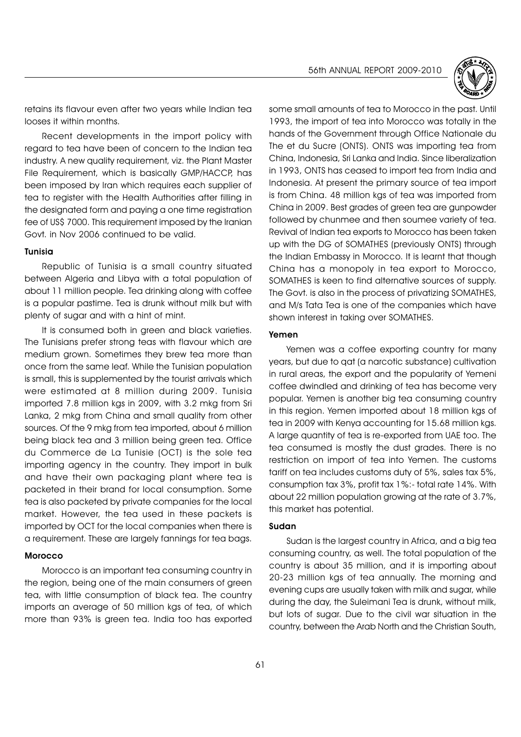retains its flavour even after two years while Indian tea looses it within months.

Recent developments in the import policy with regard to tea have been of concern to the Indian tea industry. A new quality requirement, viz. the Plant Master File Requirement, which is basically GMP/HACCP, has been imposed by Iran which requires each supplier of tea to register with the Health Authorities after filling in the designated form and paying a one time registration fee of US$ 7000. This requirement imposed by the Iranian Govt. in Nov 2006 continued to be valid.

### Tunisia

Republic of Tunisia is a small country situated between Algeria and Libya with a total population of about 11 million people. Tea drinking along with coffee is a popular pastime. Tea is drunk without milk but with plenty of sugar and with a hint of mint.

It is consumed both in green and black varieties. The Tunisians prefer strong teas with flavour which are medium grown. Sometimes they brew tea more than once from the same leaf. While the Tunisian population is small, this is supplemented by the tourist arrivals which were estimated at 8 million during 2009. Tunisia imported 7.8 million kgs in 2009, with 3.2 mkg from Sri Lanka, 2 mkg from China and small quality from other sources. Of the 9 mkg from tea imported, about 6 million being black tea and 3 million being green tea. Office du Commerce de La Tunisie (OCT) is the sole tea importing agency in the country. They import in bulk and have their own packaging plant where tea is packeted in their brand for local consumption. Some tea is also packeted by private companies for the local market. However, the tea used in these packets is imported by OCT for the local companies when there is a requirement. These are largely fannings for tea bags.

### Morocco

Morocco is an important tea consuming country in the region, being one of the main consumers of green tea, with little consumption of black tea. The country imports an average of 50 million kgs of tea, of which more than 93% is green tea. India too has exported some small amounts of tea to Morocco in the past. Until 1993, the import of tea into Morocco was totally in the hands of the Government through Office Nationale du The et du Sucre (ONTS). ONTS was importing tea from China, Indonesia, Sri Lanka and India. Since liberalization in 1993, ONTS has ceased to import tea from India and Indonesia. At present the primary source of tea import is from China. 48 million kgs of tea was imported from China in 2009. Best grades of green tea are gunpowder followed by chunmee and then soumee variety of tea. Revival of Indian tea exports to Morocco has been taken up with the DG of SOMATHES (previously ONTS) through the Indian Embassy in Morocco. It is learnt that though China has a monopoly in tea export to Morocco, SOMATHES is keen to find alternative sources of supply. The Govt. is also in the process of privatizing SOMATHES, and M/s Tata Tea is one of the companies which have shown interest in taking over SOMATHES.

### Yemen

Yemen was a coffee exporting country for many years, but due to qat (a narcotic substance) cultivation in rural areas, the export and the popularity of Yemeni coffee dwindled and drinking of tea has become very popular. Yemen is another big tea consuming country in this region. Yemen imported about 18 million kgs of tea in 2009 with Kenya accounting for 15.68 million kgs. A large quantity of tea is re-exported from UAE too. The tea consumed is mostly the dust grades. There is no restriction on import of tea into Yemen. The customs tariff on tea includes customs duty of 5%, sales tax 5%, consumption tax 3%, profit tax 1%:- total rate 14%. With about 22 million population growing at the rate of 3.7%, this market has potential.

### Sudan

Sudan is the largest country in Africa, and a big tea consuming country, as well. The total population of the country is about 35 million, and it is importing about 20-23 million kgs of tea annually. The morning and evening cups are usually taken with milk and sugar, while during the day, the Suleimani Tea is drunk, without milk, but lots of sugar. Due to the civil war situation in the country, between the Arab North and the Christian South,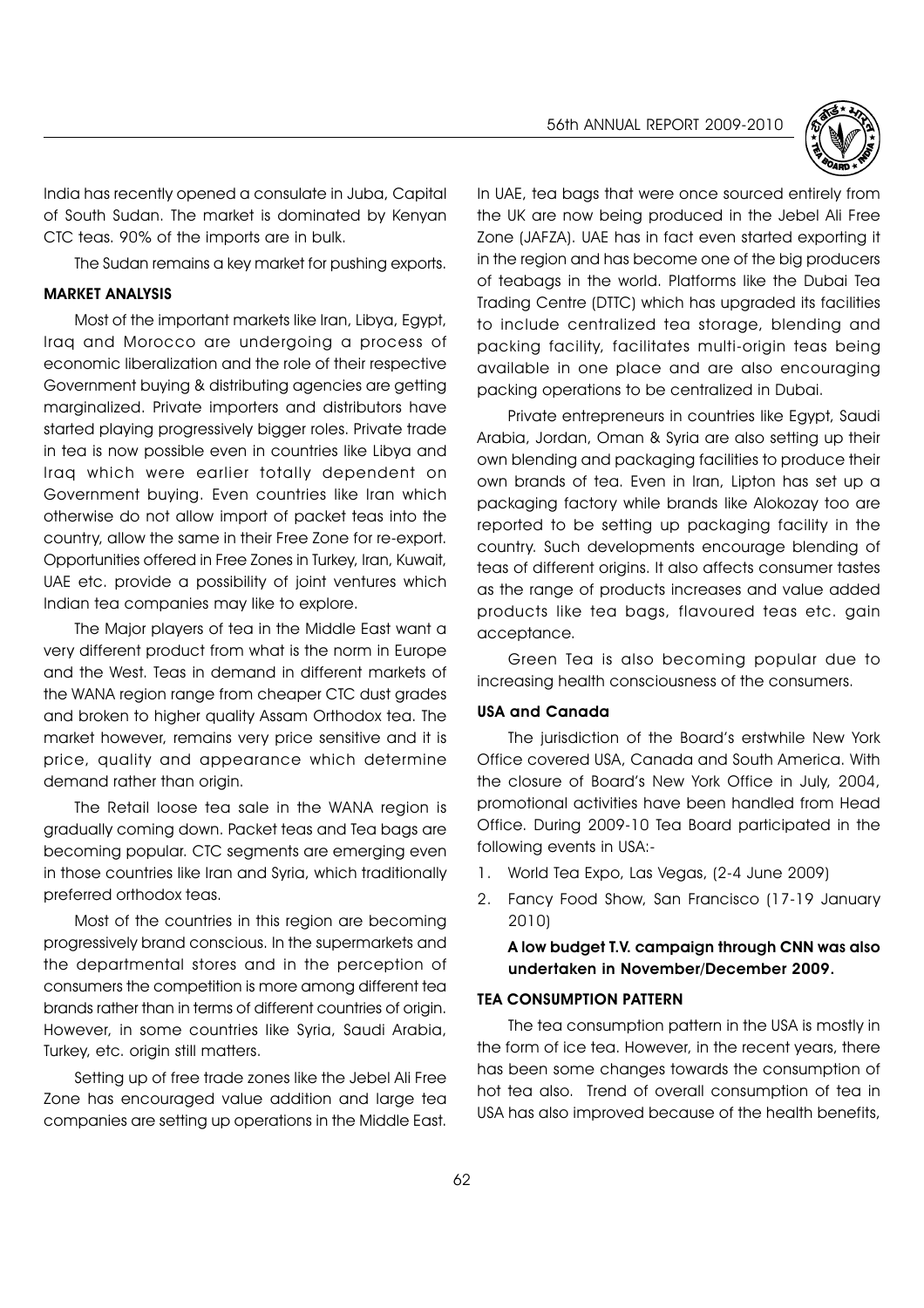India has recently opened a consulate in Juba, Capital of South Sudan. The market is dominated by Kenyan CTC teas. 90% of the imports are in bulk.

The Sudan remains a key market for pushing exports.

### MARKET ANALYSIS

Most of the important markets like Iran, Libya, Egypt, Iraq and Morocco are undergoing a process of economic liberalization and the role of their respective Government buying & distributing agencies are getting marginalized. Private importers and distributors have started playing progressively bigger roles. Private trade in tea is now possible even in countries like Libya and Iraq which were earlier totally dependent on Government buying. Even countries like Iran which otherwise do not allow import of packet teas into the country, allow the same in their Free Zone for re-export. Opportunities offered in Free Zones in Turkey, Iran, Kuwait, UAE etc. provide a possibility of joint ventures which Indian tea companies may like to explore.

The Major players of tea in the Middle East want a very different product from what is the norm in Europe and the West. Teas in demand in different markets of the WANA region range from cheaper CTC dust grades and broken to higher quality Assam Orthodox tea. The market however, remains very price sensitive and it is price, quality and appearance which determine demand rather than origin.

The Retail loose tea sale in the WANA region is gradually coming down. Packet teas and Tea bags are becoming popular. CTC segments are emerging even in those countries like Iran and Syria, which traditionally preferred orthodox teas.

Most of the countries in this region are becoming progressively brand conscious. In the supermarkets and the departmental stores and in the perception of consumers the competition is more among different tea brands rather than in terms of different countries of origin. However, in some countries like Syria, Saudi Arabia, Turkey, etc. origin still matters.

Setting up of free trade zones like the Jebel Ali Free Zone has encouraged value addition and large tea companies are setting up operations in the Middle East. In UAE, tea bags that were once sourced entirely from the UK are now being produced in the Jebel Ali Free Zone (JAFZA). UAE has in fact even started exporting it in the region and has become one of the big producers of teabags in the world. Platforms like the Dubai Tea Trading Centre (DTTC) which has upgraded its facilities to include centralized tea storage, blending and packing facility, facilitates multi-origin teas being available in one place and are also encouraging packing operations to be centralized in Dubai.

Private entrepreneurs in countries like Egypt, Saudi Arabia, Jordan, Oman & Syria are also setting up their own blending and packaging facilities to produce their own brands of tea. Even in Iran, Lipton has set up a packaging factory while brands like Alokozay too are reported to be setting up packaging facility in the country. Such developments encourage blending of teas of different origins. It also affects consumer tastes as the range of products increases and value added products like tea bags, flavoured teas etc. gain acceptance.

Green Tea is also becoming popular due to increasing health consciousness of the consumers.

### USA and Canada

The jurisdiction of the Board's erstwhile New York Office covered USA, Canada and South America. With the closure of Board's New York Office in July, 2004, promotional activities have been handled from Head Office. During 2009-10 Tea Board participated in the following events in USA:-

1. World Tea Expo, Las Vegas, (2-4 June 2009)
2. Fancy Food Show, San Francisco (17-19 January 2010)

**A low budget T.V. campaign through CNN was also undertaken in November/December 2009.**

### TEA CONSUMPTION PATTERN

The tea consumption pattern in the USA is mostly in the form of ice tea. However, in the recent years, there has been some changes towards the consumption of hot tea also. Trend of overall consumption of tea in USA has also improved because of the health benefits,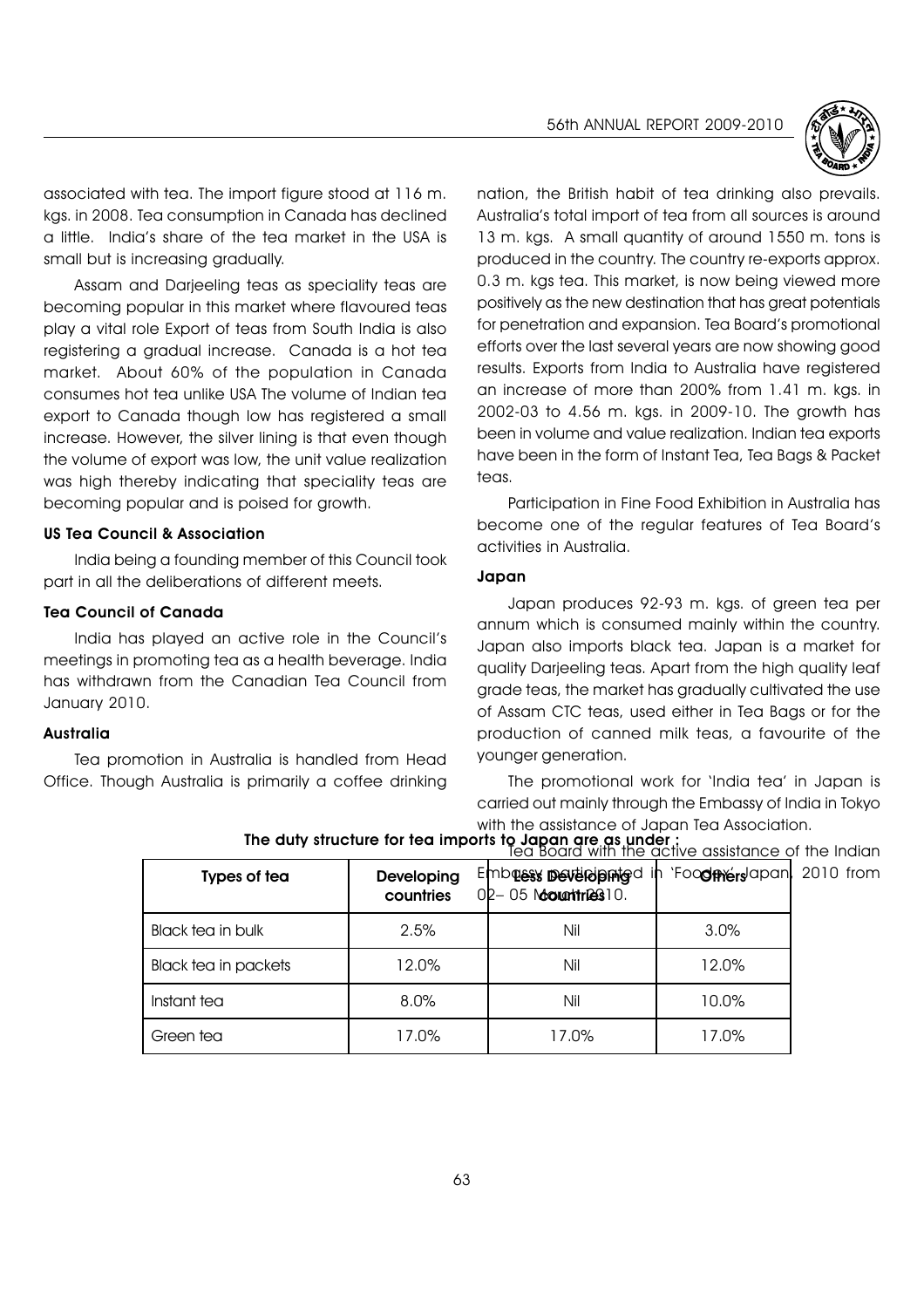associated with tea. The import figure stood at 116 m. kgs. in 2008. Tea consumption in Canada has declined a little. India's share of the tea market in the USA is small but is increasing gradually.

Assam and Darjeeling teas as speciality teas are becoming popular in this market where flavoured teas play a vital role Export of teas from South India is also registering a gradual increase. Canada is a hot tea market. About 60% of the population in Canada consumes hot tea unlike USA The volume of Indian tea export to Canada though low has registered a small increase. However, the silver lining is that even though the volume of export was low, the unit value realization was high thereby indicating that speciality teas are becoming popular and is poised for growth.

### US Tea Council & Association

India being a founding member of this Council took part in all the deliberations of different meets.

### Tea Council of Canada

India has played an active role in the Council's meetings in promoting tea as a health beverage. India has withdrawn from the Canadian Tea Council from January 2010.

### Australia

Tea promotion in Australia is handled from Head Office. Though Australia is primarily a coffee drinking nation, the British habit of tea drinking also prevails. Australia's total import of tea from all sources is around 13 m. kgs. A small quantity of around 1550 m. tons is produced in the country. The country re-exports approx. 0.3 m. kgs tea. This market, is now being viewed more positively as the new destination that has great potentials for penetration and expansion. Tea Board's promotional efforts over the last several years are now showing good results. Exports from India to Australia have registered an increase of more than 200% from 1.41 m. kgs. in 2002-03 to 4.56 m. kgs. in 2009-10. The growth has been in volume and value realization. Indian tea exports have been in the form of Instant Tea, Tea Bags & Packet teas.

Participation in Fine Food Exhibition in Australia has become one of the regular features of Tea Board's activities in Australia.

### Japan

Japan produces 92-93 m. kgs. of green tea per annum which is consumed mainly within the country. Japan also imports black tea. Japan is a market for quality Darjeeling teas. Apart from the high quality leaf grade teas, the market has gradually cultivated the use of Assam CTC teas, used either in Tea Bags or for the production of canned milk teas, a favourite of the younger generation.

The promotional work for 'India tea' in Japan is carried out mainly through the Embassy of India in Tokyo with the assistance of Japan Tea Association.

Tea Board with the active assistance of the Indian Embassy participated in 'Foodex' Japan, 2010 from 02– 05 March 2010.

**The duty structure for tea imports to Japan are as under :**

| Types of tea | Developing countries | Less Developing countries | Others |
|---|---|---|---|
| Black tea in bulk | 2.5% | Nil | 3.0% |
| Black tea in packets | 12.0% | Nil | 12.0% |
| Instant tea | 8.0% | Nil | 10.0% |
| Green tea | 17.0% | 17.0% | 17.0% |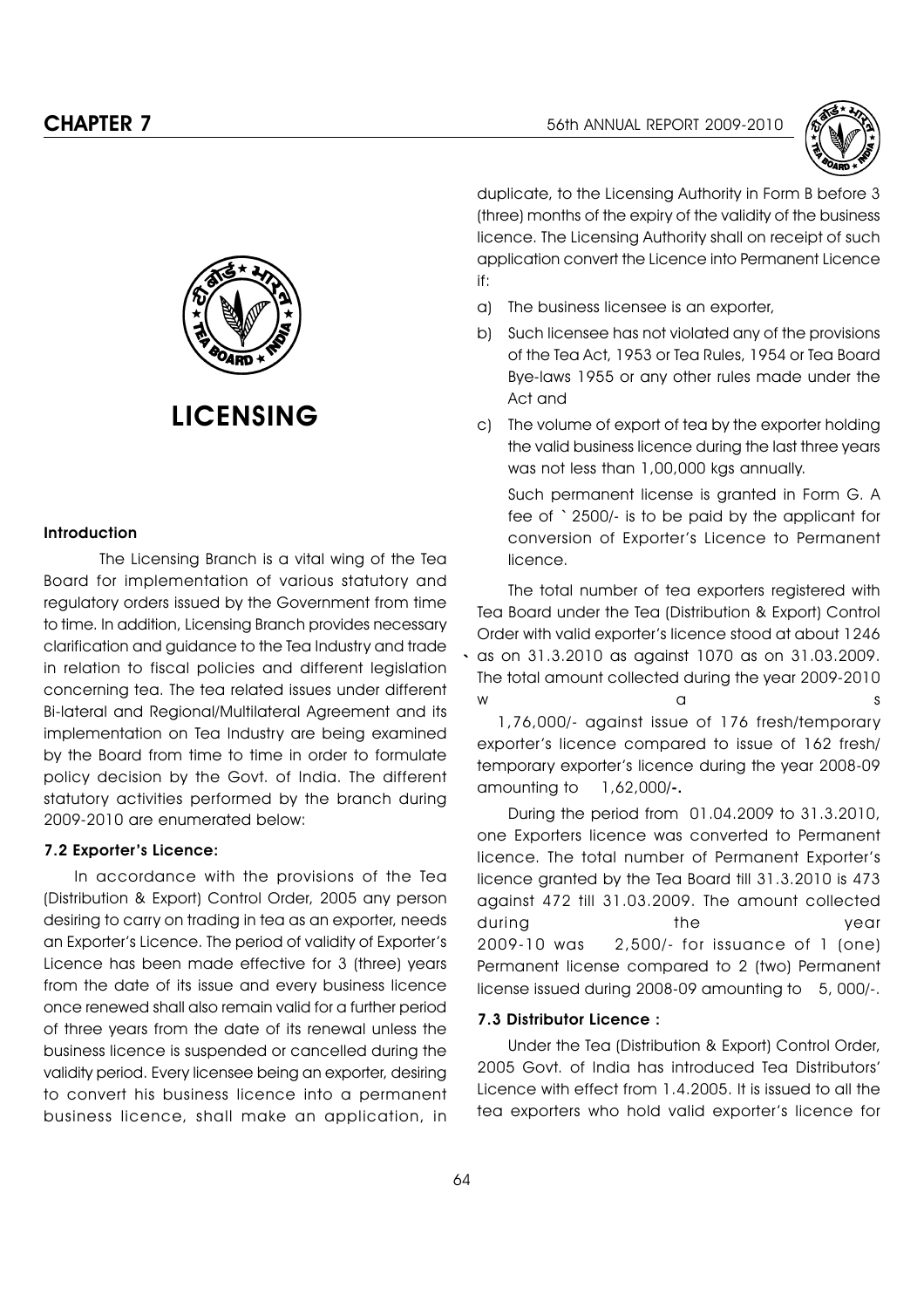# CHAPTER 7

# LICENSING

#### Introduction

The Licensing Branch is a vital wing of the Tea Board for implementation of various statutory and regulatory orders issued by the Government from time to time. In addition, Licensing Branch provides necessary clarification and guidance to the Tea Industry and trade in relation to fiscal policies and different legislation concerning tea. The tea related issues under different Bi-lateral and Regional/Multilateral Agreement and its implementation on Tea Industry are being examined by the Board from time to time in order to formulate policy decision by the Govt. of India. The different statutory activities performed by the branch during 2009-2010 are enumerated below:

#### 7.2 Exporter's Licence:

In accordance with the provisions of the Tea (Distribution & Export) Control Order, 2005 any person desiring to carry on trading in tea as an exporter, needs an Exporter's Licence. The period of validity of Exporter's Licence has been made effective for 3 (three) years from the date of its issue and every business licence once renewed shall also remain valid for a further period of three years from the date of its renewal unless the business licence is suspended or cancelled during the validity period. Every licensee being an exporter, desiring to convert his business licence into a permanent business licence, shall make an application, in duplicate, to the Licensing Authority in Form B before 3 (three) months of the expiry of the validity of the business licence. The Licensing Authority shall on receipt of such application convert the Licence into Permanent Licence if:

a) The business licensee is an exporter,
b) Such licensee has not violated any of the provisions of the Tea Act, 1953 or Tea Rules, 1954 or Tea Board Bye-laws 1955 or any other rules made under the Act and
c) The volume of export of tea by the exporter holding the valid business licence during the last three years was not less than 1,00,000 kgs annually.

   Such permanent license is granted in Form G. A fee of ` 2500/- is to be paid by the applicant for conversion of Exporter's Licence to Permanent licence.

The total number of tea exporters registered with Tea Board under the Tea (Distribution & Export) Control Order with valid exporter's licence stood at about 1246 as on 31.3.2010 as against 1070 as on 31.03.2009. The total amount collected during the year 2009-2010 was 1,76,000/- against issue of 176 fresh/temporary exporter's licence compared to issue of 162 fresh/ temporary exporter's licence during the year 2008-09 amounting to 1,62,000/-.

During the period from 01.04.2009 to 31.3.2010, one Exporters licence was converted to Permanent licence. The total number of Permanent Exporter's licence granted by the Tea Board till 31.3.2010 is 473 against 472 till 31.03.2009. The amount collected during the year 2009-10 was 2,500/- for issuance of 1 (one) Permanent license compared to 2 (two) Permanent license issued during 2008-09 amounting to 5, 000/-.

#### 7.3 Distributor Licence :

Under the Tea (Distribution & Export) Control Order, 2005 Govt. of India has introduced Tea Distributors' Licence with effect from 1.4.2005. It is issued to all the tea exporters who hold valid exporter's licence for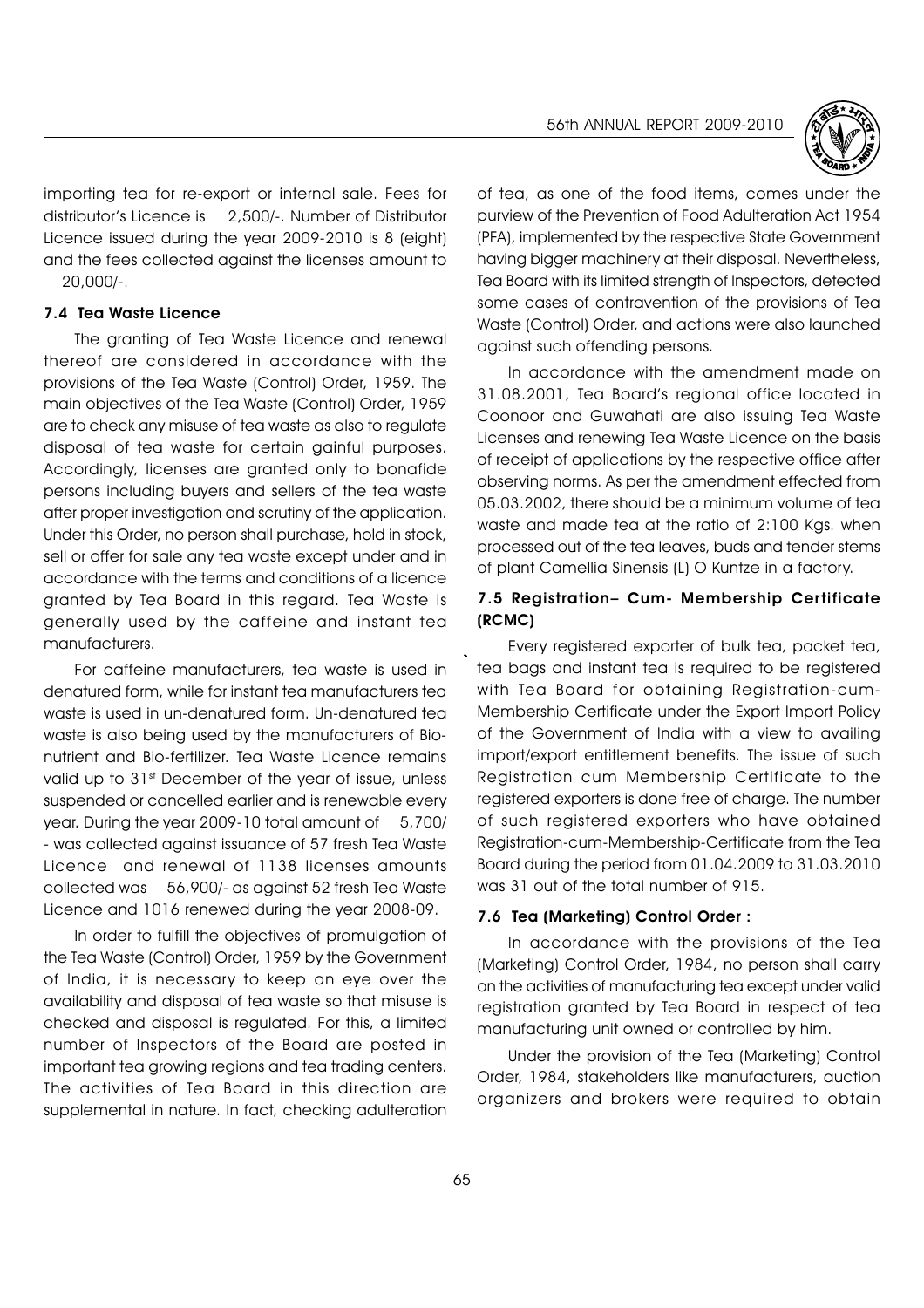importing tea for re-export or internal sale. Fees for distributor's Licence is 2,500/-. Number of Distributor Licence issued during the year 2009-2010 is 8 (eight) and the fees collected against the licenses amount to 20,000/-.

### 7.4 Tea Waste Licence

The granting of Tea Waste Licence and renewal thereof are considered in accordance with the provisions of the Tea Waste (Control) Order, 1959. The main objectives of the Tea Waste (Control) Order, 1959 are to check any misuse of tea waste as also to regulate disposal of tea waste for certain gainful purposes. Accordingly, licenses are granted only to bonafide persons including buyers and sellers of the tea waste after proper investigation and scrutiny of the application. Under this Order, no person shall purchase, hold in stock, sell or offer for sale any tea waste except under and in accordance with the terms and conditions of a licence granted by Tea Board in this regard. Tea Waste is generally used by the caffeine and instant tea manufacturers.

For caffeine manufacturers, tea waste is used in denatured form, while for instant tea manufacturers tea waste is used in un-denatured form. Un-denatured tea waste is also being used by the manufacturers of Bio-nutrient and Bio-fertilizer. Tea Waste Licence remains valid up to 31st December of the year of issue, unless suspended or cancelled earlier and is renewable every year. During the year 2009-10 total amount of 5,700/- was collected against issuance of 57 fresh Tea Waste Licence and renewal of 1138 licenses amounts collected was 56,900/- as against 52 fresh Tea Waste Licence and 1016 renewed during the year 2008-09.

In order to fulfill the objectives of promulgation of the Tea Waste (Control) Order, 1959 by the Government of India, it is necessary to keep an eye over the availability and disposal of tea waste so that misuse is checked and disposal is regulated. For this, a limited number of Inspectors of the Board are posted in important tea growing regions and tea trading centers. The activities of Tea Board in this direction are supplemental in nature. In fact, checking adulteration of tea, as one of the food items, comes under the purview of the Prevention of Food Adulteration Act 1954 (PFA), implemented by the respective State Government having bigger machinery at their disposal. Nevertheless, Tea Board with its limited strength of Inspectors, detected some cases of contravention of the provisions of Tea Waste (Control) Order, and actions were also launched against such offending persons.

In accordance with the amendment made on 31.08.2001, Tea Board's regional office located in Coonoor and Guwahati are also issuing Tea Waste Licenses and renewing Tea Waste Licence on the basis of receipt of applications by the respective office after observing norms. As per the amendment effected from 05.03.2002, there should be a minimum volume of tea waste and made tea at the ratio of 2:100 Kgs. when processed out of the tea leaves, buds and tender stems of plant Camellia Sinensis (L) O Kuntze in a factory.

### 7.5 Registration– Cum- Membership Certificate (RCMC)

Every registered exporter of bulk tea, packet tea, tea bags and instant tea is required to be registered with Tea Board for obtaining Registration-cum-Membership Certificate under the Export Import Policy of the Government of India with a view to availing import/export entitlement benefits. The issue of such Registration cum Membership Certificate to the registered exporters is done free of charge. The number of such registered exporters who have obtained Registration-cum-Membership-Certificate from the Tea Board during the period from 01.04.2009 to 31.03.2010 was 31 out of the total number of 915.

### 7.6 Tea (Marketing) Control Order :

In accordance with the provisions of the Tea (Marketing) Control Order, 1984, no person shall carry on the activities of manufacturing tea except under valid registration granted by Tea Board in respect of tea manufacturing unit owned or controlled by him.

Under the provision of the Tea (Marketing) Control Order, 1984, stakeholders like manufacturers, auction organizers and brokers were required to obtain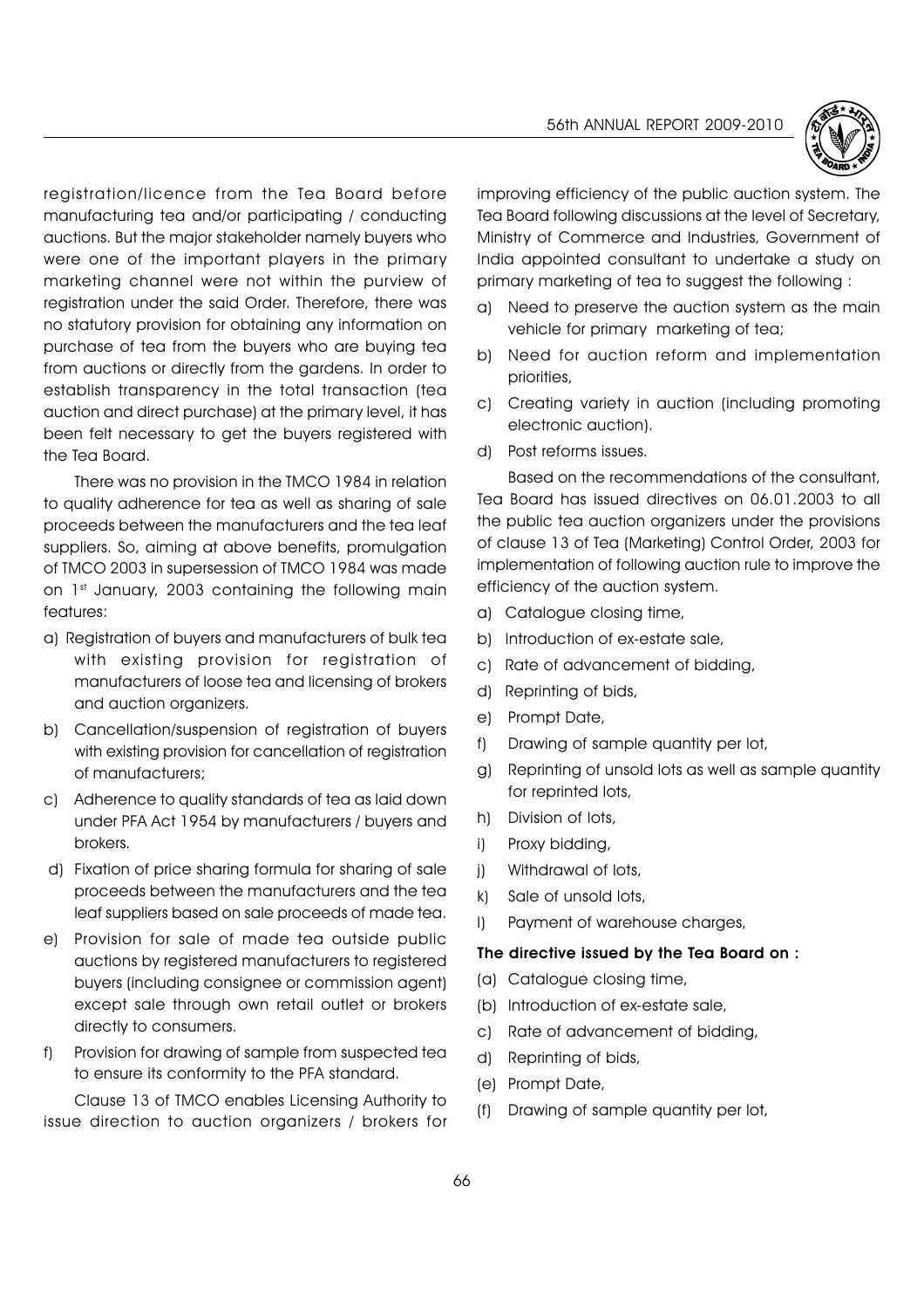registration/licence from the Tea Board before manufacturing tea and/or participating / conducting auctions. But the major stakeholder namely buyers who were one of the important players in the primary marketing channel were not within the purview of registration under the said Order. Therefore, there was no statutory provision for obtaining any information on purchase of tea from the buyers who are buying tea from auctions or directly from the gardens. In order to establish transparency in the total transaction (tea auction and direct purchase) at the primary level, it has been felt necessary to get the buyers registered with the Tea Board.

There was no provision in the TMCO 1984 in relation to quality adherence for tea as well as sharing of sale proceeds between the manufacturers and the tea leaf suppliers. So, aiming at above benefits, promulgation of TMCO 2003 in supersession of TMCO 1984 was made on 1st January, 2003 containing the following main features:

a) Registration of buyers and manufacturers of bulk tea with existing provision for registration of manufacturers of loose tea and licensing of brokers and auction organizers.
b) Cancellation/suspension of registration of buyers with existing provision for cancellation of registration of manufacturers;
c) Adherence to quality standards of tea as laid down under PFA Act 1954 by manufacturers / buyers and brokers.
d) Fixation of price sharing formula for sharing of sale proceeds between the manufacturers and the tea leaf suppliers based on sale proceeds of made tea.
e) Provision for sale of made tea outside public auctions by registered manufacturers to registered buyers (including consignee or commission agent) except sale through own retail outlet or brokers directly to consumers.
f) Provision for drawing of sample from suspected tea to ensure its conformity to the PFA standard.

Clause 13 of TMCO enables Licensing Authority to issue direction to auction organizers / brokers for improving efficiency of the public auction system. The Tea Board following discussions at the level of Secretary, Ministry of Commerce and Industries, Government of India appointed consultant to undertake a study on primary marketing of tea to suggest the following :

a) Need to preserve the auction system as the main vehicle for primary marketing of tea;
b) Need for auction reform and implementation priorities,
c) Creating variety in auction (including promoting electronic auction).
d) Post reforms issues.

Based on the recommendations of the consultant, Tea Board has issued directives on 06.01.2003 to all the public tea auction organizers under the provisions of clause 13 of Tea (Marketing) Control Order, 2003 for implementation of following auction rule to improve the efficiency of the auction system.

a) Catalogue closing time,
b) Introduction of ex-estate sale,
c) Rate of advancement of bidding,
d) Reprinting of bids,
e) Prompt Date,
f) Drawing of sample quantity per lot,
g) Reprinting of unsold lots as well as sample quantity for reprinted lots,
h) Division of lots,
i) Proxy bidding,
j) Withdrawal of lots,
k) Sale of unsold lots,
l) Payment of warehouse charges,

**The directive issued by the Tea Board on :**

(a) Catalogue closing time,
(b) Introduction of ex-estate sale,
c) Rate of advancement of bidding,
d) Reprinting of bids,
(e) Prompt Date,
(f) Drawing of sample quantity per lot,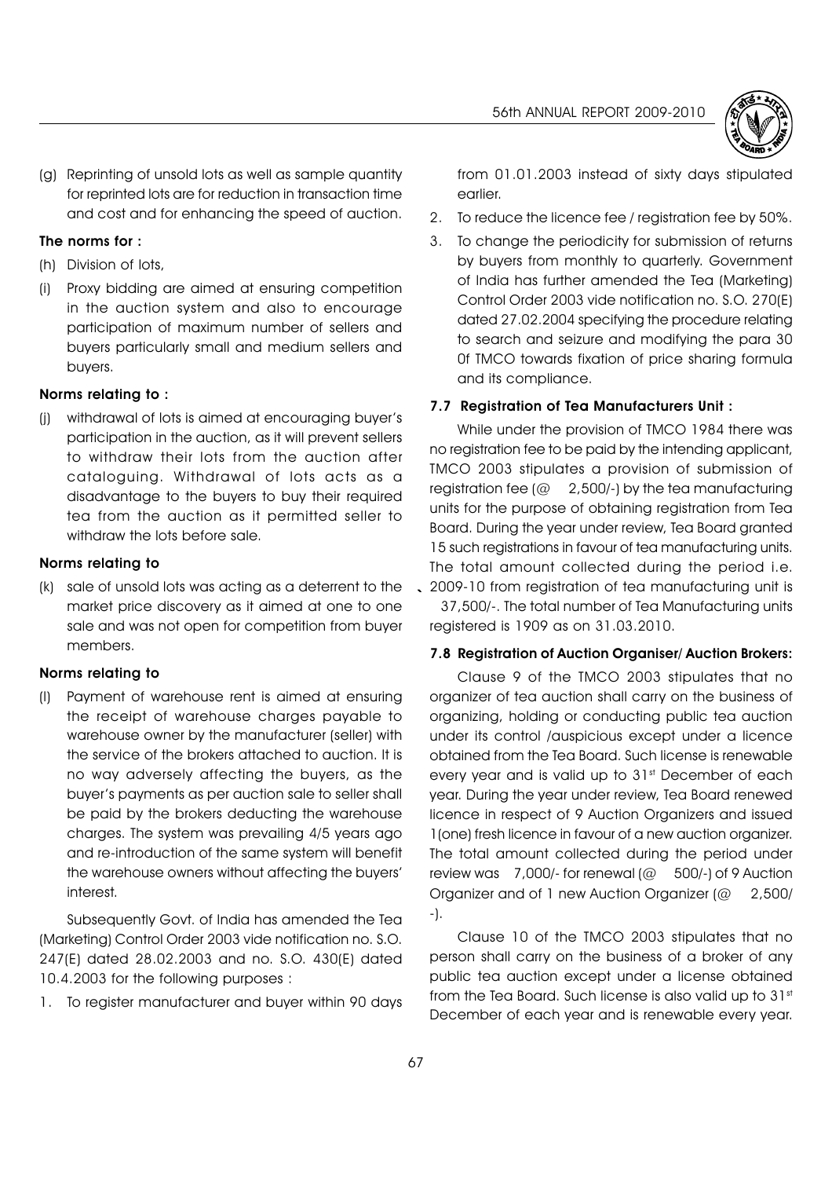(g) Reprinting of unsold lots as well as sample quantity for reprinted lots are for reduction in transaction time and cost and for enhancing the speed of auction.

**The norms for :**

(h) Division of lots,

(i) Proxy bidding are aimed at ensuring competition in the auction system and also to encourage participation of maximum number of sellers and buyers particularly small and medium sellers and buyers.

**Norms relating to :**

(j) withdrawal of lots is aimed at encouraging buyer's participation in the auction, as it will prevent sellers to withdraw their lots from the auction after cataloguing. Withdrawal of lots acts as a disadvantage to the buyers to buy their required tea from the auction as it permitted seller to withdraw the lots before sale.

**Norms relating to**

(k) sale of unsold lots was acting as a deterrent to the market price discovery as it aimed at one to one sale and was not open for competition from buyer members.

**Norms relating to**

(l) Payment of warehouse rent is aimed at ensuring the receipt of warehouse charges payable to warehouse owner by the manufacturer (seller) with the service of the brokers attached to auction. It is no way adversely affecting the buyers, as the buyer's payments as per auction sale to seller shall be paid by the brokers deducting the warehouse charges. The system was prevailing 4/5 years ago and re-introduction of the same system will benefit the warehouse owners without affecting the buyers' interest.

Subsequently Govt. of India has amended the Tea (Marketing) Control Order 2003 vide notification no. S.O. 247(E) dated 28.02.2003 and no. S.O. 430(E) dated 10.4.2003 for the following purposes :

1. To register manufacturer and buyer within 90 days from 01.01.2003 instead of sixty days stipulated earlier.
2. To reduce the licence fee / registration fee by 50%.
3. To change the periodicity for submission of returns by buyers from monthly to quarterly. Government of India has further amended the Tea (Marketing) Control Order 2003 vide notification no. S.O. 270(E) dated 27.02.2004 specifying the procedure relating to search and seizure and modifying the para 30 0f TMCO towards fixation of price sharing formula and its compliance.

### 7.7 Registration of Tea Manufacturers Unit :

While under the provision of TMCO 1984 there was no registration fee to be paid by the intending applicant, TMCO 2003 stipulates a provision of submission of registration fee (@ 2,500/-) by the tea manufacturing units for the purpose of obtaining registration from Tea Board. During the year under review, Tea Board granted 15 such registrations in favour of tea manufacturing units. The total amount collected during the period i.e. 2009-10 from registration of tea manufacturing unit is 37,500/-. The total number of Tea Manufacturing units registered is 1909 as on 31.03.2010.

### 7.8 Registration of Auction Organiser/ Auction Brokers:

Clause 9 of the TMCO 2003 stipulates that no organizer of tea auction shall carry on the business of organizing, holding or conducting public tea auction under its control /auspicious except under a licence obtained from the Tea Board. Such license is renewable every year and is valid up to 31st December of each year. During the year under review, Tea Board renewed licence in respect of 9 Auction Organizers and issued 1(one) fresh licence in favour of a new auction organizer. The total amount collected during the period under review was 7,000/- for renewal (@ 500/-) of 9 Auction Organizer and of 1 new Auction Organizer (@ 2,500/-).

Clause 10 of the TMCO 2003 stipulates that no person shall carry on the business of a broker of any public tea auction except under a license obtained from the Tea Board. Such license is also valid up to 31st December of each year and is renewable every year.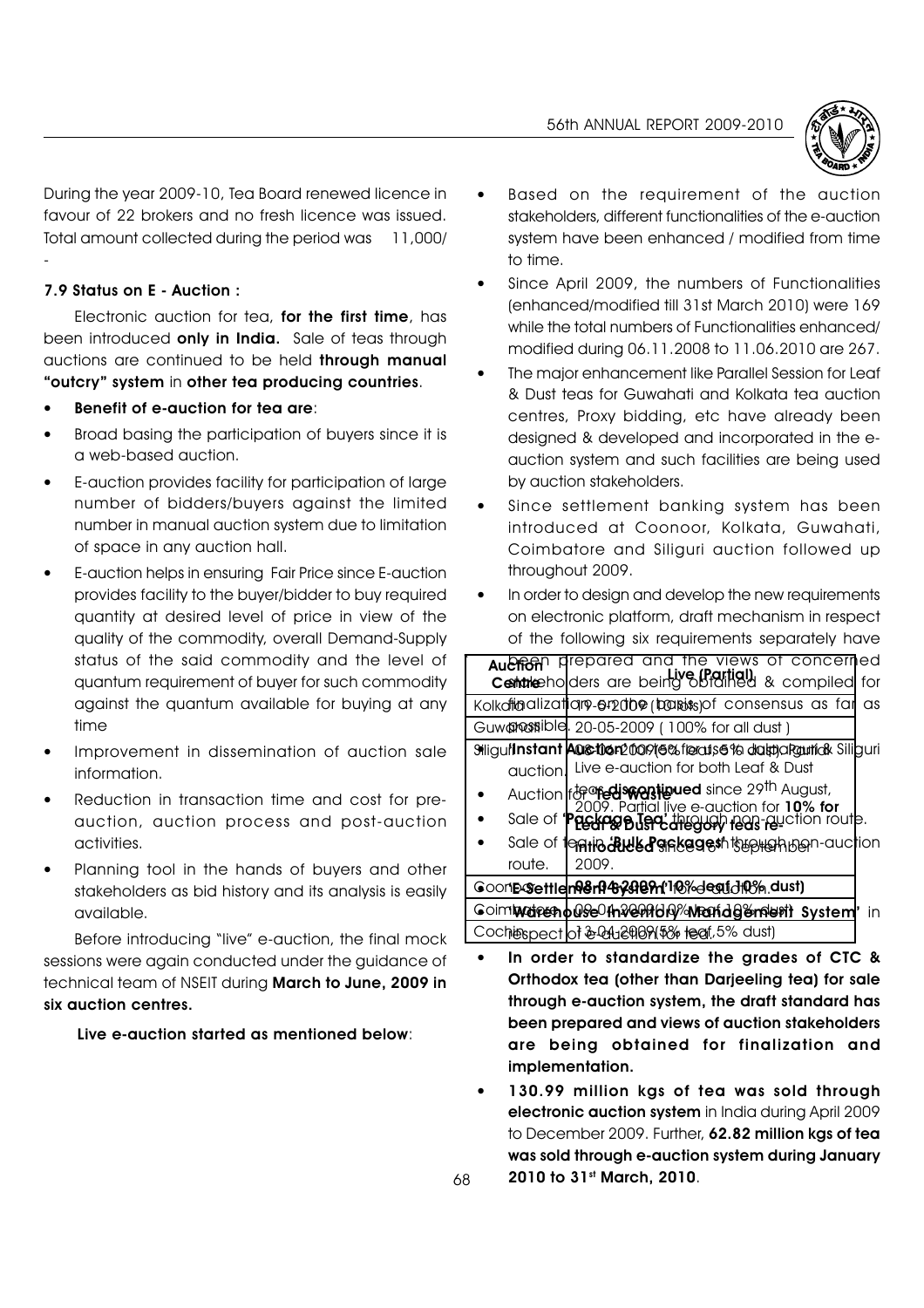During the year 2009-10, Tea Board renewed licence in favour of 22 brokers and no fresh licence was issued. Total amount collected during the period was 11,000/-

**7.9 Status on E - Auction :**

Electronic auction for tea, **for the first time**, has been introduced **only in India.** Sale of teas through auctions are continued to be held **through manual "outcry" system** in **other tea producing countries**.

- **Benefit of e-auction for tea are**:
- Broad basing the participation of buyers since it is a web-based auction.
- E-auction provides facility for participation of large number of bidders/buyers against the limited number in manual auction system due to limitation of space in any auction hall.
- E-auction helps in ensuring Fair Price since E-auction provides facility to the buyer/bidder to buy required quantity at desired level of price in view of the quality of the commodity, overall Demand-Supply status of the said commodity and the level of quantum requirement of buyer for such commodity against the quantum available for buying at any time
- Improvement in dissemination of auction sale information.
- Reduction in transaction time and cost for pre-auction, auction process and post-auction activities.
- Planning tool in the hands of buyers and other stakeholders as bid history and its analysis is easily available.

Before introducing "live" e-auction, the final mock sessions were again conducted under the guidance of technical team of NSEIT during **March to June, 2009 in six auction centres.**

**Live e-auction started as mentioned below**:

| Auction Centre | Live (Partial) |
|---|---|
| Kolkata | 17-04-2009 (Dust) |
| Guwahati | 20-05-2009 ( 100% for all dust ) |
| Siliguri | 04-06-2009 (5% leaf, 5% dust) Partial & Live e-auction for both Leaf & Dust teas **discontinued** since 29th August, 2009. Partial live e-auction for **10% for Leaf & Dust category teas re-introduced** since 16th September 2009. |
| Coonoor | 08-04-2009 (10% leaf, 10% dust) |
| Coimbatore | 09-04-2009 (10% leaf, 10% dust) |
| Cochin | 13-04-2009 (5% leaf, 5% dust) |

- Based on the requirement of the auction stakeholders, different functionalities of the e-auction system have been enhanced / modified from time to time.
- Since April 2009, the numbers of Functionalities (enhanced/modified till 31st March 2010) were 169 while the total numbers of Functionalities enhanced/ modified during 06.11.2008 to 11.06.2010 are 267.
- The major enhancement like Parallel Session for Leaf & Dust teas for Guwahati and Kolkata tea auction centres, Proxy bidding, etc have already been designed & developed and incorporated in the e-auction system and such facilities are being used by auction stakeholders.
- Since settlement banking system has been introduced at Coonoor, Kolkata, Guwahati, Coimbatore and Siliguri auction followed up throughout 2009.
- In order to design and develop the new requirements on electronic platform, draft mechanism in respect of the following six requirements separately have been prepared and the views of concerned stakeholders are being obtained & compiled for finalization on the basis of consensus as far as possible.
  - **Instant Auction** for Darjeeling teas at Kolkata & Siliguri auction.
  - Auction for **Tea waste**
  - Sale of **'Package Tea'** through non-auction route.
  - Sale of teas in **'Bulk Packages'** through non-auction route.
  - **E-Settlement System** for e-auction.
  - **'Warehouse Inventory Management System'** in respect of e-auction for tea.
- **In order to standardize the grades of CTC & Orthodox tea (other than Darjeeling tea) for sale through e-auction system, the draft standard has been prepared and views of auction stakeholders are being obtained for finalization and implementation.**
- **130.99 million kgs of tea was sold through electronic auction system** in India during April 2009 to December 2009. Further, **62.82 million kgs of tea was sold through e-auction system during January 2010 to 31st March, 2010**.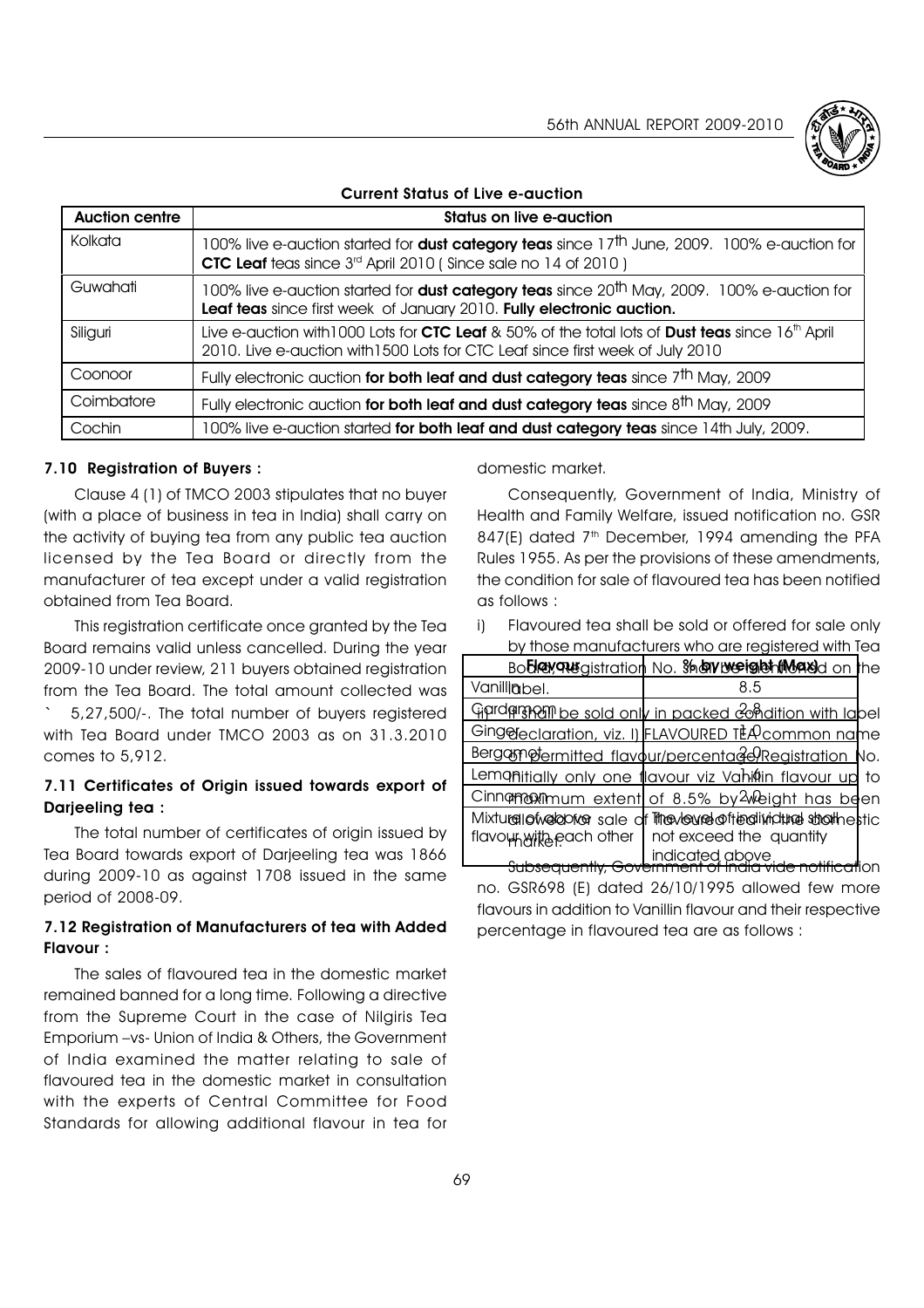**Current Status of Live e-auction**

| Auction centre | Status on live e-auction |
|---|---|
| Kolkata | 100% live e-auction started for **dust category teas** since 17th June, 2009. 100% e-auction for **CTC Leaf** teas since 3rd April 2010 ( Since sale no 14 of 2010 ) |
| Guwahati | 100% live e-auction started for **dust category teas** since 20th May, 2009. 100% e-auction for **Leaf teas** since first week of January 2010. **Fully electronic auction.** |
| Siliguri | Live e-auction with1000 Lots for **CTC Leaf** & 50% of the total lots of **Dust teas** since 16th April 2010. Live e-auction with1500 Lots for CTC Leaf since first week of July 2010 |
| Coonoor | Fully electronic auction **for both leaf and dust category teas** since 7th May, 2009 |
| Coimbatore | Fully electronic auction **for both leaf and dust category teas** since 8th May, 2009 |
| Cochin | 100% live e-auction started **for both leaf and dust category teas** since 14th July, 2009. |

### 7.10 Registration of Buyers :

Clause 4 (1) of TMCO 2003 stipulates that no buyer (with a place of business in tea in India) shall carry on the activity of buying tea from any public tea auction licensed by the Tea Board or directly from the manufacturer of tea except under a valid registration obtained from Tea Board.

This registration certificate once granted by the Tea Board remains valid unless cancelled. During the year 2009-10 under review, 211 buyers obtained registration from the Tea Board. The total amount collected was ` 5,27,500/-. The total number of buyers registered with Tea Board under TMCO 2003 as on 31.3.2010 comes to 5,912.

### 7.11 Certificates of Origin issued towards export of Darjeeling tea :

The total number of certificates of origin issued by Tea Board towards export of Darjeeling tea was 1866 during 2009-10 as against 1708 issued in the same period of 2008-09.

### 7.12 Registration of Manufacturers of tea with Added Flavour :

The sales of flavoured tea in the domestic market remained banned for a long time. Following a directive from the Supreme Court in the case of Nilgiris Tea Emporium –vs- Union of India & Others, the Government of India examined the matter relating to sale of flavoured tea in the domestic market in consultation with the experts of Central Committee for Food Standards for allowing additional flavour in tea for domestic market.

Consequently, Government of India, Ministry of Health and Family Welfare, issued notification no. GSR 847(E) dated 7th December, 1994 amending the PFA Rules 1955. As per the provisions of these amendments, the condition for sale of flavoured tea has been notified as follows :

i) Flavoured tea shall be sold or offered for sale only by those manufacturers who are registered with Tea Board. Registration No. shall be mentioned on the label.

ii) It shall be sold only in packed condition with label declaration, viz. I) FLAVOURED TEA common name of permitted flavour/percentage/Registration No. Initially only one flavour viz Vanillin flavour up to maximum extent of 8.5% by weight has been allowed for sale of flavoured tea in the domestic market.

Subsequently, Government of India vide notification no. GSR698 (E) dated 26/10/1995 allowed few more flavours in addition to Vanillin flavour and their respective percentage in flavoured tea are as follows :

| Flavour | % by weight (Max) |
|---|---|
| Vanillin | 8.5 |
| Cardamom | 2.8 |
| Ginger | 1.0 |
| Bergamot | 2.0 |
| Lemon | 1.4 |
| Cinnamon | 2.0 |
| Mixture of above flavour with each other | The level of individual shall not exceed the quantity indicated above |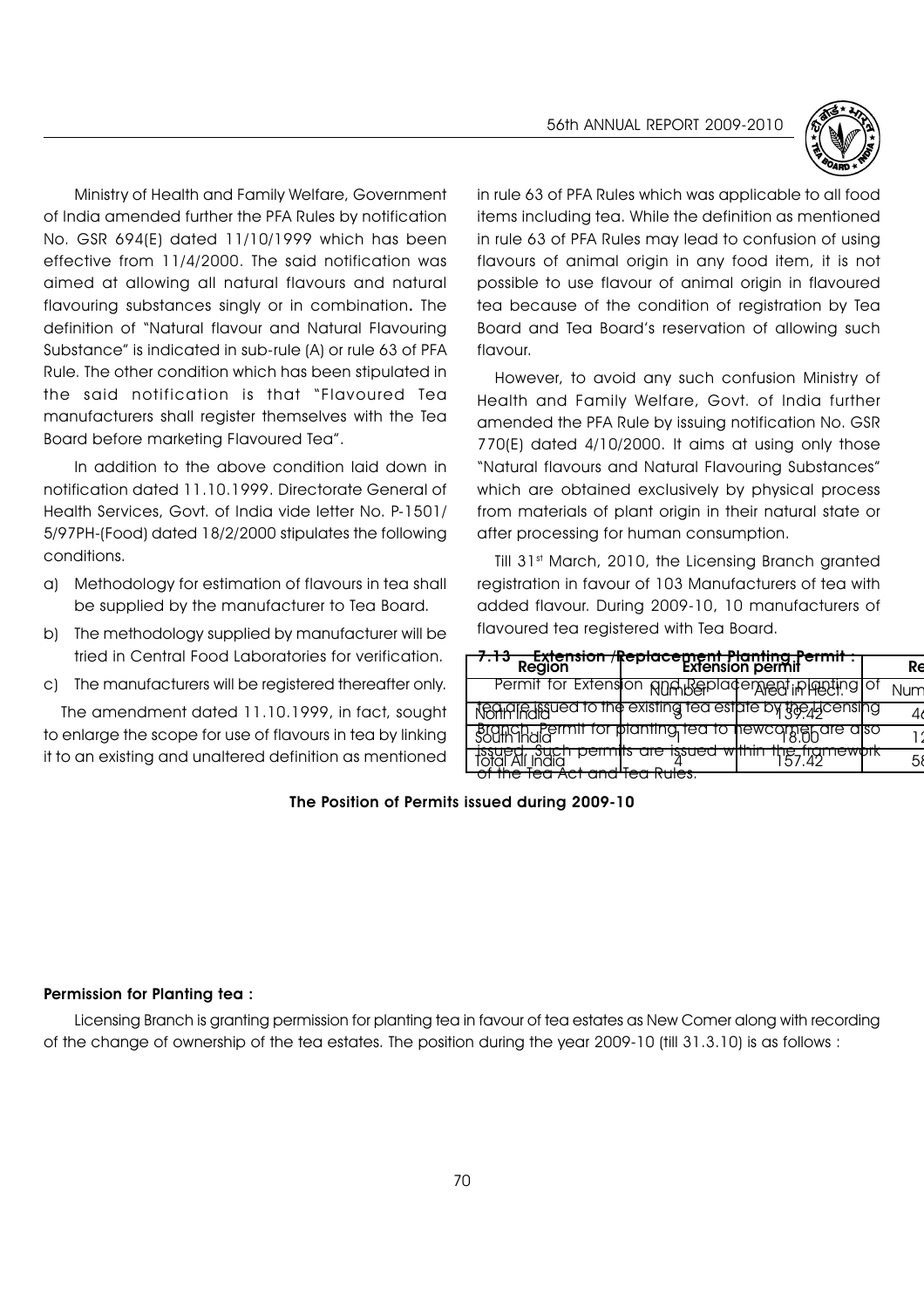Ministry of Health and Family Welfare, Government of India amended further the PFA Rules by notification No. GSR 694(E) dated 11/10/1999 which has been effective from 11/4/2000. The said notification was aimed at allowing all natural flavours and natural flavouring substances singly or in combination. The definition of "Natural flavour and Natural Flavouring Substance" is indicated in sub-rule (A) or rule 63 of PFA Rule. The other condition which has been stipulated in the said notification is that "Flavoured Tea manufacturers shall register themselves with the Tea Board before marketing Flavoured Tea".

In addition to the above condition laid down in notification dated 11.10.1999. Directorate General of Health Services, Govt. of India vide letter No. P-1501/5/97PH-(Food) dated 18/2/2000 stipulates the following conditions.

a) Methodology for estimation of flavours in tea shall be supplied by the manufacturer to Tea Board.

b) The methodology supplied by manufacturer will be tried in Central Food Laboratories for verification.

c) The manufacturers will be registered thereafter only.

The amendment dated 11.10.1999, in fact, sought to enlarge the scope for use of flavours in tea by linking it to an existing and unaltered definition as mentioned in rule 63 of PFA Rules which was applicable to all food items including tea. While the definition as mentioned in rule 63 of PFA Rules may lead to confusion of using flavours of animal origin in any food item, it is not possible to use flavour of animal origin in flavoured tea because of the condition of registration by Tea Board and Tea Board's reservation of allowing such flavour.

However, to avoid any such confusion Ministry of Health and Family Welfare, Govt. of India further amended the PFA Rule by issuing notification No. GSR 770(E) dated 4/10/2000. It aims at using only those "Natural flavours and Natural Flavouring Substances" which are obtained exclusively by physical process from materials of plant origin in their natural state or after processing for human consumption.

Till 31st March, 2010, the Licensing Branch granted registration in favour of 103 Manufacturers of tea with added flavour. During 2009-10, 10 manufacturers of flavoured tea registered with Tea Board.

## 7.13 Extension /Replacement Planting Permit :

Permit for Extension and Replacement planting of tea are issued to the existing tea estate by the Licensing Branch. Permit for planting tea to newcomer are also issued. Such permits are issued within the framework of the Tea Act and Tea Rules.

| Region | Extension permit | | Re |
|---|---|---|---|
| | Number | Area in Hect. | Num |
| North India | 3 | 139.42 | 4 |
| South India | 1 | 18.00 | 1 |
| Total All India | 4 | 157.42 | 5 |

**The Position of Permits issued during 2009-10**

**Permission for Planting tea :**

Licensing Branch is granting permission for planting tea in favour of tea estates as New Comer along with recording of the change of ownership of the tea estates. The position during the year 2009-10 (till 31.3.10) is as follows :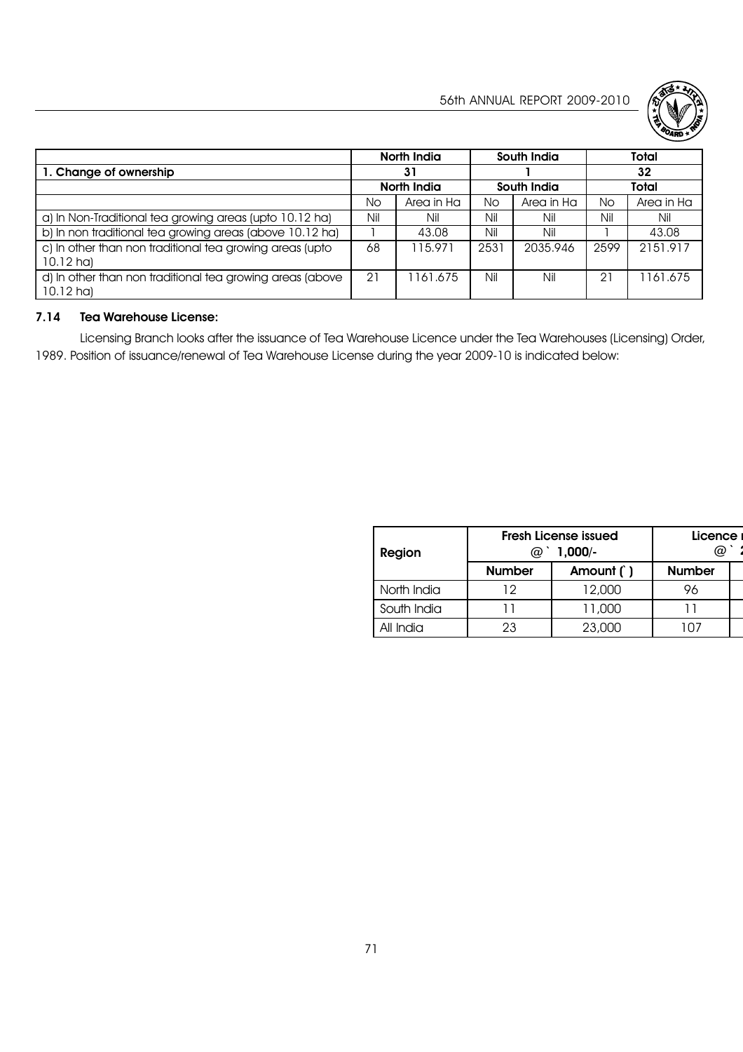| | North India | | South India | | Total | |
|---|---|---|---|---|---|---|
| **1. Change of ownership** | **31** | | **1** | | **32** | |
| | **North India** | | **South India** | | **Total** | |
| | No | Area in Ha | No | Area in Ha | No | Area in Ha |
| a) In Non-Traditional tea growing areas (upto 10.12 ha) | Nil | Nil | Nil | Nil | Nil | Nil |
| b) In non traditional tea growing areas (above 10.12 ha) | 1 | 43.08 | Nil | Nil | 1 | 43.08 |
| c) In other than non traditional tea growing areas (upto 10.12 ha) | 68 | 115.971 | 2531 | 2035.946 | 2599 | 2151.917 |
| d) In other than non traditional tea growing areas (above 10.12 ha) | 21 | 1161.675 | Nil | Nil | 21 | 1161.675 |

### 7.14 Tea Warehouse License:

Licensing Branch looks after the issuance of Tea Warehouse Licence under the Tea Warehouses (Licensing) Order, 1989. Position of issuance/renewal of Tea Warehouse License during the year 2009-10 is indicated below:

| Region | Fresh License issued @ ` 1,000/- | | Licence r @ ` 2 |
|---|---|---|---|
| | **Number** | **Amount (`)** | **Number** |
| North India | 12 | 12,000 | 96 |
| South India | 11 | 11,000 | 11 |
| All India | 23 | 23,000 | 107 |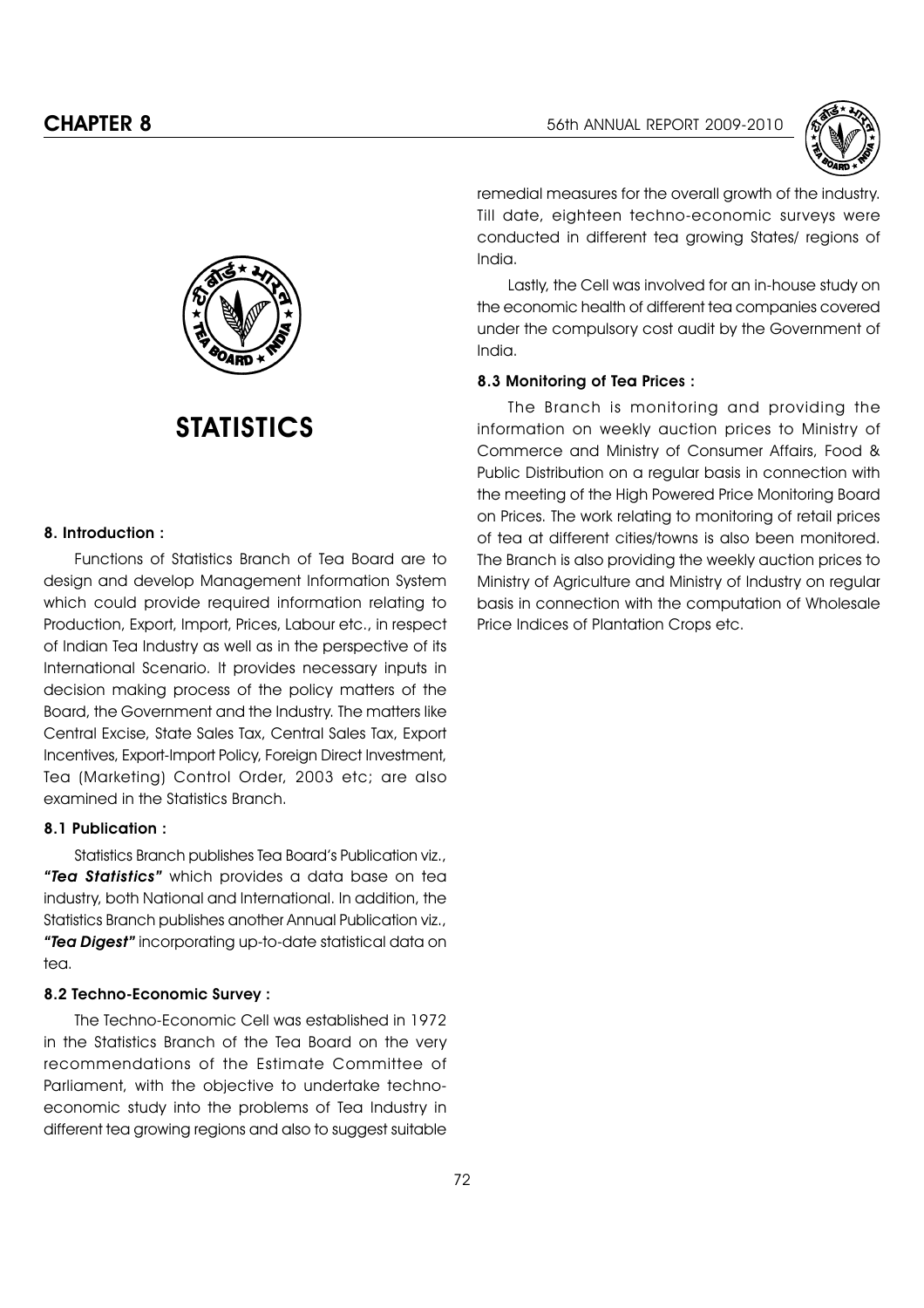# CHAPTER 8

# STATISTICS

### 8. Introduction :

Functions of Statistics Branch of Tea Board are to design and develop Management Information System which could provide required information relating to Production, Export, Import, Prices, Labour etc., in respect of Indian Tea Industry as well as in the perspective of its International Scenario. It provides necessary inputs in decision making process of the policy matters of the Board, the Government and the Industry. The matters like Central Excise, State Sales Tax, Central Sales Tax, Export Incentives, Export-Import Policy, Foreign Direct Investment, Tea (Marketing) Control Order, 2003 etc; are also examined in the Statistics Branch.

### 8.1 Publication :

Statistics Branch publishes Tea Board's Publication viz., ***"Tea Statistics"*** which provides a data base on tea industry, both National and International. In addition, the Statistics Branch publishes another Annual Publication viz., ***"Tea Digest"*** incorporating up-to-date statistical data on tea.

### 8.2 Techno-Economic Survey :

The Techno-Economic Cell was established in 1972 in the Statistics Branch of the Tea Board on the very recommendations of the Estimate Committee of Parliament, with the objective to undertake techno-economic study into the problems of Tea Industry in different tea growing regions and also to suggest suitable remedial measures for the overall growth of the industry. Till date, eighteen techno-economic surveys were conducted in different tea growing States/ regions of India.

Lastly, the Cell was involved for an in-house study on the economic health of different tea companies covered under the compulsory cost audit by the Government of India.

### 8.3 Monitoring of Tea Prices :

The Branch is monitoring and providing the information on weekly auction prices to Ministry of Commerce and Ministry of Consumer Affairs, Food & Public Distribution on a regular basis in connection with the meeting of the High Powered Price Monitoring Board on Prices. The work relating to monitoring of retail prices of tea at different cities/towns is also been monitored. The Branch is also providing the weekly auction prices to Ministry of Agriculture and Ministry of Industry on regular basis in connection with the computation of Wholesale Price Indices of Plantation Crops etc.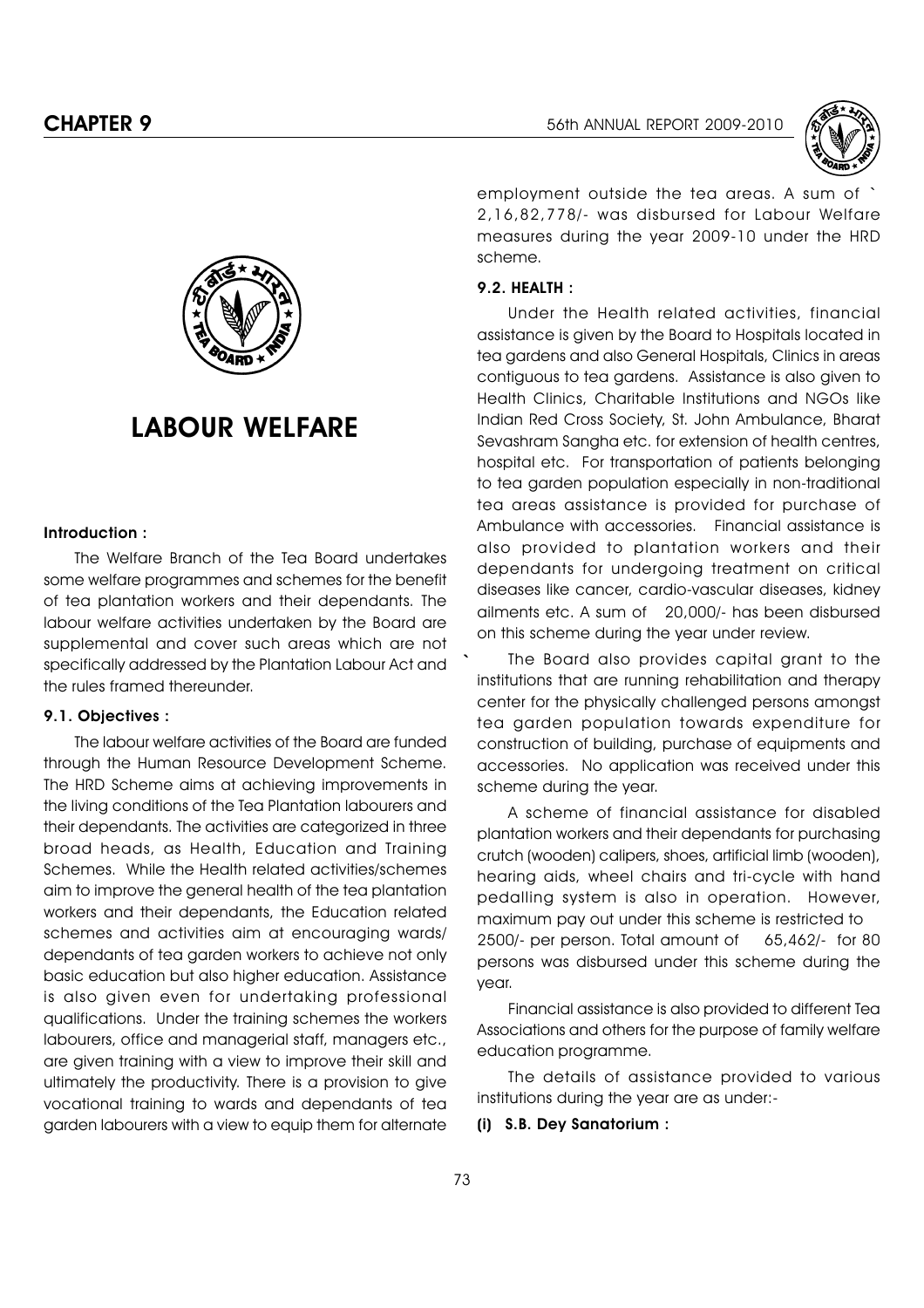# CHAPTER 9

# LABOUR WELFARE

#### Introduction :

The Welfare Branch of the Tea Board undertakes some welfare programmes and schemes for the benefit of tea plantation workers and their dependants. The labour welfare activities undertaken by the Board are supplemental and cover such areas which are not specifically addressed by the Plantation Labour Act and the rules framed thereunder.

#### 9.1. Objectives :

The labour welfare activities of the Board are funded through the Human Resource Development Scheme. The HRD Scheme aims at achieving improvements in the living conditions of the Tea Plantation labourers and their dependants. The activities are categorized in three broad heads, as Health, Education and Training Schemes. While the Health related activities/schemes aim to improve the general health of the tea plantation workers and their dependants, the Education related schemes and activities aim at encouraging wards/ dependants of tea garden workers to achieve not only basic education but also higher education. Assistance is also given even for undertaking professional qualifications. Under the training schemes the workers labourers, office and managerial staff, managers etc., are given training with a view to improve their skill and ultimately the productivity. There is a provision to give vocational training to wards and dependants of tea garden labourers with a view to equip them for alternate employment outside the tea areas. A sum of ` 2,16,82,778/- was disbursed for Labour Welfare measures during the year 2009-10 under the HRD scheme.

#### 9.2. HEALTH :

Under the Health related activities, financial assistance is given by the Board to Hospitals located in tea gardens and also General Hospitals, Clinics in areas contiguous to tea gardens. Assistance is also given to Health Clinics, Charitable Institutions and NGOs like Indian Red Cross Society, St. John Ambulance, Bharat Sevashram Sangha etc. for extension of health centres, hospital etc. For transportation of patients belonging to tea garden population especially in non-traditional tea areas assistance is provided for purchase of Ambulance with accessories. Financial assistance is also provided to plantation workers and their dependants for undergoing treatment on critical diseases like cancer, cardio-vascular diseases, kidney ailments etc. A sum of 20,000/- has been disbursed on this scheme during the year under review.

` The Board also provides capital grant to the institutions that are running rehabilitation and therapy center for the physically challenged persons amongst tea garden population towards expenditure for construction of building, purchase of equipments and accessories. No application was received under this scheme during the year.

A scheme of financial assistance for disabled plantation workers and their dependants for purchasing crutch (wooden) calipers, shoes, artificial limb (wooden), hearing aids, wheel chairs and tri-cycle with hand pedalling system is also in operation. However, maximum pay out under this scheme is restricted to 2500/- per person. Total amount of 65,462/- for 80 persons was disbursed under this scheme during the year.

Financial assistance is also provided to different Tea Associations and others for the purpose of family welfare education programme.

The details of assistance provided to various institutions during the year are as under:-

**(i) S.B. Dey Sanatorium :**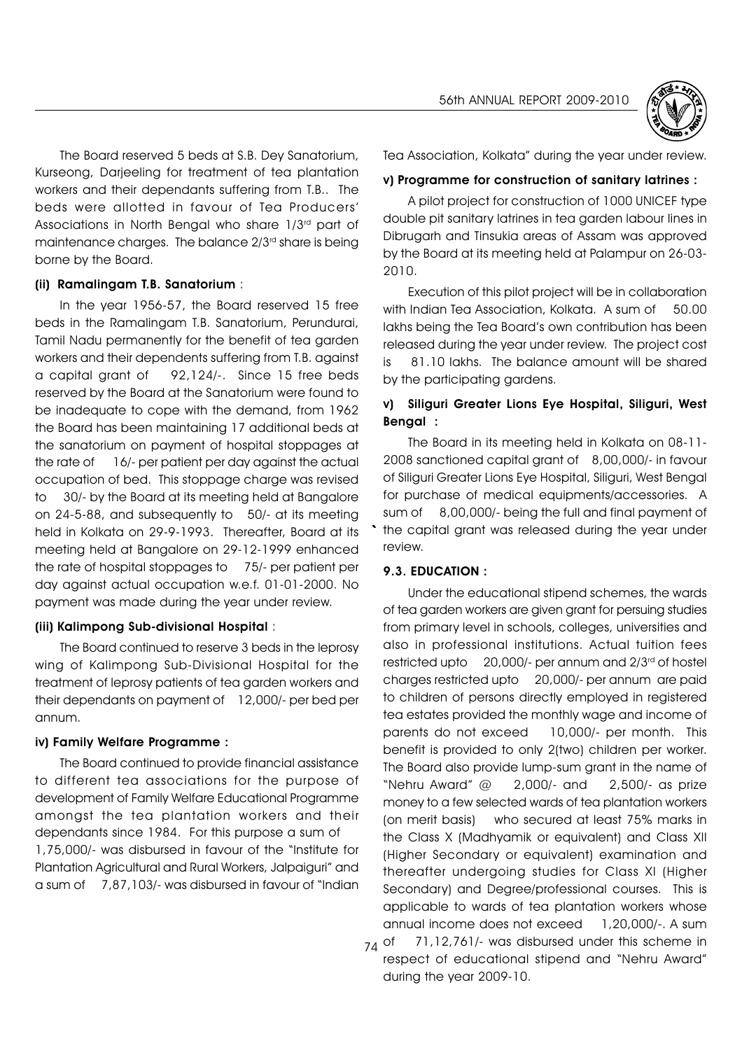The Board reserved 5 beds at S.B. Dey Sanatorium, Kurseong, Darjeeling for treatment of tea plantation workers and their dependants suffering from T.B.. The beds were allotted in favour of Tea Producers' Associations in North Bengal who share 1/3rd part of maintenance charges. The balance 2/3rd share is being borne by the Board.

#### (ii) Ramalingam T.B. Sanatorium :

In the year 1956-57, the Board reserved 15 free beds in the Ramalingam T.B. Sanatorium, Perundurai, Tamil Nadu permanently for the benefit of tea garden workers and their dependents suffering from T.B. against a capital grant of 92,124/-. Since 15 free beds reserved by the Board at the Sanatorium were found to be inadequate to cope with the demand, from 1962 the Board has been maintaining 17 additional beds at the sanatorium on payment of hospital stoppages at the rate of 16/- per patient per day against the actual occupation of bed. This stoppage charge was revised to 30/- by the Board at its meeting held at Bangalore on 24-5-88, and subsequently to 50/- at its meeting held in Kolkata on 29-9-1993. Thereafter, Board at its meeting held at Bangalore on 29-12-1999 enhanced the rate of hospital stoppages to 75/- per patient per day against actual occupation w.e.f. 01-01-2000. No payment was made during the year under review.

#### (iii) Kalimpong Sub-divisional Hospital :

The Board continued to reserve 3 beds in the leprosy wing of Kalimpong Sub-Divisional Hospital for the treatment of leprosy patients of tea garden workers and their dependants on payment of 12,000/- per bed per annum.

#### iv) Family Welfare Programme :

The Board continued to provide financial assistance to different tea associations for the purpose of development of Family Welfare Educational Programme amongst the tea plantation workers and their dependants since 1984. For this purpose a sum of 1,75,000/- was disbursed in favour of the "Institute for Plantation Agricultural and Rural Workers, Jalpaiguri" and a sum of 7,87,103/- was disbursed in favour of "Indian Tea Association, Kolkata" during the year under review.

#### v) Programme for construction of sanitary latrines :

A pilot project for construction of 1000 UNICEF type double pit sanitary latrines in tea garden labour lines in Dibrugarh and Tinsukia areas of Assam was approved by the Board at its meeting held at Palampur on 26-03-2010.

Execution of this pilot project will be in collaboration with Indian Tea Association, Kolkata. A sum of 50.00 lakhs being the Tea Board's own contribution has been released during the year under review. The project cost is 81.10 lakhs. The balance amount will be shared by the participating gardens.

#### v) Siliguri Greater Lions Eye Hospital, Siliguri, West Bengal :

The Board in its meeting held in Kolkata on 08-11-2008 sanctioned capital grant of 8,00,000/- in favour of Siliguri Greater Lions Eye Hospital, Siliguri, West Bengal for purchase of medical equipments/accessories. A sum of 8,00,000/- being the full and final payment of the capital grant was released during the year under review.

### 9.3. EDUCATION :

Under the educational stipend schemes, the wards of tea garden workers are given grant for persuing studies from primary level in schools, colleges, universities and also in professional institutions. Actual tuition fees restricted upto 20,000/- per annum and 2/3rd of hostel charges restricted upto 20,000/- per annum are paid to children of persons directly employed in registered tea estates provided the monthly wage and income of parents do not exceed 10,000/- per month. This benefit is provided to only 2(two) children per worker. The Board also provide lump-sum grant in the name of "Nehru Award" @ 2,000/- and 2,500/- as prize money to a few selected wards of tea plantation workers (on merit basis) who secured at least 75% marks in the Class X (Madhyamik or equivalent) and Class XII (Higher Secondary or equivalent) examination and thereafter undergoing studies for Class XI (Higher Secondary) and Degree/professional courses. This is applicable to wards of tea plantation workers whose annual income does not exceed 1,20,000/-. A sum of 71,12,761/- was disbursed under this scheme in respect of educational stipend and "Nehru Award" during the year 2009-10.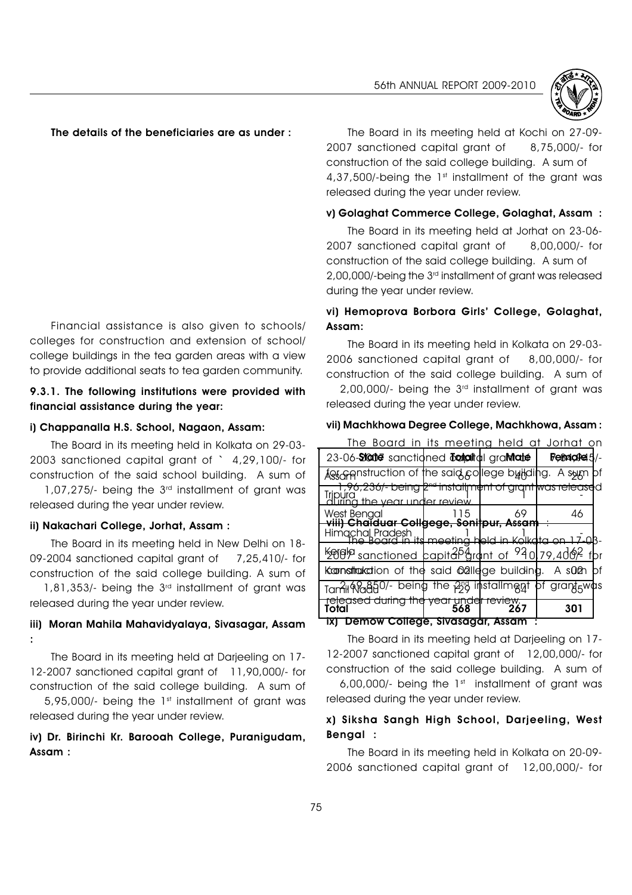The details of the beneficiaries are as under :

| State | Total | Male | Female |
|---|---|---|---|
| Assam | 66 | 40 | 26 |
| Tripura | 1 | 1 | - |
| West Bengal | 115 | 69 | 46 |
| Himachal Pradesh | 1 | 1 | - |
| Kerala | 254 | 92 | 162 |
| Karnataka | 2 | 0 | 2 |
| Tamil Nadu | 129 | 64 | 65 |
| **Total** | **568** | **267** | **301** |

Financial assistance is also given to schools/ colleges for construction and extension of school/ college buildings in the tea garden areas with a view to provide additional seats to tea garden community.

**9.3.1. The following institutions were provided with financial assistance during the year:**

**i) Chappanalla H.S. School, Nagaon, Assam:**

The Board in its meeting held in Kolkata on 29-03-2003 sanctioned capital grant of ` 4,29,100/- for construction of the said school building. A sum of 1,07,275/- being the 3rd installment of grant was released during the year under review.

**ii) Nakachari College, Jorhat, Assam :**

The Board in its meeting held in New Delhi on 18-09-2004 sanctioned capital grant of 7,25,410/- for construction of the said college building. A sum of 1,81,353/- being the 3rd installment of grant was released during the year under review.

**iii) Moran Mahila Mahavidyalaya, Sivasagar, Assam :**

The Board in its meeting held at Darjeeling on 17-12-2007 sanctioned capital grant of 11,90,000/- for construction of the said college building. A sum of 5,95,000/- being the 1st installment of grant was released during the year under review.

**iv) Dr. Birinchi Kr. Barooah College, Puranigudam, Assam :**

The Board in its meeting held at Kochi on 27-09-2007 sanctioned capital grant of 8,75,000/- for construction of the said college building. A sum of 4,37,500/-being the 1st installment of the grant was released during the year under review.

**v) Golaghat Commerce College, Golaghat, Assam :**

The Board in its meeting held at Jorhat on 23-06-2007 sanctioned capital grant of 8,00,000/- for construction of the said college building. A sum of 2,00,000/-being the 3rd installment of grant was released during the year under review.

**vi) Hemoprova Borbora Girls' College, Golaghat, Assam:**

The Board in its meeting held in Kolkata on 29-03-2006 sanctioned capital grant of 8,00,000/- for construction of the said college building. A sum of 2,00,000/- being the 3rd installment of grant was released during the year under review.

**vii) Machkhowa Degree College, Machkhowa, Assam :**

The Board in its meeting held at Jorhat on 23-06-2007 sanctioned capital grant of ...5/- for construction of the said college building. A sum of 1,96,236/- being 2nd installment of grant was released during the year under review.

**viii) Chaiduar College, Sonitpur, Assam :**

The Board in its meeting held in Kolkata on 17-03-2007 sanctioned capital grant of 10,79,400/- for construction of the said college building. A sum of 2,69,850/- being the 2nd installment of grant was released during the year under review.

**ix) Demow College, Sivasagar, Assam :**

The Board in its meeting held at Darjeeling on 17-12-2007 sanctioned capital grant of 12,00,000/- for construction of the said college building. A sum of 6,00,000/- being the 1st installment of grant was released during the year under review.

**x) Siksha Sangh High School, Darjeeling, West Bengal :**

The Board in its meeting held in Kolkata on 20-09-2006 sanctioned capital grant of 12,00,000/- for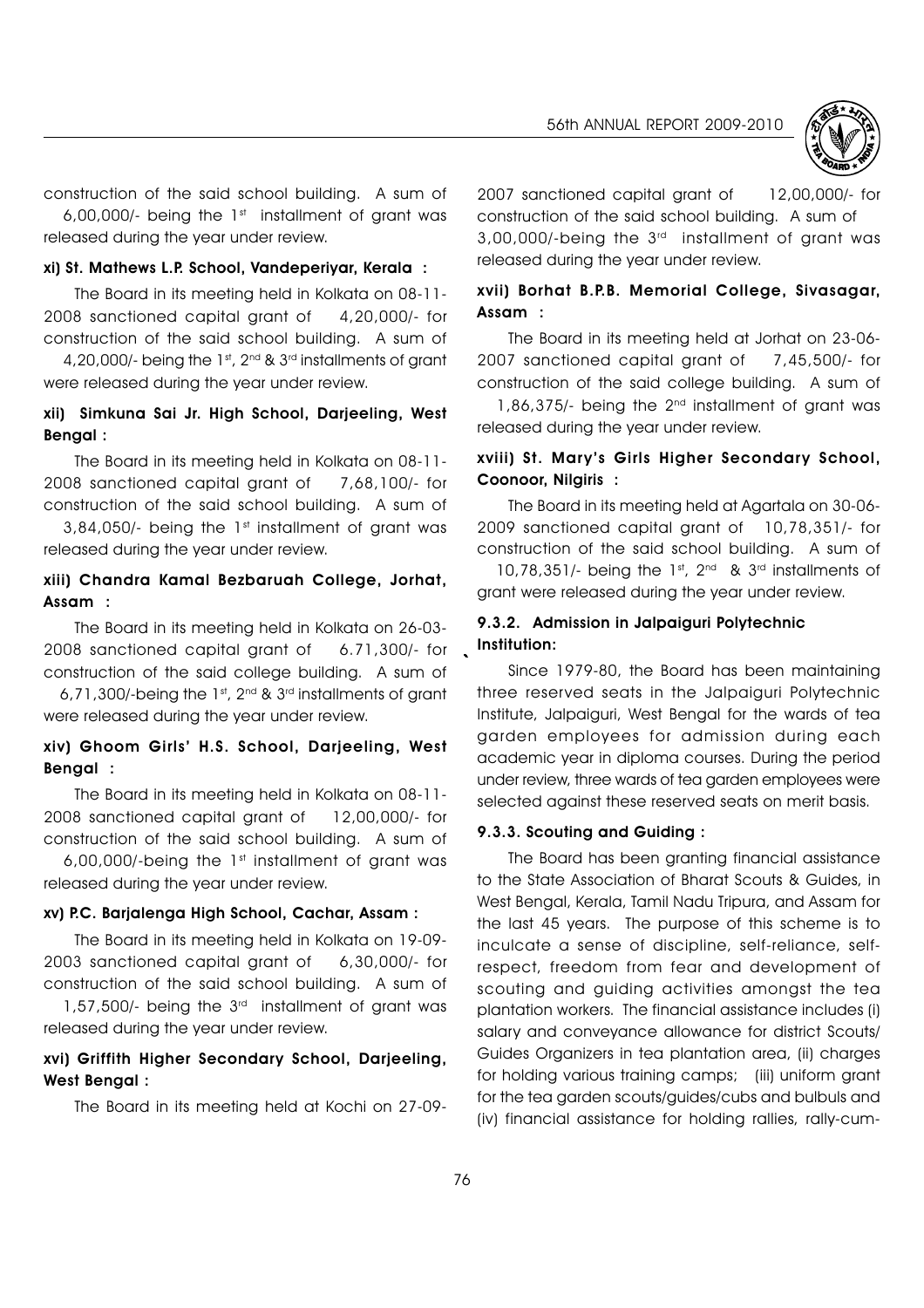construction of the said school building. A sum of 6,00,000/- being the 1st installment of grant was released during the year under review.

**xi) St. Mathews L.P. School, Vandeperiyar, Kerala :**

The Board in its meeting held in Kolkata on 08-11-2008 sanctioned capital grant of 4,20,000/- for construction of the said school building. A sum of 4,20,000/- being the 1st, 2nd & 3rd installments of grant were released during the year under review.

**xii) Simkuna Sai Jr. High School, Darjeeling, West Bengal :**

The Board in its meeting held in Kolkata on 08-11-2008 sanctioned capital grant of 7,68,100/- for construction of the said school building. A sum of 3,84,050/- being the 1st installment of grant was released during the year under review.

**xiii) Chandra Kamal Bezbaruah College, Jorhat, Assam :**

The Board in its meeting held in Kolkata on 26-03-2008 sanctioned capital grant of 6.71,300/- for construction of the said college building. A sum of 6,71,300/-being the 1st, 2nd & 3rd installments of grant were released during the year under review.

**xiv) Ghoom Girls' H.S. School, Darjeeling, West Bengal :**

The Board in its meeting held in Kolkata on 08-11-2008 sanctioned capital grant of 12,00,000/- for construction of the said school building. A sum of 6,00,000/-being the 1st installment of grant was released during the year under review.

**xv) P.C. Barjalenga High School, Cachar, Assam :**

The Board in its meeting held in Kolkata on 19-09-2003 sanctioned capital grant of 6,30,000/- for construction of the said school building. A sum of 1,57,500/- being the 3rd installment of grant was released during the year under review.

**xvi) Griffith Higher Secondary School, Darjeeling, West Bengal :**

The Board in its meeting held at Kochi on 27-09-2007 sanctioned capital grant of 12,00,000/- for construction of the said school building. A sum of 3,00,000/-being the 3rd installment of grant was released during the year under review.

**xvii) Borhat B.P.B. Memorial College, Sivasagar, Assam :**

The Board in its meeting held at Jorhat on 23-06-2007 sanctioned capital grant of 7,45,500/- for construction of the said college building. A sum of 1,86,375/- being the 2nd installment of grant was released during the year under review.

**xviii) St. Mary's Girls Higher Secondary School, Coonoor, Nilgiris :**

The Board in its meeting held at Agartala on 30-06-2009 sanctioned capital grant of 10,78,351/- for construction of the said school building. A sum of 10,78,351/- being the 1st, 2nd & 3rd installments of grant were released during the year under review.

**9.3.2. Admission in Jalpaiguri Polytechnic Institution:**

Since 1979-80, the Board has been maintaining three reserved seats in the Jalpaiguri Polytechnic Institute, Jalpaiguri, West Bengal for the wards of tea garden employees for admission during each academic year in diploma courses. During the period under review, three wards of tea garden employees were selected against these reserved seats on merit basis.

**9.3.3. Scouting and Guiding :**

The Board has been granting financial assistance to the State Association of Bharat Scouts & Guides, in West Bengal, Kerala, Tamil Nadu Tripura, and Assam for the last 45 years. The purpose of this scheme is to inculcate a sense of discipline, self-reliance, self-respect, freedom from fear and development of scouting and guiding activities amongst the tea plantation workers. The financial assistance includes (i) salary and conveyance allowance for district Scouts/ Guides Organizers in tea plantation area, (ii) charges for holding various training camps; (iii) uniform grant for the tea garden scouts/guides/cubs and bulbuls and (iv) financial assistance for holding rallies, rally-cum-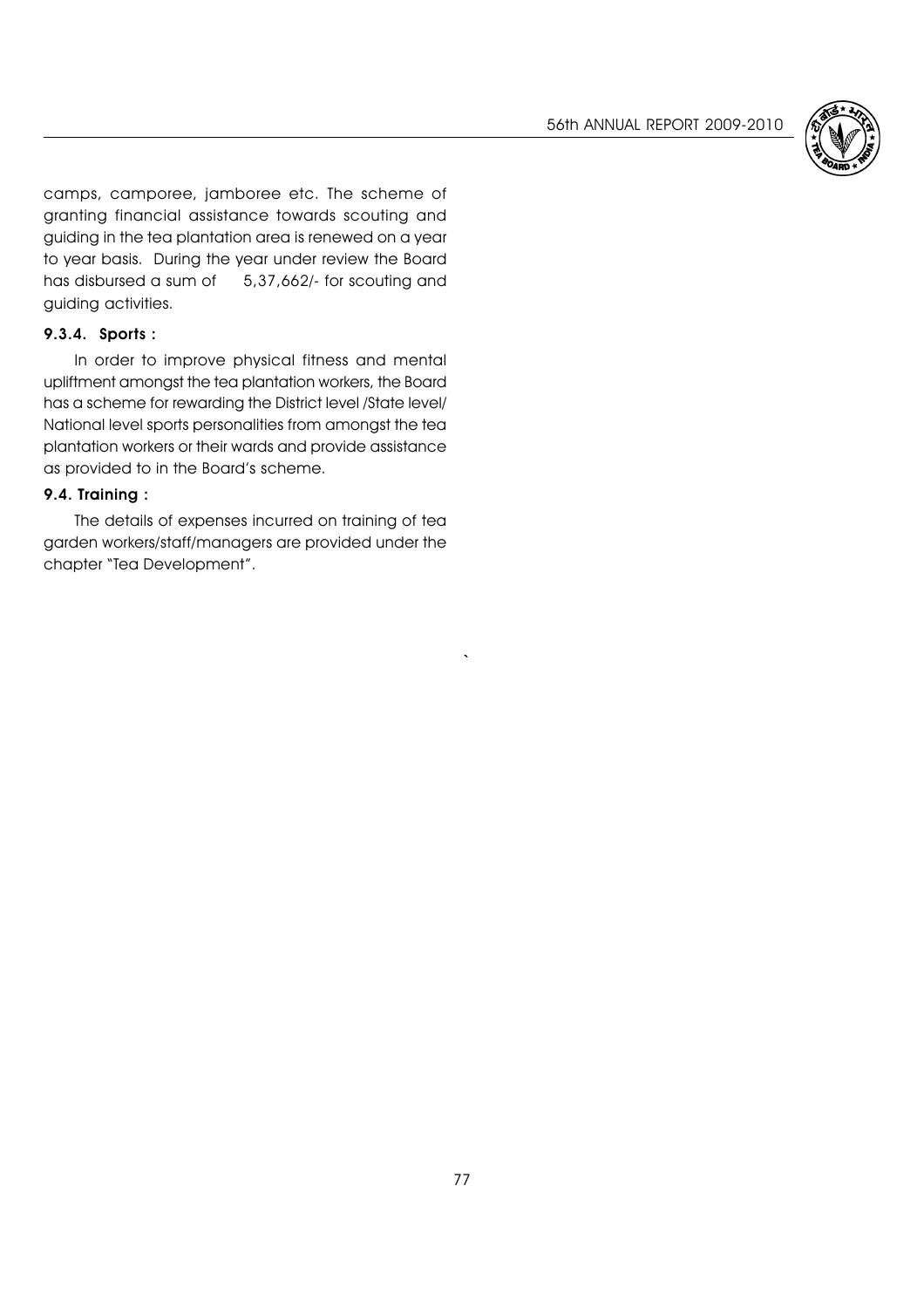camps, camporee, jamboree etc. The scheme of granting financial assistance towards scouting and guiding in the tea plantation area is renewed on a year to year basis. During the year under review the Board has disbursed a sum of 5,37,662/- for scouting and guiding activities.

#### 9.3.4. Sports :

In order to improve physical fitness and mental upliftment amongst the tea plantation workers, the Board has a scheme for rewarding the District level /State level/ National level sports personalities from amongst the tea plantation workers or their wards and provide assistance as provided to in the Board's scheme.

### 9.4. Training :

The details of expenses incurred on training of tea garden workers/staff/managers are provided under the chapter "Tea Development".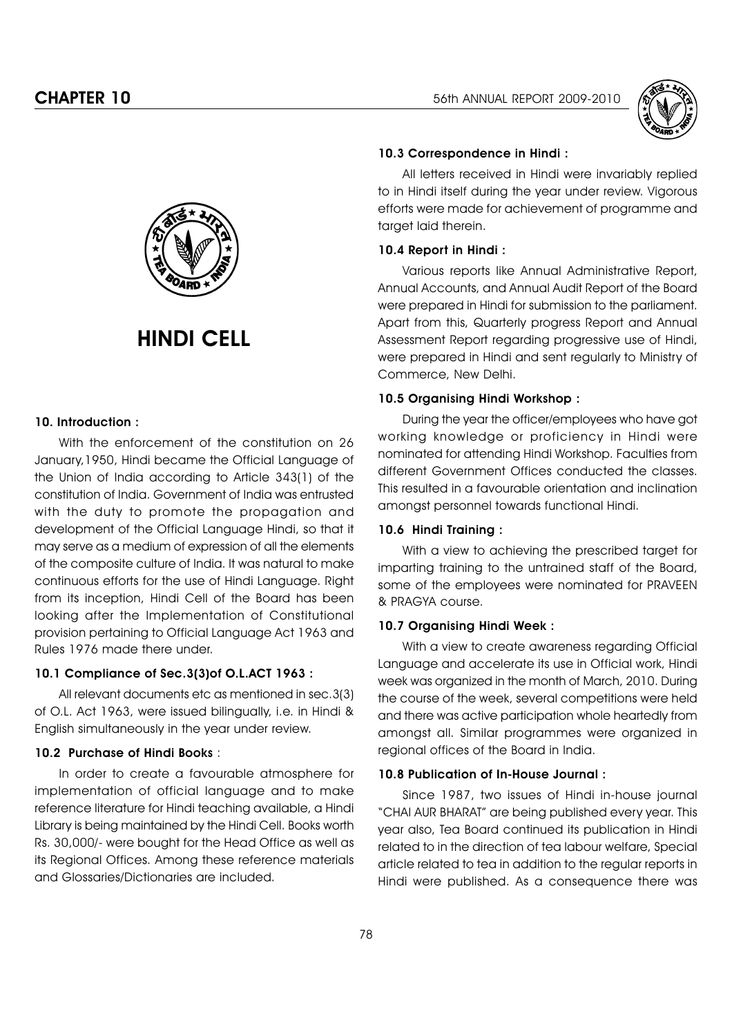# HINDI CELL

### 10. Introduction :

With the enforcement of the constitution on 26 January,1950, Hindi became the Official Language of the Union of India according to Article 343(1) of the constitution of India. Government of India was entrusted with the duty to promote the propagation and development of the Official Language Hindi, so that it may serve as a medium of expression of all the elements of the composite culture of India. It was natural to make continuous efforts for the use of Hindi Language. Right from its inception, Hindi Cell of the Board has been looking after the Implementation of Constitutional provision pertaining to Official Language Act 1963 and Rules 1976 made there under.

### 10.1 Compliance of Sec.3(3)of O.L.ACT 1963 :

All relevant documents etc as mentioned in sec.3(3) of O.L. Act 1963, were issued bilingually, i.e. in Hindi & English simultaneously in the year under review.

### 10.2 Purchase of Hindi Books :

In order to create a favourable atmosphere for implementation of official language and to make reference literature for Hindi teaching available, a Hindi Library is being maintained by the Hindi Cell. Books worth Rs. 30,000/- were bought for the Head Office as well as its Regional Offices. Among these reference materials and Glossaries/Dictionaries are included.

### 10.3 Correspondence in Hindi :

All letters received in Hindi were invariably replied to in Hindi itself during the year under review. Vigorous efforts were made for achievement of programme and target laid therein.

### 10.4 Report in Hindi :

Various reports like Annual Administrative Report, Annual Accounts, and Annual Audit Report of the Board were prepared in Hindi for submission to the parliament. Apart from this, Quarterly progress Report and Annual Assessment Report regarding progressive use of Hindi, were prepared in Hindi and sent regularly to Ministry of Commerce, New Delhi.

### 10.5 Organising Hindi Workshop :

During the year the officer/employees who have got working knowledge or proficiency in Hindi were nominated for attending Hindi Workshop. Faculties from different Government Offices conducted the classes. This resulted in a favourable orientation and inclination amongst personnel towards functional Hindi.

### 10.6 Hindi Training :

With a view to achieving the prescribed target for imparting training to the untrained staff of the Board, some of the employees were nominated for PRAVEEN & PRAGYA course.

### 10.7 Organising Hindi Week :

With a view to create awareness regarding Official Language and accelerate its use in Official work, Hindi week was organized in the month of March, 2010. During the course of the week, several competitions were held and there was active participation whole heartedly from amongst all. Similar programmes were organized in regional offices of the Board in India.

### 10.8 Publication of In-House Journal :

Since 1987, two issues of Hindi in-house journal "CHAI AUR BHARAT" are being published every year. This year also, Tea Board continued its publication in Hindi related to in the direction of tea labour welfare, Special article related to tea in addition to the regular reports in Hindi were published. As a consequence there was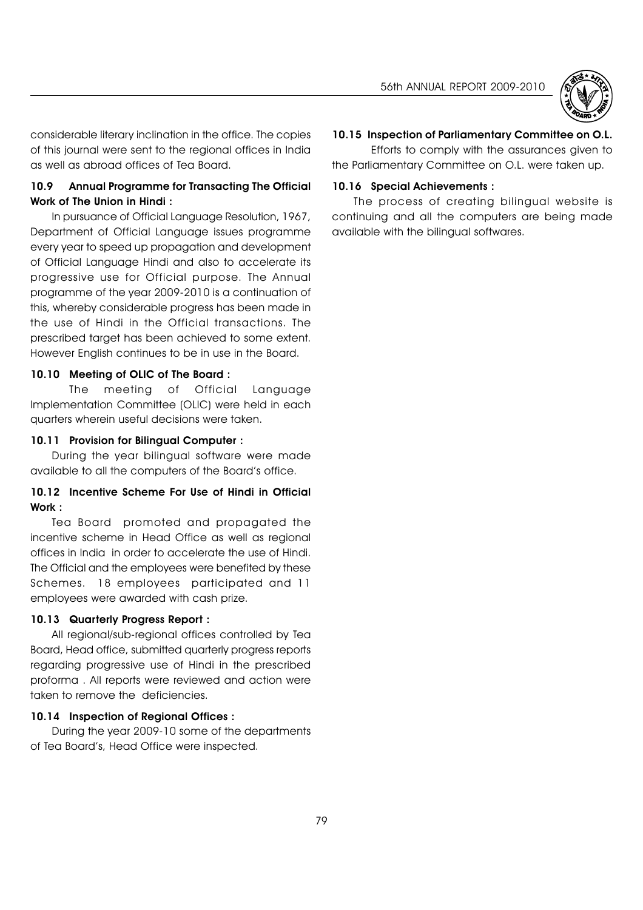considerable literary inclination in the office. The copies of this journal were sent to the regional offices in India as well as abroad offices of Tea Board.

### 10.9 Annual Programme for Transacting The Official Work of The Union in Hindi :

In pursuance of Official Language Resolution, 1967, Department of Official Language issues programme every year to speed up propagation and development of Official Language Hindi and also to accelerate its progressive use for Official purpose. The Annual programme of the year 2009-2010 is a continuation of this, whereby considerable progress has been made in the use of Hindi in the Official transactions. The prescribed target has been achieved to some extent. However English continues to be in use in the Board.

### 10.10 Meeting of OLIC of The Board :

The meeting of Official Language Implementation Committee (OLIC) were held in each quarters wherein useful decisions were taken.

### 10.11 Provision for Bilingual Computer :

During the year bilingual software were made available to all the computers of the Board's office.

### 10.12 Incentive Scheme For Use of Hindi in Official Work :

Tea Board promoted and propagated the incentive scheme in Head Office as well as regional offices in India in order to accelerate the use of Hindi. The Official and the employees were benefited by these Schemes. 18 employees participated and 11 employees were awarded with cash prize.

### 10.13 Quarterly Progress Report :

All regional/sub-regional offices controlled by Tea Board, Head office, submitted quarterly progress reports regarding progressive use of Hindi in the prescribed proforma . All reports were reviewed and action were taken to remove the deficiencies.

### 10.14 Inspection of Regional Offices :

During the year 2009-10 some of the departments of Tea Board's, Head Office were inspected.

### 10.15 Inspection of Parliamentary Committee on O.L.

Efforts to comply with the assurances given to the Parliamentary Committee on O.L. were taken up.

### 10.16 Special Achievements :

The process of creating bilingual website is continuing and all the computers are being made available with the bilingual softwares.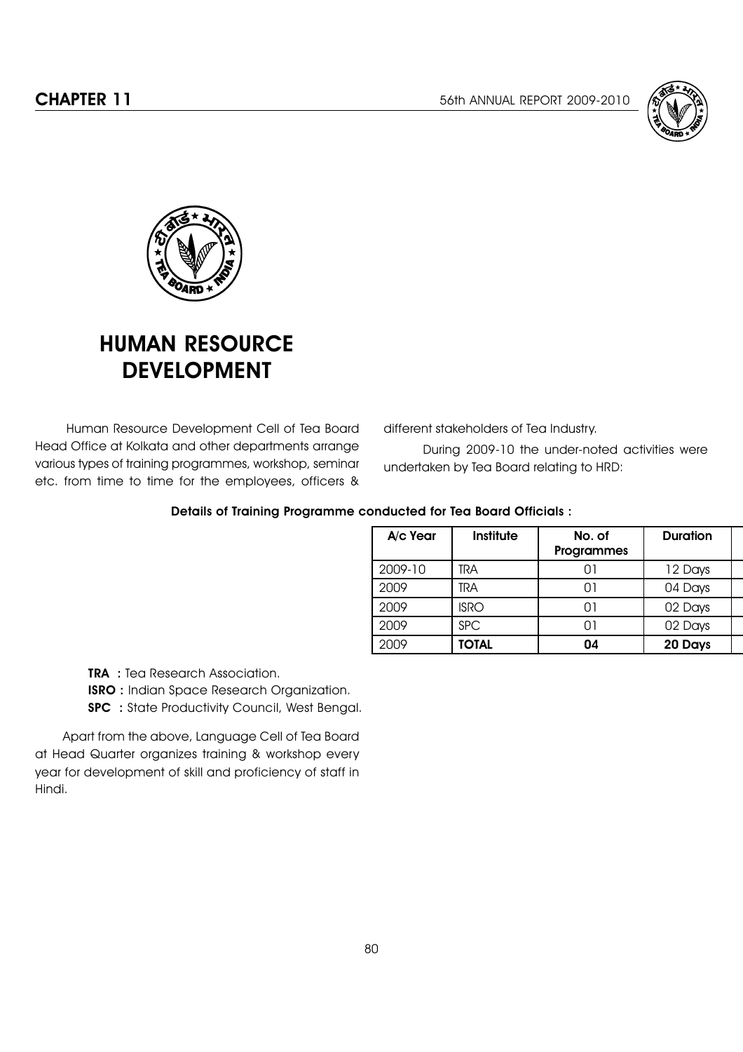# CHAPTER 11

## HUMAN RESOURCE DEVELOPMENT

Human Resource Development Cell of Tea Board Head Office at Kolkata and other departments arrange various types of training programmes, workshop, seminar etc. from time to time for the employees, officers & different stakeholders of Tea Industry.

During 2009-10 the under-noted activities were undertaken by Tea Board relating to HRD:

**Details of Training Programme conducted for Tea Board Officials :**

| A/c Year | Institute | No. of Programmes | Duration |
|---|---|---|---|
| 2009-10 | TRA | 01 | 12 Days |
| 2009 | TRA | 01 | 04 Days |
| 2009 | ISRO | 01 | 02 Days |
| 2009 | SPC | 01 | 02 Days |
| 2009 | **TOTAL** | **04** | **20 Days** |

**TRA :** Tea Research Association.
**ISRO :** Indian Space Research Organization.
**SPC :** State Productivity Council, West Bengal.

Apart from the above, Language Cell of Tea Board at Head Quarter organizes training & workshop every year for development of skill and proficiency of staff in Hindi.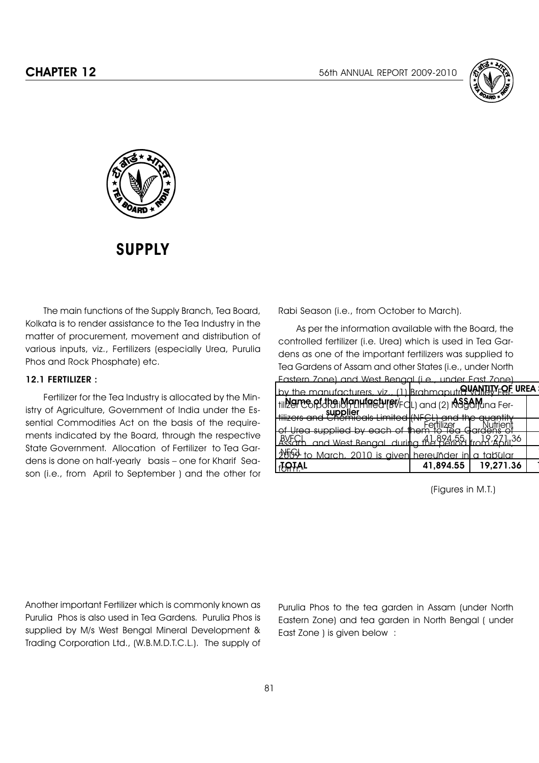# SUPPLY

The main functions of the Supply Branch, Tea Board, Kolkata is to render assistance to the Tea Industry in the matter of procurement, movement and distribution of various inputs, viz., Fertilizers (especially Urea, Purulia Phos and Rock Phosphate) etc.

### 12.1 FERTILIZER :

Fertilizer for the Tea Industry is allocated by the Ministry of Agriculture, Government of India under the Essential Commodities Act on the basis of the requirements indicated by the Board, through the respective State Government. Allocation of Fertilizer to Tea Gardens is done on half-yearly basis – one for Kharif Season (i.e., from April to September ) and the other for Rabi Season (i.e., from October to March).

As per the information available with the Board, the controlled fertilizer (i.e. Urea) which is used in Tea Gardens as one of the important fertilizers was supplied to Tea Gardens of Assam and other States (i.e., under North Eastern Zone) and West Bengal (i.e., under East Zone) by the manufacturers, viz., (1) Brahmaputra Valley Fertilizer Corporation Limited (BVFCL) and (2) Nagarjuna Fertilizers and Chemicals Limited (NFCL) and the quantity of Urea supplied by each of them to Tea Gardens of Assam and West Bengal during the period from April, 2009 to March, 2010 is given hereunder in a tabular form:

| Name of the Manufacturer/ supplier | QUANTITY OF UREA ASSAM | |
|---|---|---|
| | Fertilizer | Nutrient |
| BVFCL | 41,894.55 | 19,271.36 |
| NFCL | - | - |
| **TOTAL** | **41,894.55** | **19,271.36** |

(Figures in M.T.)

Another important Fertilizer which is commonly known as Purulia Phos is also used in Tea Gardens. Purulia Phos is supplied by M/s West Bengal Mineral Development & Trading Corporation Ltd., (W.B.M.D.T.C.L.). The supply of Purulia Phos to the tea garden in Assam (under North Eastern Zone) and tea garden in North Bengal ( under East Zone ) is given below :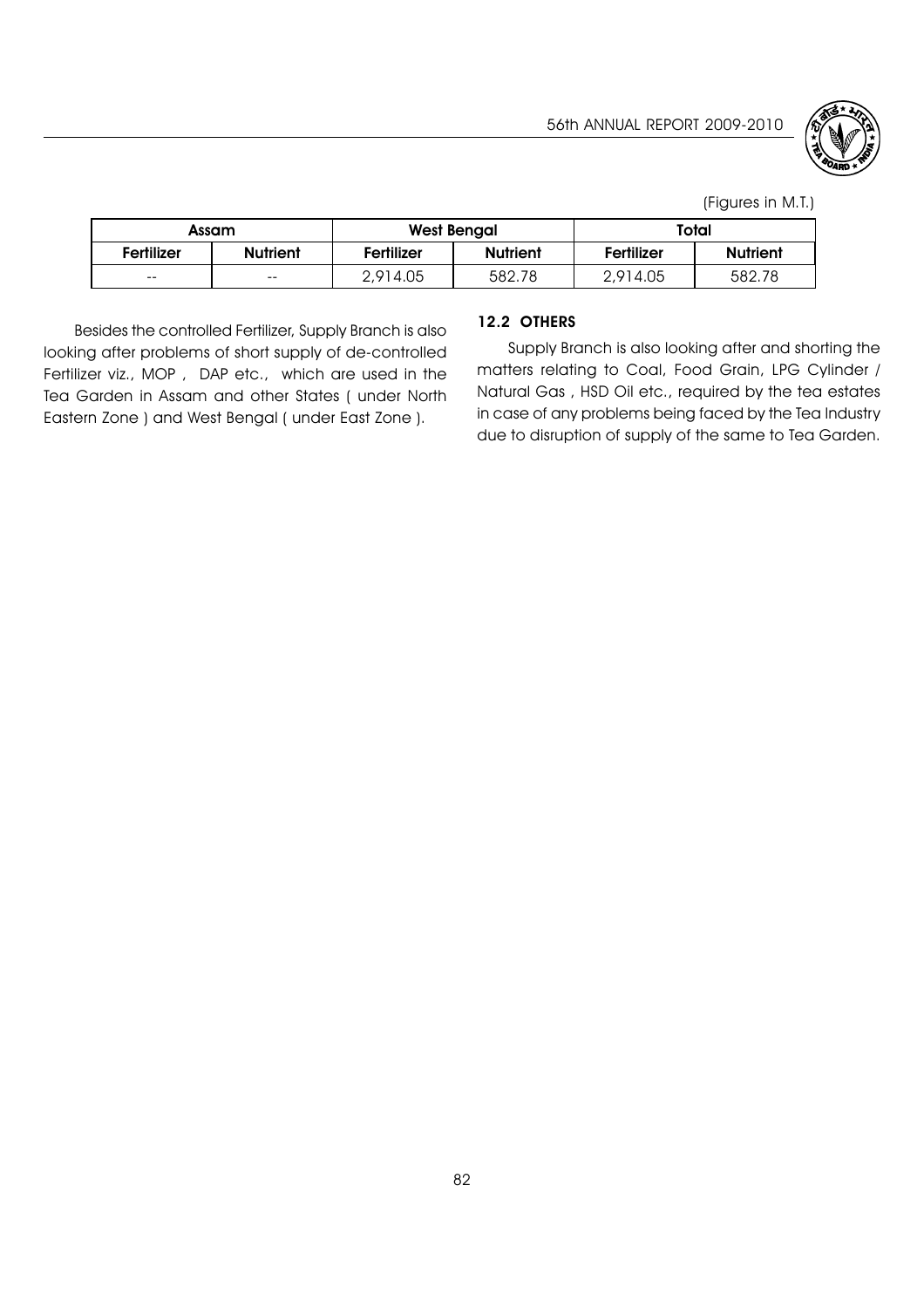(Figures in M.T.)

| Assam | | West Bengal | | Total | |
|---|---|---|---|---|---|
| Fertilizer | Nutrient | Fertilizer | Nutrient | Fertilizer | Nutrient |
| -- | -- | 2,914.05 | 582.78 | 2,914.05 | 582.78 |

Besides the controlled Fertilizer, Supply Branch is also looking after problems of short supply of de-controlled Fertilizer viz., MOP , DAP etc., which are used in the Tea Garden in Assam and other States ( under North Eastern Zone ) and West Bengal ( under East Zone ).

### 12.2 OTHERS

Supply Branch is also looking after and shorting the matters relating to Coal, Food Grain, LPG Cylinder / Natural Gas , HSD Oil etc., required by the tea estates in case of any problems being faced by the Tea Industry due to disruption of supply of the same to Tea Garden.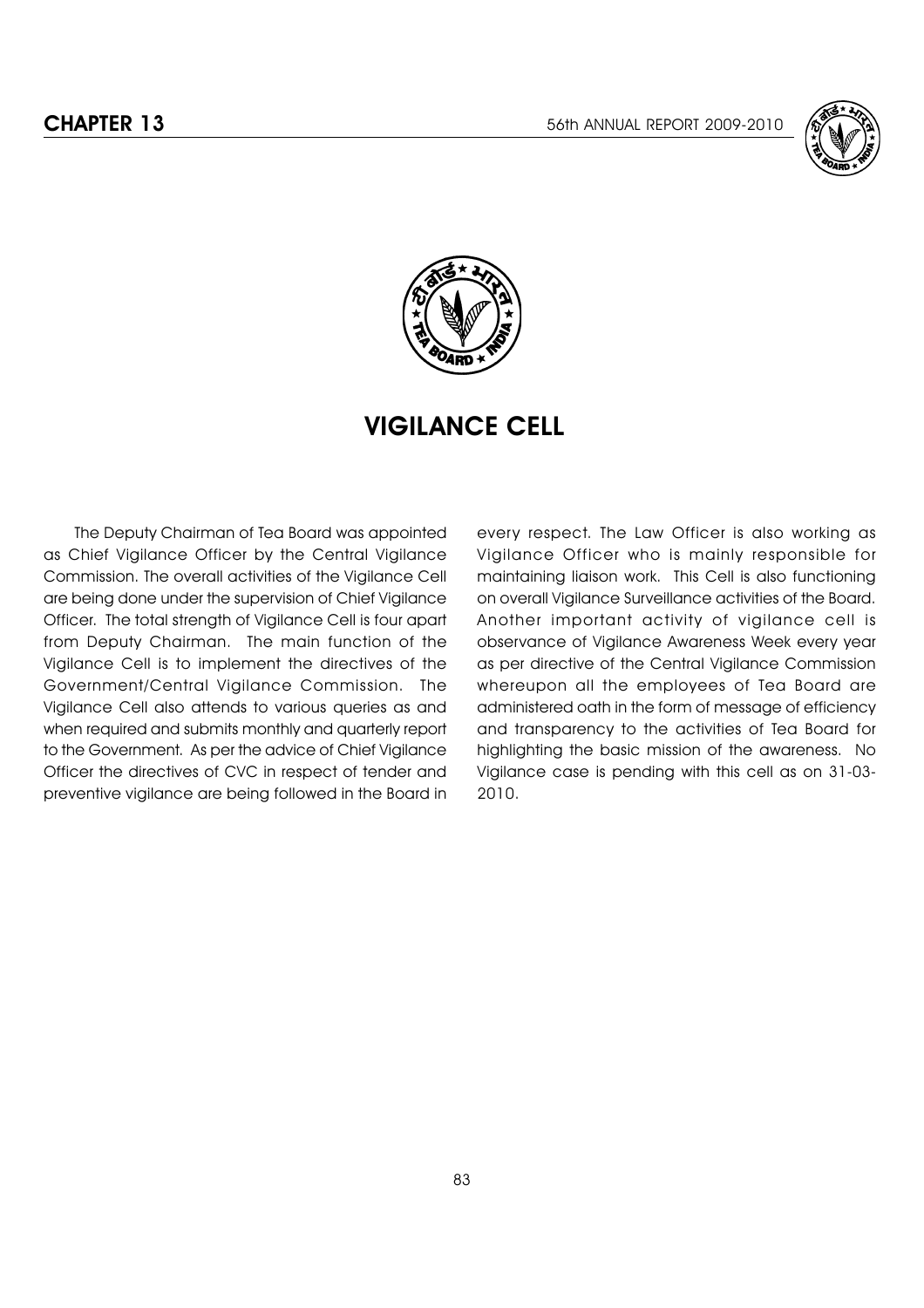# CHAPTER 13

## VIGILANCE CELL

The Deputy Chairman of Tea Board was appointed as Chief Vigilance Officer by the Central Vigilance Commission. The overall activities of the Vigilance Cell are being done under the supervision of Chief Vigilance Officer. The total strength of Vigilance Cell is four apart from Deputy Chairman. The main function of the Vigilance Cell is to implement the directives of the Government/Central Vigilance Commission. The Vigilance Cell also attends to various queries as and when required and submits monthly and quarterly report to the Government. As per the advice of Chief Vigilance Officer the directives of CVC in respect of tender and preventive vigilance are being followed in the Board in every respect. The Law Officer is also working as Vigilance Officer who is mainly responsible for maintaining liaison work. This Cell is also functioning on overall Vigilance Surveillance activities of the Board. Another important activity of vigilance cell is observance of Vigilance Awareness Week every year as per directive of the Central Vigilance Commission whereupon all the employees of Tea Board are administered oath in the form of message of efficiency and transparency to the activities of Tea Board for highlighting the basic mission of the awareness. No Vigilance case is pending with this cell as on 31-03-2010.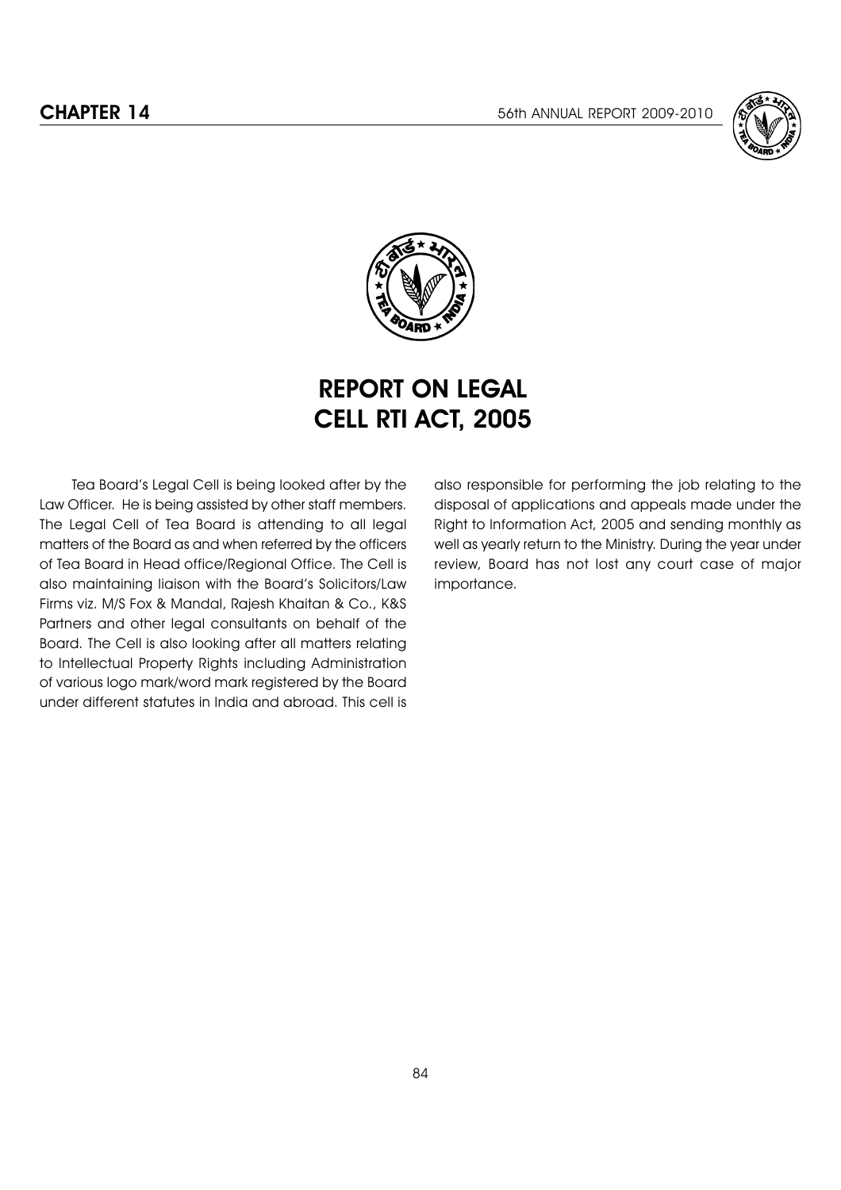# CHAPTER 14

## REPORT ON LEGAL CELL RTI ACT, 2005

Tea Board's Legal Cell is being looked after by the Law Officer. He is being assisted by other staff members. The Legal Cell of Tea Board is attending to all legal matters of the Board as and when referred by the officers of Tea Board in Head office/Regional Office. The Cell is also maintaining liaison with the Board's Solicitors/Law Firms viz. M/S Fox & Mandal, Rajesh Khaitan & Co., K&S Partners and other legal consultants on behalf of the Board. The Cell is also looking after all matters relating to Intellectual Property Rights including Administration of various logo mark/word mark registered by the Board under different statutes in India and abroad. This cell is also responsible for performing the job relating to the disposal of applications and appeals made under the Right to Information Act, 2005 and sending monthly as well as yearly return to the Ministry. During the year under review, Board has not lost any court case of major importance.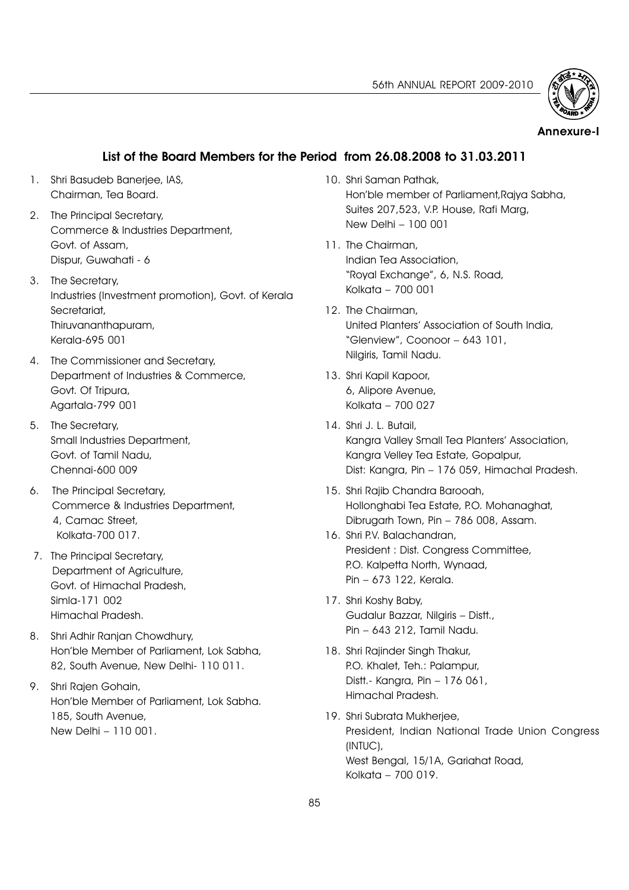**Annexure-I**

## List of the Board Members for the Period from 26.08.2008 to 31.03.2011

1. Shri Basudeb Banerjee, IAS,
   Chairman, Tea Board.

2. The Principal Secretary,
   Commerce & Industries Department,
   Govt. of Assam,
   Dispur, Guwahati - 6

3. The Secretary,
   Industries (Investment promotion), Govt. of Kerala Secretariat,
   Thiruvananthapuram,
   Kerala-695 001

4. The Commissioner and Secretary,
   Department of Industries & Commerce,
   Govt. Of Tripura,
   Agartala-799 001

5. The Secretary,
   Small Industries Department,
   Govt. of Tamil Nadu,
   Chennai-600 009

6. The Principal Secretary,
   Commerce & Industries Department,
   4, Camac Street,
   Kolkata-700 017.

7. The Principal Secretary,
   Department of Agriculture,
   Govt. of Himachal Pradesh,
   Simla-171 002
   Himachal Pradesh.

8. Shri Adhir Ranjan Chowdhury,
   Hon'ble Member of Parliament, Lok Sabha,
   82, South Avenue, New Delhi- 110 011.

9. Shri Rajen Gohain,
   Hon'ble Member of Parliament, Lok Sabha.
   185, South Avenue,
   New Delhi – 110 001.

10. Shri Saman Pathak,
    Hon'ble member of Parliament,Rajya Sabha,
    Suites 207,523, V.P. House, Rafi Marg,
    New Delhi – 100 001

11. The Chairman,
    Indian Tea Association,
    "Royal Exchange", 6, N.S. Road,
    Kolkata – 700 001

12. The Chairman,
    United Planters' Association of South India,
    "Glenview", Coonoor – 643 101,
    Nilgiris, Tamil Nadu.

13. Shri Kapil Kapoor,
    6, Alipore Avenue,
    Kolkata – 700 027

14. Shri J. L. Butail,
    Kangra Valley Small Tea Planters' Association,
    Kangra Velley Tea Estate, Gopalpur,
    Dist: Kangra, Pin – 176 059, Himachal Pradesh.

15. Shri Rajib Chandra Barooah,
    Hollonghabi Tea Estate, P.O. Mohanaghat,
    Dibrugarh Town, Pin – 786 008, Assam.

16. Shri P.V. Balachandran,
    President : Dist. Congress Committee,
    P.O. Kalpetta North, Wynaad,
    Pin – 673 122, Kerala.

17. Shri Koshy Baby,
    Gudalur Bazzar, Nilgiris – Distt.,
    Pin – 643 212, Tamil Nadu.

18. Shri Rajinder Singh Thakur,
    P.O. Khalet, Teh.: Palampur,
    Distt.- Kangra, Pin – 176 061,
    Himachal Pradesh.

19. Shri Subrata Mukherjee,
    President, Indian National Trade Union Congress (INTUC),
    West Bengal, 15/1A, Gariahat Road,
    Kolkata – 700 019.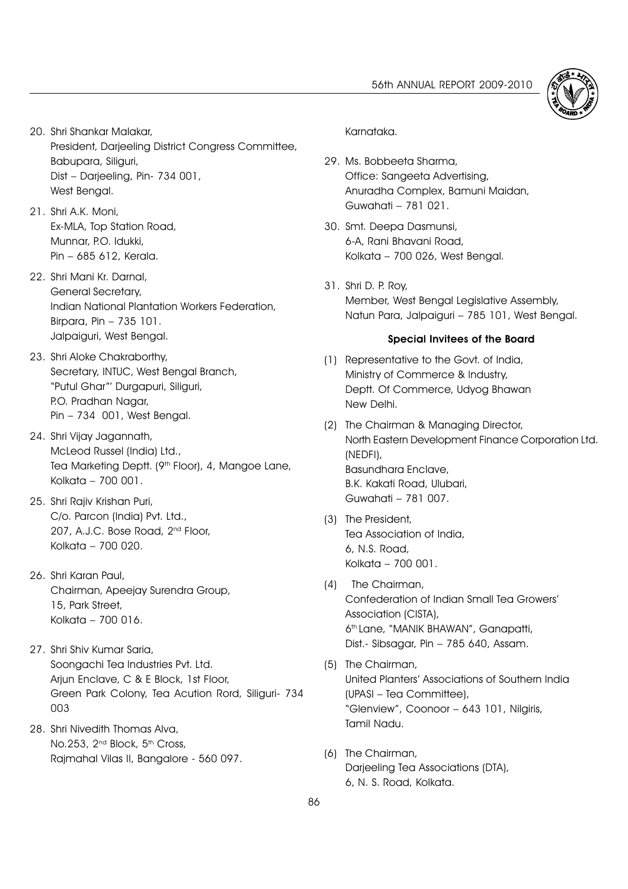20. Shri Shankar Malakar,
    President, Darjeeling District Congress Committee,
    Babupara, Siliguri,
    Dist – Darjeeling, Pin- 734 001,
    West Bengal.

21. Shri A.K. Moni,
    Ex-MLA, Top Station Road,
    Munnar, P.O. Idukki,
    Pin – 685 612, Kerala.

22. Shri Mani Kr. Darnal,
    General Secretary,
    Indian National Plantation Workers Federation,
    Birpara, Pin – 735 101.
    Jalpaiguri, West Bengal.

23. Shri Aloke Chakraborthy,
    Secretary, INTUC, West Bengal Branch,
    "Putul Ghar"' Durgapuri, Siliguri,
    P.O. Pradhan Nagar,
    Pin – 734 001, West Bengal.

24. Shri Vijay Jagannath,
    McLeod Russel (India) Ltd.,
    Tea Marketing Deptt. (9th Floor), 4, Mangoe Lane,
    Kolkata – 700 001.

25. Shri Rajiv Krishan Puri,
    C/o. Parcon (India) Pvt. Ltd.,
    207, A.J.C. Bose Road, 2nd Floor,
    Kolkata – 700 020.

26. Shri Karan Paul,
    Chairman, Apeejay Surendra Group,
    15, Park Street,
    Kolkata – 700 016.

27. Shri Shiv Kumar Saria,
    Soongachi Tea Industries Pvt. Ltd.
    Arjun Enclave, C & E Block, 1st Floor,
    Green Park Colony, Tea Acution Rord, Siliguri- 734 003

28. Shri Nivedith Thomas Alva,
    No.253, 2nd Block, 5th Cross,
    Rajmahal Vilas II, Bangalore - 560 097.
    Karnataka.

29. Ms. Bobbeeta Sharma,
    Office: Sangeeta Advertising,
    Anuradha Complex, Bamuni Maidan,
    Guwahati – 781 021.

30. Smt. Deepa Dasmunsi,
    6-A, Rani Bhavani Road,
    Kolkata – 700 026, West Bengal.

31. Shri D. P. Roy,
    Member, West Bengal Legislative Assembly,
    Natun Para, Jalpaiguri – 785 101, West Bengal.

### Special Invitees of the Board

(1) Representative to the Govt. of India,
    Ministry of Commerce & Industry,
    Deptt. Of Commerce, Udyog Bhawan
    New Delhi.

(2) The Chairman & Managing Director,
    North Eastern Development Finance Corporation Ltd. (NEDFI),
    Basundhara Enclave,
    B.K. Kakati Road, Ulubari,
    Guwahati – 781 007.

(3) The President,
    Tea Association of India,
    6, N.S. Road,
    Kolkata – 700 001.

(4) The Chairman,
    Confederation of Indian Small Tea Growers' Association (CISTA),
    6th Lane, "MANIK BHAWAN", Ganapatti,
    Dist.- Sibsagar, Pin – 785 640, Assam.

(5) The Chairman,
    United Planters' Associations of Southern India (UPASI – Tea Committee),
    "Glenview", Coonoor – 643 101, Nilgiris,
    Tamil Nadu.

(6) The Chairman,
    Darjeeling Tea Associations (DTA),
    6, N. S. Road, Kolkata.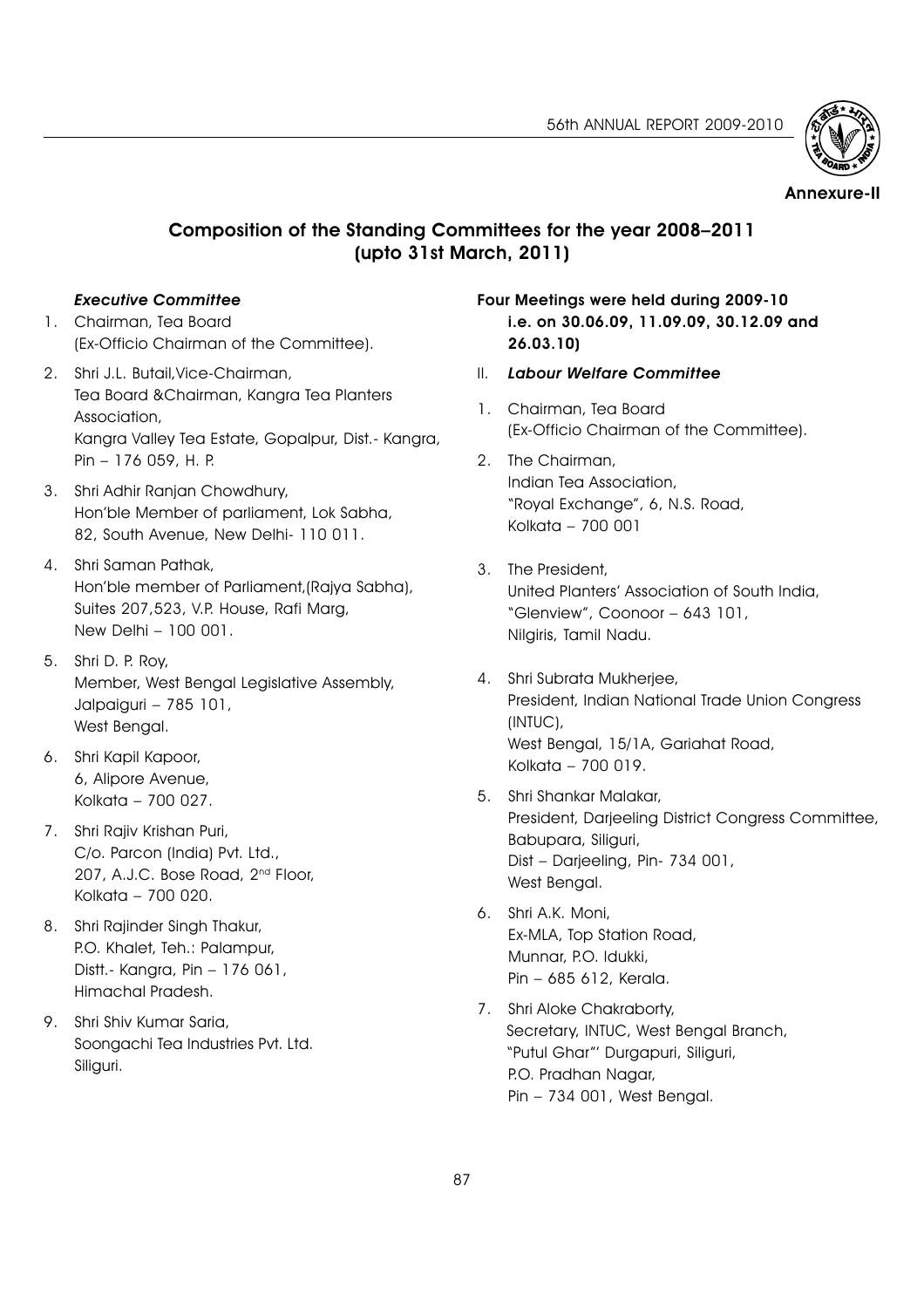Annexure-II

## Composition of the Standing Committees for the year 2008–2011 (upto 31st March, 2011)

### *Executive Committee*

1. Chairman, Tea Board
(Ex-Officio Chairman of the Committee).
2. Shri J.L. Butail,Vice-Chairman,
Tea Board &Chairman, Kangra Tea Planters Association,
Kangra Valley Tea Estate, Gopalpur, Dist.- Kangra,
Pin – 176 059, H. P.
3. Shri Adhir Ranjan Chowdhury,
Hon'ble Member of parliament, Lok Sabha,
82, South Avenue, New Delhi- 110 011.
4. Shri Saman Pathak,
Hon'ble member of Parliament,(Rajya Sabha),
Suites 207,523, V.P. House, Rafi Marg,
New Delhi – 100 001.
5. Shri D. P. Roy,
Member, West Bengal Legislative Assembly,
Jalpaiguri – 785 101,
West Bengal.
6. Shri Kapil Kapoor,
6, Alipore Avenue,
Kolkata – 700 027.
7. Shri Rajiv Krishan Puri,
C/o. Parcon (India) Pvt. Ltd.,
207, A.J.C. Bose Road, 2nd Floor,
Kolkata – 700 020.
8. Shri Rajinder Singh Thakur,
P.O. Khalet, Teh.: Palampur,
Distt.- Kangra, Pin – 176 061,
Himachal Pradesh.
9. Shri Shiv Kumar Saria,
Soongachi Tea Industries Pvt. Ltd.
Siliguri.

**Four Meetings were held during 2009-10 i.e. on 30.06.09, 11.09.09, 30.12.09 and 26.03.10)**

### II. *Labour Welfare Committee*

1. Chairman, Tea Board
(Ex-Officio Chairman of the Committee).
2. The Chairman,
Indian Tea Association,
"Royal Exchange", 6, N.S. Road,
Kolkata – 700 001
3. The President,
United Planters' Association of South India,
"Glenview", Coonoor – 643 101,
Nilgiris, Tamil Nadu.
4. Shri Subrata Mukherjee,
President, Indian National Trade Union Congress (INTUC),
West Bengal, 15/1A, Gariahat Road,
Kolkata – 700 019.
5. Shri Shankar Malakar,
President, Darjeeling District Congress Committee,
Babupara, Siliguri,
Dist – Darjeeling, Pin- 734 001,
West Bengal.
6. Shri A.K. Moni,
Ex-MLA, Top Station Road,
Munnar, P.O. Idukki,
Pin – 685 612, Kerala.
7. Shri Aloke Chakraborty,
Secretary, INTUC, West Bengal Branch,
"Putul Ghar"' Durgapuri, Siliguri,
P.O. Pradhan Nagar,
Pin – 734 001, West Bengal.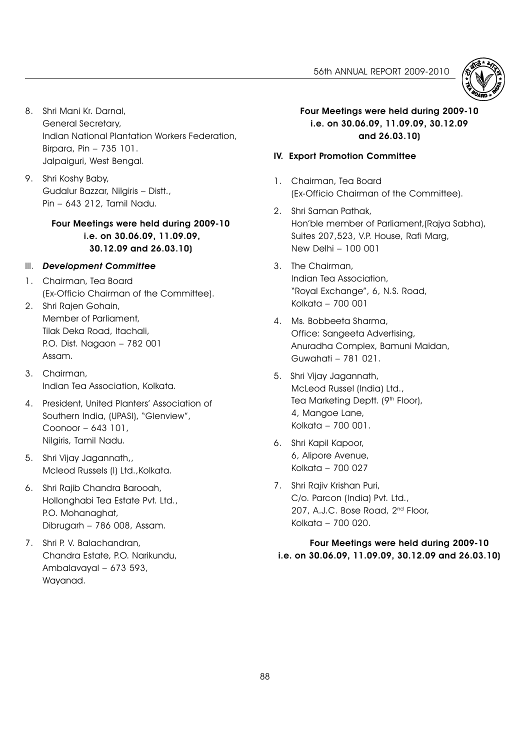8. Shri Mani Kr. Darnal,
   General Secretary,
   Indian National Plantation Workers Federation,
   Birpara, Pin – 735 101.
   Jalpaiguri, West Bengal.

9. Shri Koshy Baby,
   Gudalur Bazzar, Nilgiris – Distt.,
   Pin – 643 212, Tamil Nadu.

**Four Meetings were held during 2009-10 i.e. on 30.06.09, 11.09.09, 30.12.09 and 26.03.10)**

### III. *Development Committee*

1. Chairman, Tea Board
   (Ex-Officio Chairman of the Committee).
2. Shri Rajen Gohain,
   Member of Parliament,
   Tilak Deka Road, Itachali,
   P.O. Dist. Nagaon – 782 001
   Assam.
3. Chairman,
   Indian Tea Association, Kolkata.
4. President, United Planters' Association of Southern India, (UPASI), "Glenview",
   Coonoor – 643 101,
   Nilgiris, Tamil Nadu.
5. Shri Vijay Jagannath,,
   Mcleod Russels (I) Ltd.,Kolkata.
6. Shri Rajib Chandra Barooah,
   Hollonghabi Tea Estate Pvt. Ltd.,
   P.O. Mohanaghat,
   Dibrugarh – 786 008, Assam.
7. Shri P. V. Balachandran,
   Chandra Estate, P.O. Narikundu,
   Ambalavayal – 673 593,
   Wayanad.

**Four Meetings were held during 2009-10 i.e. on 30.06.09, 11.09.09, 30.12.09 and 26.03.10)**

### IV. Export Promotion Committee

1. Chairman, Tea Board
   (Ex-Officio Chairman of the Committee).
2. Shri Saman Pathak,
   Hon'ble member of Parliament,(Rajya Sabha),
   Suites 207,523, V.P. House, Rafi Marg,
   New Delhi – 100 001
3. The Chairman,
   Indian Tea Association,
   "Royal Exchange", 6, N.S. Road,
   Kolkata – 700 001
4. Ms. Bobbeeta Sharma,
   Office: Sangeeta Advertising,
   Anuradha Complex, Bamuni Maidan,
   Guwahati – 781 021.
5. Shri Vijay Jagannath,
   McLeod Russel (India) Ltd.,
   Tea Marketing Deptt. (9th Floor),
   4, Mangoe Lane,
   Kolkata – 700 001.
6. Shri Kapil Kapoor,
   6, Alipore Avenue,
   Kolkata – 700 027
7. Shri Rajiv Krishan Puri,
   C/o. Parcon (India) Pvt. Ltd.,
   207, A.J.C. Bose Road, 2nd Floor,
   Kolkata – 700 020.

**Four Meetings were held during 2009-10 i.e. on 30.06.09, 11.09.09, 30.12.09 and 26.03.10)**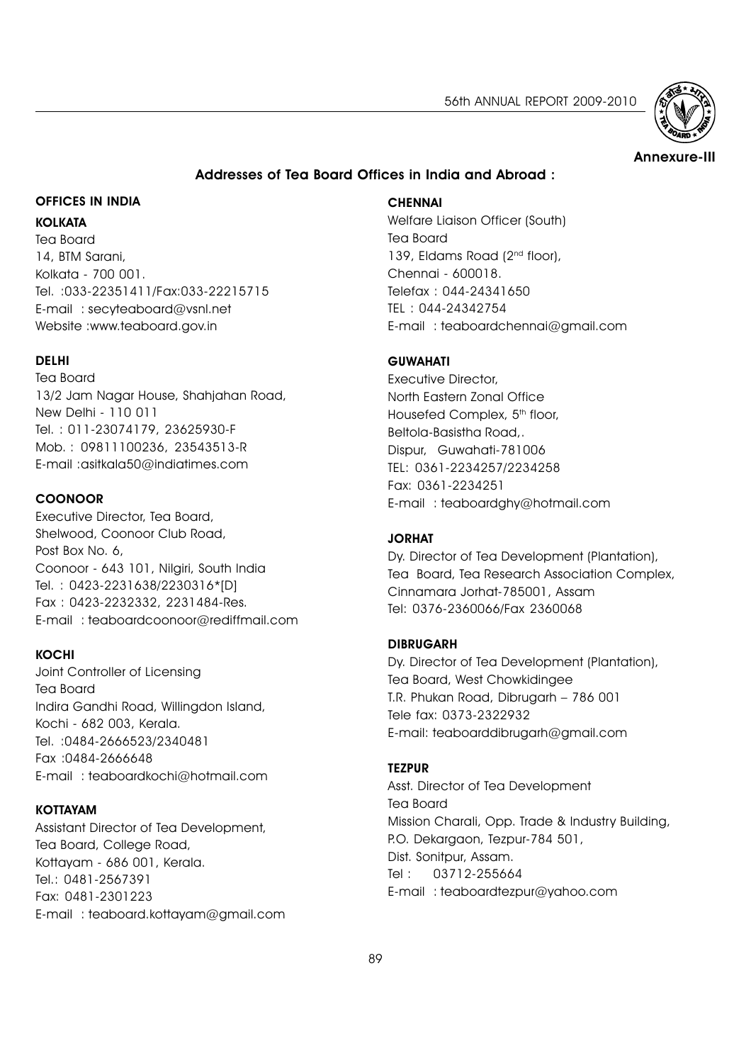Annexure-III

## Addresses of Tea Board Offices in India and Abroad :

### OFFICES IN INDIA

**KOLKATA**

Tea Board
14, BTM Sarani,
Kolkata - 700 001.
Tel. :033-22351411/Fax:033-22215715
E-mail : secyteaboard@vsnl.net
Website :www.teaboard.gov.in

**DELHI**

Tea Board
13/2 Jam Nagar House, Shahjahan Road,
New Delhi - 110 011
Tel. : 011-23074179, 23625930-F
Mob. : 09811100236, 23543513-R
E-mail :asitkala50@indiatimes.com

**COONOOR**

Executive Director, Tea Board,
Shelwood, Coonoor Club Road,
Post Box No. 6,
Coonoor - 643 101, Nilgiri, South India
Tel. : 0423-2231638/2230316*[D]
Fax : 0423-2232332, 2231484-Res.
E-mail : teaboardcoonoor@rediffmail.com

**KOCHI**

Joint Controller of Licensing
Tea Board
Indira Gandhi Road, Willingdon Island,
Kochi - 682 003, Kerala.
Tel. :0484-2666523/2340481
Fax :0484-2666648
E-mail : teaboardkochi@hotmail.com

**KOTTAYAM**

Assistant Director of Tea Development,
Tea Board, College Road,
Kottayam - 686 001, Kerala.
Tel.: 0481-2567391
Fax: 0481-2301223
E-mail : teaboard.kottayam@gmail.com

**CHENNAI**

Welfare Liaison Officer (South)
Tea Board
139, Eldams Road (2nd floor),
Chennai - 600018.
Telefax : 044-24341650
TEL : 044-24342754
E-mail : teaboardchennai@gmail.com

**GUWAHATI**

Executive Director,
North Eastern Zonal Office
Housefed Complex, 5th floor,
Beltola-Basistha Road,.
Dispur, Guwahati-781006
TEL: 0361-2234257/2234258
Fax: 0361-2234251
E-mail : teaboardghy@hotmail.com

**JORHAT**

Dy. Director of Tea Development (Plantation),
Tea Board, Tea Research Association Complex,
Cinnamara Jorhat-785001, Assam
Tel: 0376-2360066/Fax 2360068

**DIBRUGARH**

Dy. Director of Tea Development (Plantation),
Tea Board, West Chowkidingee
T.R. Phukan Road, Dibrugarh – 786 001
Tele fax: 0373-2322932
E-mail: teaboarddibrugarh@gmail.com

**TEZPUR**

Asst. Director of Tea Development
Tea Board
Mission Charali, Opp. Trade & Industry Building,
P.O. Dekargaon, Tezpur-784 501,
Dist. Sonitpur, Assam.
Tel : 03712-255664
E-mail : teaboardtezpur@yahoo.com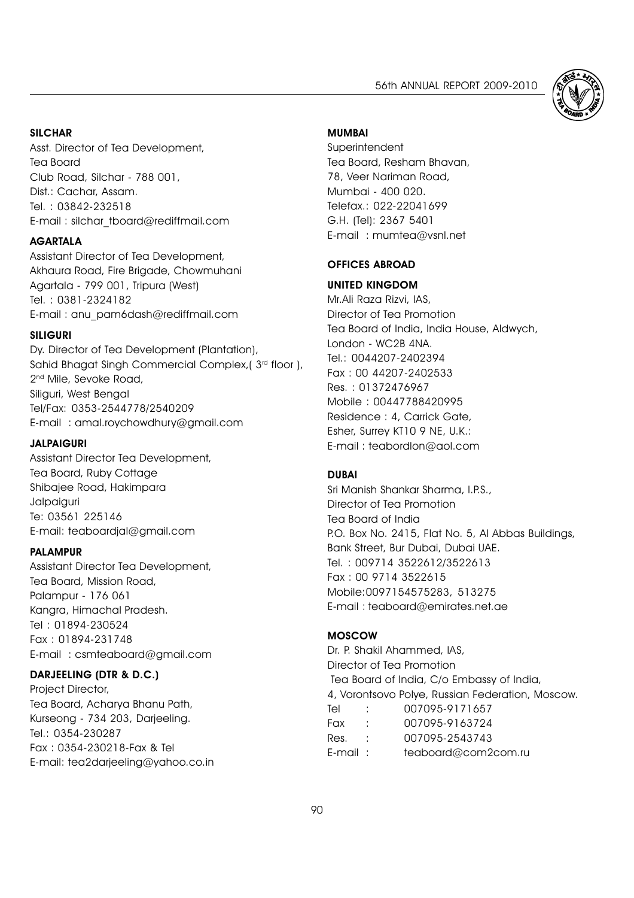**SILCHAR**

Asst. Director of Tea Development,
Tea Board
Club Road, Silchar - 788 001,
Dist.: Cachar, Assam.
Tel. : 03842-232518
E-mail : silchar_tboard@rediffmail.com

**AGARTALA**

Assistant Director of Tea Development,
Akhaura Road, Fire Brigade, Chowmuhani
Agartala - 799 001, Tripura (West)
Tel. : 0381-2324182
E-mail : anu_pam6dash@rediffmail.com

**SILIGURI**

Dy. Director of Tea Development (Plantation),
Sahid Bhagat Singh Commercial Complex,( 3rd floor ),
2nd Mile, Sevoke Road,
Siliguri, West Bengal
Tel/Fax: 0353-2544778/2540209
E-mail : amal.roychowdhury@gmail.com

**JALPAIGURI**

Assistant Director Tea Development,
Tea Board, Ruby Cottage
Shibajee Road, Hakimpara
Jalpaiguri
Te: 03561 225146
E-mail: teaboardjal@gmail.com

**PALAMPUR**

Assistant Director Tea Development,
Tea Board, Mission Road,
Palampur - 176 061
Kangra, Himachal Pradesh.
Tel : 01894-230524
Fax : 01894-231748
E-mail : csmteaboard@gmail.com

**DARJEELING (DTR & D.C.)**

Project Director,
Tea Board, Acharya Bhanu Path,
Kurseong - 734 203, Darjeeling.
Tel.: 0354-230287
Fax : 0354-230218-Fax & Tel
E-mail: tea2darjeeling@yahoo.co.in

**MUMBAI**

Superintendent
Tea Board, Resham Bhavan,
78, Veer Nariman Road,
Mumbai - 400 020.
Telefax.: 022-22041699
G.H. (Tel): 2367 5401
E-mail : mumtea@vsnl.net

**OFFICES ABROAD**

**UNITED KINGDOM**

Mr.Ali Raza Rizvi, IAS,
Director of Tea Promotion
Tea Board of India, India House, Aldwych,
London - WC2B 4NA.
Tel.: 0044207-2402394
Fax : 00 44207-2402533
Res. : 01372476967
Mobile : 00447788420995
Residence : 4, Carrick Gate,
Esher, Surrey KT10 9 NE, U.K.:
E-mail : teabordlon@aol.com

**DUBAI**

Sri Manish Shankar Sharma, I.P.S.,
Director of Tea Promotion
Tea Board of India
P.O. Box No. 2415, Flat No. 5, Al Abbas Buildings,
Bank Street, Bur Dubai, Dubai UAE.
Tel. : 009714 3522612/3522613
Fax : 00 9714 3522615
Mobile:0097154575283, 513275
E-mail : teaboard@emirates.net.ae

**MOSCOW**

Dr. P. Shakil Ahammed, IAS,
Director of Tea Promotion
Tea Board of India, C/o Embassy of India,
4, Vorontsovo Polye, Russian Federation, Moscow.
Tel : 007095-9171657
Fax : 007095-9163724
Res. : 007095-2543743
E-mail : teaboard@com2com.ru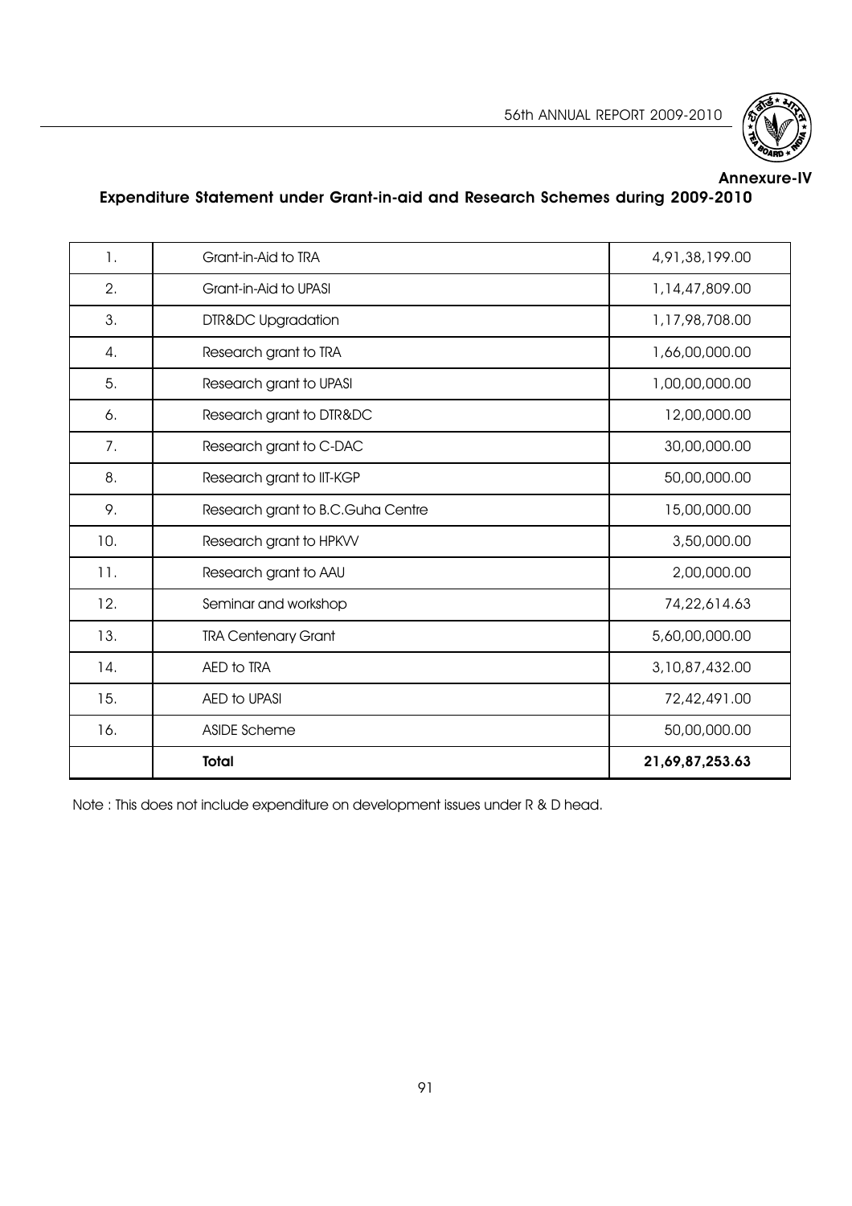Annexure-IV

## Expenditure Statement under Grant-in-aid and Research Schemes during 2009-2010

| | | |
|---|---|---|
| 1. | Grant-in-Aid to TRA | 4,91,38,199.00 |
| 2. | Grant-in-Aid to UPASI | 1,14,47,809.00 |
| 3. | DTR&DC Upgradation | 1,17,98,708.00 |
| 4. | Research grant to TRA | 1,66,00,000.00 |
| 5. | Research grant to UPASI | 1,00,00,000.00 |
| 6. | Research grant to DTR&DC | 12,00,000.00 |
| 7. | Research grant to C-DAC | 30,00,000.00 |
| 8. | Research grant to IIT-KGP | 50,00,000.00 |
| 9. | Research grant to B.C.Guha Centre | 15,00,000.00 |
| 10. | Research grant to HPKVV | 3,50,000.00 |
| 11. | Research grant to AAU | 2,00,000.00 |
| 12. | Seminar and workshop | 74,22,614.63 |
| 13. | TRA Centenary Grant | 5,60,00,000.00 |
| 14. | AED to TRA | 3,10,87,432.00 |
| 15. | AED to UPASI | 72,42,491.00 |
| 16. | ASIDE Scheme | 50,00,000.00 |
| | **Total** | **21,69,87,253.63** |

Note : This does not include expenditure on development issues under R & D head.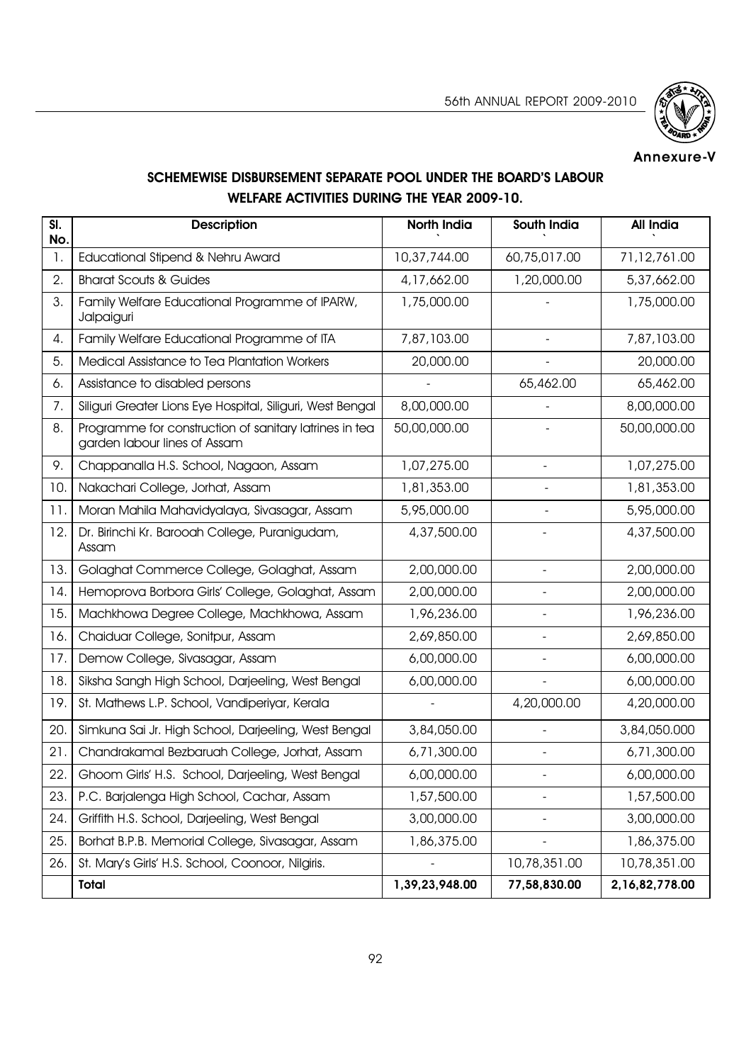Annexure-V

## SCHEMEWISE DISBURSEMENT SEPARATE POOL UNDER THE BOARD'S LABOUR WELFARE ACTIVITIES DURING THE YEAR 2009-10.

| Sl. No. | Description | North India ` | South India ` | All India ` |
|---|---|---|---|---|
| 1. | Educational Stipend & Nehru Award | 10,37,744.00 | 60,75,017.00 | 71,12,761.00 |
| 2. | Bharat Scouts & Guides | 4,17,662.00 | 1,20,000.00 | 5,37,662.00 |
| 3. | Family Welfare Educational Programme of IPARW, Jalpaiguri | 1,75,000.00 | - | 1,75,000.00 |
| 4. | Family Welfare Educational Programme of ITA | 7,87,103.00 | - | 7,87,103.00 |
| 5. | Medical Assistance to Tea Plantation Workers | 20,000.00 | - | 20,000.00 |
| 6. | Assistance to disabled persons | - | 65,462.00 | 65,462.00 |
| 7. | Siliguri Greater Lions Eye Hospital, Siliguri, West Bengal | 8,00,000.00 | - | 8,00,000.00 |
| 8. | Programme for construction of sanitary latrines in tea garden labour lines of Assam | 50,00,000.00 | - | 50,00,000.00 |
| 9. | Chappanalla H.S. School, Nagaon, Assam | 1,07,275.00 | - | 1,07,275.00 |
| 10. | Nakachari College, Jorhat, Assam | 1,81,353.00 | - | 1,81,353.00 |
| 11. | Moran Mahila Mahavidyalaya, Sivasagar, Assam | 5,95,000.00 | - | 5,95,000.00 |
| 12. | Dr. Birinchi Kr. Barooah College, Puranigudam, Assam | 4,37,500.00 | - | 4,37,500.00 |
| 13. | Golaghat Commerce College, Golaghat, Assam | 2,00,000.00 | - | 2,00,000.00 |
| 14. | Hemoprova Borbora Girls' College, Golaghat, Assam | 2,00,000.00 | - | 2,00,000.00 |
| 15. | Machkhowa Degree College, Machkhowa, Assam | 1,96,236.00 | - | 1,96,236.00 |
| 16. | Chaiduar College, Sonitpur, Assam | 2,69,850.00 | - | 2,69,850.00 |
| 17. | Demow College, Sivasagar, Assam | 6,00,000.00 | - | 6,00,000.00 |
| 18. | Siksha Sangh High School, Darjeeling, West Bengal | 6,00,000.00 | - | 6,00,000.00 |
| 19. | St. Mathews L.P. School, Vandiperiyar, Kerala | - | 4,20,000.00 | 4,20,000.00 |
| 20. | Simkuna Sai Jr. High School, Darjeeling, West Bengal | 3,84,050.00 | - | 3,84,050.000 |
| 21. | Chandrakamal Bezbaruah College, Jorhat, Assam | 6,71,300.00 | - | 6,71,300.00 |
| 22. | Ghoom Girls' H.S. School, Darjeeling, West Bengal | 6,00,000.00 | - | 6,00,000.00 |
| 23. | P.C. Barjalenga High School, Cachar, Assam | 1,57,500.00 | - | 1,57,500.00 |
| 24. | Griffith H.S. School, Darjeeling, West Bengal | 3,00,000.00 | - | 3,00,000.00 |
| 25. | Borhat B.P.B. Memorial College, Sivasagar, Assam | 1,86,375.00 | - | 1,86,375.00 |
| 26. | St. Mary's Girls' H.S. School, Coonoor, Nilgiris. | - | 10,78,351.00 | 10,78,351.00 |
| | **Total** | **1,39,23,948.00** | **77,58,830.00** | **2,16,82,778.00** |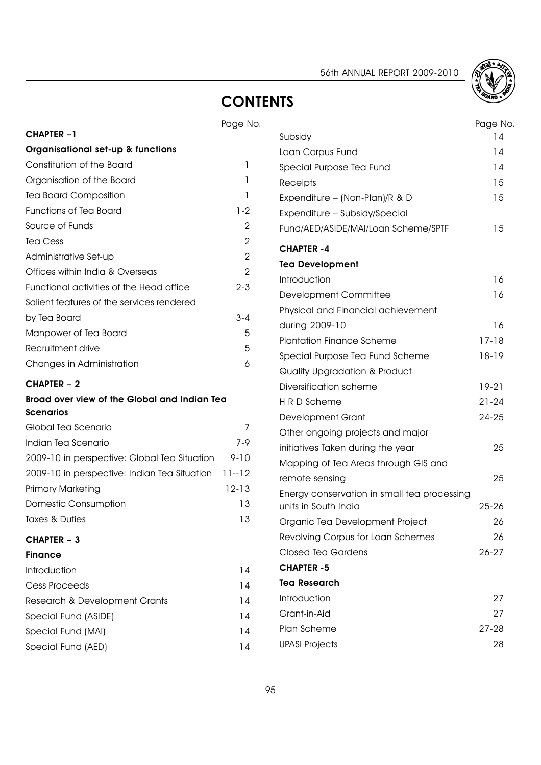# CONTENTS

| | Page No. |
|---|---|
| **CHAPTER –1** | |
| **Organisational set-up & functions** | |
| Constitution of the Board | 1 |
| Organisation of the Board | 1 |
| Tea Board Composition | 1 |
| Functions of Tea Board | 1-2 |
| Source of Funds | 2 |
| Tea Cess | 2 |
| Administrative Set-up | 2 |
| Offices within India & Overseas | 2 |
| Functional activities of the Head office | 2-3 |
| Salient features of the services rendered by Tea Board | 3-4 |
| Manpower of Tea Board | 5 |
| Recruitment drive | 5 |
| Changes in Administration | 6 |
| **CHAPTER – 2** | |
| **Broad over view of the Global and Indian Tea Scenarios** | |
| Global Tea Scenario | 7 |
| Indian Tea Scenario | 7-9 |
| 2009-10 in perspective: Global Tea Situation | 9-10 |
| 2009-10 in perspective: Indian Tea Situation | 11--12 |
| Primary Marketing | 12-13 |
| Domestic Consumption | 13 |
| Taxes & Duties | 13 |
| **CHAPTER – 3** | |
| **Finance** | |
| Introduction | 14 |
| Cess Proceeds | 14 |
| Research & Development Grants | 14 |
| Special Fund (ASIDE) | 14 |
| Special Fund (MAI) | 14 |
| Special Fund (AED) | 14 |
| Subsidy | 14 |
| Loan Corpus Fund | 14 |
| Special Purpose Tea Fund | 14 |
| Receipts | 15 |
| Expenditure – (Non-Plan)/R & D | 15 |
| Expenditure – Subsidy/Special Fund/AED/ASIDE/MAI/Loan Scheme/SPTF | 15 |
| **CHAPTER -4** | |
| **Tea Development** | |
| Introduction | 16 |
| Development Committee | 16 |
| Physical and Financial achievement during 2009-10 | 16 |
| Plantation Finance Scheme | 17-18 |
| Special Purpose Tea Fund Scheme | 18-19 |
| Quality Upgradation & Product Diversification scheme | 19-21 |
| H R D Scheme | 21-24 |
| Development Grant | 24-25 |
| Other ongoing projects and major initiatives Taken during the year | 25 |
| Mapping of Tea Areas through GIS and remote sensing | 25 |
| Energy conservation in small tea processing units in South India | 25-26 |
| Organic Tea Development Project | 26 |
| Revolving Corpus for Loan Schemes | 26 |
| Closed Tea Gardens | 26-27 |
| **CHAPTER -5** | |
| **Tea Research** | |
| Introduction | 27 |
| Grant-in-Aid | 27 |
| Plan Scheme | 27-28 |
| UPASI Projects | 28 |